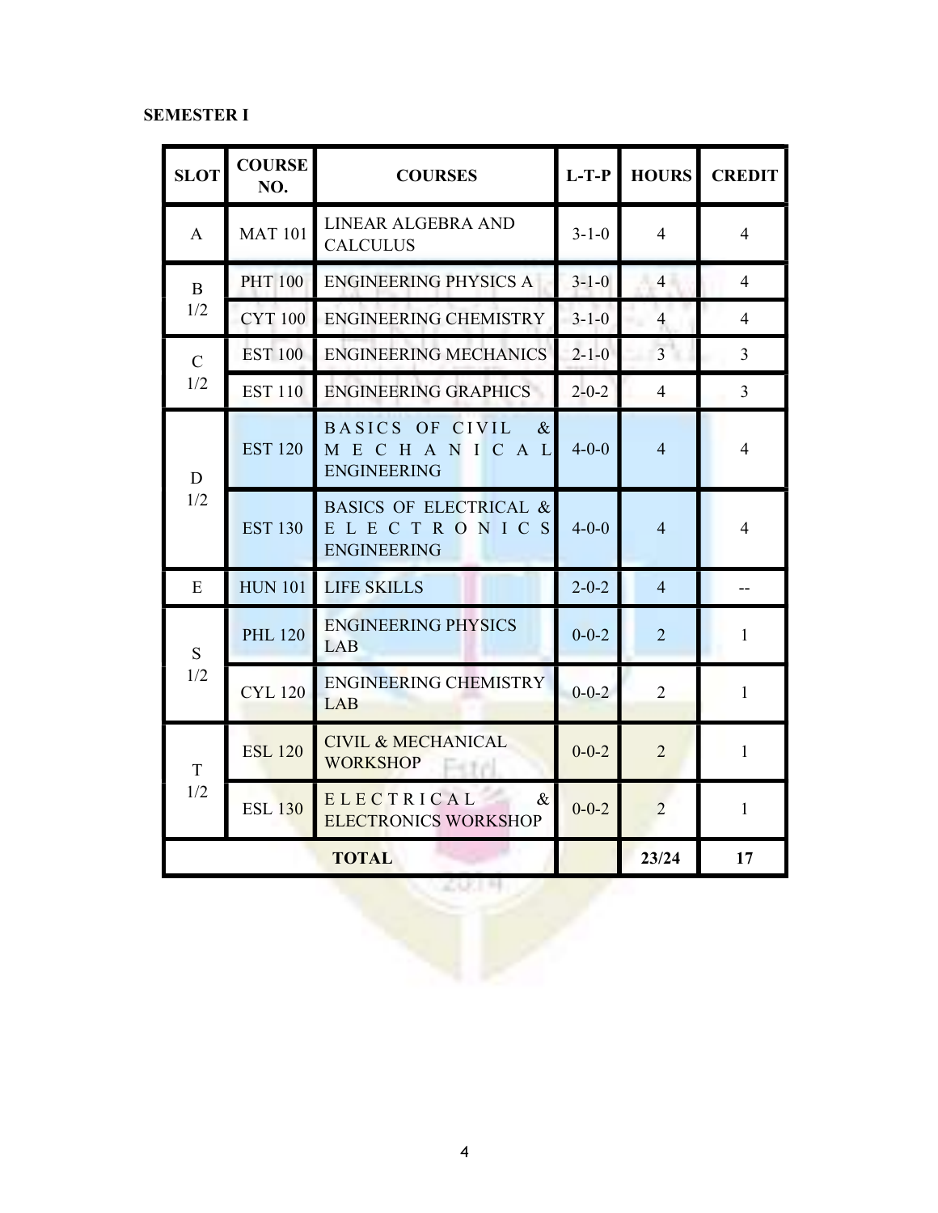**SEMESTER I**

| SLOT | COURSE NO. | COURSES | L-T-P | HOURS | CREDIT |
|---|---|---|---|---|---|
| A | MAT 101 | LINEAR ALGEBRA AND CALCULUS | 3-1-0 | 4 | 4 |
| B 1/2 | PHT 100 | ENGINEERING PHYSICS A | 3-1-0 | 4 | 4 |
| | CYT 100 | ENGINEERING CHEMISTRY | 3-1-0 | 4 | 4 |
| C 1/2 | EST 100 | ENGINEERING MECHANICS | 2-1-0 | 3 | 3 |
| | EST 110 | ENGINEERING GRAPHICS | 2-0-2 | 4 | 3 |
| D 1/2 | EST 120 | BASICS OF CIVIL & MECHANICAL ENGINEERING | 4-0-0 | 4 | 4 |
| | EST 130 | BASICS OF ELECTRICAL & ELECTRONICS ENGINEERING | 4-0-0 | 4 | 4 |
| E | HUN 101 | LIFE SKILLS | 2-0-2 | 4 | -- |
| S 1/2 | PHL 120 | ENGINEERING PHYSICS LAB | 0-0-2 | 2 | 1 |
| | CYL 120 | ENGINEERING CHEMISTRY LAB | 0-0-2 | 2 | 1 |
| T 1/2 | ESL 120 | CIVIL & MECHANICAL WORKSHOP | 0-0-2 | 2 | 1 |
| | ESL 130 | ELECTRICAL & ELECTRONICS WORKSHOP | 0-0-2 | 2 | 1 |
| | | **TOTAL** | | **23/24** | **17** |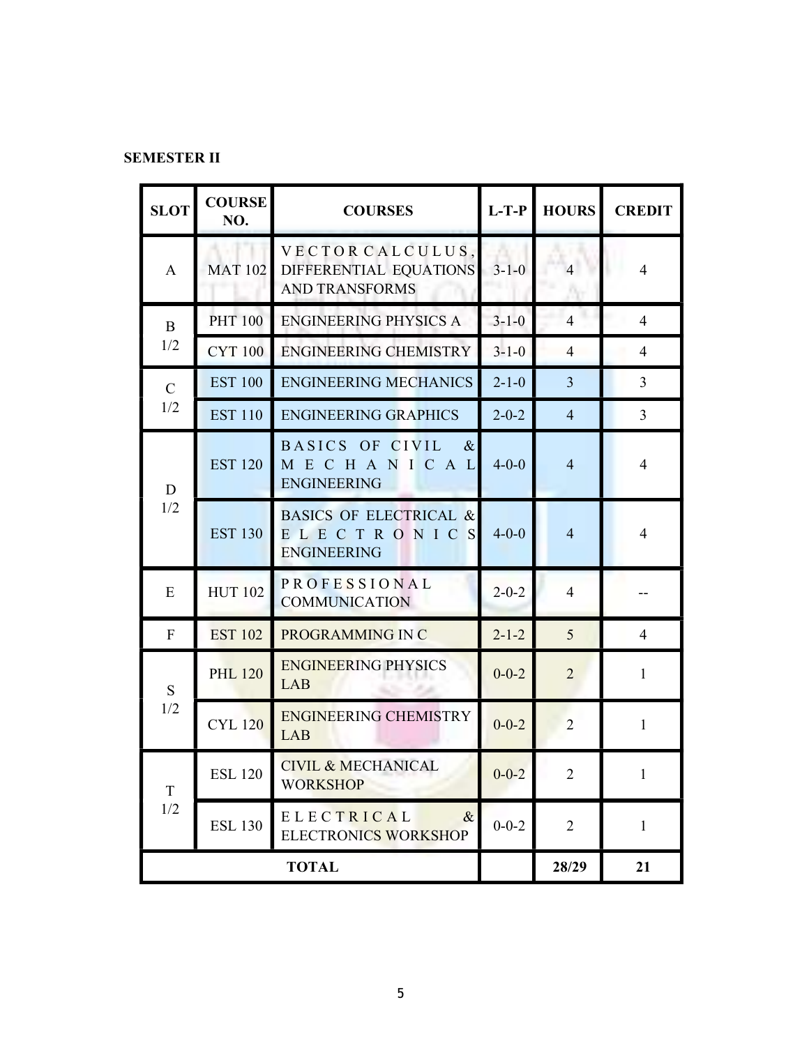**SEMESTER II**

| SLOT | COURSE NO. | COURSES | L-T-P | HOURS | CREDIT |
|---|---|---|---|---|---|
| A | MAT 102 | VECTOR CALCULUS, DIFFERENTIAL EQUATIONS AND TRANSFORMS | 3-1-0 | 4 | 4 |
| B 1/2 | PHT 100 | ENGINEERING PHYSICS A | 3-1-0 | 4 | 4 |
| | CYT 100 | ENGINEERING CHEMISTRY | 3-1-0 | 4 | 4 |
| C 1/2 | EST 100 | ENGINEERING MECHANICS | 2-1-0 | 3 | 3 |
| | EST 110 | ENGINEERING GRAPHICS | 2-0-2 | 4 | 3 |
| D 1/2 | EST 120 | BASICS OF CIVIL & MECHANICAL ENGINEERING | 4-0-0 | 4 | 4 |
| | EST 130 | BASICS OF ELECTRICAL & ELECTRONICS ENGINEERING | 4-0-0 | 4 | 4 |
| E | HUT 102 | PROFESSIONAL COMMUNICATION | 2-0-2 | 4 | -- |
| F | EST 102 | PROGRAMMING IN C | 2-1-2 | 5 | 4 |
| S 1/2 | PHL 120 | ENGINEERING PHYSICS LAB | 0-0-2 | 2 | 1 |
| | CYL 120 | ENGINEERING CHEMISTRY LAB | 0-0-2 | 2 | 1 |
| T 1/2 | ESL 120 | CIVIL & MECHANICAL WORKSHOP | 0-0-2 | 2 | 1 |
| | ESL 130 | ELECTRICAL & ELECTRONICS WORKSHOP | 0-0-2 | 2 | 1 |
| **TOTAL** | | | | **28/29** | **21** |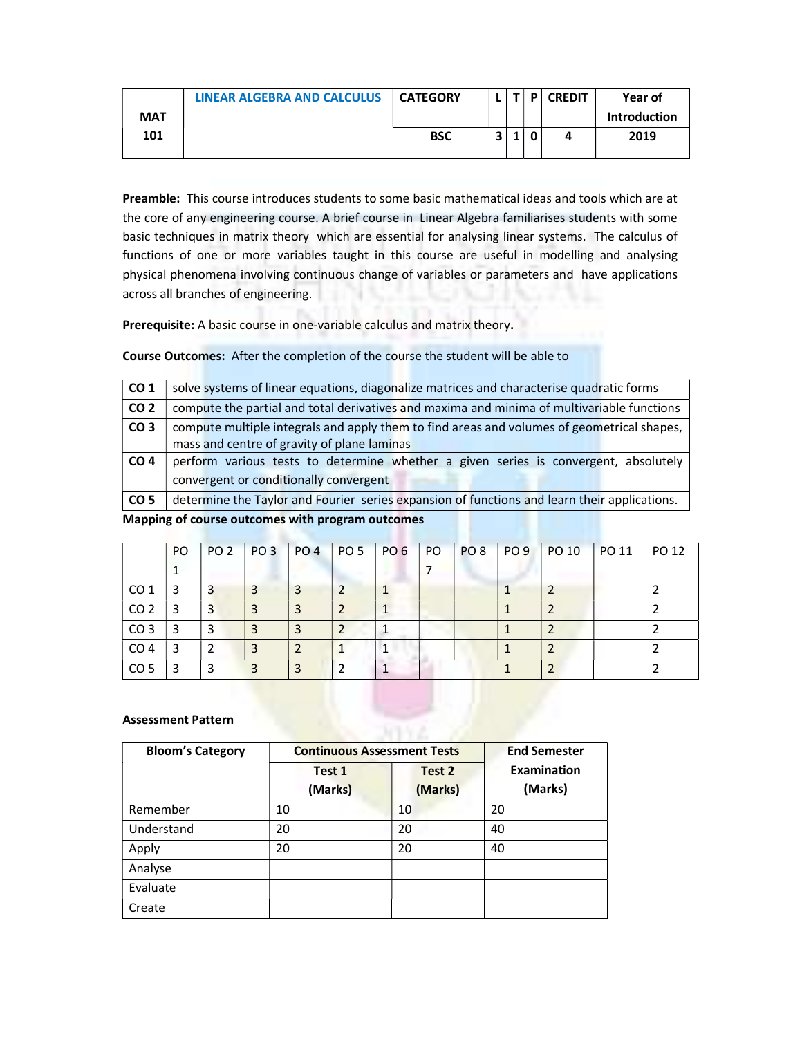| MAT 101 | LINEAR ALGEBRA AND CALCULUS | CATEGORY | L | T | P | CREDIT | Year of Introduction |
|---|---|---|---|---|---|---|---|
| | | BSC | 3 | 1 | 0 | 4 | 2019 |

**Preamble:** This course introduces students to some basic mathematical ideas and tools which are at the core of any engineering course. A brief course in Linear Algebra familiarises students with some basic techniques in matrix theory which are essential for analysing linear systems. The calculus of functions of one or more variables taught in this course are useful in modelling and analysing physical phenomena involving continuous change of variables or parameters and have applications across all branches of engineering.

**Prerequisite:** A basic course in one-variable calculus and matrix theory**.**

**Course Outcomes:** After the completion of the course the student will be able to

| | |
|---|---|
| **CO 1** | solve systems of linear equations, diagonalize matrices and characterise quadratic forms |
| **CO 2** | compute the partial and total derivatives and maxima and minima of multivariable functions |
| **CO 3** | compute multiple integrals and apply them to find areas and volumes of geometrical shapes, mass and centre of gravity of plane laminas |
| **CO 4** | perform various tests to determine whether a given series is convergent, absolutely convergent or conditionally convergent |
| **CO 5** | determine the Taylor and Fourier series expansion of functions and learn their applications. |

**Mapping of course outcomes with program outcomes**

| | PO 1 | PO 2 | PO 3 | PO 4 | PO 5 | PO 6 | PO 7 | PO 8 | PO 9 | PO 10 | PO 11 | PO 12 |
|---|---|---|---|---|---|---|---|---|---|---|---|---|
| CO 1 | 3 | 3 | 3 | 3 | 2 | 1 | | | 1 | 2 | | 2 |
| CO 2 | 3 | 3 | 3 | 3 | 2 | 1 | | | 1 | 2 | | 2 |
| CO 3 | 3 | 3 | 3 | 3 | 2 | 1 | | | 1 | 2 | | 2 |
| CO 4 | 3 | 2 | 3 | 2 | 1 | 1 | | | 1 | 2 | | 2 |
| CO 5 | 3 | 3 | 3 | 3 | 2 | 1 | | | 1 | 2 | | 2 |

**Assessment Pattern**

| Bloom's Category | Continuous Assessment Tests | | End Semester Examination (Marks) |
|---|---|---|---|
| | Test 1 (Marks) | Test 2 (Marks) | |
| Remember | 10 | 10 | 20 |
| Understand | 20 | 20 | 40 |
| Apply | 20 | 20 | 40 |
| Analyse | | | |
| Evaluate | | | |
| Create | | | |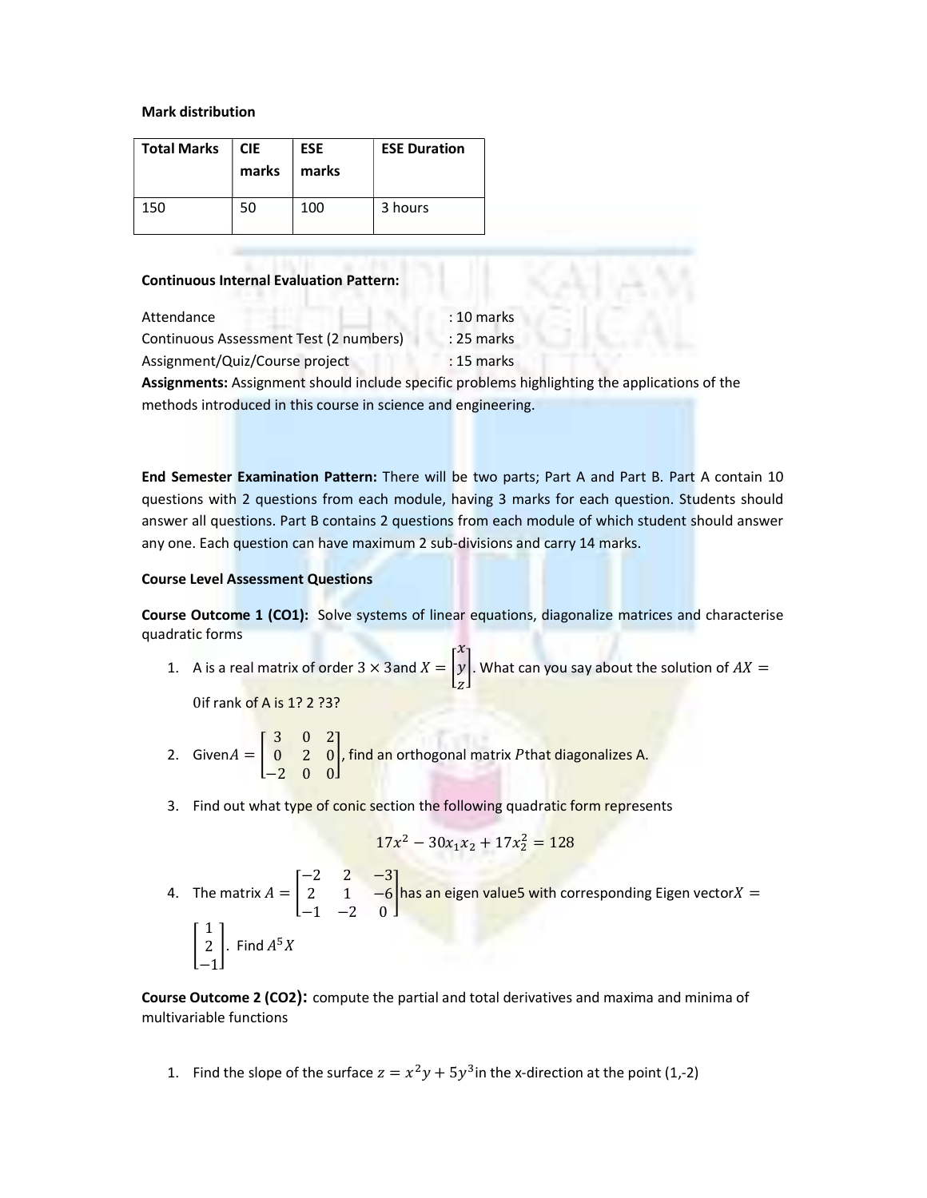**Mark distribution**

| Total Marks | CIE marks | ESE marks | ESE Duration |
|---|---|---|---|
| 150 | 50 | 100 | 3 hours |

**Continuous Internal Evaluation Pattern:**

Attendance : 10 marks
Continuous Assessment Test (2 numbers) : 25 marks
Assignment/Quiz/Course project : 15 marks

**Assignments:** Assignment should include specific problems highlighting the applications of the methods introduced in this course in science and engineering.

**End Semester Examination Pattern:** There will be two parts; Part A and Part B. Part A contain 10 questions with 2 questions from each module, having 3 marks for each question. Students should answer all questions. Part B contains 2 questions from each module of which student should answer any one. Each question can have maximum 2 sub-divisions and carry 14 marks.

**Course Level Assessment Questions**

**Course Outcome 1 (CO1):** Solve systems of linear equations, diagonalize matrices and characterise quadratic forms

1. A is a real matrix of order $3 \times 3$and $X = \begin{bmatrix} x \\ y \\ z \end{bmatrix}$. What can you say about the solution of $AX = 0$if rank of A is 1? 2 ?3?

2. Given$A = \begin{bmatrix} 3 & 0 & 2 \\ 0 & 2 & 0 \\ -2 & 0 & 0 \end{bmatrix}$, find an orthogonal matrix $P$that diagonalizes A.

3. Find out what type of conic section the following quadratic form represents

$$17x^2 - 30x_1x_2 + 17x_2^2 = 128$$

4. The matrix $A = \begin{bmatrix} -2 & 2 & -3 \\ 2 & 1 & -6 \\ -1 & -2 & 0 \end{bmatrix}$has an eigen value5 with corresponding Eigen vector$X = \begin{bmatrix} 1 \\ 2 \\ -1 \end{bmatrix}$. Find $A^5X$

**Course Outcome 2 (CO2):** compute the partial and total derivatives and maxima and minima of multivariable functions

1. Find the slope of the surface $z = x^2y + 5y^3$in the x-direction at the point (1,-2)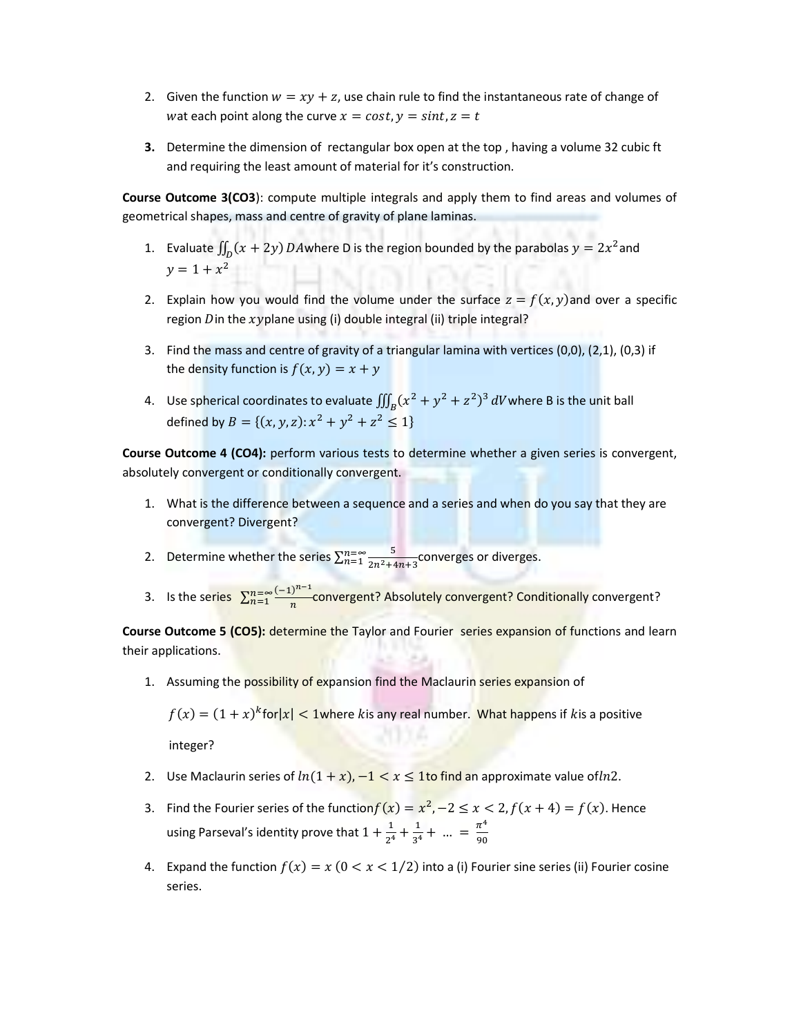2. Given the function $w = xy + z$, use chain rule to find the instantaneous rate of change of $w$at each point along the curve $x = cost, y = sint, z = t$

3. Determine the dimension of rectangular box open at the top , having a volume 32 cubic ft and requiring the least amount of material for it's construction.

**Course Outcome 3(CO3)**: compute multiple integrals and apply them to find areas and volumes of geometrical shapes, mass and centre of gravity of plane laminas.

1. Evaluate $\iint_D (x + 2y)\, DA$where D is the region bounded by the parabolas $y = 2x^2$and $y = 1 + x^2$

2. Explain how you would find the volume under the surface $z = f(x, y)$and over a specific region $D$in the $xy$plane using (i) double integral (ii) triple integral?

3. Find the mass and centre of gravity of a triangular lamina with vertices (0,0), (2,1), (0,3) if the density function is $f(x, y) = x + y$

4. Use spherical coordinates to evaluate $\iiint_B (x^2 + y^2 + z^2)^3\, dV$where B is the unit ball defined by $B = \{(x, y, z): x^2 + y^2 + z^2 \leq 1\}$

**Course Outcome 4 (CO4):** perform various tests to determine whether a given series is convergent, absolutely convergent or conditionally convergent.

1. What is the difference between a sequence and a series and when do you say that they are convergent? Divergent?

2. Determine whether the series $\sum_{n=1}^{n=\infty} \frac{5}{2n^2+4n+3}$converges or diverges.

3. Is the series $\sum_{n=1}^{n=\infty} \frac{(-1)^{n-1}}{n}$convergent? Absolutely convergent? Conditionally convergent?

**Course Outcome 5 (CO5):** determine the Taylor and Fourier series expansion of functions and learn their applications.

1. Assuming the possibility of expansion find the Maclaurin series expansion of

   $f(x) = (1 + x)^k$for$|x| < 1$where $k$is any real number. What happens if $k$is a positive integer?

2. Use Maclaurin series of $ln(1 + x), -1 < x \leq 1$to find an approximate value of$ln2$.

3. Find the Fourier series of the function$f(x) = x^2, -2 \leq x < 2, f(x + 4) = f(x)$. Hence using Parseval's identity prove that $1 + \frac{1}{2^4} + \frac{1}{3^4} + \ldots = \frac{\pi^4}{90}$

4. Expand the function $f(x) = x\ (0 < x < 1/2)$ into a (i) Fourier sine series (ii) Fourier cosine series.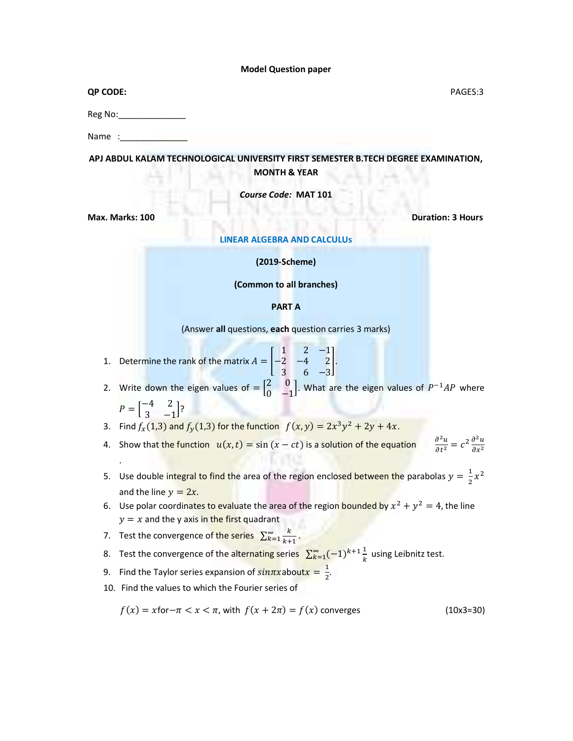**Model Question paper**

**QP CODE:** PAGES:3

Reg No:_______________

Name :_______________

**APJ ABDUL KALAM TECHNOLOGICAL UNIVERSITY FIRST SEMESTER B.TECH DEGREE EXAMINATION, MONTH & YEAR**

***Course Code:* MAT 101**

**Max. Marks: 100** **Duration: 3 Hours**

**LINEAR ALGEBRA AND CALCULUs**

**(2019-Scheme)**

**(Common to all branches)**

**PART A**

(Answer **all** questions, **each** question carries 3 marks)

1. Determine the rank of the matrix $A = \begin{bmatrix} 1 & 2 & -1 \\ -2 & -4 & 2 \\ 3 & 6 & -3 \end{bmatrix}$.
2. Write down the eigen values of $= \begin{bmatrix} 2 & 0 \\ 0 & -1 \end{bmatrix}$. What are the eigen values of $P^{-1}AP$ where $P = \begin{bmatrix} -4 & 2 \\ 3 & -1 \end{bmatrix}$?
3. Find $f_x(1,3)$ and $f_y(1,3)$ for the function $f(x,y) = 2x^3y^2 + 2y + 4x$.
4. Show that the function $u(x,t) = \sin(x - ct)$ is a solution of the equation $\frac{\partial^2 u}{\partial t^2} = c^2 \frac{\partial^2 u}{\partial x^2}$.
5. Use double integral to find the area of the region enclosed between the parabolas $y = \frac{1}{2}x^2$ and the line $y = 2x$.
6. Use polar coordinates to evaluate the area of the region bounded by $x^2 + y^2 = 4$, the line $y = x$ and the y axis in the first quadrant
7. Test the convergence of the series $\sum_{k=1}^{\infty} \frac{k}{k+1}$.
8. Test the convergence of the alternating series $\sum_{k=1}^{\infty} (-1)^{k+1} \frac{1}{k}$ using Leibnitz test.
9. Find the Taylor series expansion of $sin\pi x$ about $x = \frac{1}{2}$.
10. Find the values to which the Fourier series of

    $f(x) = x$ for $-\pi < x < \pi$, with $f(x + 2\pi) = f(x)$ converges (10x3=30)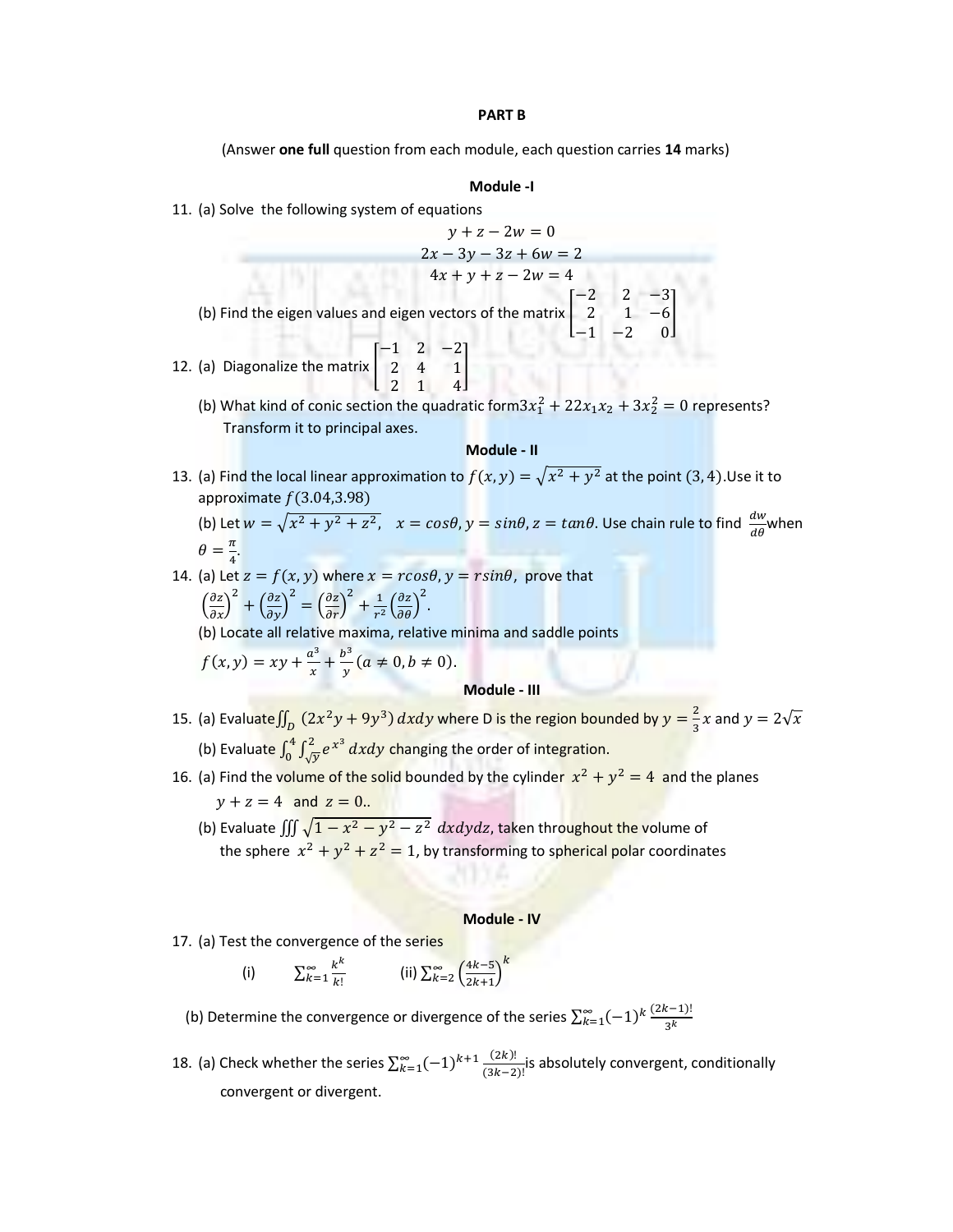**PART B**

(Answer **one full** question from each module, each question carries **14** marks)

**Module -I**

11. (a) Solve the following system of equations

$$y + z - 2w = 0$$
$$2x - 3y - 3z + 6w = 2$$
$$4x + y + z - 2w = 4$$

(b) Find the eigen values and eigen vectors of the matrix $\begin{bmatrix} -2 & 2 & -3 \\ 2 & 1 & -6 \\ -1 & -2 & 0 \end{bmatrix}$

12. (a) Diagonalize the matrix $\begin{bmatrix} -1 & 2 & -2 \\ 2 & 4 & 1 \\ 2 & 1 & 4 \end{bmatrix}$

(b) What kind of conic section the quadratic form $3x_1^2 + 22x_1x_2 + 3x_2^2 = 0$ represents? Transform it to principal axes.

**Module - II**

13. (a) Find the local linear approximation to $f(x, y) = \sqrt{x^2 + y^2}$ at the point $(3, 4)$. Use it to approximate $f(3.04, 3.98)$

(b) Let $w = \sqrt{x^2 + y^2 + z^2}$, $x = cos\theta, y = sin\theta, z = tan\theta$. Use chain rule to find $\frac{dw}{d\theta}$ when $\theta = \frac{\pi}{4}$.

14. (a) Let $z = f(x, y)$ where $x = r cos\theta, y = r sin\theta$, prove that $\left(\frac{\partial z}{\partial x}\right)^2 + \left(\frac{\partial z}{\partial y}\right)^2 = \left(\frac{\partial z}{\partial r}\right)^2 + \frac{1}{r^2}\left(\frac{\partial z}{\partial \theta}\right)^2$.

(b) Locate all relative maxima, relative minima and saddle points $f(x, y) = xy + \frac{a^3}{x} + \frac{b^3}{y} (a \neq 0, b \neq 0)$.

**Module - III**

15. (a) Evaluate $\iint_D (2x^2y + 9y^3)\, dxdy$ where D is the region bounded by $y = \frac{2}{3}x$ and $y = 2\sqrt{x}$

(b) Evaluate $\int_0^4 \int_{\sqrt{y}}^2 e^{x^3}\, dxdy$ changing the order of integration.

16. (a) Find the volume of the solid bounded by the cylinder $x^2 + y^2 = 4$ and the planes $y + z = 4$ and $z = 0$..

(b) Evaluate $\iiint \sqrt{1 - x^2 - y^2 - z^2}\; dxdydz$, taken throughout the volume of the sphere $x^2 + y^2 + z^2 = 1$, by transforming to spherical polar coordinates

**Module - IV**

17. (a) Test the convergence of the series

(i) $\sum_{k=1}^{\infty} \frac{k^k}{k!}$ (ii) $\sum_{k=2}^{\infty} \left(\frac{4k-5}{2k+1}\right)^k$

(b) Determine the convergence or divergence of the series $\sum_{k=1}^{\infty} (-1)^k \frac{(2k-1)!}{3^k}$

18. (a) Check whether the series $\sum_{k=1}^{\infty} (-1)^{k+1} \frac{(2k)!}{(3k-2)!}$ is absolutely convergent, conditionally convergent or divergent.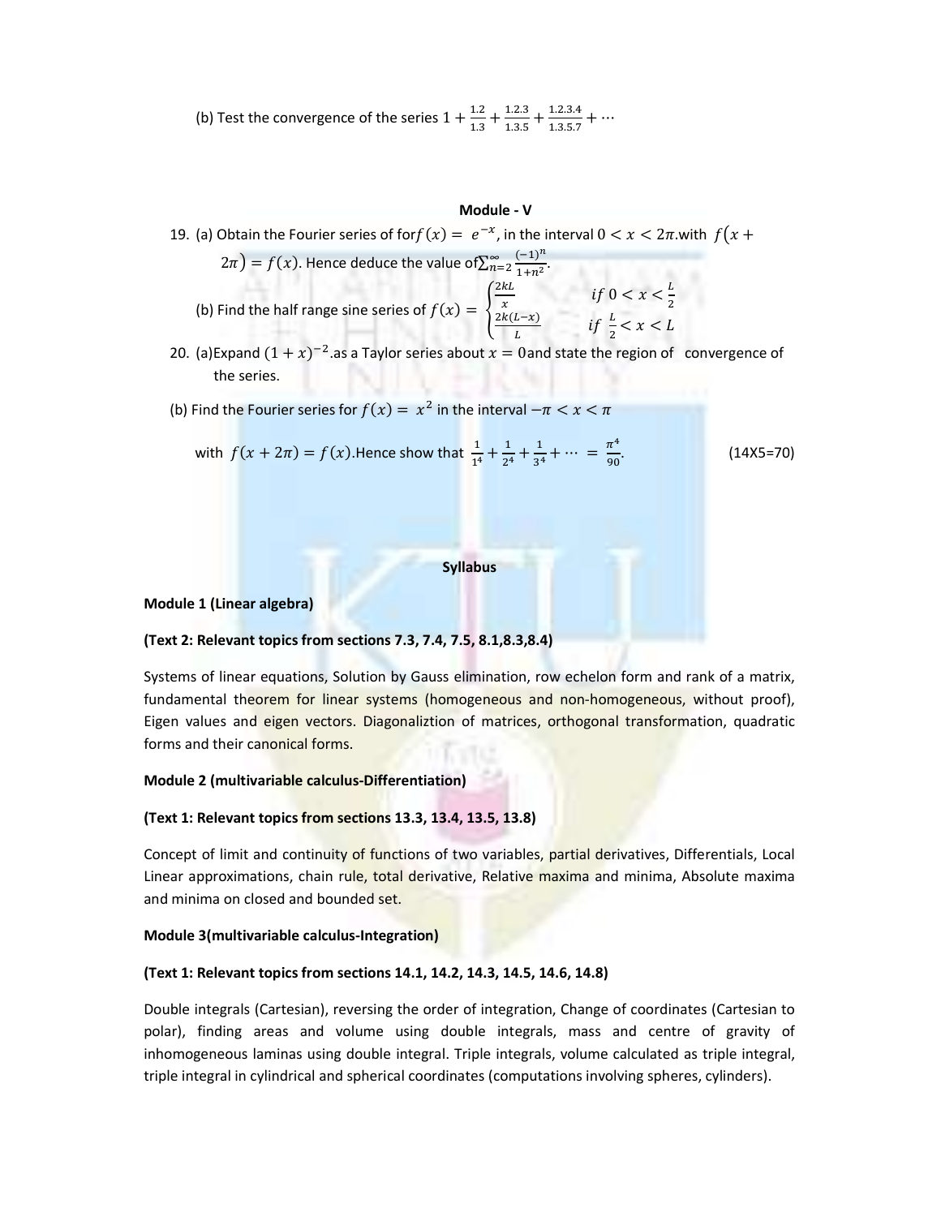(b) Test the convergence of the series $1 + \frac{1.2}{1.3} + \frac{1.2.3}{1.3.5} + \frac{1.2.3.4}{1.3.5.7} + \cdots$

**Module - V**

19. (a) Obtain the Fourier series of for $f(x) = e^{-x}$, in the interval $0 < x < 2\pi$.with $f(x + 2\pi) = f(x)$. Hence deduce the value of $\sum_{n=2}^{\infty} \frac{(-1)^n}{1+n^2}$.

    (b) Find the half range sine series of $f(x) = \begin{cases} \frac{2kL}{x} & if\ 0 < x < \frac{L}{2} \\ \frac{2k(L-x)}{L} & if\ \frac{L}{2} < x < L \end{cases}$

20. (a)Expand $(1 + x)^{-2}$.as a Taylor series about $x = 0$and state the region of convergence of the series.

    (b) Find the Fourier series for $f(x) = x^2$ in the interval $-\pi < x < \pi$

    with $f(x + 2\pi) = f(x)$.Hence show that $\frac{1}{1^4} + \frac{1}{2^4} + \frac{1}{3^4} + \cdots = \frac{\pi^4}{90}$. (14X5=70)

**Syllabus**

**Module 1 (Linear algebra)**

**(Text 2: Relevant topics from sections 7.3, 7.4, 7.5, 8.1,8.3,8.4)**

Systems of linear equations, Solution by Gauss elimination, row echelon form and rank of a matrix, fundamental theorem for linear systems (homogeneous and non-homogeneous, without proof), Eigen values and eigen vectors. Diagonaliztion of matrices, orthogonal transformation, quadratic forms and their canonical forms.

**Module 2 (multivariable calculus-Differentiation)**

**(Text 1: Relevant topics from sections 13.3, 13.4, 13.5, 13.8)**

Concept of limit and continuity of functions of two variables, partial derivatives, Differentials, Local Linear approximations, chain rule, total derivative, Relative maxima and minima, Absolute maxima and minima on closed and bounded set.

**Module 3(multivariable calculus-Integration)**

**(Text 1: Relevant topics from sections 14.1, 14.2, 14.3, 14.5, 14.6, 14.8)**

Double integrals (Cartesian), reversing the order of integration, Change of coordinates (Cartesian to polar), finding areas and volume using double integrals, mass and centre of gravity of inhomogeneous laminas using double integral. Triple integrals, volume calculated as triple integral, triple integral in cylindrical and spherical coordinates (computations involving spheres, cylinders).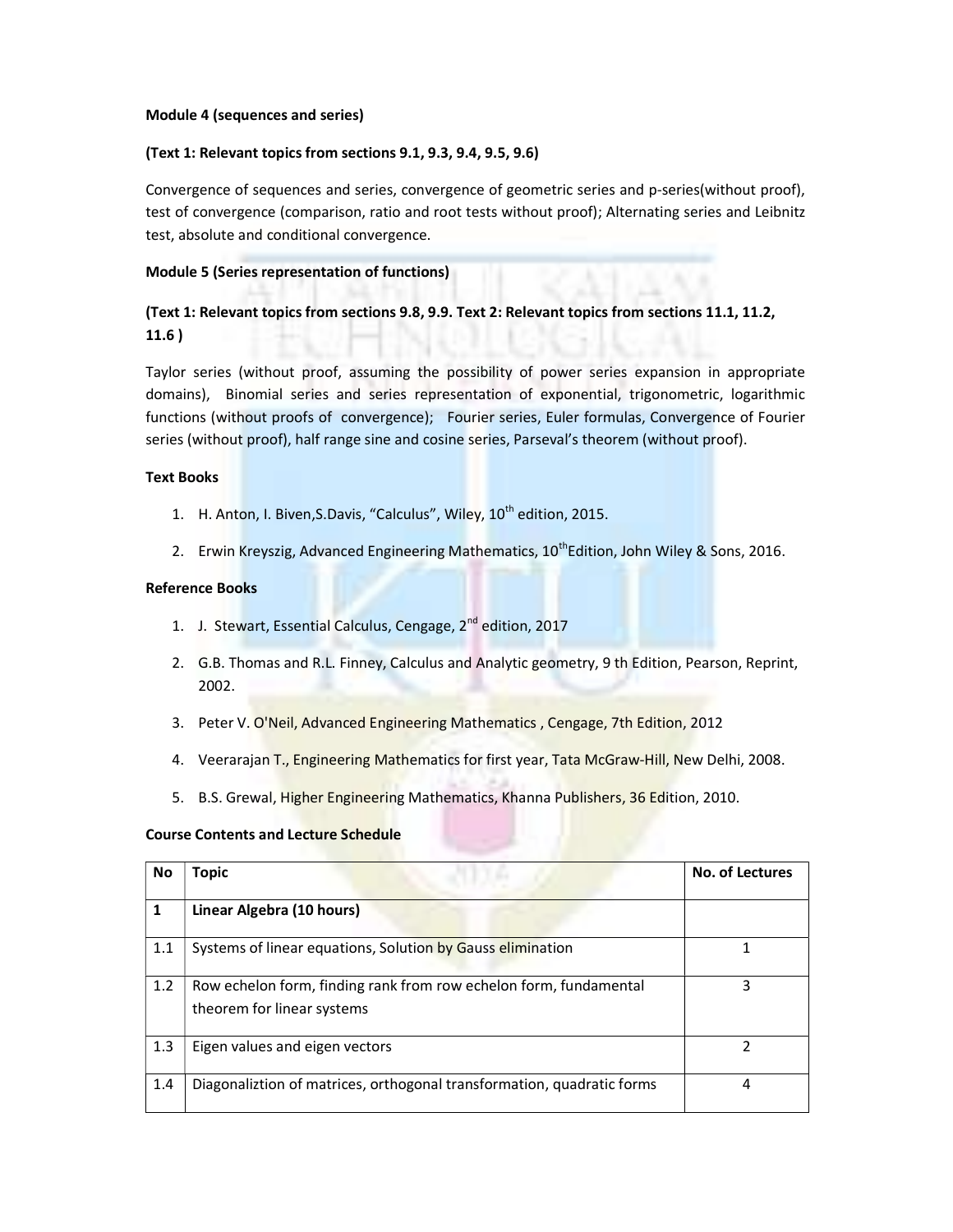**Module 4 (sequences and series)**

**(Text 1: Relevant topics from sections 9.1, 9.3, 9.4, 9.5, 9.6)**

Convergence of sequences and series, convergence of geometric series and p-series(without proof), test of convergence (comparison, ratio and root tests without proof); Alternating series and Leibnitz test, absolute and conditional convergence.

**Module 5 (Series representation of functions)**

**(Text 1: Relevant topics from sections 9.8, 9.9. Text 2: Relevant topics from sections 11.1, 11.2, 11.6 )**

Taylor series (without proof, assuming the possibility of power series expansion in appropriate domains), Binomial series and series representation of exponential, trigonometric, logarithmic functions (without proofs of convergence); Fourier series, Euler formulas, Convergence of Fourier series (without proof), half range sine and cosine series, Parseval's theorem (without proof).

**Text Books**

1. H. Anton, I. Biven,S.Davis, "Calculus", Wiley, 10th edition, 2015.
2. Erwin Kreyszig, Advanced Engineering Mathematics, 10thEdition, John Wiley & Sons, 2016.

**Reference Books**

1. J. Stewart, Essential Calculus, Cengage, 2nd edition, 2017
2. G.B. Thomas and R.L. Finney, Calculus and Analytic geometry, 9 th Edition, Pearson, Reprint, 2002.
3. Peter V. O'Neil, Advanced Engineering Mathematics , Cengage, 7th Edition, 2012
4. Veerarajan T., Engineering Mathematics for first year, Tata McGraw-Hill, New Delhi, 2008.
5. B.S. Grewal, Higher Engineering Mathematics, Khanna Publishers, 36 Edition, 2010.

**Course Contents and Lecture Schedule**

| No | Topic | No. of Lectures |
|---|---|---|
| **1** | **Linear Algebra (10 hours)** | |
| 1.1 | Systems of linear equations, Solution by Gauss elimination | 1 |
| 1.2 | Row echelon form, finding rank from row echelon form, fundamental theorem for linear systems | 3 |
| 1.3 | Eigen values and eigen vectors | 2 |
| 1.4 | Diagonaliztion of matrices, orthogonal transformation, quadratic forms | 4 |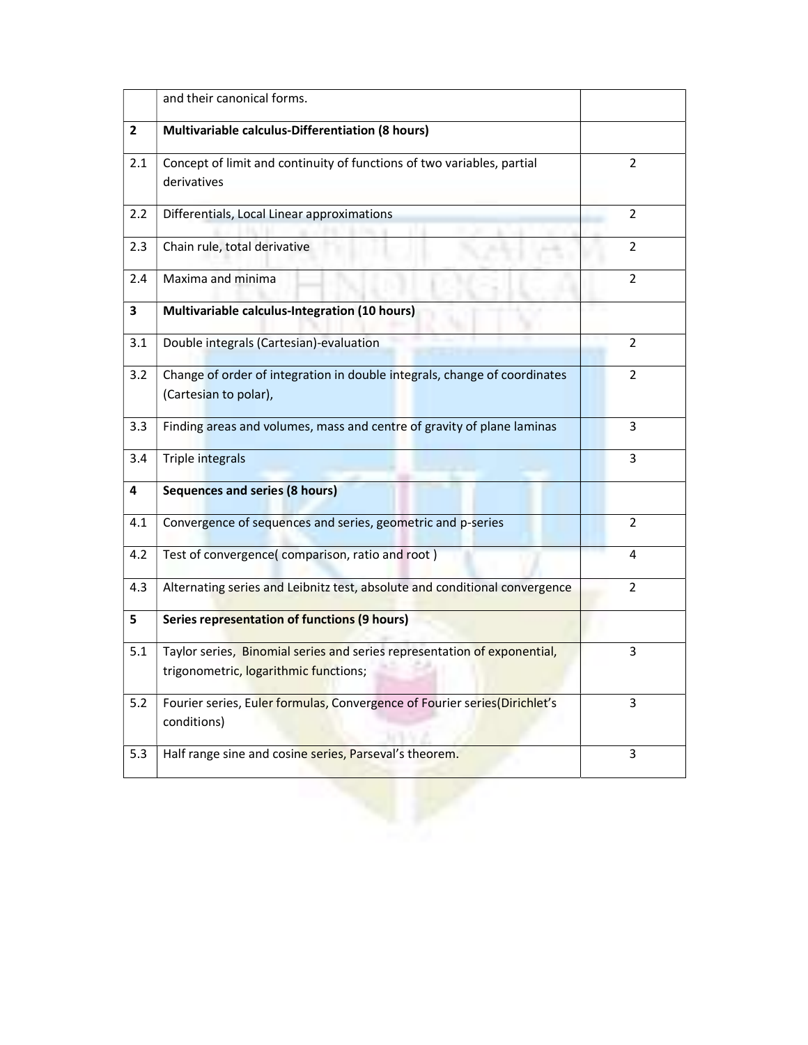| | | |
|---|---|---|
| | and their canonical forms. | |
| **2** | **Multivariable calculus-Differentiation (8 hours)** | |
| 2.1 | Concept of limit and continuity of functions of two variables, partial derivatives | 2 |
| 2.2 | Differentials, Local Linear approximations | 2 |
| 2.3 | Chain rule, total derivative | 2 |
| 2.4 | Maxima and minima | 2 |
| **3** | **Multivariable calculus-Integration (10 hours)** | |
| 3.1 | Double integrals (Cartesian)-evaluation | 2 |
| 3.2 | Change of order of integration in double integrals, change of coordinates (Cartesian to polar), | 2 |
| 3.3 | Finding areas and volumes, mass and centre of gravity of plane laminas | 3 |
| 3.4 | Triple integrals | 3 |
| **4** | **Sequences and series (8 hours)** | |
| 4.1 | Convergence of sequences and series, geometric and p-series | 2 |
| 4.2 | Test of convergence( comparison, ratio and root ) | 4 |
| 4.3 | Alternating series and Leibnitz test, absolute and conditional convergence | 2 |
| **5** | **Series representation of functions (9 hours)** | |
| 5.1 | Taylor series, Binomial series and series representation of exponential, trigonometric, logarithmic functions; | 3 |
| 5.2 | Fourier series, Euler formulas, Convergence of Fourier series(Dirichlet's conditions) | 3 |
| 5.3 | Half range sine and cosine series, Parseval's theorem. | 3 |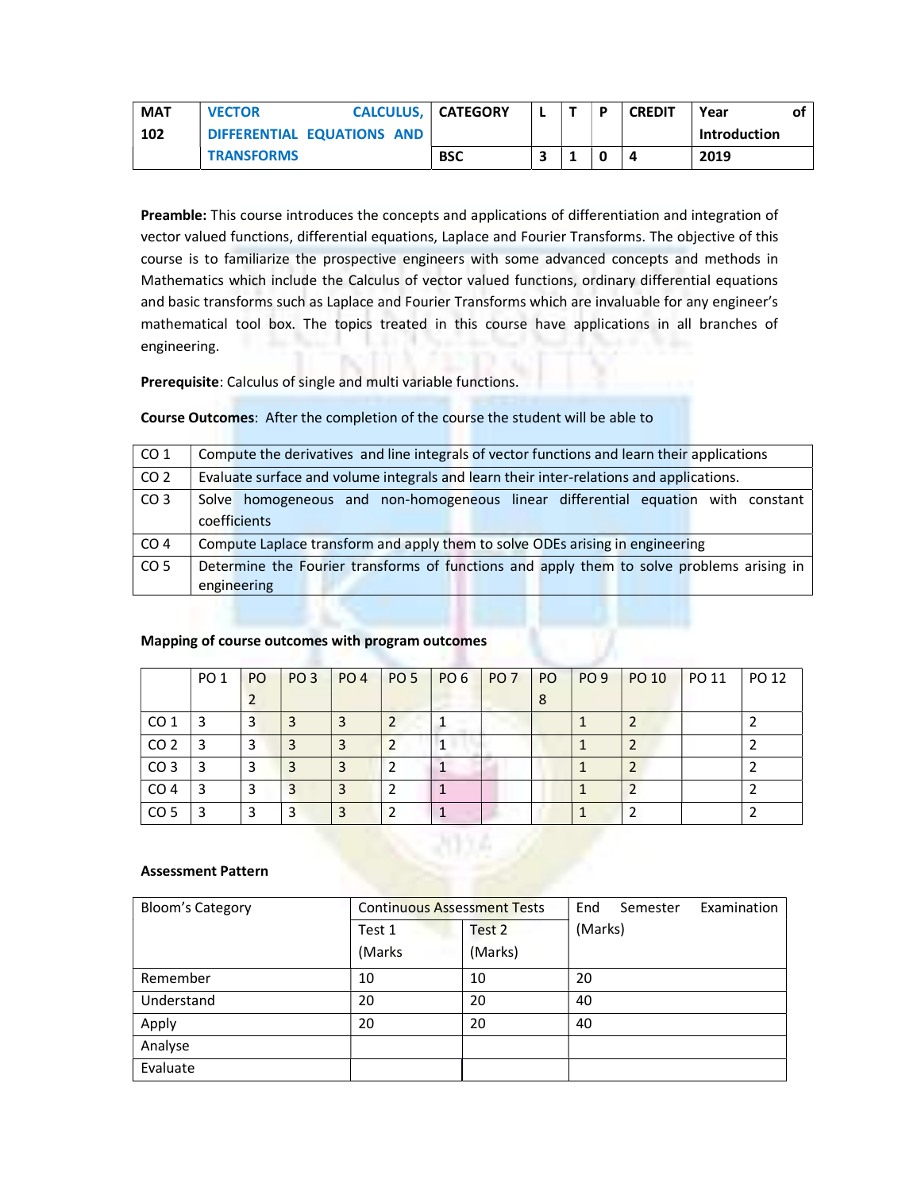| MAT 102 | VECTOR CALCULUS, DIFFERENTIAL EQUATIONS AND TRANSFORMS | CATEGORY | L | T | P | CREDIT | Year of Introduction |
|---|---|---|---|---|---|---|---|
| | | BSC | 3 | 1 | 0 | 4 | 2019 |

**Preamble:** This course introduces the concepts and applications of differentiation and integration of vector valued functions, differential equations, Laplace and Fourier Transforms. The objective of this course is to familiarize the prospective engineers with some advanced concepts and methods in Mathematics which include the Calculus of vector valued functions, ordinary differential equations and basic transforms such as Laplace and Fourier Transforms which are invaluable for any engineer's mathematical tool box. The topics treated in this course have applications in all branches of engineering.

**Prerequisite**: Calculus of single and multi variable functions.

**Course Outcomes**: After the completion of the course the student will be able to

| | |
|---|---|
| CO 1 | Compute the derivatives and line integrals of vector functions and learn their applications |
| CO 2 | Evaluate surface and volume integrals and learn their inter-relations and applications. |
| CO 3 | Solve homogeneous and non-homogeneous linear differential equation with constant coefficients |
| CO 4 | Compute Laplace transform and apply them to solve ODEs arising in engineering |
| CO 5 | Determine the Fourier transforms of functions and apply them to solve problems arising in engineering |

**Mapping of course outcomes with program outcomes**

| | PO 1 | PO 2 | PO 3 | PO 4 | PO 5 | PO 6 | PO 7 | PO 8 | PO 9 | PO 10 | PO 11 | PO 12 |
|---|---|---|---|---|---|---|---|---|---|---|---|---|
| CO 1 | 3 | 3 | 3 | 3 | 2 | 1 | | | 1 | 2 | | 2 |
| CO 2 | 3 | 3 | 3 | 3 | 2 | 1 | | | 1 | 2 | | 2 |
| CO 3 | 3 | 3 | 3 | 3 | 2 | 1 | | | 1 | 2 | | 2 |
| CO 4 | 3 | 3 | 3 | 3 | 2 | 1 | | | 1 | 2 | | 2 |
| CO 5 | 3 | 3 | 3 | 3 | 2 | 1 | | | 1 | 2 | | 2 |

**Assessment Pattern**

| Bloom's Category | Continuous Assessment Tests | | End Semester Examination (Marks) |
|---|---|---|---|
| | Test 1 (Marks | Test 2 (Marks) | |
| Remember | 10 | 10 | 20 |
| Understand | 20 | 20 | 40 |
| Apply | 20 | 20 | 40 |
| Analyse | | | |
| Evaluate | | | |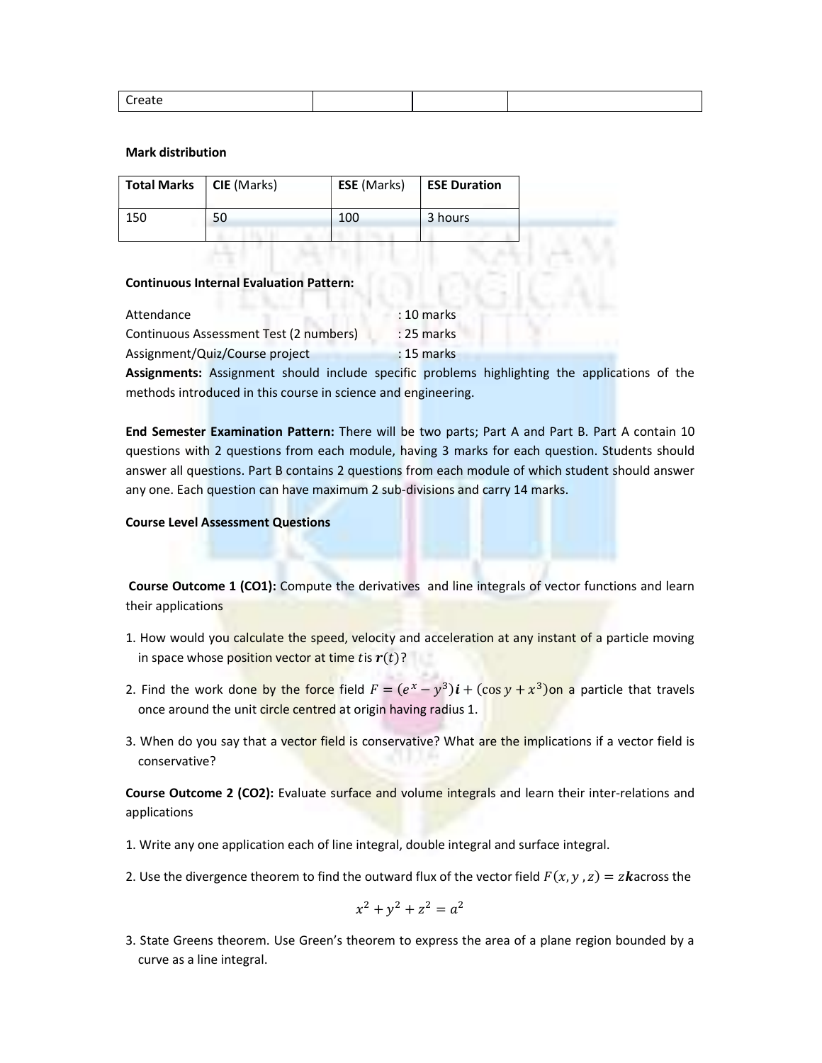| Create | | | |
|---|---|---|---|

**Mark distribution**

| Total Marks | CIE (Marks) | ESE (Marks) | ESE Duration |
|---|---|---|---|
| 150 | 50 | 100 | 3 hours |

**Continuous Internal Evaluation Pattern:**

Attendance : 10 marks
Continuous Assessment Test (2 numbers) : 25 marks
Assignment/Quiz/Course project : 15 marks

**Assignments:** Assignment should include specific problems highlighting the applications of the methods introduced in this course in science and engineering.

**End Semester Examination Pattern:** There will be two parts; Part A and Part B. Part A contain 10 questions with 2 questions from each module, having 3 marks for each question. Students should answer all questions. Part B contains 2 questions from each module of which student should answer any one. Each question can have maximum 2 sub-divisions and carry 14 marks.

**Course Level Assessment Questions**

**Course Outcome 1 (CO1):** Compute the derivatives and line integrals of vector functions and learn their applications

1. How would you calculate the speed, velocity and acceleration at any instant of a particle moving in space whose position vector at time $t$ is $\boldsymbol{r}(t)$?

2. Find the work done by the force field $F = (e^x - y^3)\boldsymbol{i} + (\cos y + x^3)$ on a particle that travels once around the unit circle centred at origin having radius 1.

3. When do you say that a vector field is conservative? What are the implications if a vector field is conservative?

**Course Outcome 2 (CO2):** Evaluate surface and volume integrals and learn their inter-relations and applications

1. Write any one application each of line integral, double integral and surface integral.

2. Use the divergence theorem to find the outward flux of the vector field $F(x, y, z) = z\boldsymbol{k}$ across the

$$x^2 + y^2 + z^2 = a^2$$

3. State Greens theorem. Use Green's theorem to express the area of a plane region bounded by a curve as a line integral.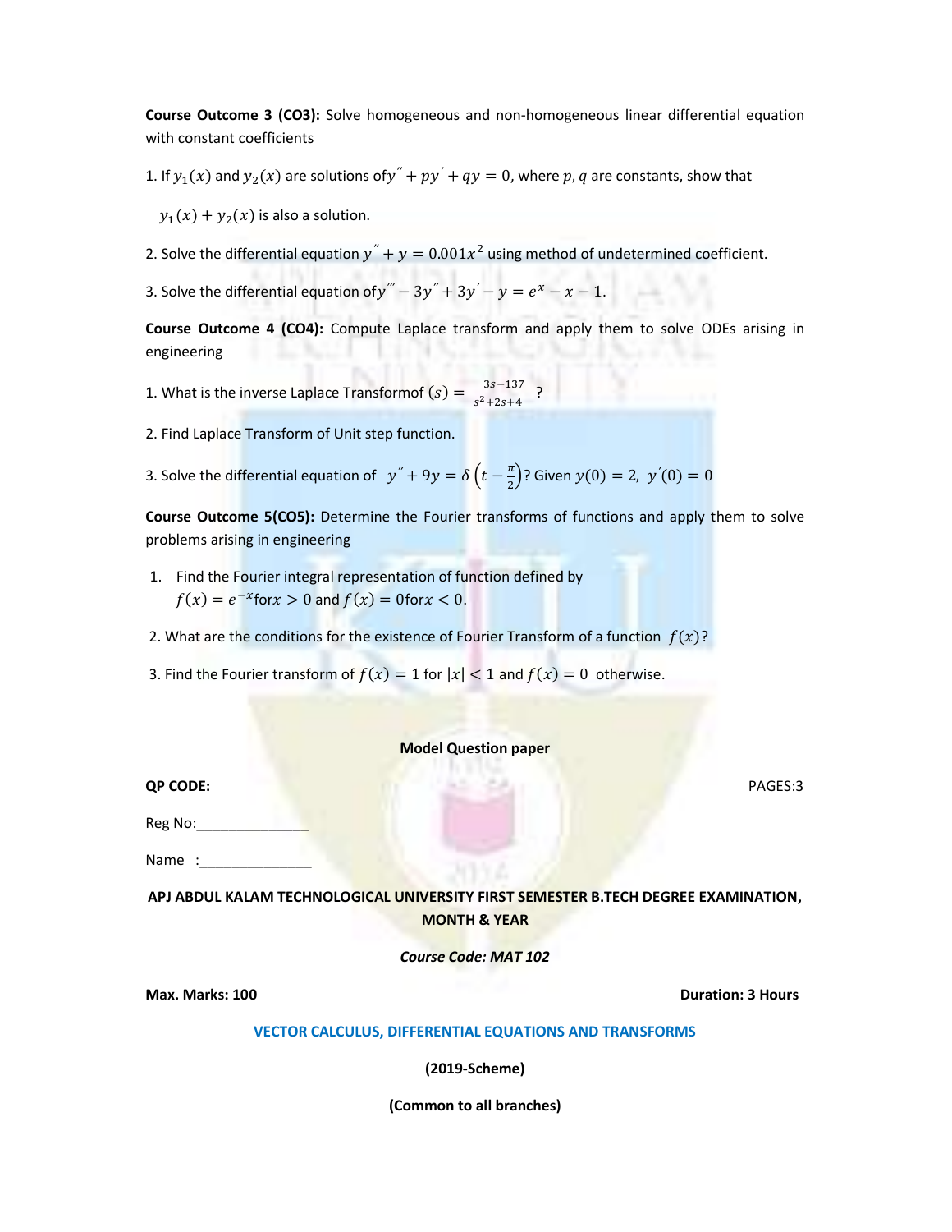**Course Outcome 3 (CO3):** Solve homogeneous and non-homogeneous linear differential equation with constant coefficients

1. If $y_1(x)$ and $y_2(x)$ are solutions of $y'' + py' + qy = 0$, where $p, q$ are constants, show that $y_1(x) + y_2(x)$ is also a solution.

2. Solve the differential equation $y'' + y = 0.001x^2$ using method of undetermined coefficient.

3. Solve the differential equation of $y''' - 3y'' + 3y' - y = e^x - x - 1$.

**Course Outcome 4 (CO4):** Compute Laplace transform and apply them to solve ODEs arising in engineering

1. What is the inverse Laplace Transform of $(s) = \frac{3s-137}{s^2+2s+4}$?

2. Find Laplace Transform of Unit step function.

3. Solve the differential equation of $y'' + 9y = \delta\left(t - \frac{\pi}{2}\right)$? Given $y(0) = 2,\ y'(0) = 0$

**Course Outcome 5(CO5):** Determine the Fourier transforms of functions and apply them to solve problems arising in engineering

1. Find the Fourier integral representation of function defined by $f(x) = e^{-x}$ for $x > 0$ and $f(x) = 0$ for $x < 0$.

2. What are the conditions for the existence of Fourier Transform of a function $f(x)$?

3. Find the Fourier transform of $f(x) = 1$ for $|x| < 1$ and $f(x) = 0$ otherwise.

**Model Question paper**

**QP CODE:** PAGES:3

Reg No:______________

Name :______________

**APJ ABDUL KALAM TECHNOLOGICAL UNIVERSITY FIRST SEMESTER B.TECH DEGREE EXAMINATION, MONTH & YEAR**

***Course Code: MAT 102***

**Max. Marks: 100** **Duration: 3 Hours**

**VECTOR CALCULUS, DIFFERENTIAL EQUATIONS AND TRANSFORMS**

**(2019-Scheme)**

**(Common to all branches)**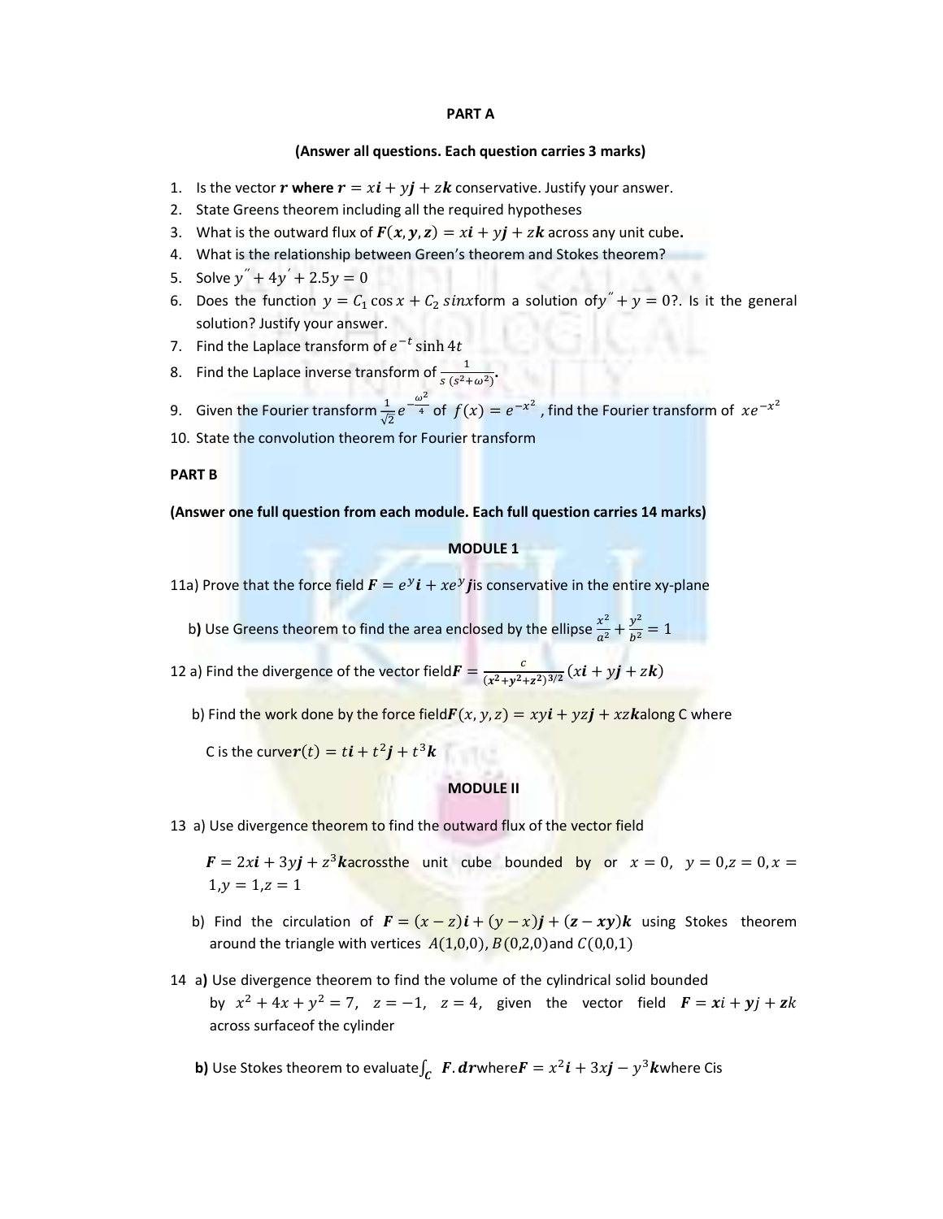**PART A**

**(Answer all questions. Each question carries 3 marks)**

1. Is the vector $\boldsymbol{r}$ **where** $\boldsymbol{r} = x\boldsymbol{i} + y\boldsymbol{j} + z\boldsymbol{k}$ conservative. Justify your answer.
2. State Greens theorem including all the required hypotheses
3. What is the outward flux of $\boldsymbol{F}(\boldsymbol{x}, \boldsymbol{y}, \boldsymbol{z}) = x\boldsymbol{i} + y\boldsymbol{j} + z\boldsymbol{k}$ across any unit cube**.**
4. What is the relationship between Green's theorem and Stokes theorem?
5. Solve $y'' + 4y' + 2.5y = 0$
6. Does the function $y = C_1 \cos x + C_2\, sinx$form a solution of$y'' + y = 0$?. Is it the general solution? Justify your answer.
7. Find the Laplace transform of $e^{-t} \sinh 4t$
8. Find the Laplace inverse transform of $\frac{1}{s\,(s^2+\omega^2)}$.
9. Given the Fourier transform $\frac{1}{\sqrt{2}} e^{-\frac{\omega^2}{4}}$ of $f(x) = e^{-x^2}$ , find the Fourier transform of $xe^{-x^2}$
10. State the convolution theorem for Fourier transform

**PART B**

**(Answer one full question from each module. Each full question carries 14 marks)**

**MODULE 1**

11a) Prove that the force field $\boldsymbol{F} = e^y\boldsymbol{i} + xe^y\boldsymbol{j}$is conservative in the entire xy-plane

**b)** Use Greens theorem to find the area enclosed by the ellipse $\frac{x^2}{a^2} + \frac{y^2}{b^2} = 1$

12 a) Find the divergence of the vector field$\boldsymbol{F} = \frac{c}{(x^2+y^2+z^2)^{3/2}}(x\boldsymbol{i} + y\boldsymbol{j} + z\boldsymbol{k})$

b) Find the work done by the force field$\boldsymbol{F}(x, y, z) = xy\boldsymbol{i} + yz\boldsymbol{j} + xz\boldsymbol{k}$along C where

C is the curve$\boldsymbol{r}(t) = t\boldsymbol{i} + t^2\boldsymbol{j} + t^3\boldsymbol{k}$

**MODULE II**

13 a) Use divergence theorem to find the outward flux of the vector field

$\boldsymbol{F} = 2x\boldsymbol{i} + 3y\boldsymbol{j} + z^3\boldsymbol{k}$acrossthe unit cube bounded by or $x = 0,\ y = 0, z = 0, x = 1, y = 1, z = 1$

b) Find the circulation of $\boldsymbol{F} = (x - z)\boldsymbol{i} + (y - x)\boldsymbol{j} + (\boldsymbol{z} - \boldsymbol{xy})\boldsymbol{k}$ using Stokes theorem around the triangle with vertices $A(1,0,0), B(0,2,0)$and $C(0,0,1)$

14 **a)** Use divergence theorem to find the volume of the cylindrical solid bounded by $x^2 + 4x + y^2 = 7,\ z = -1,\ z = 4,$ given the vector field $\boldsymbol{F} = \boldsymbol{x}\boldsymbol{i} + \boldsymbol{y}j + \boldsymbol{z}k$ across surfaceof the cylinder

**b)** Use Stokes theorem to evaluate$\int_C \boldsymbol{F}.\boldsymbol{dr}$where$\boldsymbol{F} = x^2\boldsymbol{i} + 3x\boldsymbol{j} - y^3\boldsymbol{k}$where Cis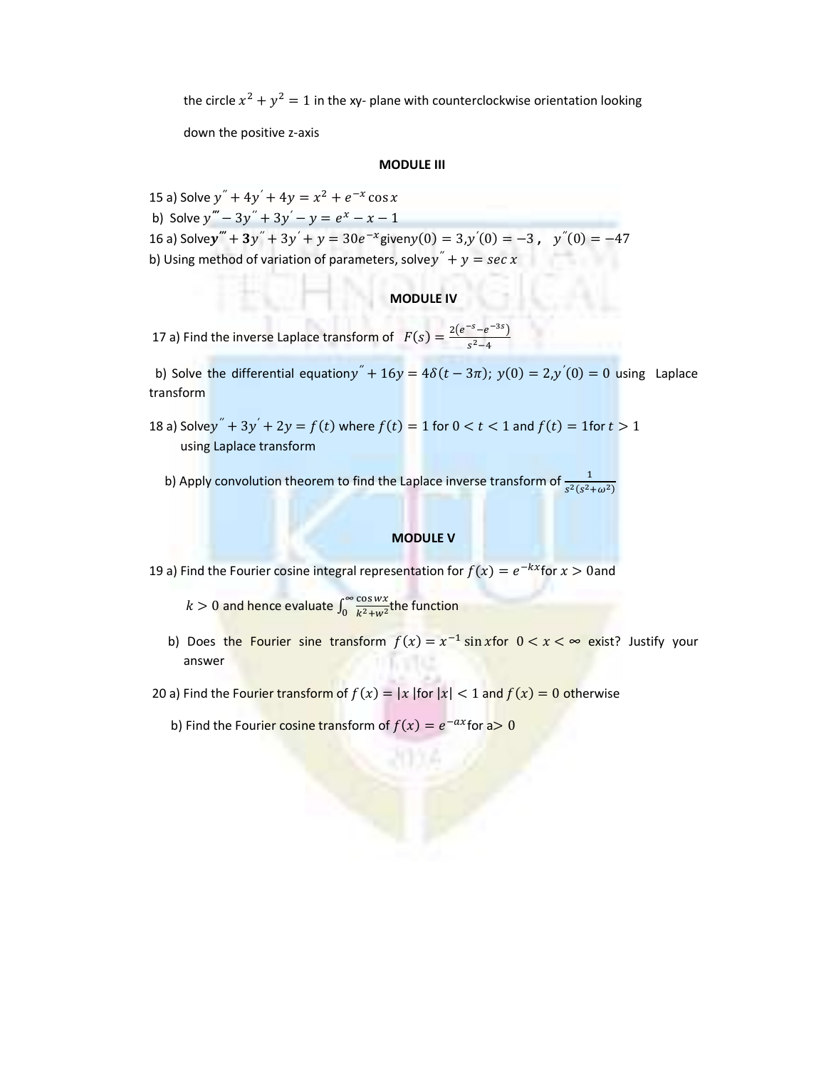the circle $x^2 + y^2 = 1$ in the xy- plane with counterclockwise orientation looking down the positive z-axis

### MODULE III

15 a) Solve $y'' + 4y' + 4y = x^2 + e^{-x}\cos x$

b) Solve $y''' - 3y'' + 3y' - y = e^x - x - 1$

16 a) Solve $y''' + 3y'' + 3y' + y = 30e^{-x}$ given $y(0) = 3, y'(0) = -3, \ y''(0) = -47$

b) Using method of variation of parameters, solve $y'' + y = \sec x$

### MODULE IV

17 a) Find the inverse Laplace transform of $F(s) = \frac{2(e^{-s} - e^{-3s})}{s^2 - 4}$

b) Solve the differential equation $y'' + 16y = 4\delta(t - 3\pi);\ y(0) = 2, y'(0) = 0$ using Laplace transform

18 a) Solve $y'' + 3y' + 2y = f(t)$ where $f(t) = 1$ for $0 < t < 1$ and $f(t) = 1$ for $t > 1$ using Laplace transform

b) Apply convolution theorem to find the Laplace inverse transform of $\frac{1}{s^2(s^2+\omega^2)}$

### MODULE V

19 a) Find the Fourier cosine integral representation for $f(x) = e^{-kx}$ for $x > 0$ and $k > 0$ and hence evaluate $\int_0^\infty \frac{\cos wx}{k^2+w^2}$ the function

b) Does the Fourier sine transform $f(x) = x^{-1}\sin x$ for $0 < x < \infty$ exist? Justify your answer

20 a) Find the Fourier transform of $f(x) = |x|$ for $|x| < 1$ and $f(x) = 0$ otherwise

b) Find the Fourier cosine transform of $f(x) = e^{-ax}$ for a> 0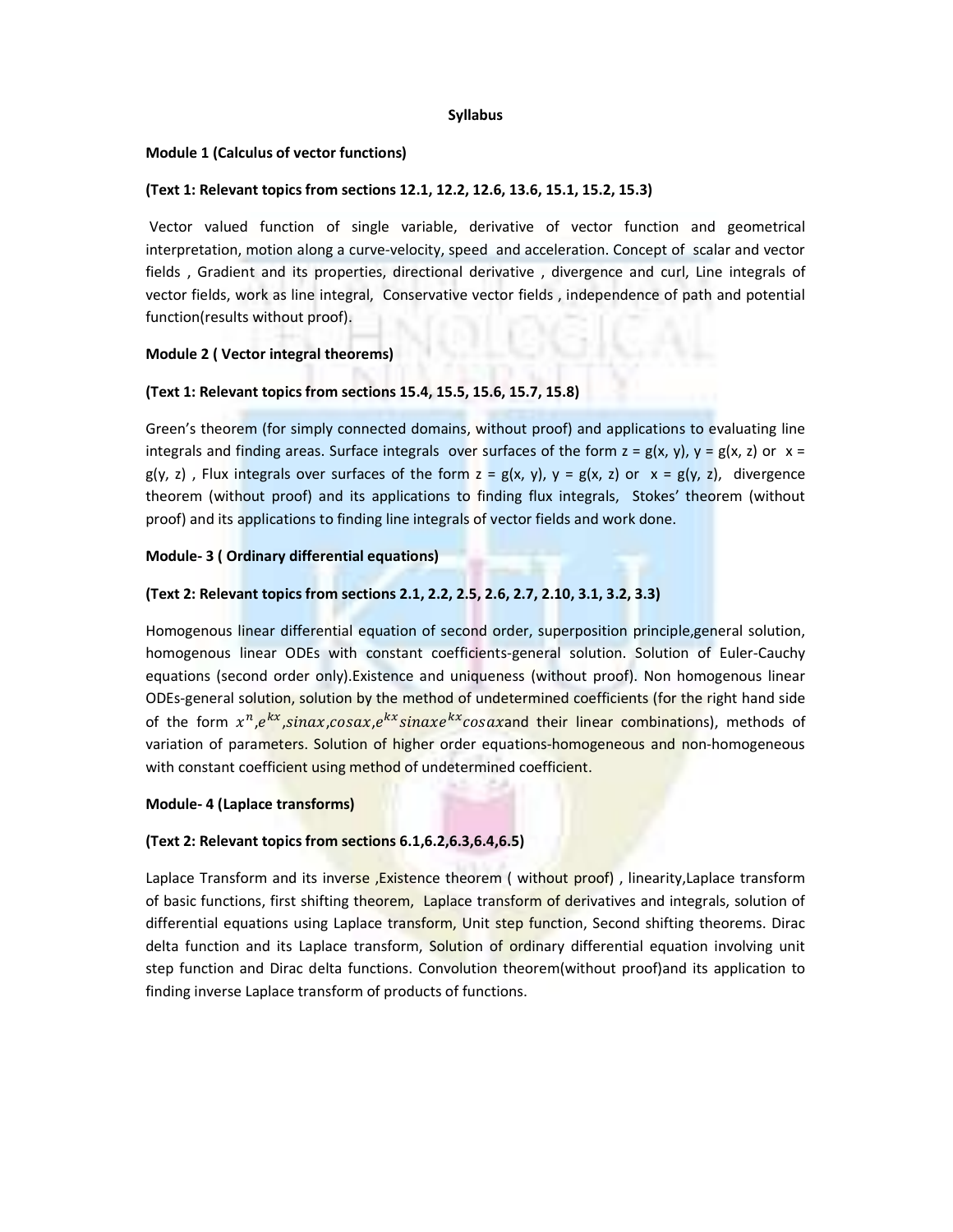**Syllabus**

**Module 1 (Calculus of vector functions)**

**(Text 1: Relevant topics from sections 12.1, 12.2, 12.6, 13.6, 15.1, 15.2, 15.3)**

Vector valued function of single variable, derivative of vector function and geometrical interpretation, motion along a curve-velocity, speed and acceleration. Concept of scalar and vector fields , Gradient and its properties, directional derivative , divergence and curl, Line integrals of vector fields, work as line integral, Conservative vector fields , independence of path and potential function(results without proof).

**Module 2 ( Vector integral theorems)**

**(Text 1: Relevant topics from sections 15.4, 15.5, 15.6, 15.7, 15.8)**

Green's theorem (for simply connected domains, without proof) and applications to evaluating line integrals and finding areas. Surface integrals over surfaces of the form z = g(x, y), y = g(x, z) or x = g(y, z) , Flux integrals over surfaces of the form z = g(x, y), y = g(x, z) or x = g(y, z), divergence theorem (without proof) and its applications to finding flux integrals, Stokes' theorem (without proof) and its applications to finding line integrals of vector fields and work done.

**Module- 3 ( Ordinary differential equations)**

**(Text 2: Relevant topics from sections 2.1, 2.2, 2.5, 2.6, 2.7, 2.10, 3.1, 3.2, 3.3)**

Homogenous linear differential equation of second order, superposition principle,general solution, homogenous linear ODEs with constant coefficients-general solution. Solution of Euler-Cauchy equations (second order only).Existence and uniqueness (without proof). Non homogenous linear ODEs-general solution, solution by the method of undetermined coefficients (for the right hand side of the form $x^n$,$e^{kx}$,$sinax$,$cosax$,$e^{kx}sinax e^{kx}cosax$and their linear combinations), methods of variation of parameters. Solution of higher order equations-homogeneous and non-homogeneous with constant coefficient using method of undetermined coefficient.

**Module- 4 (Laplace transforms)**

**(Text 2: Relevant topics from sections 6.1,6.2,6.3,6.4,6.5)**

Laplace Transform and its inverse ,Existence theorem ( without proof) , linearity,Laplace transform of basic functions, first shifting theorem, Laplace transform of derivatives and integrals, solution of differential equations using Laplace transform, Unit step function, Second shifting theorems. Dirac delta function and its Laplace transform, Solution of ordinary differential equation involving unit step function and Dirac delta functions. Convolution theorem(without proof)and its application to finding inverse Laplace transform of products of functions.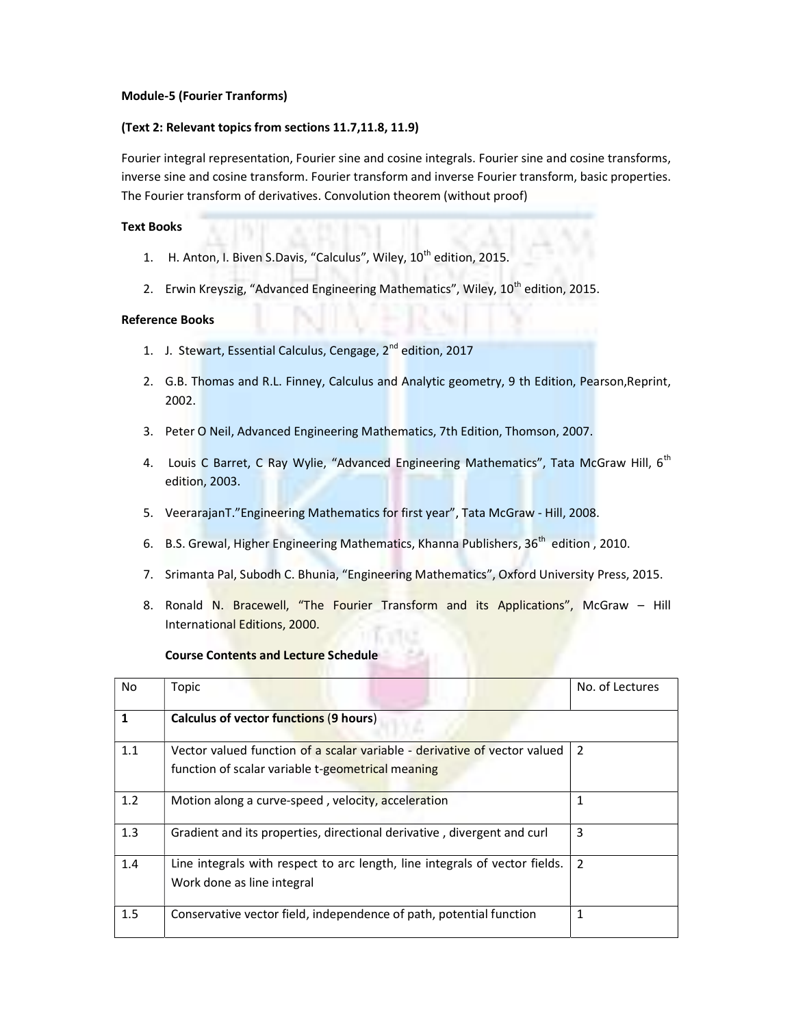**Module-5 (Fourier Tranforms)**

**(Text 2: Relevant topics from sections 11.7,11.8, 11.9)**

Fourier integral representation, Fourier sine and cosine integrals. Fourier sine and cosine transforms, inverse sine and cosine transform. Fourier transform and inverse Fourier transform, basic properties. The Fourier transform of derivatives. Convolution theorem (without proof)

**Text Books**

1. H. Anton, I. Biven S.Davis, "Calculus", Wiley, 10th edition, 2015.
2. Erwin Kreyszig, "Advanced Engineering Mathematics", Wiley, 10th edition, 2015.

**Reference Books**

1. J. Stewart, Essential Calculus, Cengage, 2nd edition, 2017
2. G.B. Thomas and R.L. Finney, Calculus and Analytic geometry, 9 th Edition, Pearson,Reprint, 2002.
3. Peter O Neil, Advanced Engineering Mathematics, 7th Edition, Thomson, 2007.
4. Louis C Barret, C Ray Wylie, "Advanced Engineering Mathematics", Tata McGraw Hill, 6th edition, 2003.
5. VeerarajanT."Engineering Mathematics for first year", Tata McGraw - Hill, 2008.
6. B.S. Grewal, Higher Engineering Mathematics, Khanna Publishers, 36th edition , 2010.
7. Srimanta Pal, Subodh C. Bhunia, "Engineering Mathematics", Oxford University Press, 2015.
8. Ronald N. Bracewell, "The Fourier Transform and its Applications", McGraw – Hill International Editions, 2000.

**Course Contents and Lecture Schedule**

| No | Topic | No. of Lectures |
|---|---|---|
| **1** | **Calculus of vector functions (9 hours)** | |
| 1.1 | Vector valued function of a scalar variable - derivative of vector valued function of scalar variable t-geometrical meaning | 2 |
| 1.2 | Motion along a curve-speed , velocity, acceleration | 1 |
| 1.3 | Gradient and its properties, directional derivative , divergent and curl | 3 |
| 1.4 | Line integrals with respect to arc length, line integrals of vector fields. Work done as line integral | 2 |
| 1.5 | Conservative vector field, independence of path, potential function | 1 |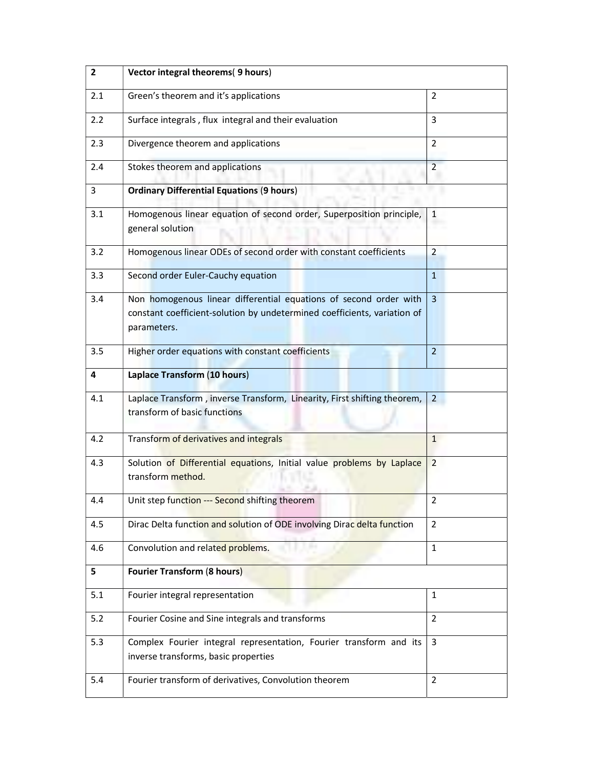| 2 | **Vector integral theorems**( **9 hours**) | |
|---|---|---|
| 2.1 | Green's theorem and it's applications | 2 |
| 2.2 | Surface integrals , flux integral and their evaluation | 3 |
| 2.3 | Divergence theorem and applications | 2 |
| 2.4 | Stokes theorem and applications | 2 |
| 3 | **Ordinary Differential Equations** (**9 hours**) | |
| 3.1 | Homogenous linear equation of second order, Superposition principle, general solution | 1 |
| 3.2 | Homogenous linear ODEs of second order with constant coefficients | 2 |
| 3.3 | Second order Euler-Cauchy equation | 1 |
| 3.4 | Non homogenous linear differential equations of second order with constant coefficient-solution by undetermined coefficients, variation of parameters. | 3 |
| 3.5 | Higher order equations with constant coefficients | 2 |
| **4** | **Laplace Transform** (**10 hours**) | |
| 4.1 | Laplace Transform , inverse Transform, Linearity, First shifting theorem, transform of basic functions | 2 |
| 4.2 | Transform of derivatives and integrals | 1 |
| 4.3 | Solution of Differential equations, Initial value problems by Laplace transform method. | 2 |
| 4.4 | Unit step function --- Second shifting theorem | 2 |
| 4.5 | Dirac Delta function and solution of ODE involving Dirac delta function | 2 |
| 4.6 | Convolution and related problems. | 1 |
| 5 | **Fourier Transform** (**8 hours**) | |
| 5.1 | Fourier integral representation | 1 |
| 5.2 | Fourier Cosine and Sine integrals and transforms | 2 |
| 5.3 | Complex Fourier integral representation, Fourier transform and its inverse transforms, basic properties | 3 |
| 5.4 | Fourier transform of derivatives, Convolution theorem | 2 |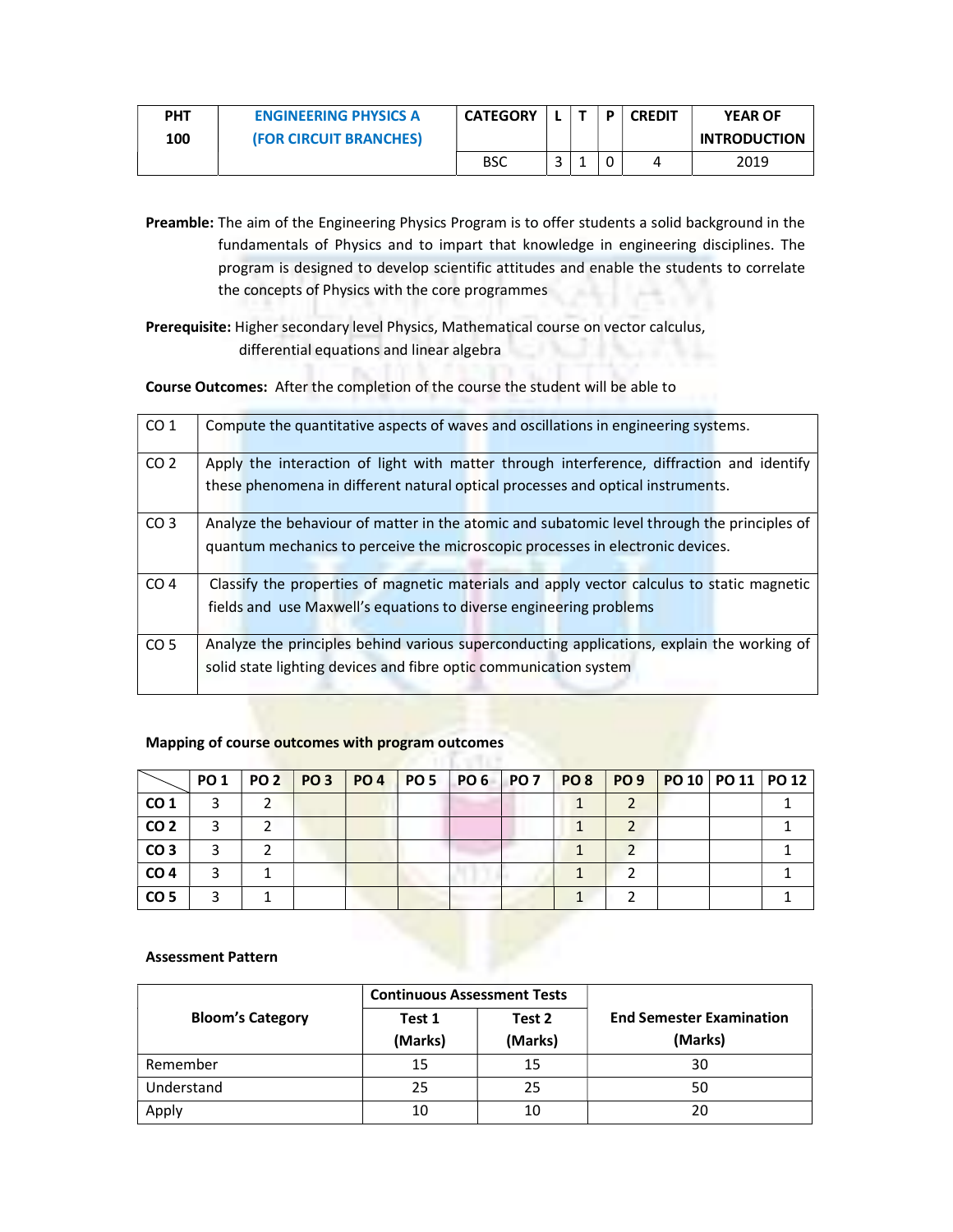| PHT 100 | ENGINEERING PHYSICS A (FOR CIRCUIT BRANCHES) | CATEGORY | L | T | P | CREDIT | YEAR OF INTRODUCTION |
|---|---|---|---|---|---|---|---|
| | | BSC | 3 | 1 | 0 | 4 | 2019 |

**Preamble:** The aim of the Engineering Physics Program is to offer students a solid background in the fundamentals of Physics and to impart that knowledge in engineering disciplines. The program is designed to develop scientific attitudes and enable the students to correlate the concepts of Physics with the core programmes

**Prerequisite:** Higher secondary level Physics, Mathematical course on vector calculus, differential equations and linear algebra

**Course Outcomes:** After the completion of the course the student will be able to

| | |
|---|---|
| CO 1 | Compute the quantitative aspects of waves and oscillations in engineering systems. |
| CO 2 | Apply the interaction of light with matter through interference, diffraction and identify these phenomena in different natural optical processes and optical instruments. |
| CO 3 | Analyze the behaviour of matter in the atomic and subatomic level through the principles of quantum mechanics to perceive the microscopic processes in electronic devices. |
| CO 4 | Classify the properties of magnetic materials and apply vector calculus to static magnetic fields and use Maxwell's equations to diverse engineering problems |
| CO 5 | Analyze the principles behind various superconducting applications, explain the working of solid state lighting devices and fibre optic communication system |

**Mapping of course outcomes with program outcomes**

| | PO 1 | PO 2 | PO 3 | PO 4 | PO 5 | PO 6 | PO 7 | PO 8 | PO 9 | PO 10 | PO 11 | PO 12 |
|---|---|---|---|---|---|---|---|---|---|---|---|---|
| **CO 1** | 3 | 2 | | | | | | 1 | 2 | | | 1 |
| **CO 2** | 3 | 2 | | | | | | 1 | 2 | | | 1 |
| **CO 3** | 3 | 2 | | | | | | 1 | 2 | | | 1 |
| **CO 4** | 3 | 1 | | | | | | 1 | 2 | | | 1 |
| **CO 5** | 3 | 1 | | | | | | 1 | 2 | | | 1 |

**Assessment Pattern**

| Bloom's Category | Continuous Assessment Tests | | End Semester Examination (Marks) |
|---|---|---|---|
| | Test 1 (Marks) | Test 2 (Marks) | |
| Remember | 15 | 15 | 30 |
| Understand | 25 | 25 | 50 |
| Apply | 10 | 10 | 20 |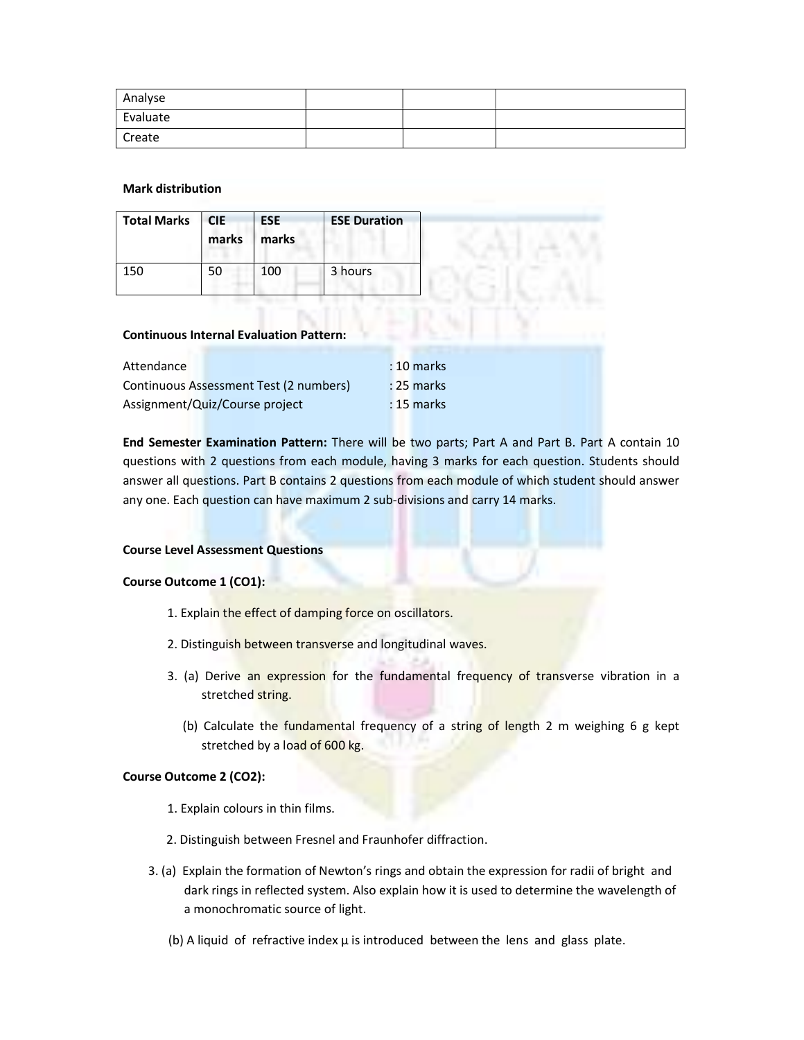| Analyse | | | |
|---|---|---|---|
| Evaluate | | | |
| Create | | | |

**Mark distribution**

| Total Marks | CIE marks | ESE marks | ESE Duration |
|---|---|---|---|
| 150 | 50 | 100 | 3 hours |

**Continuous Internal Evaluation Pattern:**

Attendance : 10 marks

Continuous Assessment Test (2 numbers) : 25 marks

Assignment/Quiz/Course project : 15 marks

**End Semester Examination Pattern:** There will be two parts; Part A and Part B. Part A contain 10 questions with 2 questions from each module, having 3 marks for each question. Students should answer all questions. Part B contains 2 questions from each module of which student should answer any one. Each question can have maximum 2 sub-divisions and carry 14 marks.

**Course Level Assessment Questions**

**Course Outcome 1 (CO1):**

1. Explain the effect of damping force on oscillators.
2. Distinguish between transverse and longitudinal waves.
3. (a) Derive an expression for the fundamental frequency of transverse vibration in a stretched string.

   (b) Calculate the fundamental frequency of a string of length 2 m weighing 6 g kept stretched by a load of 600 kg.

**Course Outcome 2 (CO2):**

1. Explain colours in thin films.
2. Distinguish between Fresnel and Fraunhofer diffraction.
3. (a) Explain the formation of Newton's rings and obtain the expression for radii of bright and dark rings in reflected system. Also explain how it is used to determine the wavelength of a monochromatic source of light.

   (b) A liquid of refractive index $\mu$ is introduced between the lens and glass plate.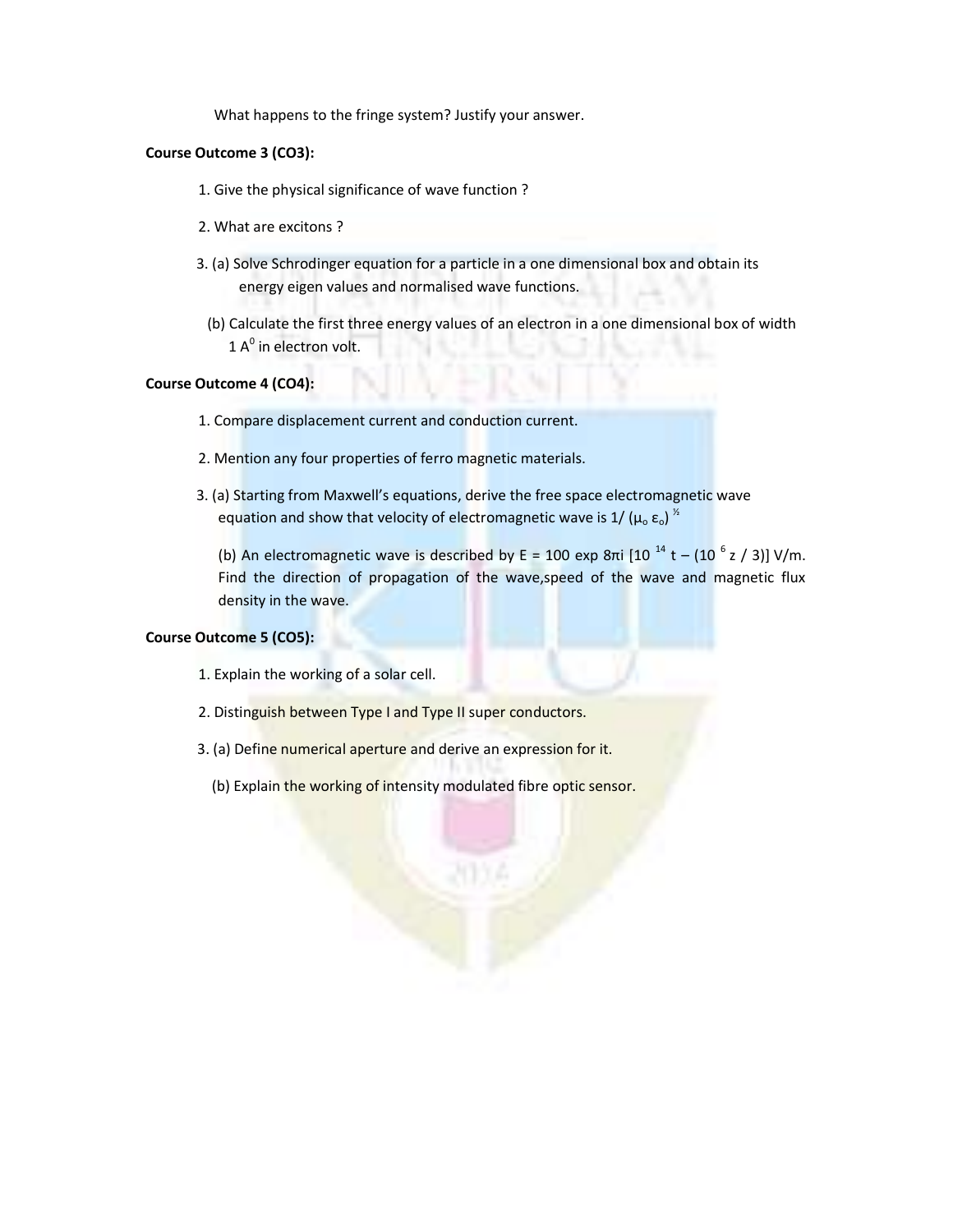What happens to the fringe system? Justify your answer.

**Course Outcome 3 (CO3):**

1. Give the physical significance of wave function ?

2. What are excitons ?

3. (a) Solve Schrodinger equation for a particle in a one dimensional box and obtain its energy eigen values and normalised wave functions.

   (b) Calculate the first three energy values of an electron in a one dimensional box of width $1\ A^0$ in electron volt.

**Course Outcome 4 (CO4):**

1. Compare displacement current and conduction current.

2. Mention any four properties of ferro magnetic materials.

3. (a) Starting from Maxwell's equations, derive the free space electromagnetic wave equation and show that velocity of electromagnetic wave is $1/(\mu_o\, \varepsilon_o)^{1/2}$

   (b) An electromagnetic wave is described by $E = 100 \exp 8\pi i\, [10^{14}\, t - (10^{6}\, z / 3)]$ V/m. Find the direction of propagation of the wave,speed of the wave and magnetic flux density in the wave.

**Course Outcome 5 (CO5):**

1. Explain the working of a solar cell.

2. Distinguish between Type I and Type II super conductors.

3. (a) Define numerical aperture and derive an expression for it.

   (b) Explain the working of intensity modulated fibre optic sensor.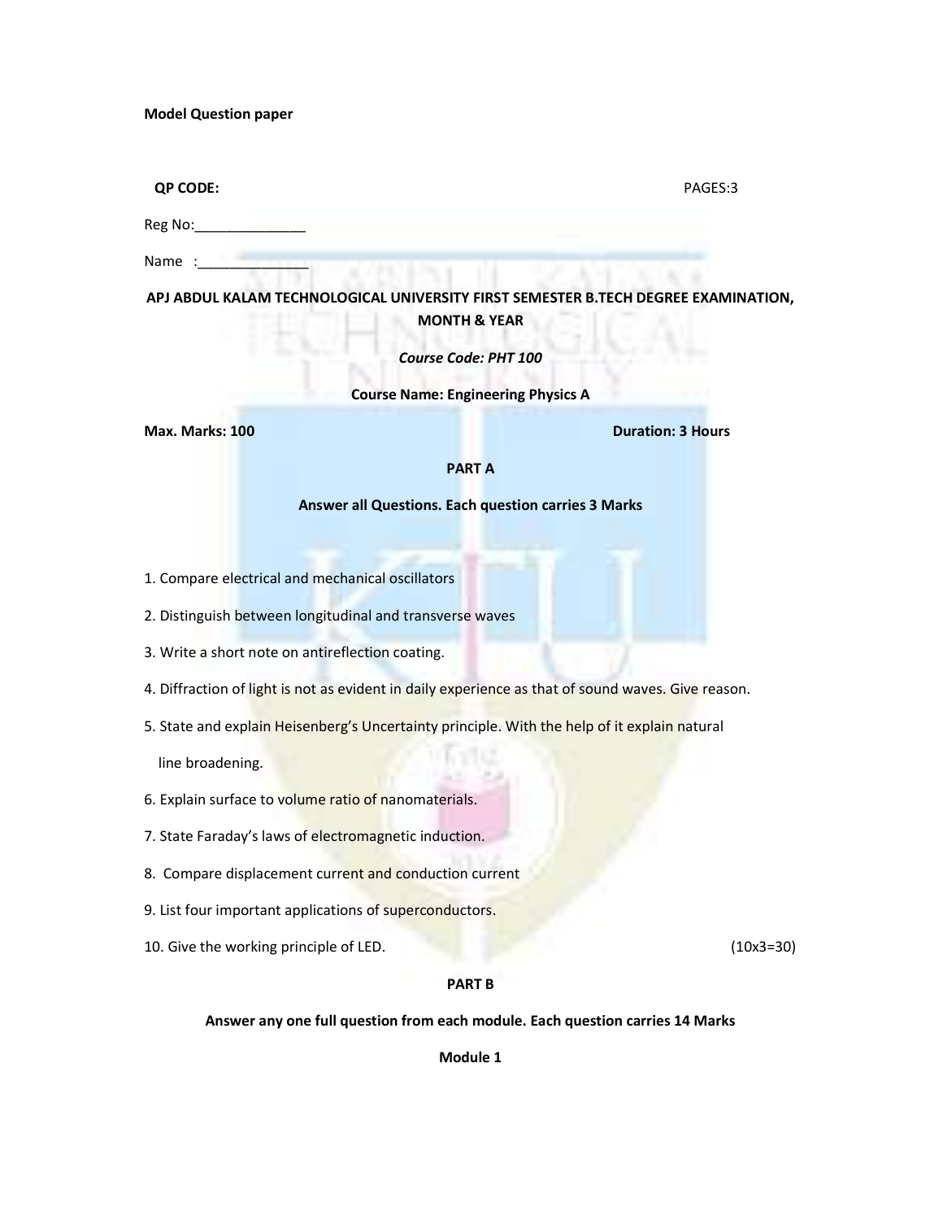**Model Question paper**

**QP CODE:** PAGES:3

Reg No:______________

Name :______________

**APJ ABDUL KALAM TECHNOLOGICAL UNIVERSITY FIRST SEMESTER B.TECH DEGREE EXAMINATION, MONTH & YEAR**

***Course Code: PHT 100***

**Course Name: Engineering Physics A**

**Max. Marks: 100** **Duration: 3 Hours**

**PART A**

**Answer all Questions. Each question carries 3 Marks**

1. Compare electrical and mechanical oscillators
2. Distinguish between longitudinal and transverse waves
3. Write a short note on antireflection coating.
4. Diffraction of light is not as evident in daily experience as that of sound waves. Give reason.
5. State and explain Heisenberg's Uncertainty principle. With the help of it explain natural line broadening.
6. Explain surface to volume ratio of nanomaterials.
7. State Faraday's laws of electromagnetic induction.
8. Compare displacement current and conduction current
9. List four important applications of superconductors.
10. Give the working principle of LED. (10x3=30)

**PART B**

**Answer any one full question from each module. Each question carries 14 Marks**

**Module 1**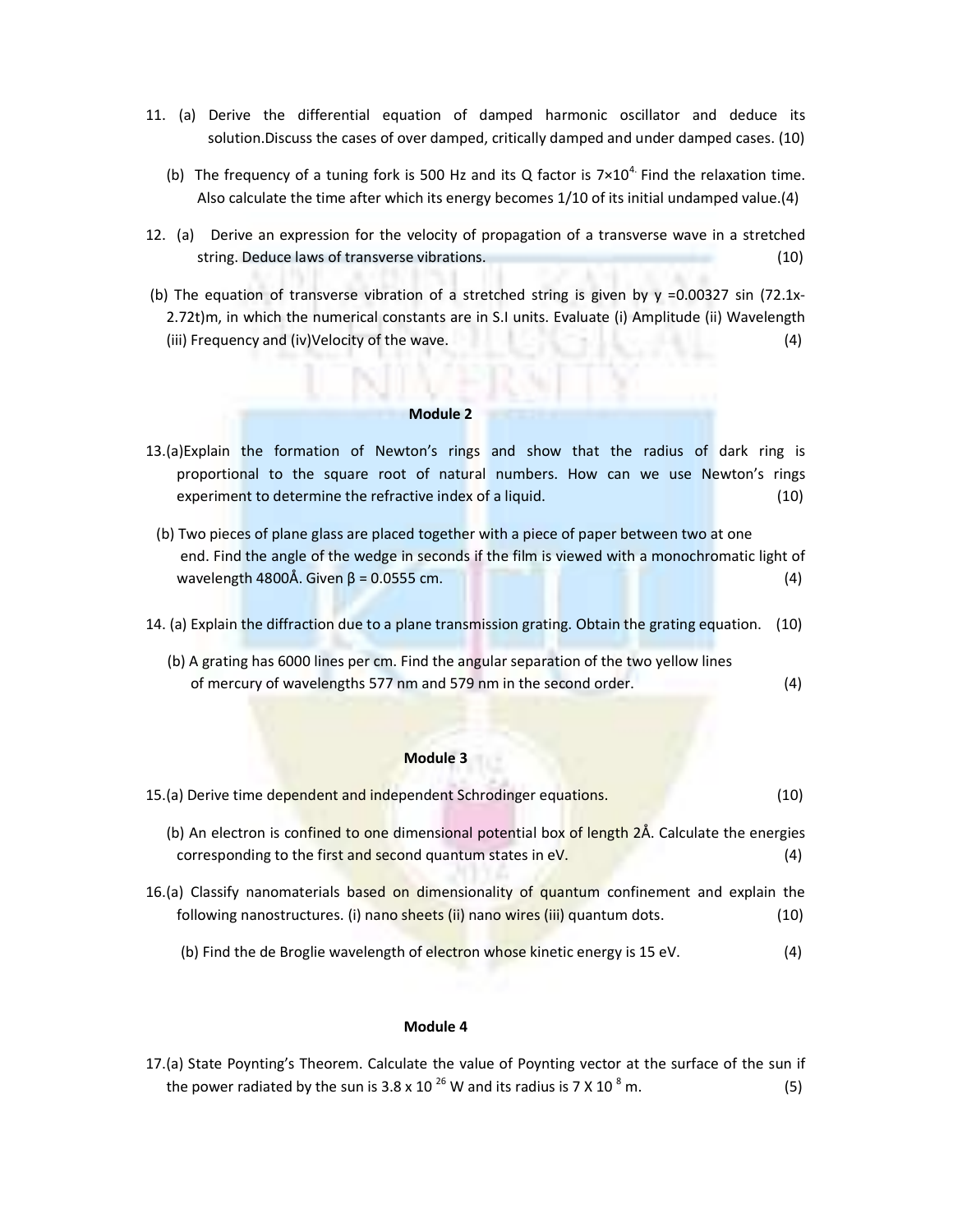11. (a) Derive the differential equation of damped harmonic oscillator and deduce its solution.Discuss the cases of over damped, critically damped and under damped cases. (10)

    (b) The frequency of a tuning fork is 500 Hz and its Q factor is $7\times10^{4}$. Find the relaxation time. Also calculate the time after which its energy becomes 1/10 of its initial undamped value.(4)

12. (a) Derive an expression for the velocity of propagation of a transverse wave in a stretched string. Deduce laws of transverse vibrations. (10)

    (b) The equation of transverse vibration of a stretched string is given by y =0.00327 sin (72.1x-2.72t)m, in which the numerical constants are in S.I units. Evaluate (i) Amplitude (ii) Wavelength (iii) Frequency and (iv)Velocity of the wave. (4)

**Module 2**

13. (a)Explain the formation of Newton's rings and show that the radius of dark ring is proportional to the square root of natural numbers. How can we use Newton's rings experiment to determine the refractive index of a liquid. (10)

    (b) Two pieces of plane glass are placed together with a piece of paper between two at one end. Find the angle of the wedge in seconds if the film is viewed with a monochromatic light of wavelength 4800Å. Given $\beta$ = 0.0555 cm. (4)

14. (a) Explain the diffraction due to a plane transmission grating. Obtain the grating equation. (10)

    (b) A grating has 6000 lines per cm. Find the angular separation of the two yellow lines of mercury of wavelengths 577 nm and 579 nm in the second order. (4)

**Module 3**

15. (a) Derive time dependent and independent Schrodinger equations. (10)

    (b) An electron is confined to one dimensional potential box of length 2Å. Calculate the energies corresponding to the first and second quantum states in eV. (4)

16. (a) Classify nanomaterials based on dimensionality of quantum confinement and explain the following nanostructures. (i) nano sheets (ii) nano wires (iii) quantum dots. (10)

    (b) Find the de Broglie wavelength of electron whose kinetic energy is 15 eV. (4)

**Module 4**

17. (a) State Poynting's Theorem. Calculate the value of Poynting vector at the surface of the sun if the power radiated by the sun is $3.8 \times 10^{26}$ W and its radius is $7 \times 10^{8}$ m. (5)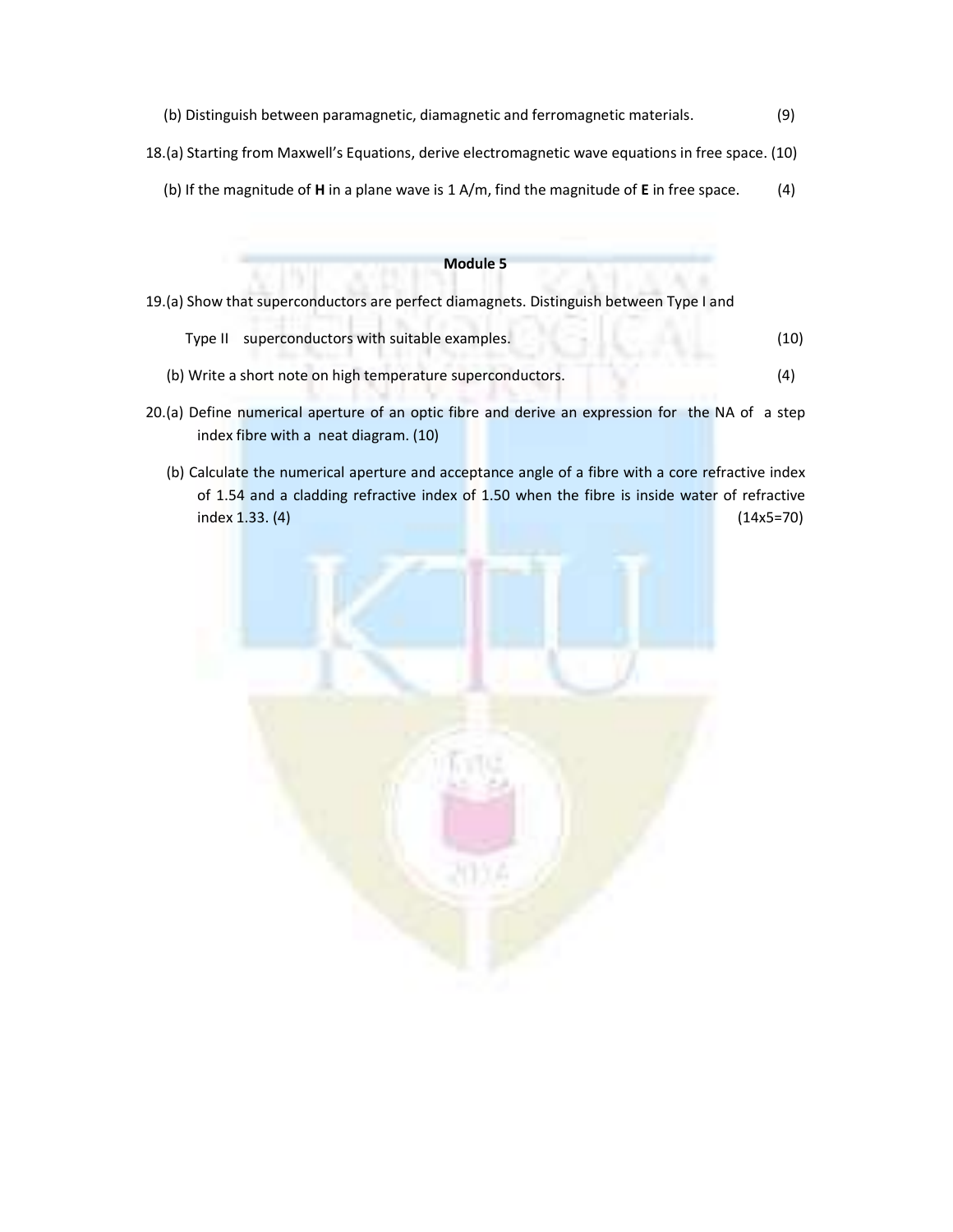(b) Distinguish between paramagnetic, diamagnetic and ferromagnetic materials. (9)

18.(a) Starting from Maxwell's Equations, derive electromagnetic wave equations in free space. (10)

(b) If the magnitude of **H** in a plane wave is 1 A/m, find the magnitude of **E** in free space. (4)

**Module 5**

19.(a) Show that superconductors are perfect diamagnets. Distinguish between Type I and Type II superconductors with suitable examples. (10)

(b) Write a short note on high temperature superconductors. (4)

20.(a) Define numerical aperture of an optic fibre and derive an expression for the NA of a step index fibre with a neat diagram. (10)

(b) Calculate the numerical aperture and acceptance angle of a fibre with a core refractive index of 1.54 and a cladding refractive index of 1.50 when the fibre is inside water of refractive index 1.33. (4) (14x5=70)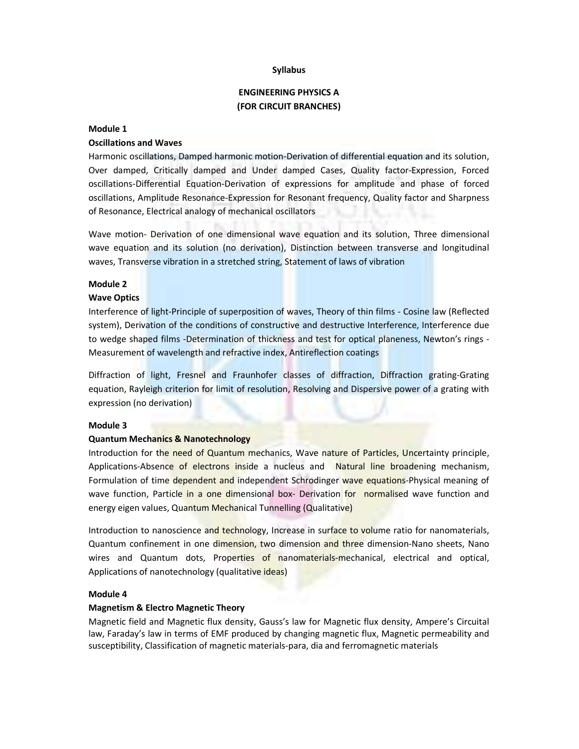**Syllabus**

**ENGINEERING PHYSICS A**
**(FOR CIRCUIT BRANCHES)**

**Module 1**

**Oscillations and Waves**

Harmonic oscillations, Damped harmonic motion-Derivation of differential equation and its solution, Over damped, Critically damped and Under damped Cases, Quality factor-Expression, Forced oscillations-Differential Equation-Derivation of expressions for amplitude and phase of forced oscillations, Amplitude Resonance-Expression for Resonant frequency, Quality factor and Sharpness of Resonance, Electrical analogy of mechanical oscillators

Wave motion- Derivation of one dimensional wave equation and its solution, Three dimensional wave equation and its solution (no derivation), Distinction between transverse and longitudinal waves, Transverse vibration in a stretched string, Statement of laws of vibration

**Module 2**

**Wave Optics**

Interference of light-Principle of superposition of waves, Theory of thin films - Cosine law (Reflected system), Derivation of the conditions of constructive and destructive Interference, Interference due to wedge shaped films -Determination of thickness and test for optical planeness, Newton's rings - Measurement of wavelength and refractive index, Antireflection coatings

Diffraction of light, Fresnel and Fraunhofer classes of diffraction, Diffraction grating-Grating equation, Rayleigh criterion for limit of resolution, Resolving and Dispersive power of a grating with expression (no derivation)

**Module 3**

**Quantum Mechanics & Nanotechnology**

Introduction for the need of Quantum mechanics, Wave nature of Particles, Uncertainty principle, Applications-Absence of electrons inside a nucleus and Natural line broadening mechanism, Formulation of time dependent and independent Schrodinger wave equations-Physical meaning of wave function, Particle in a one dimensional box- Derivation for normalised wave function and energy eigen values, Quantum Mechanical Tunnelling (Qualitative)

Introduction to nanoscience and technology, Increase in surface to volume ratio for nanomaterials, Quantum confinement in one dimension, two dimension and three dimension-Nano sheets, Nano wires and Quantum dots, Properties of nanomaterials-mechanical, electrical and optical, Applications of nanotechnology (qualitative ideas)

**Module 4**

**Magnetism & Electro Magnetic Theory**

Magnetic field and Magnetic flux density, Gauss's law for Magnetic flux density, Ampere's Circuital law, Faraday's law in terms of EMF produced by changing magnetic flux, Magnetic permeability and susceptibility, Classification of magnetic materials-para, dia and ferromagnetic materials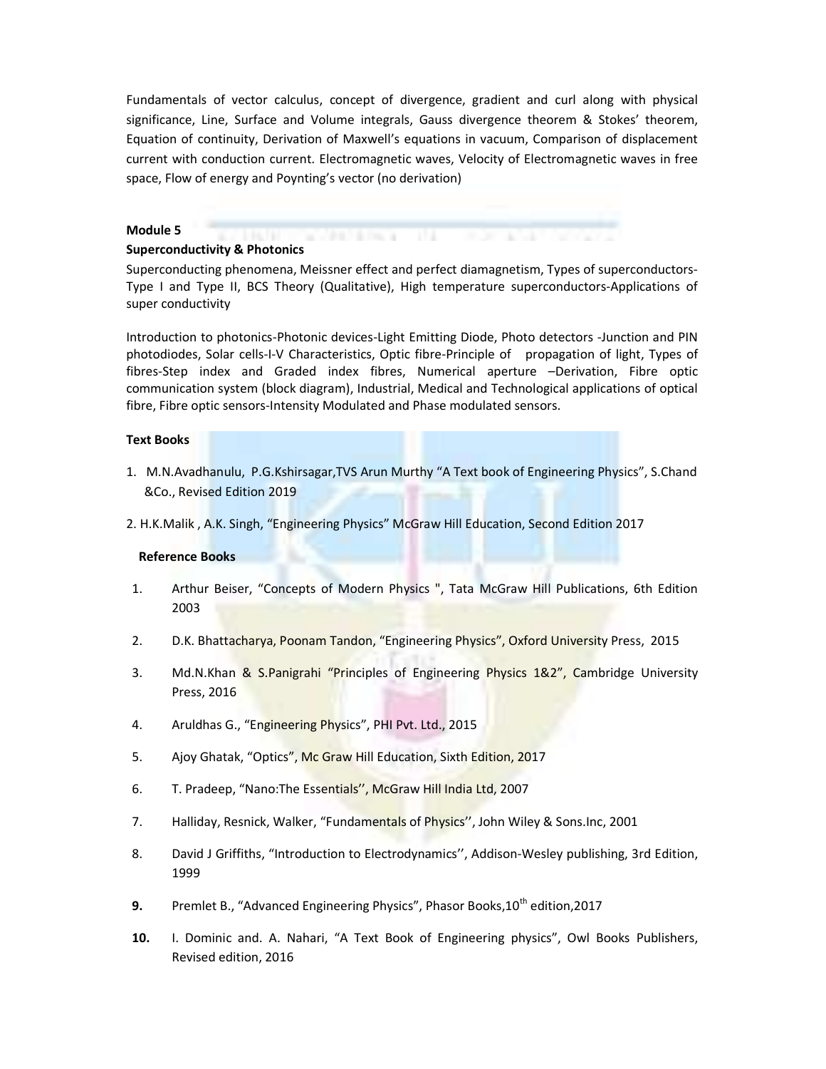Fundamentals of vector calculus, concept of divergence, gradient and curl along with physical significance, Line, Surface and Volume integrals, Gauss divergence theorem & Stokes' theorem, Equation of continuity, Derivation of Maxwell's equations in vacuum, Comparison of displacement current with conduction current. Electromagnetic waves, Velocity of Electromagnetic waves in free space, Flow of energy and Poynting's vector (no derivation)

**Module 5**

**Superconductivity & Photonics**

Superconducting phenomena, Meissner effect and perfect diamagnetism, Types of superconductors-Type I and Type II, BCS Theory (Qualitative), High temperature superconductors-Applications of super conductivity

Introduction to photonics-Photonic devices-Light Emitting Diode, Photo detectors -Junction and PIN photodiodes, Solar cells-I-V Characteristics, Optic fibre-Principle of propagation of light, Types of fibres-Step index and Graded index fibres, Numerical aperture –Derivation, Fibre optic communication system (block diagram), Industrial, Medical and Technological applications of optical fibre, Fibre optic sensors-Intensity Modulated and Phase modulated sensors.

**Text Books**

1. M.N.Avadhanulu, P.G.Kshirsagar,TVS Arun Murthy "A Text book of Engineering Physics", S.Chand &Co., Revised Edition 2019
2. H.K.Malik , A.K. Singh, "Engineering Physics" McGraw Hill Education, Second Edition 2017

**Reference Books**

1. Arthur Beiser, "Concepts of Modern Physics ", Tata McGraw Hill Publications, 6th Edition 2003
2. D.K. Bhattacharya, Poonam Tandon, "Engineering Physics", Oxford University Press, 2015
3. Md.N.Khan & S.Panigrahi "Principles of Engineering Physics 1&2", Cambridge University Press, 2016
4. Aruldhas G., "Engineering Physics", PHI Pvt. Ltd., 2015
5. Ajoy Ghatak, "Optics", Mc Graw Hill Education, Sixth Edition, 2017
6. T. Pradeep, "Nano:The Essentials'', McGraw Hill India Ltd, 2007
7. Halliday, Resnick, Walker, "Fundamentals of Physics'', John Wiley & Sons.Inc, 2001
8. David J Griffiths, "Introduction to Electrodynamics'', Addison-Wesley publishing, 3rd Edition, 1999
9. Premlet B., "Advanced Engineering Physics", Phasor Books,10th edition,2017
10. I. Dominic and. A. Nahari, "A Text Book of Engineering physics", Owl Books Publishers, Revised edition, 2016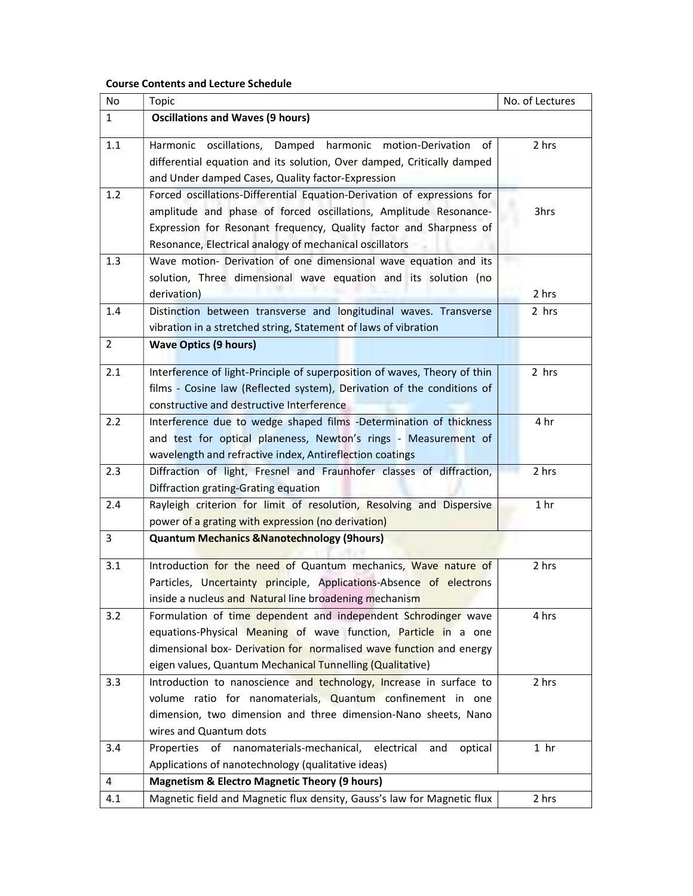**Course Contents and Lecture Schedule**

| No | Topic | No. of Lectures |
|---|---|---|
| 1 | **Oscillations and Waves (9 hours)** | |
| 1.1 | Harmonic oscillations, Damped harmonic motion-Derivation of differential equation and its solution, Over damped, Critically damped and Under damped Cases, Quality factor-Expression | 2 hrs |
| 1.2 | Forced oscillations-Differential Equation-Derivation of expressions for amplitude and phase of forced oscillations, Amplitude Resonance-Expression for Resonant frequency, Quality factor and Sharpness of Resonance, Electrical analogy of mechanical oscillators | 3hrs |
| 1.3 | Wave motion- Derivation of one dimensional wave equation and its solution, Three dimensional wave equation and its solution (no derivation) | 2 hrs |
| 1.4 | Distinction between transverse and longitudinal waves. Transverse vibration in a stretched string, Statement of laws of vibration | 2 hrs |
| 2 | **Wave Optics (9 hours)** | |
| 2.1 | Interference of light-Principle of superposition of waves, Theory of thin films - Cosine law (Reflected system), Derivation of the conditions of constructive and destructive Interference | 2 hrs |
| 2.2 | Interference due to wedge shaped films -Determination of thickness and test for optical planeness, Newton's rings - Measurement of wavelength and refractive index, Antireflection coatings | 4 hr |
| 2.3 | Diffraction of light, Fresnel and Fraunhofer classes of diffraction, Diffraction grating-Grating equation | 2 hrs |
| 2.4 | Rayleigh criterion for limit of resolution, Resolving and Dispersive power of a grating with expression (no derivation) | 1 hr |
| 3 | **Quantum Mechanics &Nanotechnology (9hours)** | |
| 3.1 | Introduction for the need of Quantum mechanics, Wave nature of Particles, Uncertainty principle, Applications-Absence of electrons inside a nucleus and Natural line broadening mechanism | 2 hrs |
| 3.2 | Formulation of time dependent and independent Schrodinger wave equations-Physical Meaning of wave function, Particle in a one dimensional box- Derivation for normalised wave function and energy eigen values, Quantum Mechanical Tunnelling (Qualitative) | 4 hrs |
| 3.3 | Introduction to nanoscience and technology, Increase in surface to volume ratio for nanomaterials, Quantum confinement in one dimension, two dimension and three dimension-Nano sheets, Nano wires and Quantum dots | 2 hrs |
| 3.4 | Properties of nanomaterials-mechanical, electrical and optical Applications of nanotechnology (qualitative ideas) | 1 hr |
| 4 | **Magnetism & Electro Magnetic Theory (9 hours)** | |
| 4.1 | Magnetic field and Magnetic flux density, Gauss's law for Magnetic flux | 2 hrs |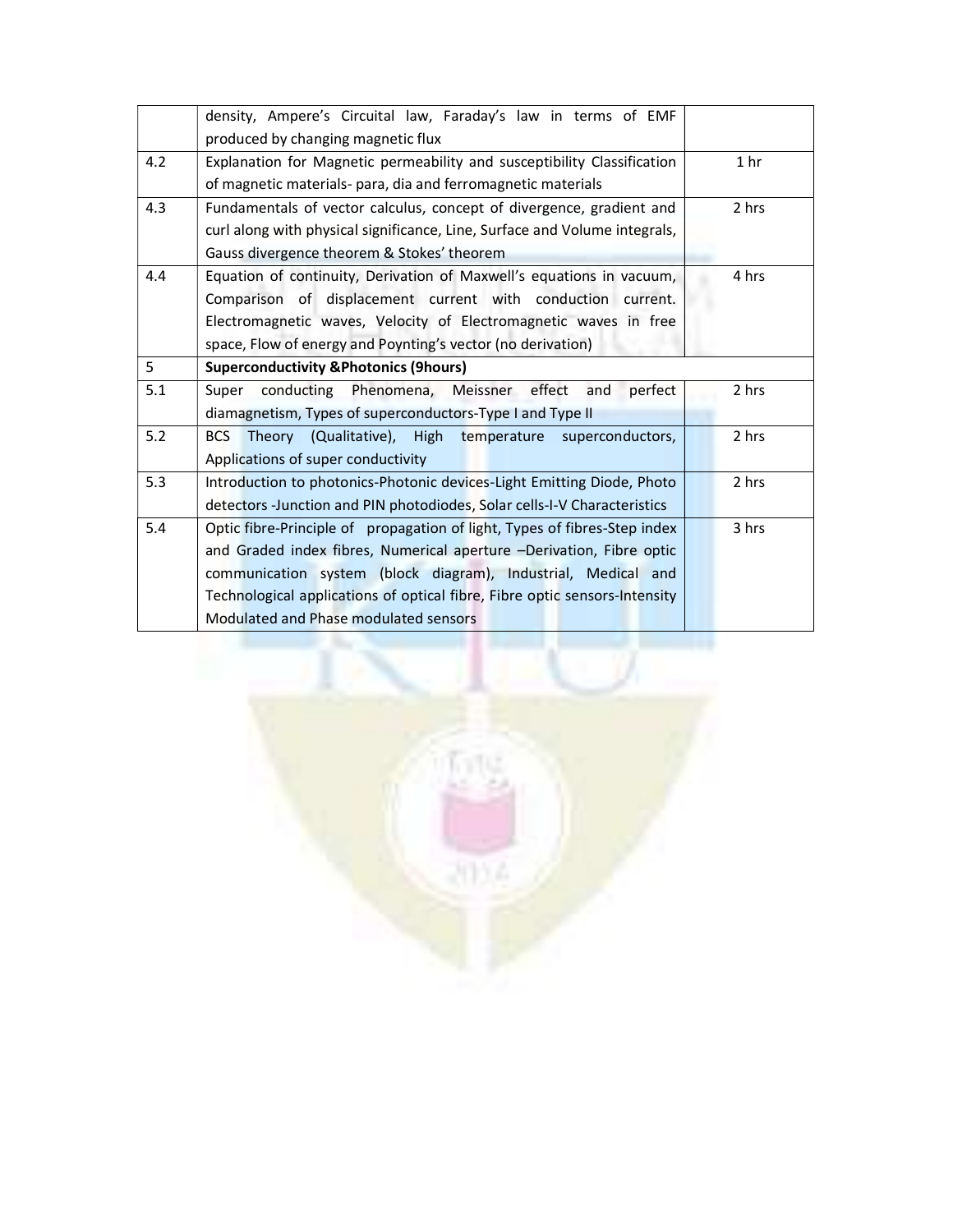| | | |
|---|---|---|
| | density, Ampere's Circuital law, Faraday's law in terms of EMF produced by changing magnetic flux | |
| 4.2 | Explanation for Magnetic permeability and susceptibility Classification of magnetic materials- para, dia and ferromagnetic materials | 1 hr |
| 4.3 | Fundamentals of vector calculus, concept of divergence, gradient and curl along with physical significance, Line, Surface and Volume integrals, Gauss divergence theorem & Stokes' theorem | 2 hrs |
| 4.4 | Equation of continuity, Derivation of Maxwell's equations in vacuum, Comparison of displacement current with conduction current. Electromagnetic waves, Velocity of Electromagnetic waves in free space, Flow of energy and Poynting's vector (no derivation) | 4 hrs |
| 5 | **Superconductivity &Photonics (9hours)** | |
| 5.1 | Super conducting Phenomena, Meissner effect and perfect diamagnetism, Types of superconductors-Type I and Type II | 2 hrs |
| 5.2 | BCS Theory (Qualitative), High temperature superconductors, Applications of super conductivity | 2 hrs |
| 5.3 | Introduction to photonics-Photonic devices-Light Emitting Diode, Photo detectors -Junction and PIN photodiodes, Solar cells-I-V Characteristics | 2 hrs |
| 5.4 | Optic fibre-Principle of propagation of light, Types of fibres-Step index and Graded index fibres, Numerical aperture –Derivation, Fibre optic communication system (block diagram), Industrial, Medical and Technological applications of optical fibre, Fibre optic sensors-Intensity Modulated and Phase modulated sensors | 3 hrs |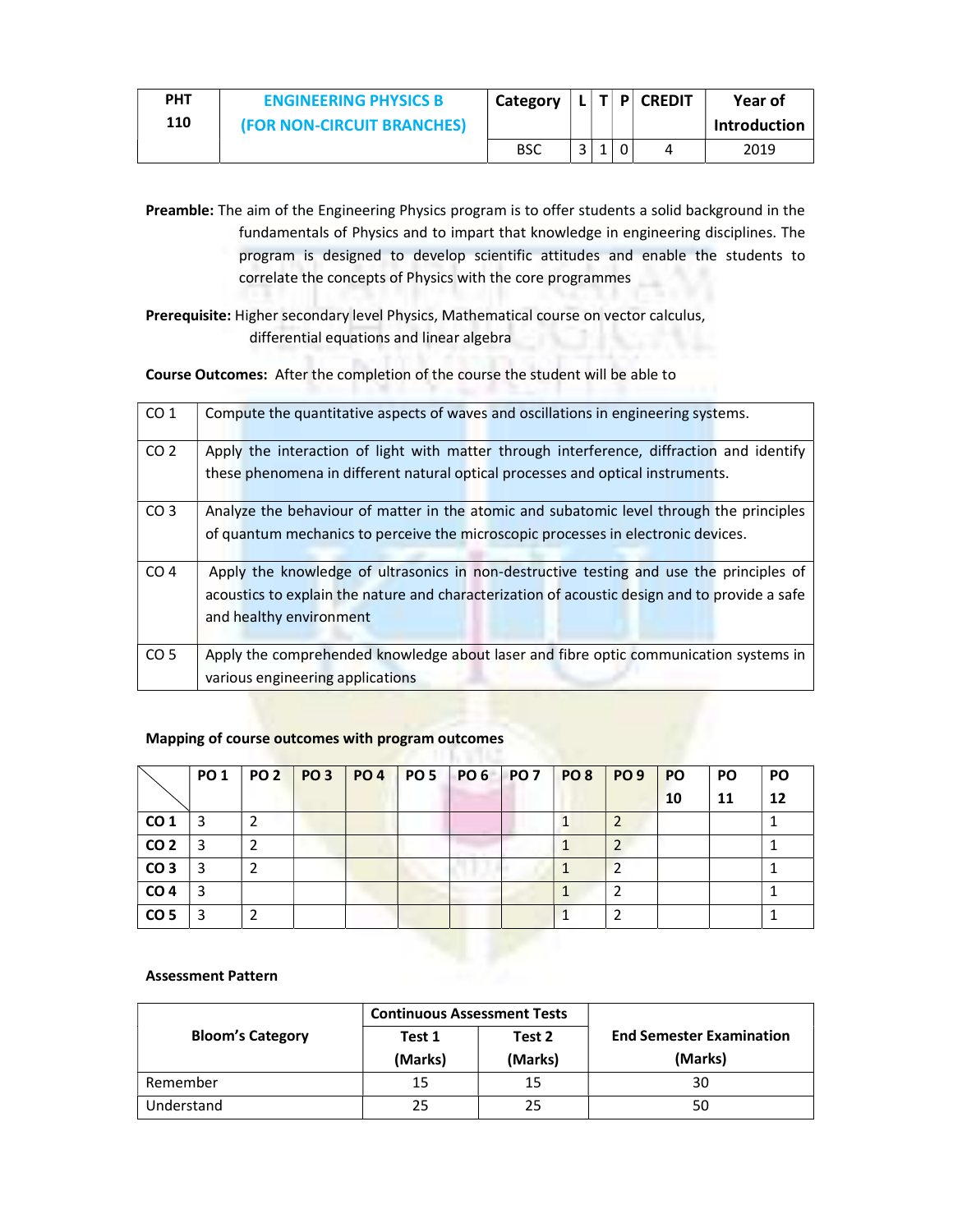| PHT 110 | ENGINEERING PHYSICS B (FOR NON-CIRCUIT BRANCHES) | Category | L | T | P | CREDIT | Year of Introduction |
|---|---|---|---|---|---|---|---|
| | | BSC | 3 | 1 | 0 | 4 | 2019 |

**Preamble:** The aim of the Engineering Physics program is to offer students a solid background in the fundamentals of Physics and to impart that knowledge in engineering disciplines. The program is designed to develop scientific attitudes and enable the students to correlate the concepts of Physics with the core programmes

**Prerequisite:** Higher secondary level Physics, Mathematical course on vector calculus, differential equations and linear algebra

**Course Outcomes:** After the completion of the course the student will be able to

| | |
|---|---|
| CO 1 | Compute the quantitative aspects of waves and oscillations in engineering systems. |
| CO 2 | Apply the interaction of light with matter through interference, diffraction and identify these phenomena in different natural optical processes and optical instruments. |
| CO 3 | Analyze the behaviour of matter in the atomic and subatomic level through the principles of quantum mechanics to perceive the microscopic processes in electronic devices. |
| CO 4 | Apply the knowledge of ultrasonics in non-destructive testing and use the principles of acoustics to explain the nature and characterization of acoustic design and to provide a safe and healthy environment |
| CO 5 | Apply the comprehended knowledge about laser and fibre optic communication systems in various engineering applications |

**Mapping of course outcomes with program outcomes**

| | PO 1 | PO 2 | PO 3 | PO 4 | PO 5 | PO 6 | PO 7 | PO 8 | PO 9 | PO 10 | PO 11 | PO 12 |
|---|---|---|---|---|---|---|---|---|---|---|---|---|
| **CO 1** | 3 | 2 | | | | | | 1 | 2 | | | 1 |
| **CO 2** | 3 | 2 | | | | | | 1 | 2 | | | 1 |
| **CO 3** | 3 | 2 | | | | | | 1 | 2 | | | 1 |
| **CO 4** | 3 | | | | | | | 1 | 2 | | | 1 |
| **CO 5** | 3 | 2 | | | | | | 1 | 2 | | | 1 |

**Assessment Pattern**

| Bloom's Category | Continuous Assessment Tests | | End Semester Examination (Marks) |
|---|---|---|---|
| | Test 1 (Marks) | Test 2 (Marks) | |
| Remember | 15 | 15 | 30 |
| Understand | 25 | 25 | 50 |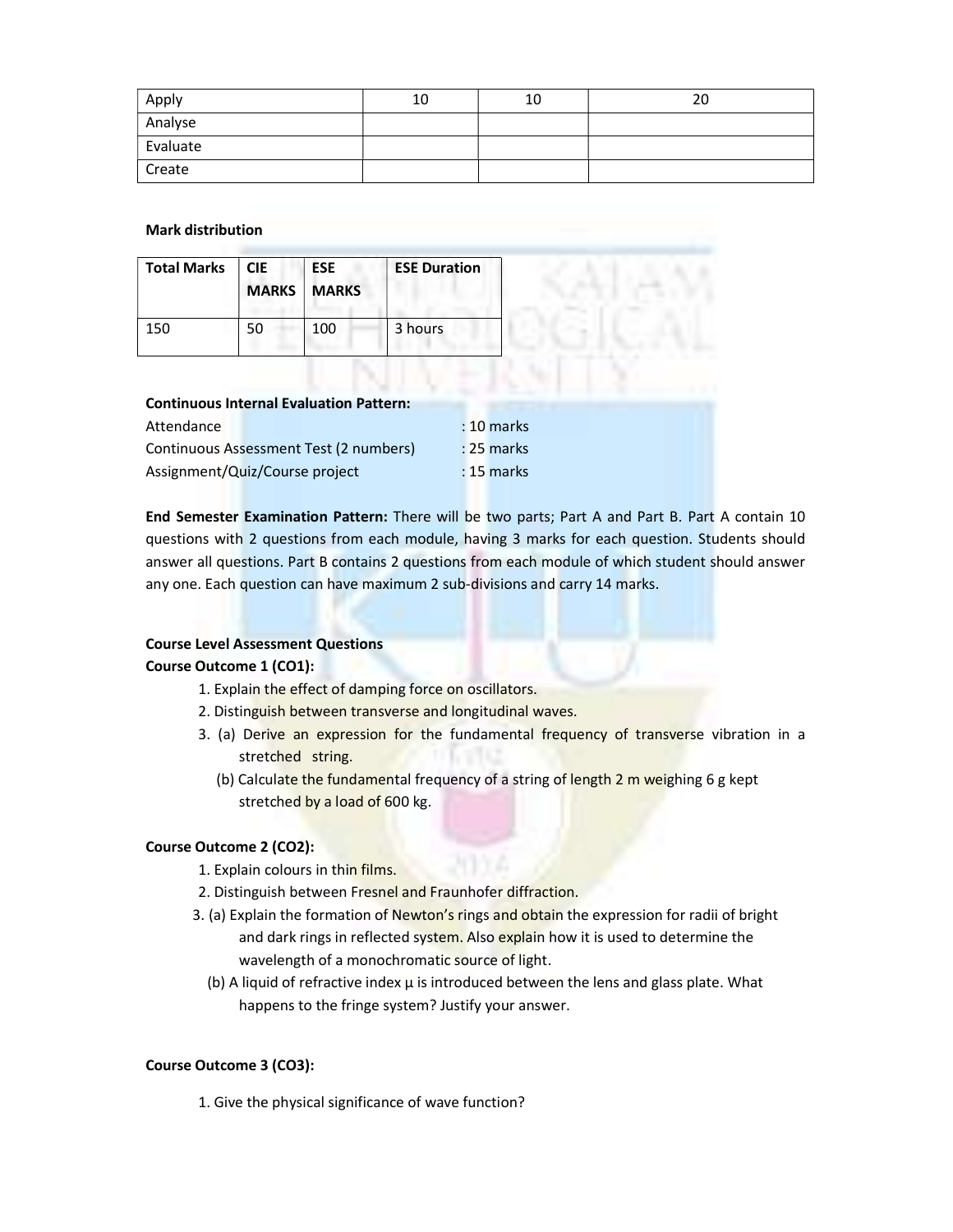| Apply | 10 | 10 | 20 |
|---|---|---|---|
| Analyse | | | |
| Evaluate | | | |
| Create | | | |

**Mark distribution**

| Total Marks | CIE MARKS | ESE MARKS | ESE Duration |
|---|---|---|---|
| 150 | 50 | 100 | 3 hours |

**Continuous Internal Evaluation Pattern:**

Attendance : 10 marks

Continuous Assessment Test (2 numbers) : 25 marks

Assignment/Quiz/Course project : 15 marks

**End Semester Examination Pattern:** There will be two parts; Part A and Part B. Part A contain 10 questions with 2 questions from each module, having 3 marks for each question. Students should answer all questions. Part B contains 2 questions from each module of which student should answer any one. Each question can have maximum 2 sub-divisions and carry 14 marks.

**Course Level Assessment Questions**

**Course Outcome 1 (CO1):**

1. Explain the effect of damping force on oscillators.
2. Distinguish between transverse and longitudinal waves.
3. (a) Derive an expression for the fundamental frequency of transverse vibration in a stretched string.

   (b) Calculate the fundamental frequency of a string of length 2 m weighing 6 g kept stretched by a load of 600 kg.

**Course Outcome 2 (CO2):**

1. Explain colours in thin films.
2. Distinguish between Fresnel and Fraunhofer diffraction.
3. (a) Explain the formation of Newton's rings and obtain the expression for radii of bright and dark rings in reflected system. Also explain how it is used to determine the wavelength of a monochromatic source of light.

   (b) A liquid of refractive index μ is introduced between the lens and glass plate. What happens to the fringe system? Justify your answer.

**Course Outcome 3 (CO3):**

1. Give the physical significance of wave function?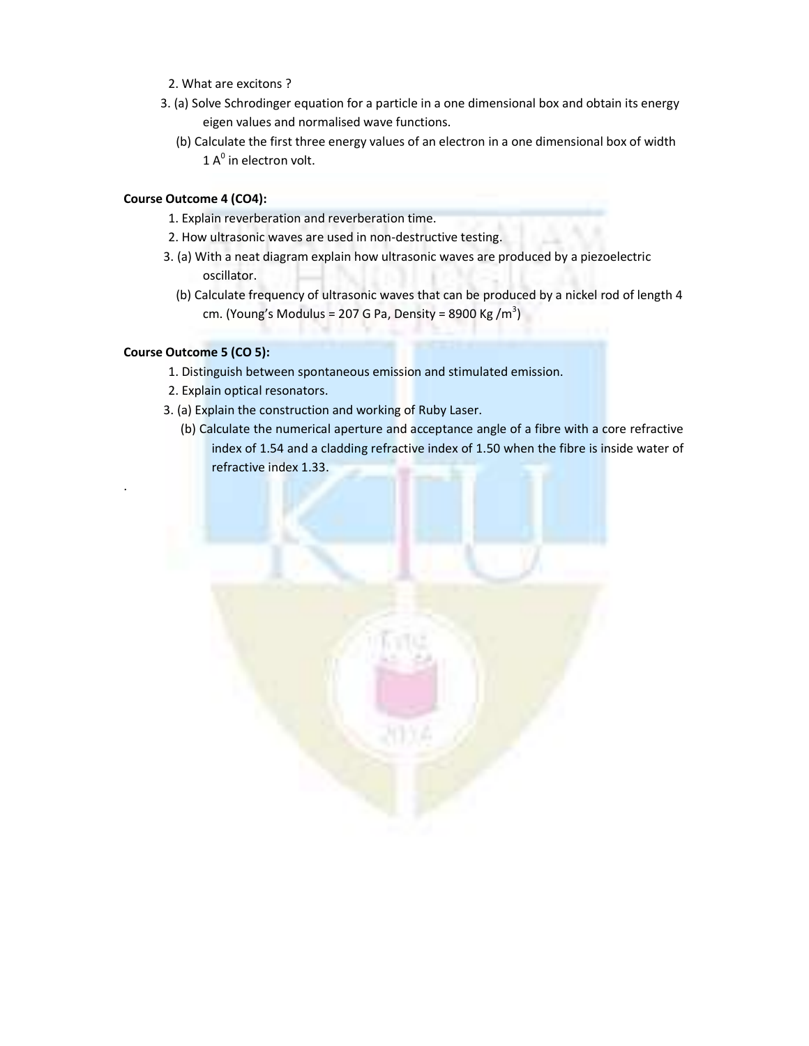2. What are excitons ?

3. (a) Solve Schrodinger equation for a particle in a one dimensional box and obtain its energy eigen values and normalised wave functions.

   (b) Calculate the first three energy values of an electron in a one dimensional box of width 1 $A^0$ in electron volt.

**Course Outcome 4 (CO4):**

1. Explain reverberation and reverberation time.
2. How ultrasonic waves are used in non-destructive testing.
3. (a) With a neat diagram explain how ultrasonic waves are produced by a piezoelectric oscillator.

   (b) Calculate frequency of ultrasonic waves that can be produced by a nickel rod of length 4 cm. (Young's Modulus = 207 G Pa, Density = 8900 Kg /$m^3$)

**Course Outcome 5 (CO 5):**

1. Distinguish between spontaneous emission and stimulated emission.
2. Explain optical resonators.
3. (a) Explain the construction and working of Ruby Laser.

   (b) Calculate the numerical aperture and acceptance angle of a fibre with a core refractive index of 1.54 and a cladding refractive index of 1.50 when the fibre is inside water of refractive index 1.33.

.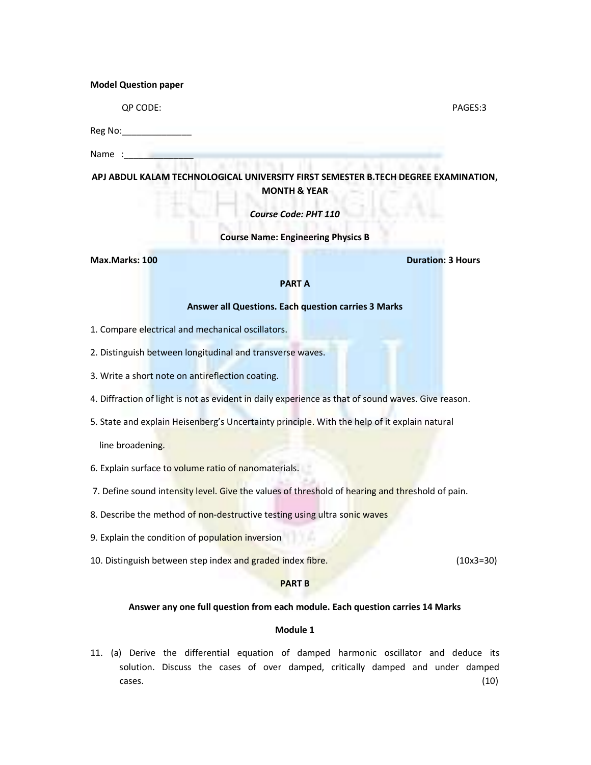**Model Question paper**

QP CODE: PAGES:3

Reg No:______________

Name :______________

**APJ ABDUL KALAM TECHNOLOGICAL UNIVERSITY FIRST SEMESTER B.TECH DEGREE EXAMINATION, MONTH & YEAR**

***Course Code: PHT 110***

**Course Name: Engineering Physics B**

**Max.Marks: 100** **Duration: 3 Hours**

**PART A**

**Answer all Questions. Each question carries 3 Marks**

1. Compare electrical and mechanical oscillators.

2. Distinguish between longitudinal and transverse waves.

3. Write a short note on antireflection coating.

4. Diffraction of light is not as evident in daily experience as that of sound waves. Give reason.

5. State and explain Heisenberg's Uncertainty principle. With the help of it explain natural line broadening.

6. Explain surface to volume ratio of nanomaterials.

7. Define sound intensity level. Give the values of threshold of hearing and threshold of pain.

8. Describe the method of non-destructive testing using ultra sonic waves

9. Explain the condition of population inversion

10. Distinguish between step index and graded index fibre. (10x3=30)

**PART B**

**Answer any one full question from each module. Each question carries 14 Marks**

**Module 1**

11. (a) Derive the differential equation of damped harmonic oscillator and deduce its solution. Discuss the cases of over damped, critically damped and under damped cases. (10)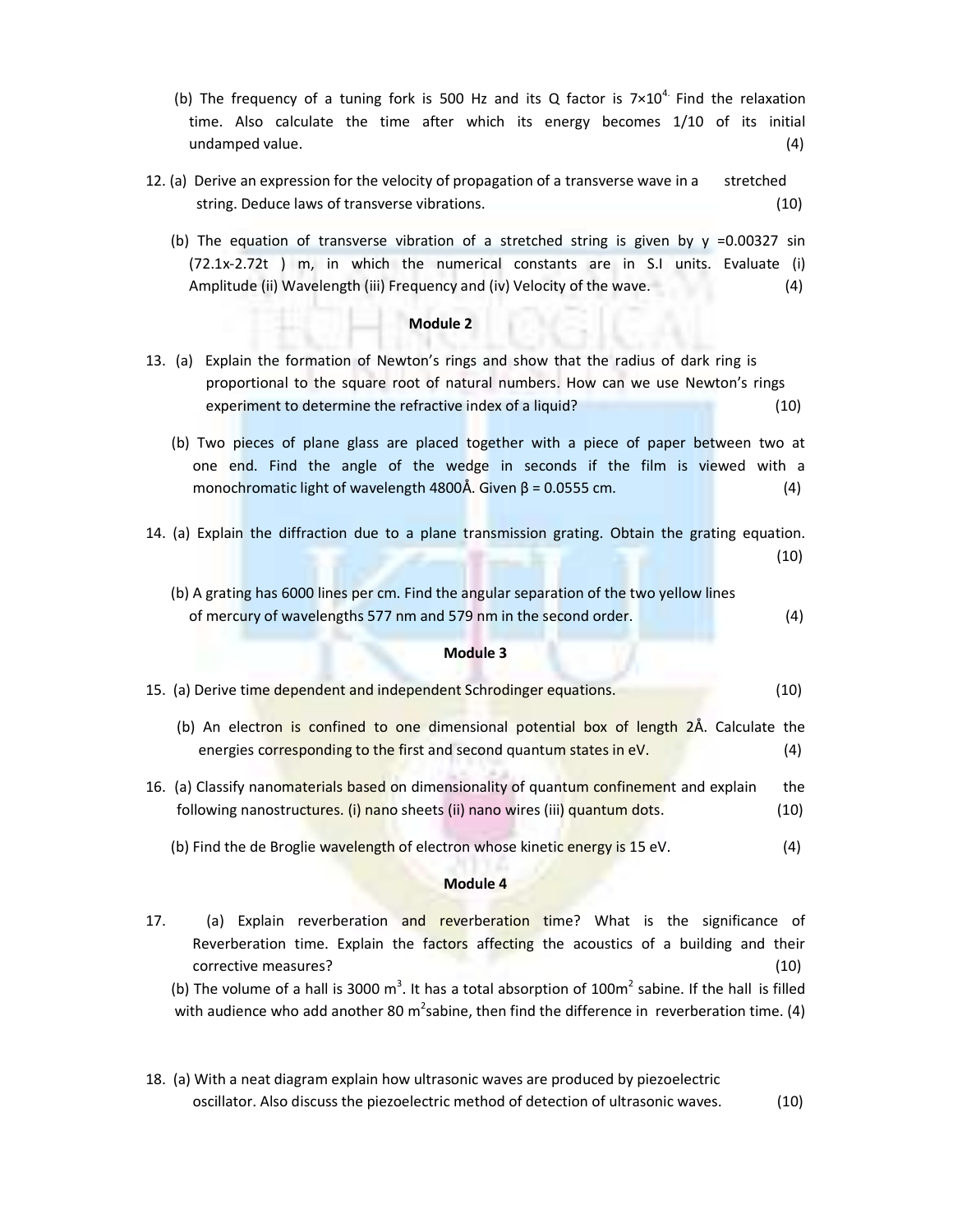(b) The frequency of a tuning fork is 500 Hz and its Q factor is $7\times10^{4}$. Find the relaxation time. Also calculate the time after which its energy becomes 1/10 of its initial undamped value. (4)

12. (a) Derive an expression for the velocity of propagation of a transverse wave in a stretched string. Deduce laws of transverse vibrations. (10)

(b) The equation of transverse vibration of a stretched string is given by y =0.00327 sin (72.1x-2.72t ) m, in which the numerical constants are in S.I units. Evaluate (i) Amplitude (ii) Wavelength (iii) Frequency and (iv) Velocity of the wave. (4)

## Module 2

13. (a) Explain the formation of Newton's rings and show that the radius of dark ring is proportional to the square root of natural numbers. How can we use Newton's rings experiment to determine the refractive index of a liquid? (10)

(b) Two pieces of plane glass are placed together with a piece of paper between two at one end. Find the angle of the wedge in seconds if the film is viewed with a monochromatic light of wavelength 4800Å. Given β = 0.0555 cm. (4)

14. (a) Explain the diffraction due to a plane transmission grating. Obtain the grating equation. (10)

(b) A grating has 6000 lines per cm. Find the angular separation of the two yellow lines of mercury of wavelengths 577 nm and 579 nm in the second order. (4)

## Module 3

15. (a) Derive time dependent and independent Schrodinger equations. (10)

(b) An electron is confined to one dimensional potential box of length 2Å. Calculate the energies corresponding to the first and second quantum states in eV. (4)

16. (a) Classify nanomaterials based on dimensionality of quantum confinement and explain the following nanostructures. (i) nano sheets (ii) nano wires (iii) quantum dots. (10)

(b) Find the de Broglie wavelength of electron whose kinetic energy is 15 eV. (4)

## Module 4

17. (a) Explain reverberation and reverberation time? What is the significance of Reverberation time. Explain the factors affecting the acoustics of a building and their corrective measures? (10)

(b) The volume of a hall is 3000 $m^3$. It has a total absorption of 100$m^2$ sabine. If the hall is filled with audience who add another 80 $m^2$sabine, then find the difference in reverberation time. (4)

18. (a) With a neat diagram explain how ultrasonic waves are produced by piezoelectric oscillator. Also discuss the piezoelectric method of detection of ultrasonic waves. (10)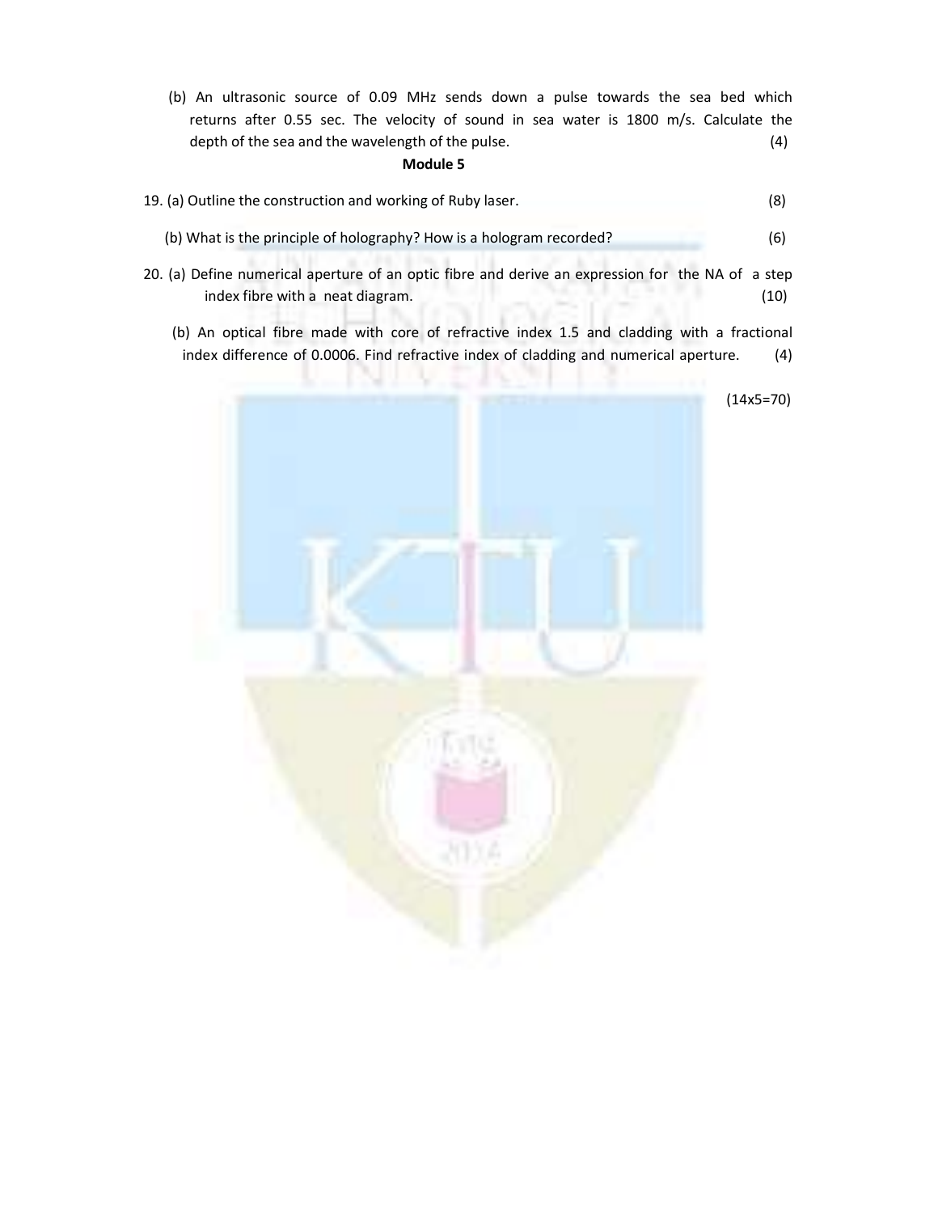(b) An ultrasonic source of 0.09 MHz sends down a pulse towards the sea bed which returns after 0.55 sec. The velocity of sound in sea water is 1800 m/s. Calculate the depth of the sea and the wavelength of the pulse. (4)

**Module 5**

19. (a) Outline the construction and working of Ruby laser. (8)

(b) What is the principle of holography? How is a hologram recorded? (6)

20. (a) Define numerical aperture of an optic fibre and derive an expression for the NA of a step index fibre with a neat diagram. (10)

(b) An optical fibre made with core of refractive index 1.5 and cladding with a fractional index difference of 0.0006. Find refractive index of cladding and numerical aperture. (4)

(14x5=70)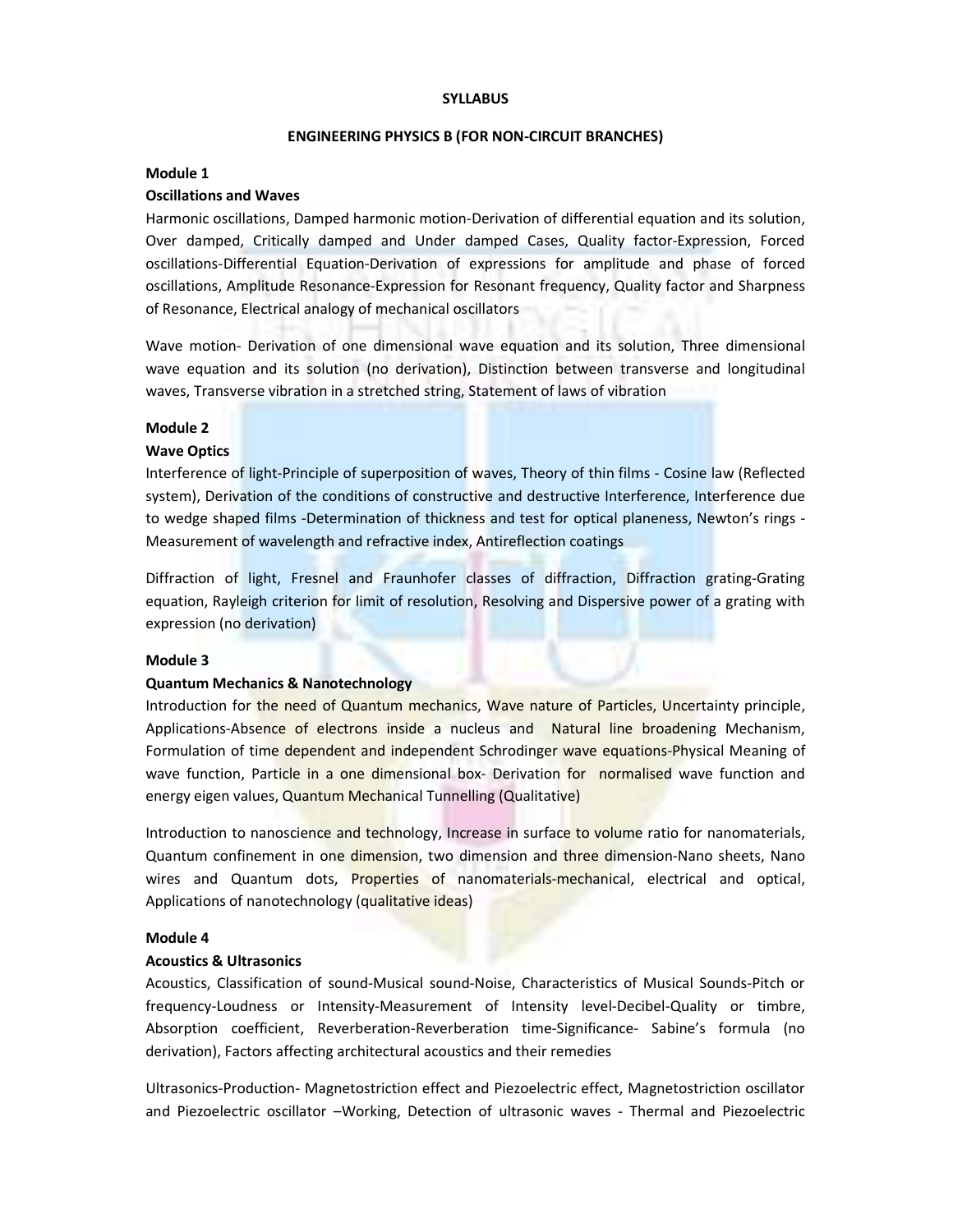**SYLLABUS**

**ENGINEERING PHYSICS B (FOR NON-CIRCUIT BRANCHES)**

**Module 1**

**Oscillations and Waves**

Harmonic oscillations, Damped harmonic motion-Derivation of differential equation and its solution, Over damped, Critically damped and Under damped Cases, Quality factor-Expression, Forced oscillations-Differential Equation-Derivation of expressions for amplitude and phase of forced oscillations, Amplitude Resonance-Expression for Resonant frequency, Quality factor and Sharpness of Resonance, Electrical analogy of mechanical oscillators

Wave motion- Derivation of one dimensional wave equation and its solution, Three dimensional wave equation and its solution (no derivation), Distinction between transverse and longitudinal waves, Transverse vibration in a stretched string, Statement of laws of vibration

**Module 2**

**Wave Optics**

Interference of light-Principle of superposition of waves, Theory of thin films - Cosine law (Reflected system), Derivation of the conditions of constructive and destructive Interference, Interference due to wedge shaped films -Determination of thickness and test for optical planeness, Newton's rings - Measurement of wavelength and refractive index, Antireflection coatings

Diffraction of light, Fresnel and Fraunhofer classes of diffraction, Diffraction grating-Grating equation, Rayleigh criterion for limit of resolution, Resolving and Dispersive power of a grating with expression (no derivation)

**Module 3**

**Quantum Mechanics & Nanotechnology**

Introduction for the need of Quantum mechanics, Wave nature of Particles, Uncertainty principle, Applications-Absence of electrons inside a nucleus and Natural line broadening Mechanism, Formulation of time dependent and independent Schrodinger wave equations-Physical Meaning of wave function, Particle in a one dimensional box- Derivation for normalised wave function and energy eigen values, Quantum Mechanical Tunnelling (Qualitative)

Introduction to nanoscience and technology, Increase in surface to volume ratio for nanomaterials, Quantum confinement in one dimension, two dimension and three dimension-Nano sheets, Nano wires and Quantum dots, Properties of nanomaterials-mechanical, electrical and optical, Applications of nanotechnology (qualitative ideas)

**Module 4**

**Acoustics & Ultrasonics**

Acoustics, Classification of sound-Musical sound-Noise, Characteristics of Musical Sounds-Pitch or frequency-Loudness or Intensity-Measurement of Intensity level-Decibel-Quality or timbre, Absorption coefficient, Reverberation-Reverberation time-Significance- Sabine's formula (no derivation), Factors affecting architectural acoustics and their remedies

Ultrasonics-Production- Magnetostriction effect and Piezoelectric effect, Magnetostriction oscillator and Piezoelectric oscillator –Working, Detection of ultrasonic waves - Thermal and Piezoelectric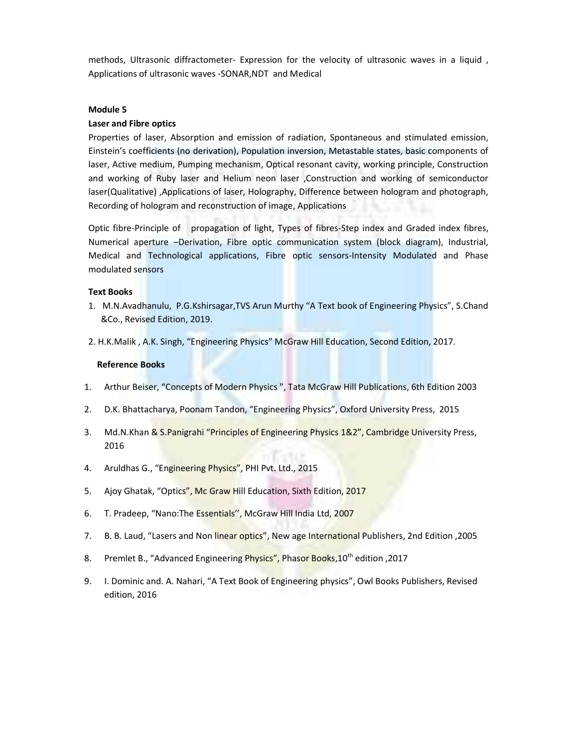methods, Ultrasonic diffractometer- Expression for the velocity of ultrasonic waves in a liquid , Applications of ultrasonic waves -SONAR,NDT and Medical

**Module 5**

**Laser and Fibre optics**

Properties of laser, Absorption and emission of radiation, Spontaneous and stimulated emission, Einstein's coefficients (no derivation), Population inversion, Metastable states, basic components of laser, Active medium, Pumping mechanism, Optical resonant cavity, working principle, Construction and working of Ruby laser and Helium neon laser ,Construction and working of semiconductor laser(Qualitative) ,Applications of laser, Holography, Difference between hologram and photograph, Recording of hologram and reconstruction of image, Applications

Optic fibre-Principle of propagation of light, Types of fibres-Step index and Graded index fibres, Numerical aperture –Derivation, Fibre optic communication system (block diagram), Industrial, Medical and Technological applications, Fibre optic sensors-Intensity Modulated and Phase modulated sensors

**Text Books**

1. M.N.Avadhanulu, P.G.Kshirsagar,TVS Arun Murthy "A Text book of Engineering Physics", S.Chand &Co., Revised Edition, 2019.
2. H.K.Malik , A.K. Singh, "Engineering Physics" McGraw Hill Education, Second Edition, 2017.

**Reference Books**

1. Arthur Beiser, "Concepts of Modern Physics ", Tata McGraw Hill Publications, 6th Edition 2003
2. D.K. Bhattacharya, Poonam Tandon, "Engineering Physics", Oxford University Press, 2015
3. Md.N.Khan & S.Panigrahi "Principles of Engineering Physics 1&2", Cambridge University Press, 2016
4. Aruldhas G., "Engineering Physics", PHI Pvt. Ltd., 2015
5. Ajoy Ghatak, "Optics", Mc Graw Hill Education, Sixth Edition, 2017
6. T. Pradeep, "Nano:The Essentials'', McGraw Hill India Ltd, 2007
7. B. B. Laud, "Lasers and Non linear optics", New age International Publishers, 2nd Edition ,2005
8. Premlet B., "Advanced Engineering Physics", Phasor Books,10th edition ,2017
9. I. Dominic and. A. Nahari, "A Text Book of Engineering physics", Owl Books Publishers, Revised edition, 2016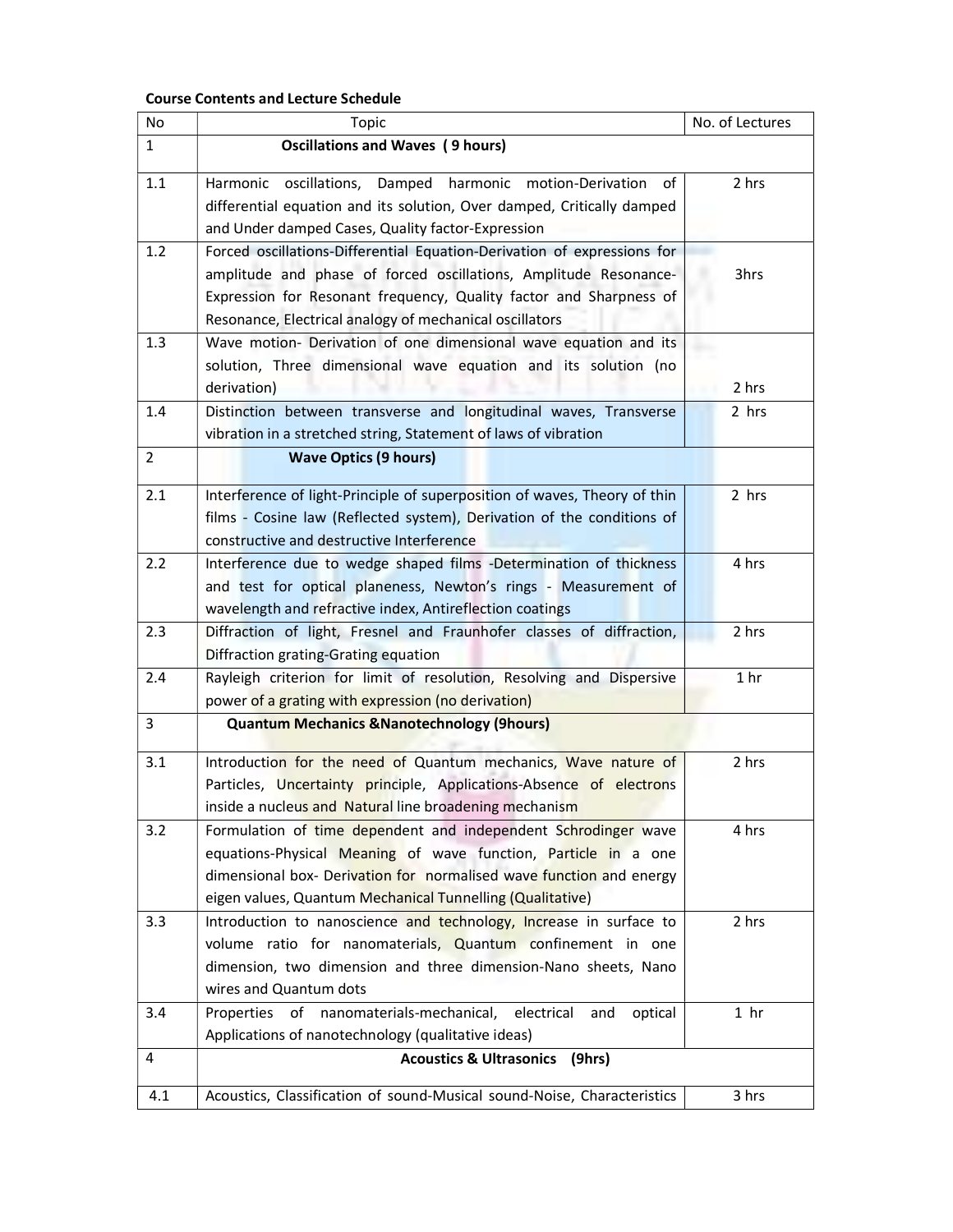**Course Contents and Lecture Schedule**

| No | Topic | No. of Lectures |
|---|---|---|
| 1 | **Oscillations and Waves ( 9 hours)** | |
| 1.1 | Harmonic oscillations, Damped harmonic motion-Derivation of differential equation and its solution, Over damped, Critically damped and Under damped Cases, Quality factor-Expression | 2 hrs |
| 1.2 | Forced oscillations-Differential Equation-Derivation of expressions for amplitude and phase of forced oscillations, Amplitude Resonance-Expression for Resonant frequency, Quality factor and Sharpness of Resonance, Electrical analogy of mechanical oscillators | 3hrs |
| 1.3 | Wave motion- Derivation of one dimensional wave equation and its solution, Three dimensional wave equation and its solution (no derivation) | 2 hrs |
| 1.4 | Distinction between transverse and longitudinal waves, Transverse vibration in a stretched string, Statement of laws of vibration | 2 hrs |
| 2 | **Wave Optics (9 hours)** | |
| 2.1 | Interference of light-Principle of superposition of waves, Theory of thin films - Cosine law (Reflected system), Derivation of the conditions of constructive and destructive Interference | 2 hrs |
| 2.2 | Interference due to wedge shaped films -Determination of thickness and test for optical planeness, Newton's rings - Measurement of wavelength and refractive index, Antireflection coatings | 4 hrs |
| 2.3 | Diffraction of light, Fresnel and Fraunhofer classes of diffraction, Diffraction grating-Grating equation | 2 hrs |
| 2.4 | Rayleigh criterion for limit of resolution, Resolving and Dispersive power of a grating with expression (no derivation) | 1 hr |
| 3 | **Quantum Mechanics &Nanotechnology (9hours)** | |
| 3.1 | Introduction for the need of Quantum mechanics, Wave nature of Particles, Uncertainty principle, Applications-Absence of electrons inside a nucleus and Natural line broadening mechanism | 2 hrs |
| 3.2 | Formulation of time dependent and independent Schrodinger wave equations-Physical Meaning of wave function, Particle in a one dimensional box- Derivation for normalised wave function and energy eigen values, Quantum Mechanical Tunnelling (Qualitative) | 4 hrs |
| 3.3 | Introduction to nanoscience and technology, Increase in surface to volume ratio for nanomaterials, Quantum confinement in one dimension, two dimension and three dimension-Nano sheets, Nano wires and Quantum dots | 2 hrs |
| 3.4 | Properties of nanomaterials-mechanical, electrical and optical Applications of nanotechnology (qualitative ideas) | 1 hr |
| 4 | **Acoustics & Ultrasonics (9hrs)** | |
| 4.1 | Acoustics, Classification of sound-Musical sound-Noise, Characteristics | 3 hrs |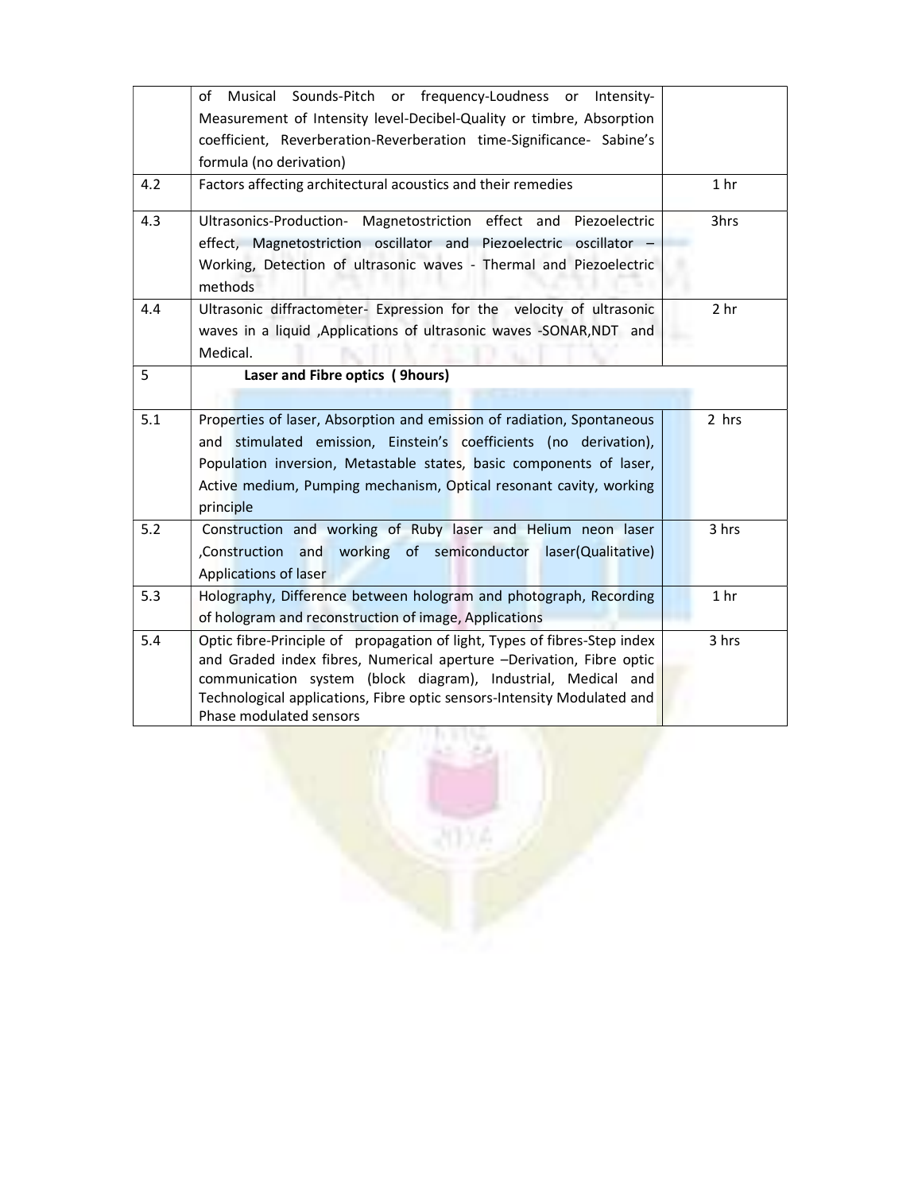| | | |
|---|---|---|
| | of Musical Sounds-Pitch or frequency-Loudness or Intensity-Measurement of Intensity level-Decibel-Quality or timbre, Absorption coefficient, Reverberation-Reverberation time-Significance- Sabine's formula (no derivation) | |
| 4.2 | Factors affecting architectural acoustics and their remedies | 1 hr |
| 4.3 | Ultrasonics-Production- Magnetostriction effect and Piezoelectric effect, Magnetostriction oscillator and Piezoelectric oscillator – Working, Detection of ultrasonic waves - Thermal and Piezoelectric methods | 3hrs |
| 4.4 | Ultrasonic diffractometer- Expression for the velocity of ultrasonic waves in a liquid ,Applications of ultrasonic waves -SONAR,NDT and Medical. | 2 hr |
| 5 | **Laser and Fibre optics ( 9hours)** | |
| 5.1 | Properties of laser, Absorption and emission of radiation, Spontaneous and stimulated emission, Einstein's coefficients (no derivation), Population inversion, Metastable states, basic components of laser, Active medium, Pumping mechanism, Optical resonant cavity, working principle | 2 hrs |
| 5.2 | Construction and working of Ruby laser and Helium neon laser ,Construction and working of semiconductor laser(Qualitative) Applications of laser | 3 hrs |
| 5.3 | Holography, Difference between hologram and photograph, Recording of hologram and reconstruction of image, Applications | 1 hr |
| 5.4 | Optic fibre-Principle of propagation of light, Types of fibres-Step index and Graded index fibres, Numerical aperture –Derivation, Fibre optic communication system (block diagram), Industrial, Medical and Technological applications, Fibre optic sensors-Intensity Modulated and Phase modulated sensors | 3 hrs |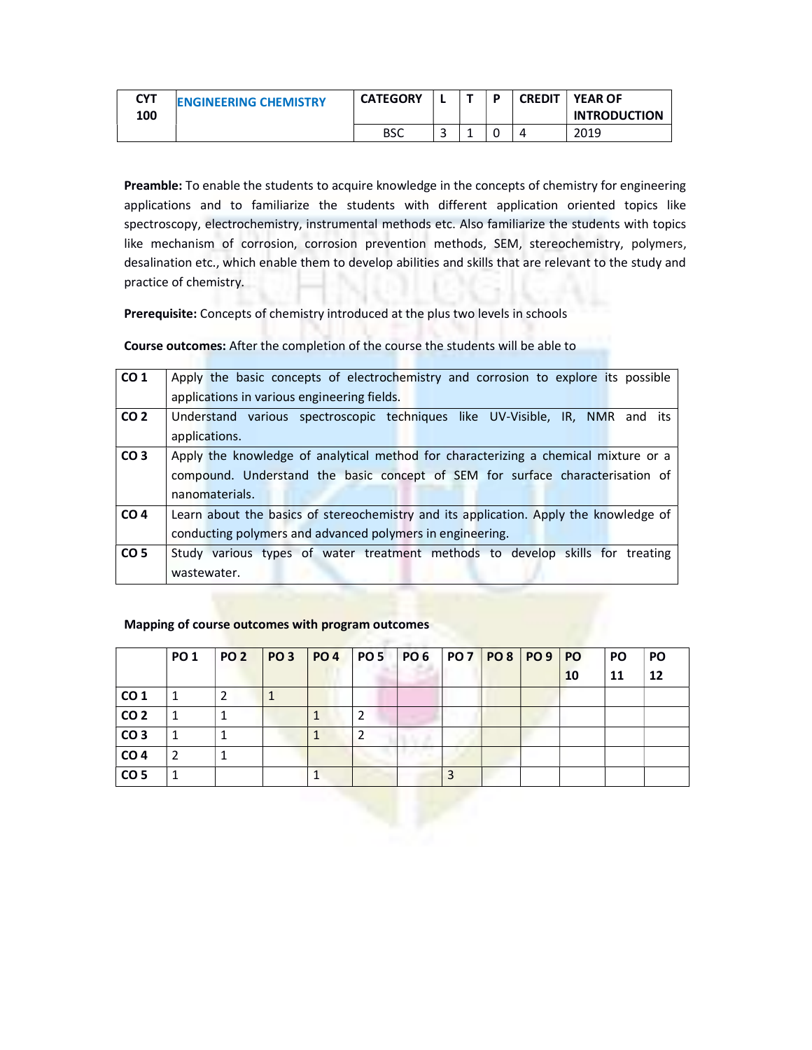| CYT 100 | ENGINEERING CHEMISTRY | CATEGORY | L | T | P | CREDIT | YEAR OF INTRODUCTION |
|---|---|---|---|---|---|---|---|
| | | BSC | 3 | 1 | 0 | 4 | 2019 |

**Preamble:** To enable the students to acquire knowledge in the concepts of chemistry for engineering applications and to familiarize the students with different application oriented topics like spectroscopy, electrochemistry, instrumental methods etc. Also familiarize the students with topics like mechanism of corrosion, corrosion prevention methods, SEM, stereochemistry, polymers, desalination etc., which enable them to develop abilities and skills that are relevant to the study and practice of chemistry.

**Prerequisite:** Concepts of chemistry introduced at the plus two levels in schools

**Course outcomes:** After the completion of the course the students will be able to

| | |
|---|---|
| **CO 1** | Apply the basic concepts of electrochemistry and corrosion to explore its possible applications in various engineering fields. |
| **CO 2** | Understand various spectroscopic techniques like UV-Visible, IR, NMR and its applications. |
| **CO 3** | Apply the knowledge of analytical method for characterizing a chemical mixture or a compound. Understand the basic concept of SEM for surface characterisation of nanomaterials. |
| **CO 4** | Learn about the basics of stereochemistry and its application. Apply the knowledge of conducting polymers and advanced polymers in engineering. |
| **CO 5** | Study various types of water treatment methods to develop skills for treating wastewater. |

**Mapping of course outcomes with program outcomes**

| | PO 1 | PO 2 | PO 3 | PO 4 | PO 5 | PO 6 | PO 7 | PO 8 | PO 9 | PO 10 | PO 11 | PO 12 |
|---|---|---|---|---|---|---|---|---|---|---|---|---|
| **CO 1** | 1 | 2 | 1 | | | | | | | | | |
| **CO 2** | 1 | 1 | | 1 | 2 | | | | | | | |
| **CO 3** | 1 | 1 | | 1 | 2 | | | | | | | |
| **CO 4** | 2 | 1 | | | | | | | | | | |
| **CO 5** | 1 | | | 1 | | | 3 | | | | | |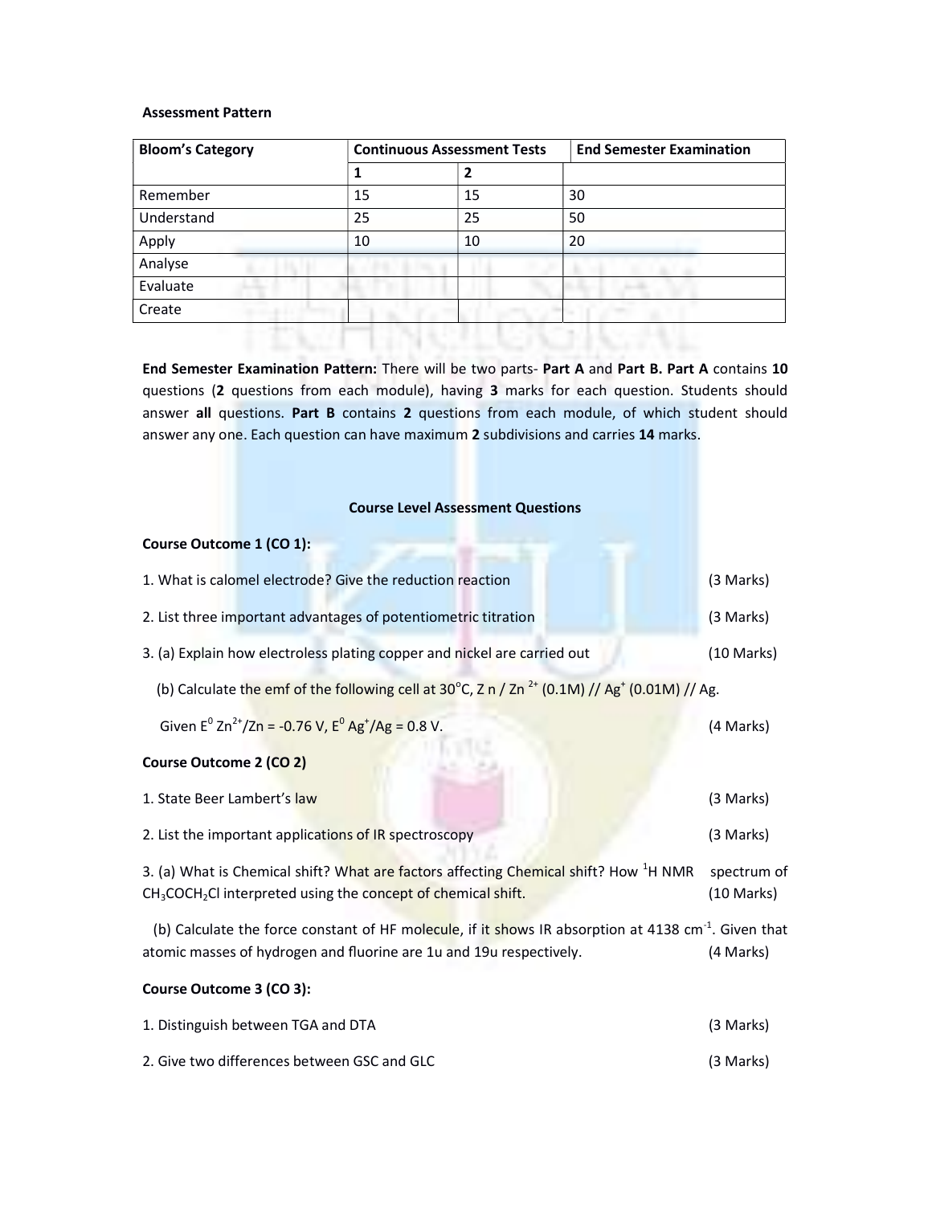**Assessment Pattern**

| Bloom's Category | Continuous Assessment Tests | | End Semester Examination |
|---|---|---|---|
| | 1 | 2 | |
| Remember | 15 | 15 | 30 |
| Understand | 25 | 25 | 50 |
| Apply | 10 | 10 | 20 |
| Analyse | | | |
| Evaluate | | | |
| Create | | | |

**End Semester Examination Pattern:** There will be two parts- **Part A** and **Part B. Part A** contains **10** questions (**2** questions from each module), having **3** marks for each question. Students should answer **all** questions. **Part B** contains **2** questions from each module, of which student should answer any one. Each question can have maximum **2** subdivisions and carries **14** marks.

**Course Level Assessment Questions**

**Course Outcome 1 (CO 1):**

1. What is calomel electrode? Give the reduction reaction (3 Marks)

2. List three important advantages of potentiometric titration (3 Marks)

3. (a) Explain how electroless plating copper and nickel are carried out (10 Marks)

(b) Calculate the emf of the following cell at $30^oC$, Z n / $Zn^{2+}$ (0.1M) // $Ag^+$ (0.01M) // Ag.

Given $E^0$ $Zn^{2+}/Zn$ = -0.76 V, $E^0$ $Ag^+/Ag$ = 0.8 V. (4 Marks)

**Course Outcome 2 (CO 2)**

1. State Beer Lambert's law (3 Marks)

2. List the important applications of IR spectroscopy (3 Marks)

3. (a) What is Chemical shift? What are factors affecting Chemical shift? How $^1H$ NMR spectrum of $CH_3COCH_2Cl$ interpreted using the concept of chemical shift. (10 Marks)

(b) Calculate the force constant of HF molecule, if it shows IR absorption at 4138 $cm^{-1}$. Given that atomic masses of hydrogen and fluorine are 1u and 19u respectively. (4 Marks)

**Course Outcome 3 (CO 3):**

1. Distinguish between TGA and DTA (3 Marks)

2. Give two differences between GSC and GLC (3 Marks)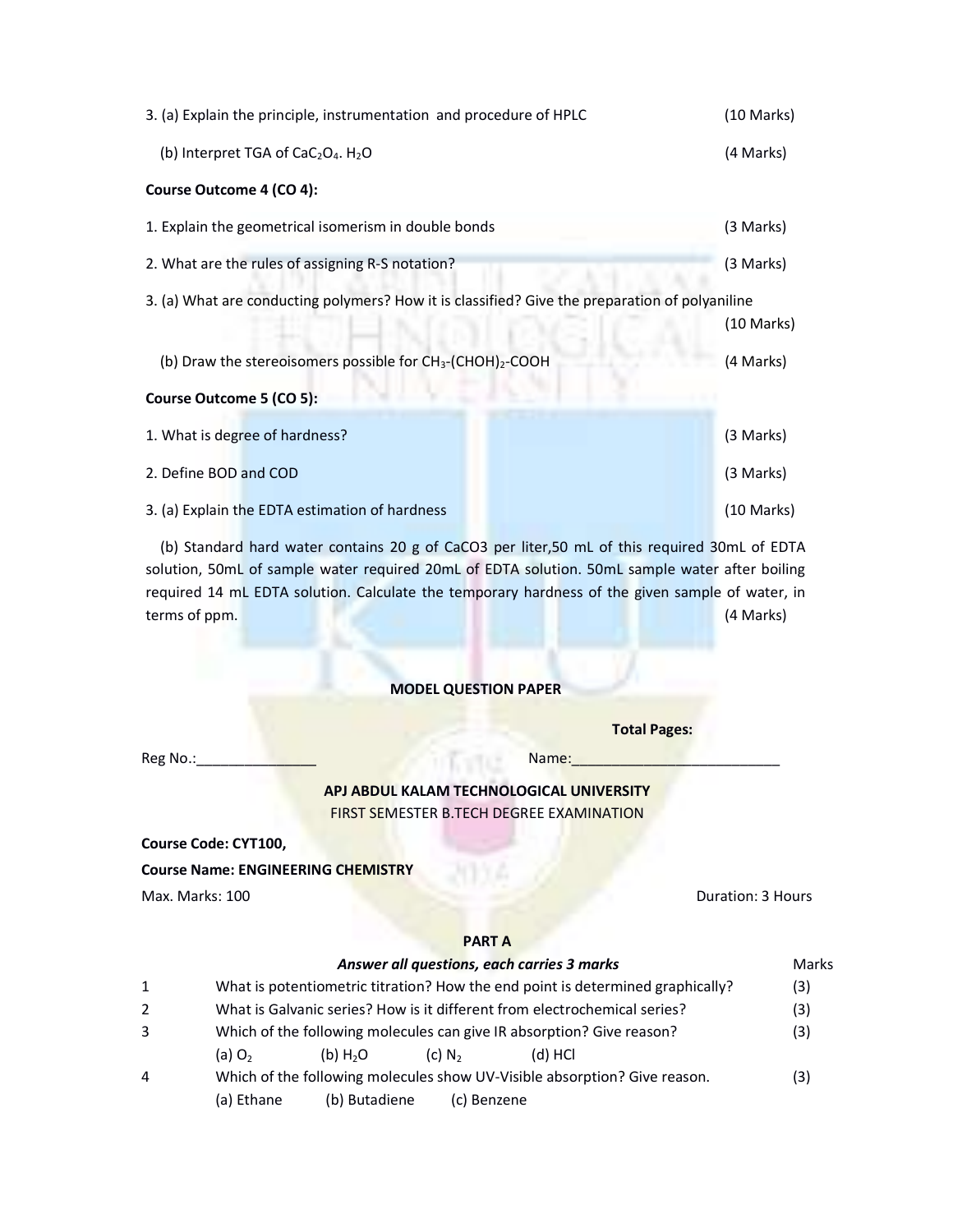3. (a) Explain the principle, instrumentation and procedure of HPLC (10 Marks)

(b) Interpret TGA of $CaC_2O_4 . H_2O$ (4 Marks)

**Course Outcome 4 (CO 4):**

1. Explain the geometrical isomerism in double bonds (3 Marks)

2. What are the rules of assigning R-S notation? (3 Marks)

3. (a) What are conducting polymers? How it is classified? Give the preparation of polyaniline (10 Marks)

(b) Draw the stereoisomers possible for $CH_3$-$(CHOH)_2$-COOH (4 Marks)

**Course Outcome 5 (CO 5):**

1. What is degree of hardness? (3 Marks)

2. Define BOD and COD (3 Marks)

3. (a) Explain the EDTA estimation of hardness (10 Marks)

(b) Standard hard water contains 20 g of CaCO3 per liter,50 mL of this required 30mL of EDTA solution, 50mL of sample water required 20mL of EDTA solution. 50mL sample water after boiling required 14 mL EDTA solution. Calculate the temporary hardness of the given sample of water, in terms of ppm. (4 Marks)

**MODEL QUESTION PAPER**

**Total Pages:**

Reg No.:_______________ Name:__________________________

**APJ ABDUL KALAM TECHNOLOGICAL UNIVERSITY**

FIRST SEMESTER B.TECH DEGREE EXAMINATION

**Course Code: CYT100,**

**Course Name: ENGINEERING CHEMISTRY**

Max. Marks: 100 Duration: 3 Hours

**PART A**

***Answer all questions, each carries 3 marks*** Marks

| | | |
|---|---|---|
| 1 | What is potentiometric titration? How the end point is determined graphically? | (3) |
| 2 | What is Galvanic series? How is it different from electrochemical series? | (3) |
| 3 | Which of the following molecules can give IR absorption? Give reason? <br> (a) $O_2$ (b) $H_2O$ (c) $N_2$ (d) HCl | (3) |
| 4 | Which of the following molecules show UV-Visible absorption? Give reason. <br> (a) Ethane (b) Butadiene (c) Benzene | (3) |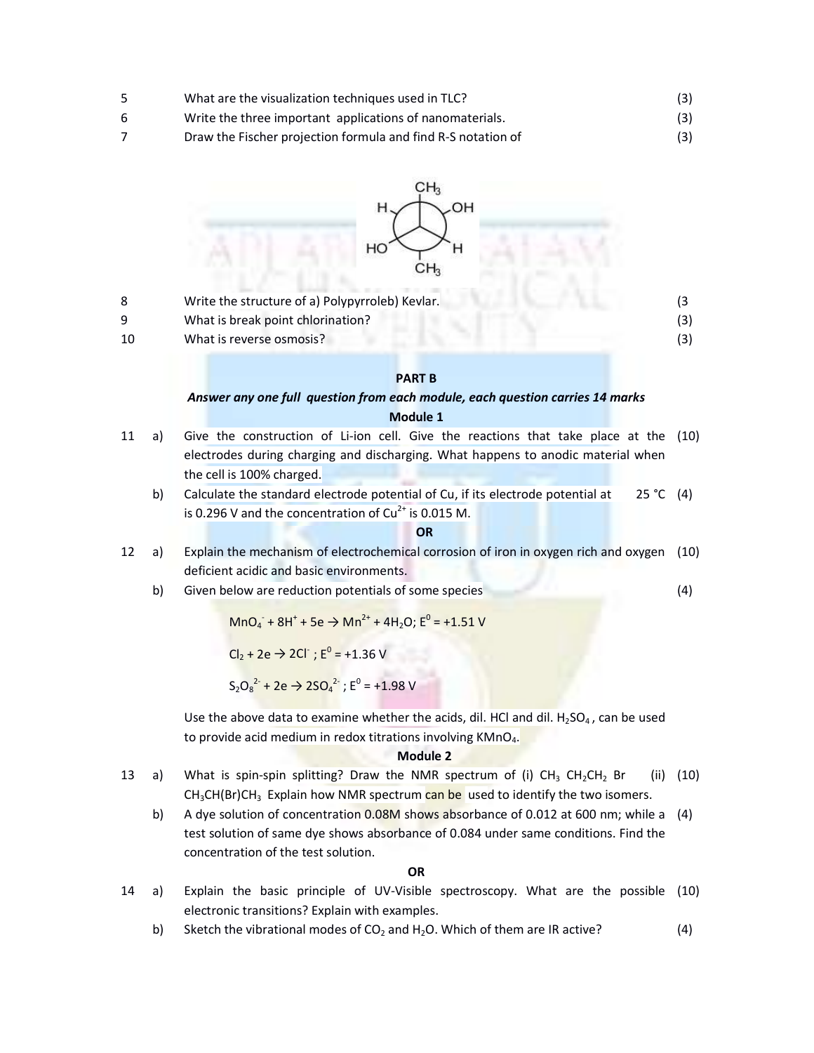| | | | |
|---|---|---|---|
| 5 | | What are the visualization techniques used in TLC? | (3) |
| 6 | | Write the three important applications of nanomaterials. | (3) |
| 7 | | Draw the Fischer projection formula and find R-S notation of | (3) |

(Newman projection: front carbon with $CH_3$ (top), $HO$ (lower left), H... ; substituents shown: $CH_3$, H, OH, HO, H, $CH_3$)

| | | | |
|---|---|---|---|
| 8 | | Write the structure of a) Polypyrroleb) Kevlar. | (3 |
| 9 | | What is break point chlorination? | (3) |
| 10 | | What is reverse osmosis? | (3) |

## PART B

***Answer any one full question from each module, each question carries 14 marks***

### Module 1

| | | | |
|---|---|---|---|
| 11 | a) | Give the construction of Li-ion cell. Give the reactions that take place at the electrodes during charging and discharging. What happens to anodic material when the cell is 100% charged. | (10) |
| | b) | Calculate the standard electrode potential of Cu, if its electrode potential at 25 °C is 0.296 V and the concentration of $Cu^{2+}$ is 0.015 M. | (4) |

**OR**

| | | | |
|---|---|---|---|
| 12 | a) | Explain the mechanism of electrochemical corrosion of iron in oxygen rich and oxygen deficient acidic and basic environments. | (10) |
| | b) | Given below are reduction potentials of some species | (4) |

$MnO_4^- + 8H^+ + 5e \rightarrow Mn^{2+} + 4H_2O$; $E^0 = +1.51$ V

$Cl_2 + 2e \rightarrow 2Cl^-$ ; $E^0 = +1.36$ V

$S_2O_8^{2-} + 2e \rightarrow 2SO_4^{2-}$ ; $E^0 = +1.98$ V

Use the above data to examine whether the acids, dil. HCl and dil. $H_2SO_4$, can be used to provide acid medium in redox titrations involving $KMnO_4$.

### Module 2

| | | | |
|---|---|---|---|
| 13 | a) | What is spin-spin splitting? Draw the NMR spectrum of (i) $CH_3CH_2CH_2Br$ (ii) $CH_3CH(Br)CH_3$ Explain how NMR spectrum can be used to identify the two isomers. | (10) |
| | b) | A dye solution of concentration 0.08M shows absorbance of 0.012 at 600 nm; while a test solution of same dye shows absorbance of 0.084 under same conditions. Find the concentration of the test solution. | (4) |

**OR**

| | | | |
|---|---|---|---|
| 14 | a) | Explain the basic principle of UV-Visible spectroscopy. What are the possible electronic transitions? Explain with examples. | (10) |
| | b) | Sketch the vibrational modes of $CO_2$ and $H_2O$. Which of them are IR active? | (4) |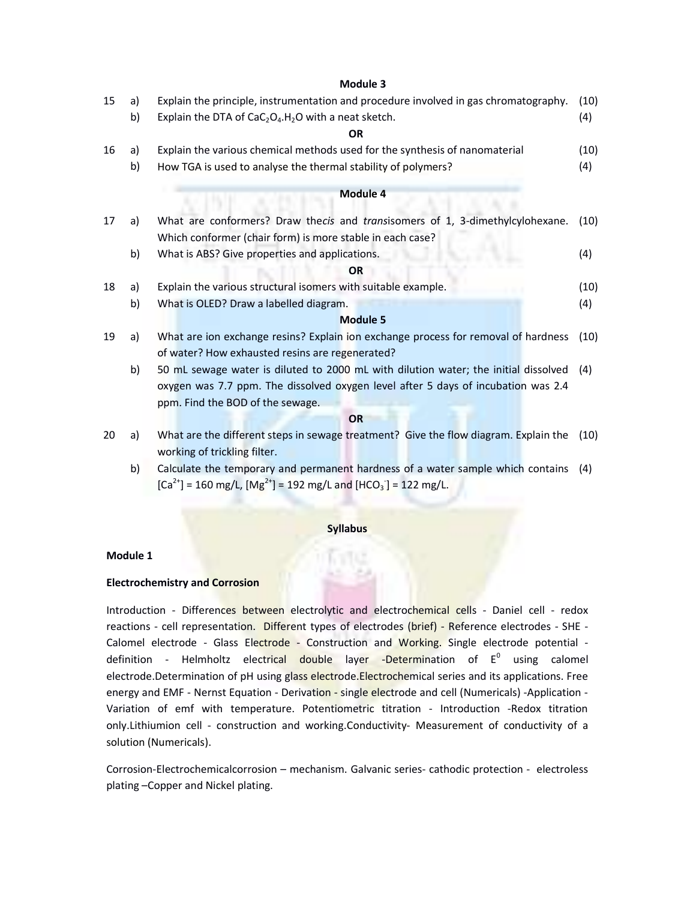## Module 3

| | | | |
|---|---|---|---|
| 15 | a) | Explain the principle, instrumentation and procedure involved in gas chromatography. | (10) |
| | b) | Explain the DTA of $CaC_2O_4.H_2O$ with a neat sketch. | (4) |
| | | **OR** | |
| 16 | a) | Explain the various chemical methods used for the synthesis of nanomaterial | (10) |
| | b) | How TGA is used to analyse the thermal stability of polymers? | (4) |

## Module 4

| | | | |
|---|---|---|---|
| 17 | a) | What are conformers? Draw the*cis* and *trans*isomers of 1, 3-dimethylcylohexane. Which conformer (chair form) is more stable in each case? | (10) |
| | b) | What is ABS? Give properties and applications. | (4) |
| | | **OR** | |
| 18 | a) | Explain the various structural isomers with suitable example. | (10) |
| | b) | What is OLED? Draw a labelled diagram. | (4) |

## Module 5

| | | | |
|---|---|---|---|
| 19 | a) | What are ion exchange resins? Explain ion exchange process for removal of hardness of water? How exhausted resins are regenerated? | (10) |
| | b) | 50 mL sewage water is diluted to 2000 mL with dilution water; the initial dissolved oxygen was 7.7 ppm. The dissolved oxygen level after 5 days of incubation was 2.4 ppm. Find the BOD of the sewage. | (4) |
| | | **OR** | |
| 20 | a) | What are the different steps in sewage treatment? Give the flow diagram. Explain the working of trickling filter. | (10) |
| | b) | Calculate the temporary and permanent hardness of a water sample which contains $[Ca^{2+}]$ = 160 mg/L, $[Mg^{2+}]$ = 192 mg/L and $[HCO_3^-]$ = 122 mg/L. | (4) |

## Syllabus

### Module 1

**Electrochemistry and Corrosion**

Introduction - Differences between electrolytic and electrochemical cells - Daniel cell - redox reactions - cell representation. Different types of electrodes (brief) - Reference electrodes - SHE - Calomel electrode - Glass Electrode - Construction and Working. Single electrode potential - definition - Helmholtz electrical double layer -Determination of $E^0$ using calomel electrode.Determination of pH using glass electrode.Electrochemical series and its applications. Free energy and EMF - Nernst Equation - Derivation - single electrode and cell (Numericals) -Application - Variation of emf with temperature. Potentiometric titration - Introduction -Redox titration only.Lithiumion cell - construction and working.Conductivity- Measurement of conductivity of a solution (Numericals).

Corrosion-Electrochemicalcorrosion – mechanism. Galvanic series- cathodic protection - electroless plating –Copper and Nickel plating.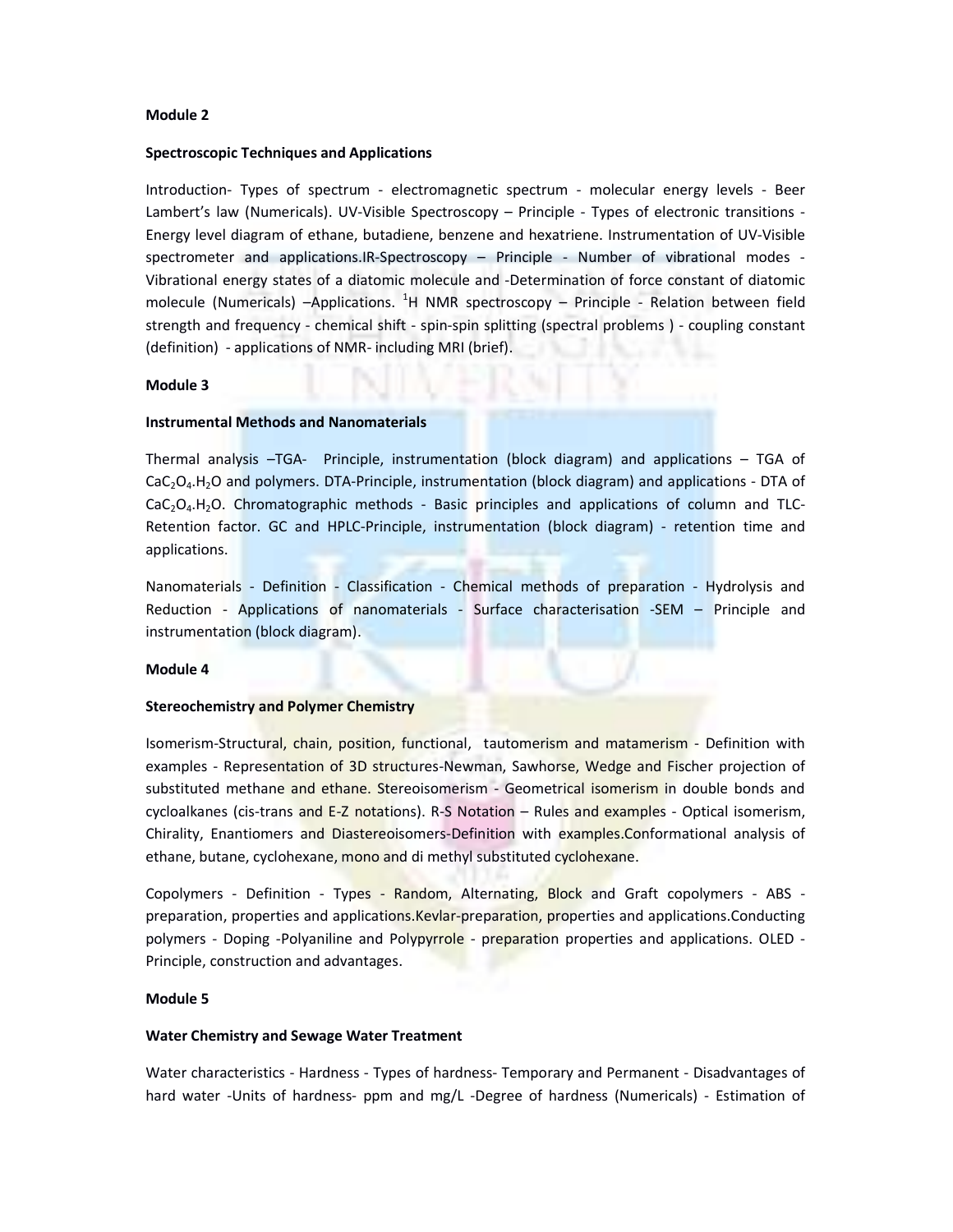**Module 2**

**Spectroscopic Techniques and Applications**

Introduction- Types of spectrum - electromagnetic spectrum - molecular energy levels - Beer Lambert's law (Numericals). UV-Visible Spectroscopy – Principle - Types of electronic transitions - Energy level diagram of ethane, butadiene, benzene and hexatriene. Instrumentation of UV-Visible spectrometer and applications.IR-Spectroscopy – Principle - Number of vibrational modes - Vibrational energy states of a diatomic molecule and -Determination of force constant of diatomic molecule (Numericals) –Applications. $^{1}H$ NMR spectroscopy – Principle - Relation between field strength and frequency - chemical shift - spin-spin splitting (spectral problems ) - coupling constant (definition) - applications of NMR- including MRI (brief).

**Module 3**

**Instrumental Methods and Nanomaterials**

Thermal analysis –TGA- Principle, instrumentation (block diagram) and applications – TGA of $CaC_2O_4.H_2O$ and polymers. DTA-Principle, instrumentation (block diagram) and applications - DTA of $CaC_2O_4.H_2O$. Chromatographic methods - Basic principles and applications of column and TLC-Retention factor. GC and HPLC-Principle, instrumentation (block diagram) - retention time and applications.

Nanomaterials - Definition - Classification - Chemical methods of preparation - Hydrolysis and Reduction - Applications of nanomaterials - Surface characterisation -SEM – Principle and instrumentation (block diagram).

**Module 4**

**Stereochemistry and Polymer Chemistry**

Isomerism-Structural, chain, position, functional, tautomerism and matamerism - Definition with examples - Representation of 3D structures-Newman, Sawhorse, Wedge and Fischer projection of substituted methane and ethane. Stereoisomerism - Geometrical isomerism in double bonds and cycloalkanes (cis-trans and E-Z notations). R-S Notation – Rules and examples - Optical isomerism, Chirality, Enantiomers and Diastereoisomers-Definition with examples.Conformational analysis of ethane, butane, cyclohexane, mono and di methyl substituted cyclohexane.

Copolymers - Definition - Types - Random, Alternating, Block and Graft copolymers - ABS - preparation, properties and applications.Kevlar-preparation, properties and applications.Conducting polymers - Doping -Polyaniline and Polypyrrole - preparation properties and applications. OLED - Principle, construction and advantages.

**Module 5**

**Water Chemistry and Sewage Water Treatment**

Water characteristics - Hardness - Types of hardness- Temporary and Permanent - Disadvantages of hard water -Units of hardness- ppm and mg/L -Degree of hardness (Numericals) - Estimation of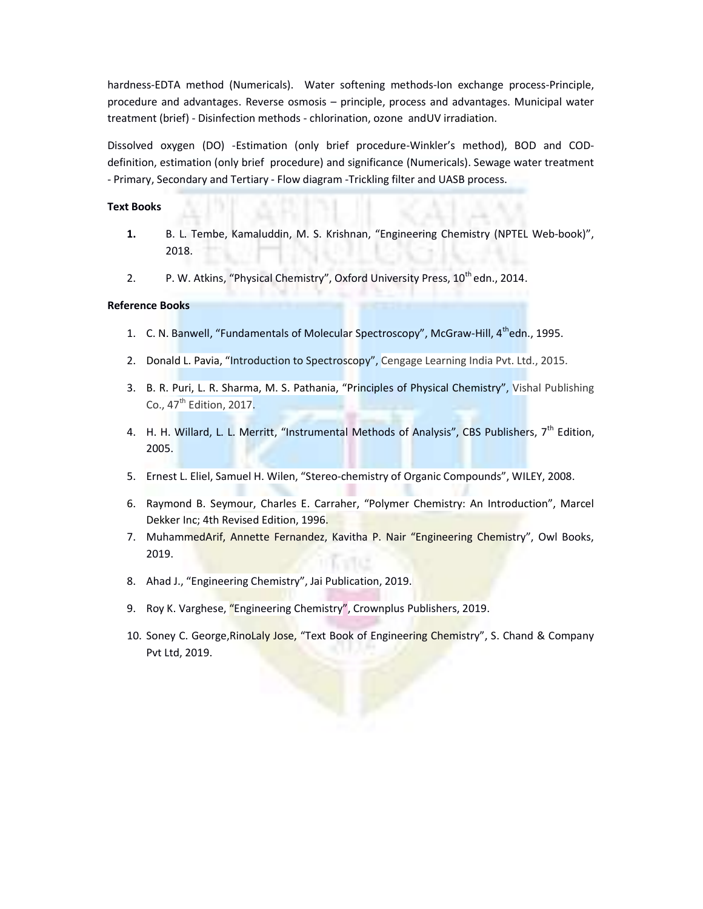hardness-EDTA method (Numericals). Water softening methods-Ion exchange process-Principle, procedure and advantages. Reverse osmosis – principle, process and advantages. Municipal water treatment (brief) - Disinfection methods - chlorination, ozone andUV irradiation.

Dissolved oxygen (DO) -Estimation (only brief procedure-Winkler's method), BOD and COD-definition, estimation (only brief procedure) and significance (Numericals). Sewage water treatment - Primary, Secondary and Tertiary - Flow diagram -Trickling filter and UASB process.

**Text Books**

1. B. L. Tembe, Kamaluddin, M. S. Krishnan, "Engineering Chemistry (NPTEL Web-book)", 2018.
2. P. W. Atkins, "Physical Chemistry", Oxford University Press, 10th edn., 2014.

**Reference Books**

1. C. N. Banwell, "Fundamentals of Molecular Spectroscopy", McGraw-Hill, 4th edn., 1995.
2. Donald L. Pavia, "Introduction to Spectroscopy", Cengage Learning India Pvt. Ltd., 2015.
3. B. R. Puri, L. R. Sharma, M. S. Pathania, "Principles of Physical Chemistry", Vishal Publishing Co., 47th Edition, 2017.
4. H. H. Willard, L. L. Merritt, "Instrumental Methods of Analysis", CBS Publishers, 7th Edition, 2005.
5. Ernest L. Eliel, Samuel H. Wilen, "Stereo-chemistry of Organic Compounds", WILEY, 2008.
6. Raymond B. Seymour, Charles E. Carraher, "Polymer Chemistry: An Introduction", Marcel Dekker Inc; 4th Revised Edition, 1996.
7. MuhammedArif, Annette Fernandez, Kavitha P. Nair "Engineering Chemistry", Owl Books, 2019.
8. Ahad J., "Engineering Chemistry", Jai Publication, 2019.
9. Roy K. Varghese, "Engineering Chemistry", Crownplus Publishers, 2019.
10. Soney C. George,RinoLaly Jose, "Text Book of Engineering Chemistry", S. Chand & Company Pvt Ltd, 2019.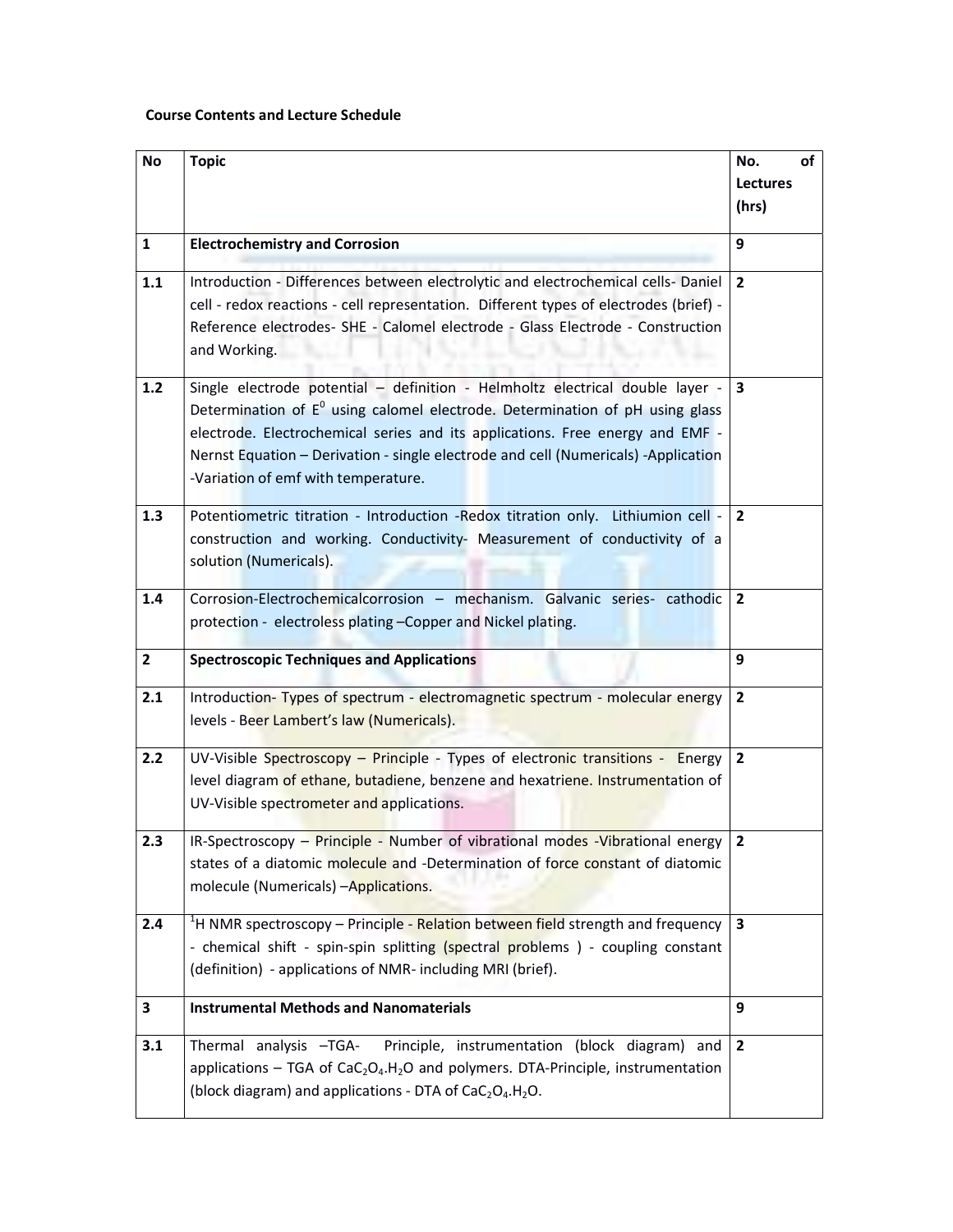**Course Contents and Lecture Schedule**

| No | Topic | No. of Lectures (hrs) |
|---|---|---|
| 1 | **Electrochemistry and Corrosion** | 9 |
| 1.1 | Introduction - Differences between electrolytic and electrochemical cells- Daniel cell - redox reactions - cell representation. Different types of electrodes (brief) - Reference electrodes- SHE - Calomel electrode - Glass Electrode - Construction and Working. | 2 |
| 1.2 | Single electrode potential – definition - Helmholtz electrical double layer - Determination of $E^0$ using calomel electrode. Determination of pH using glass electrode. Electrochemical series and its applications. Free energy and EMF - Nernst Equation – Derivation - single electrode and cell (Numericals) -Application -Variation of emf with temperature. | 3 |
| 1.3 | Potentiometric titration - Introduction -Redox titration only. Lithiumion cell - construction and working. Conductivity- Measurement of conductivity of a solution (Numericals). | 2 |
| 1.4 | Corrosion-Electrochemicalcorrosion – mechanism. Galvanic series- cathodic protection - electroless plating –Copper and Nickel plating. | 2 |
| 2 | **Spectroscopic Techniques and Applications** | 9 |
| 2.1 | Introduction- Types of spectrum - electromagnetic spectrum - molecular energy levels - Beer Lambert's law (Numericals). | 2 |
| 2.2 | UV-Visible Spectroscopy – Principle - Types of electronic transitions - Energy level diagram of ethane, butadiene, benzene and hexatriene. Instrumentation of UV-Visible spectrometer and applications. | 2 |
| 2.3 | IR-Spectroscopy – Principle - Number of vibrational modes -Vibrational energy states of a diatomic molecule and -Determination of force constant of diatomic molecule (Numericals) –Applications. | 2 |
| 2.4 | $^1$H NMR spectroscopy – Principle - Relation between field strength and frequency - chemical shift - spin-spin splitting (spectral problems ) - coupling constant (definition) - applications of NMR- including MRI (brief). | 3 |
| 3 | **Instrumental Methods and Nanomaterials** | 9 |
| 3.1 | Thermal analysis –TGA- Principle, instrumentation (block diagram) and applications – TGA of $CaC_2O_4.H_2O$ and polymers. DTA-Principle, instrumentation (block diagram) and applications - DTA of $CaC_2O_4.H_2O$. | 2 |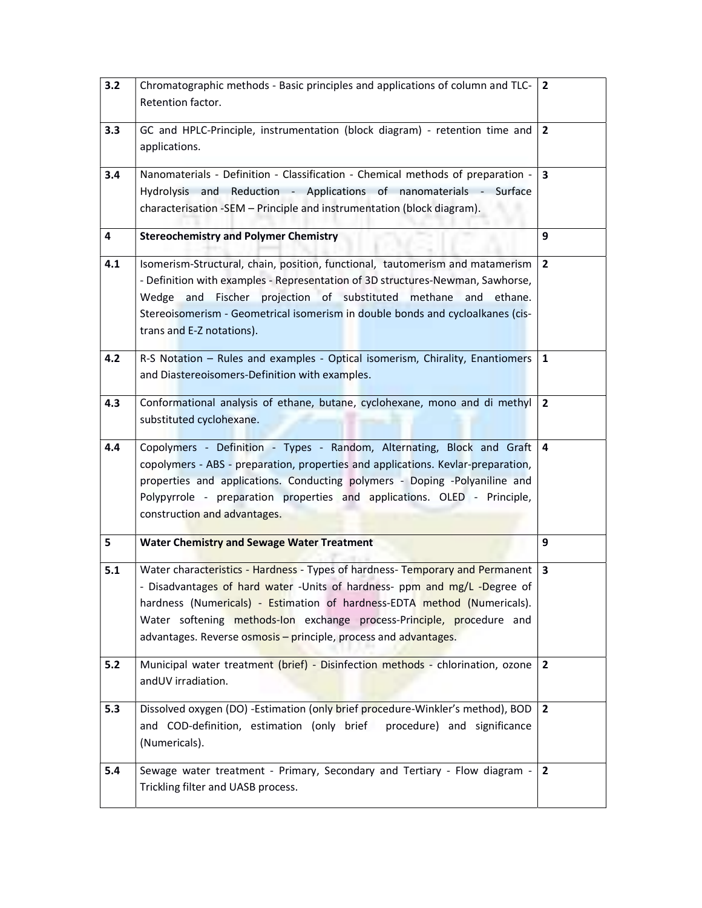| | | |
|---|---|---|
| 3.2 | Chromatographic methods - Basic principles and applications of column and TLC-Retention factor. | 2 |
| 3.3 | GC and HPLC-Principle, instrumentation (block diagram) - retention time and applications. | 2 |
| 3.4 | Nanomaterials - Definition - Classification - Chemical methods of preparation - Hydrolysis and Reduction - Applications of nanomaterials - Surface characterisation -SEM – Principle and instrumentation (block diagram). | 3 |
| **4** | **Stereochemistry and Polymer Chemistry** | **9** |
| 4.1 | Isomerism-Structural, chain, position, functional, tautomerism and matamerism - Definition with examples - Representation of 3D structures-Newman, Sawhorse, Wedge and Fischer projection of substituted methane and ethane. Stereoisomerism - Geometrical isomerism in double bonds and cycloalkanes (cis-trans and E-Z notations). | 2 |
| 4.2 | R-S Notation – Rules and examples - Optical isomerism, Chirality, Enantiomers and Diastereoisomers-Definition with examples. | 1 |
| 4.3 | Conformational analysis of ethane, butane, cyclohexane, mono and di methyl substituted cyclohexane. | 2 |
| 4.4 | Copolymers - Definition - Types - Random, Alternating, Block and Graft copolymers - ABS - preparation, properties and applications. Kevlar-preparation, properties and applications. Conducting polymers - Doping -Polyaniline and Polypyrrole - preparation properties and applications. OLED - Principle, construction and advantages. | 4 |
| **5** | **Water Chemistry and Sewage Water Treatment** | **9** |
| 5.1 | Water characteristics - Hardness - Types of hardness- Temporary and Permanent - Disadvantages of hard water -Units of hardness- ppm and mg/L -Degree of hardness (Numericals) - Estimation of hardness-EDTA method (Numericals). Water softening methods-Ion exchange process-Principle, procedure and advantages. Reverse osmosis – principle, process and advantages. | 3 |
| 5.2 | Municipal water treatment (brief) - Disinfection methods - chlorination, ozone andUV irradiation. | 2 |
| 5.3 | Dissolved oxygen (DO) -Estimation (only brief procedure-Winkler's method), BOD and COD-definition, estimation (only brief procedure) and significance (Numericals). | 2 |
| 5.4 | Sewage water treatment - Primary, Secondary and Tertiary - Flow diagram - Trickling filter and UASB process. | 2 |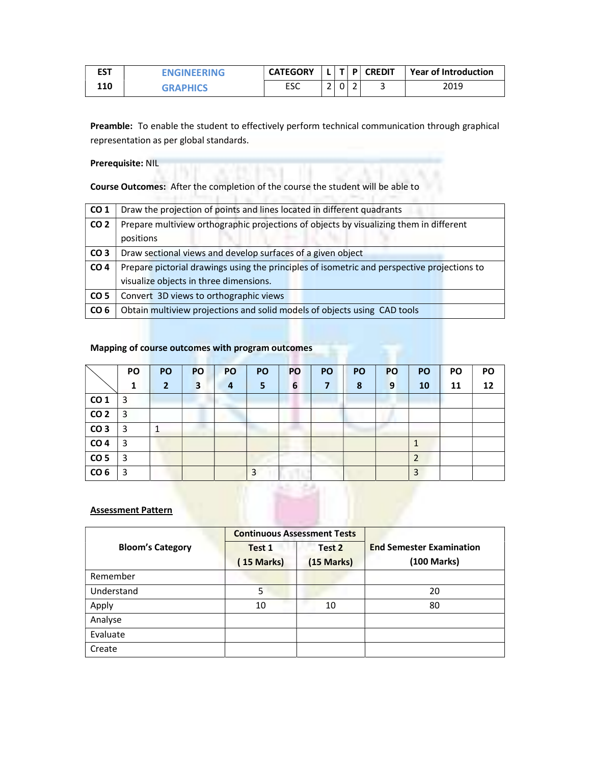| EST 110 | ENGINEERING GRAPHICS | CATEGORY | L | T | P | CREDIT | Year of Introduction |
|---|---|---|---|---|---|---|---|
| | | ESC | 2 | 0 | 2 | 3 | 2019 |

**Preamble:** To enable the student to effectively perform technical communication through graphical representation as per global standards.

**Prerequisite:** NIL

**Course Outcomes:** After the completion of the course the student will be able to

| | |
|---|---|
| **CO 1** | Draw the projection of points and lines located in different quadrants |
| **CO 2** | Prepare multiview orthographic projections of objects by visualizing them in different positions |
| **CO 3** | Draw sectional views and develop surfaces of a given object |
| **CO 4** | Prepare pictorial drawings using the principles of isometric and perspective projections to visualize objects in three dimensions. |
| **CO 5** | Convert 3D views to orthographic views |
| **CO 6** | Obtain multiview projections and solid models of objects using CAD tools |

**Mapping of course outcomes with program outcomes**

| | PO 1 | PO 2 | PO 3 | PO 4 | PO 5 | PO 6 | PO 7 | PO 8 | PO 9 | PO 10 | PO 11 | PO 12 |
|---|---|---|---|---|---|---|---|---|---|---|---|---|
| **CO 1** | 3 | | | | | | | | | | | |
| **CO 2** | 3 | | | | | | | | | | | |
| **CO 3** | 3 | 1 | | | | | | | | | | |
| **CO 4** | 3 | | | | | | | | | 1 | | |
| **CO 5** | 3 | | | | | | | | | 2 | | |
| **CO 6** | 3 | | | | 3 | | | | | 3 | | |

**Assessment Pattern**

| Bloom's Category | Continuous Assessment Tests | | End Semester Examination (100 Marks) |
|---|---|---|---|
| | Test 1 (15 Marks) | Test 2 (15 Marks) | |
| Remember | | | |
| Understand | 5 | | 20 |
| Apply | 10 | 10 | 80 |
| Analyse | | | |
| Evaluate | | | |
| Create | | | |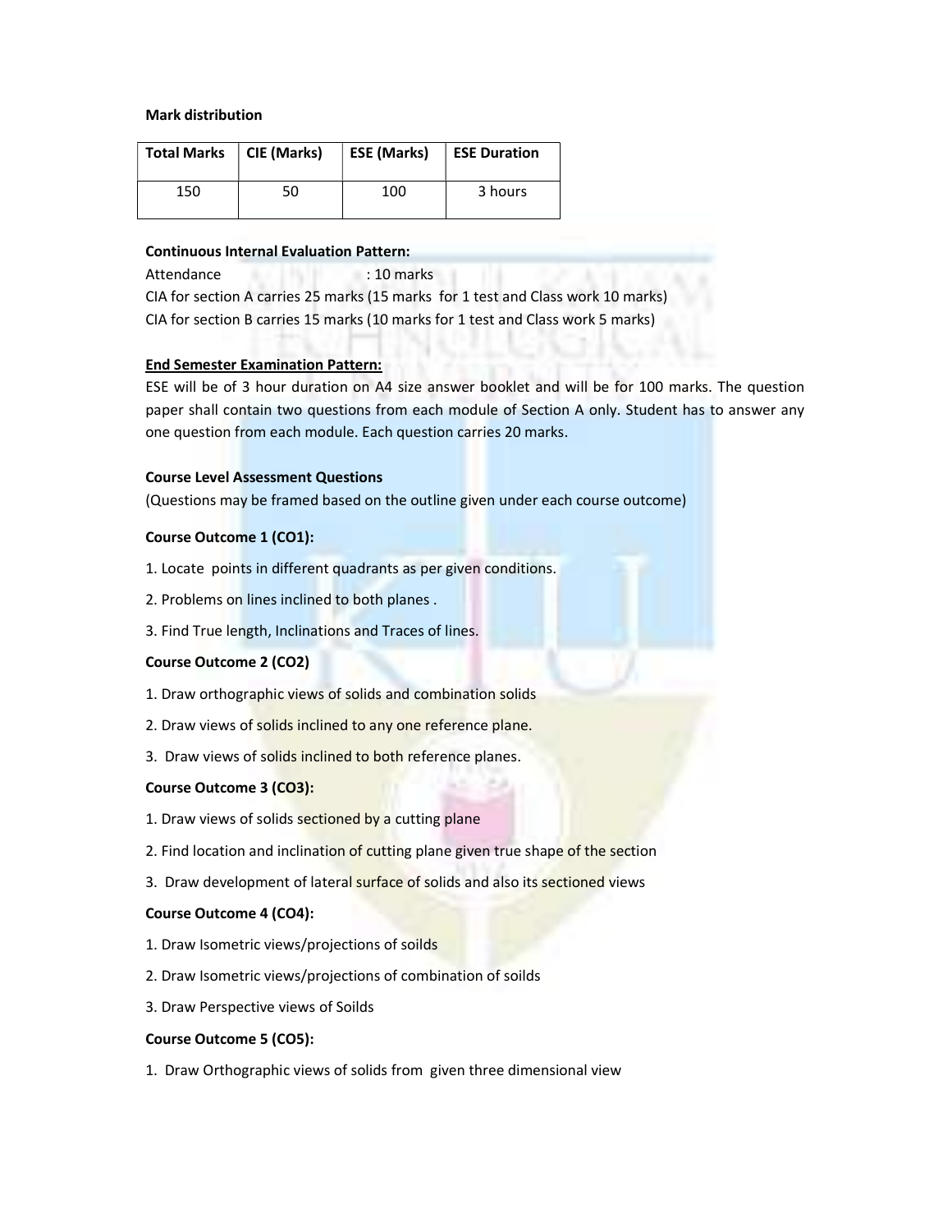**Mark distribution**

| Total Marks | CIE (Marks) | ESE (Marks) | ESE Duration |
|---|---|---|---|
| 150 | 50 | 100 | 3 hours |

**Continuous Internal Evaluation Pattern:**

Attendance : 10 marks

CIA for section A carries 25 marks (15 marks for 1 test and Class work 10 marks)

CIA for section B carries 15 marks (10 marks for 1 test and Class work 5 marks)

**End Semester Examination Pattern:**

ESE will be of 3 hour duration on A4 size answer booklet and will be for 100 marks. The question paper shall contain two questions from each module of Section A only. Student has to answer any one question from each module. Each question carries 20 marks.

**Course Level Assessment Questions**

(Questions may be framed based on the outline given under each course outcome)

**Course Outcome 1 (CO1):**

1. Locate points in different quadrants as per given conditions.
2. Problems on lines inclined to both planes .
3. Find True length, Inclinations and Traces of lines.

**Course Outcome 2 (CO2)**

1. Draw orthographic views of solids and combination solids
2. Draw views of solids inclined to any one reference plane.
3. Draw views of solids inclined to both reference planes.

**Course Outcome 3 (CO3):**

1. Draw views of solids sectioned by a cutting plane
2. Find location and inclination of cutting plane given true shape of the section
3. Draw development of lateral surface of solids and also its sectioned views

**Course Outcome 4 (CO4):**

1. Draw Isometric views/projections of soilds
2. Draw Isometric views/projections of combination of soilds
3. Draw Perspective views of Soilds

**Course Outcome 5 (CO5):**

1. Draw Orthographic views of solids from given three dimensional view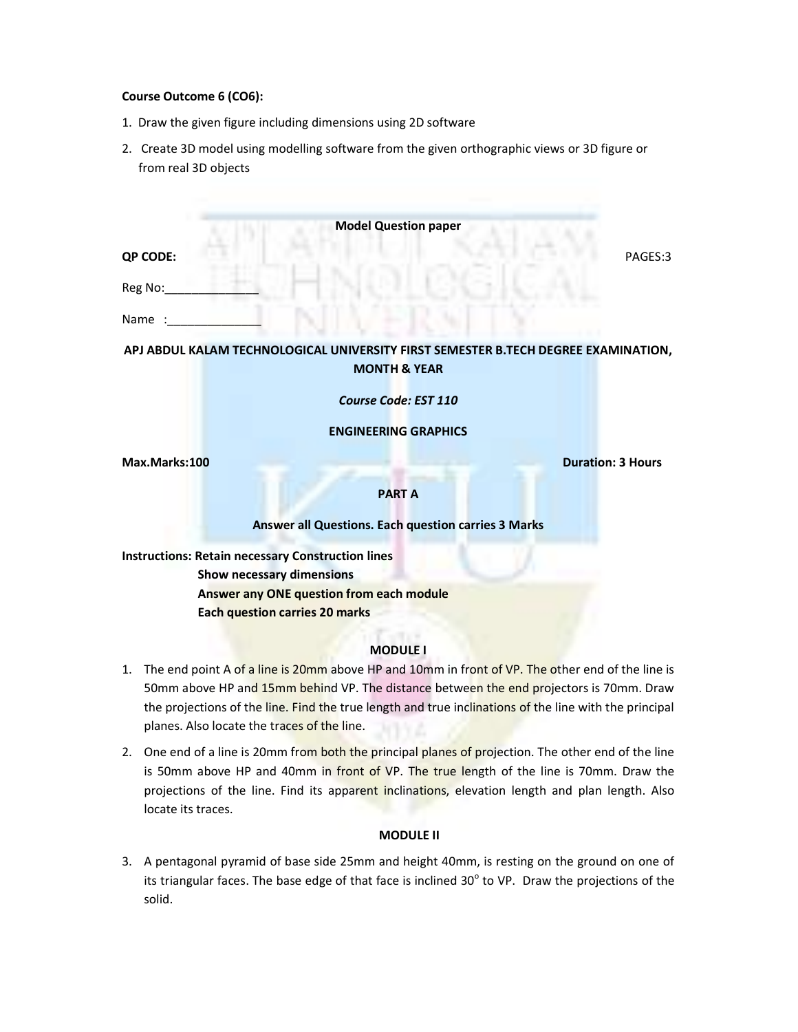**Course Outcome 6 (CO6):**

1. Draw the given figure including dimensions using 2D software
2. Create 3D model using modelling software from the given orthographic views or 3D figure or from real 3D objects

**Model Question paper**

**QP CODE:** PAGES:3

Reg No:______________

Name :______________

**APJ ABDUL KALAM TECHNOLOGICAL UNIVERSITY FIRST SEMESTER B.TECH DEGREE EXAMINATION, MONTH & YEAR**

***Course Code: EST 110***

**ENGINEERING GRAPHICS**

**Max.Marks:100** **Duration: 3 Hours**

**PART A**

**Answer all Questions. Each question carries 3 Marks**

**Instructions: Retain necessary Construction lines**
**Show necessary dimensions**
**Answer any ONE question from each module**
**Each question carries 20 marks**

**MODULE I**

1. The end point A of a line is 20mm above HP and 10mm in front of VP. The other end of the line is 50mm above HP and 15mm behind VP. The distance between the end projectors is 70mm. Draw the projections of the line. Find the true length and true inclinations of the line with the principal planes. Also locate the traces of the line.
2. One end of a line is 20mm from both the principal planes of projection. The other end of the line is 50mm above HP and 40mm in front of VP. The true length of the line is 70mm. Draw the projections of the line. Find its apparent inclinations, elevation length and plan length. Also locate its traces.

**MODULE II**

3. A pentagonal pyramid of base side 25mm and height 40mm, is resting on the ground on one of its triangular faces. The base edge of that face is inclined $30^{o}$ to VP. Draw the projections of the solid.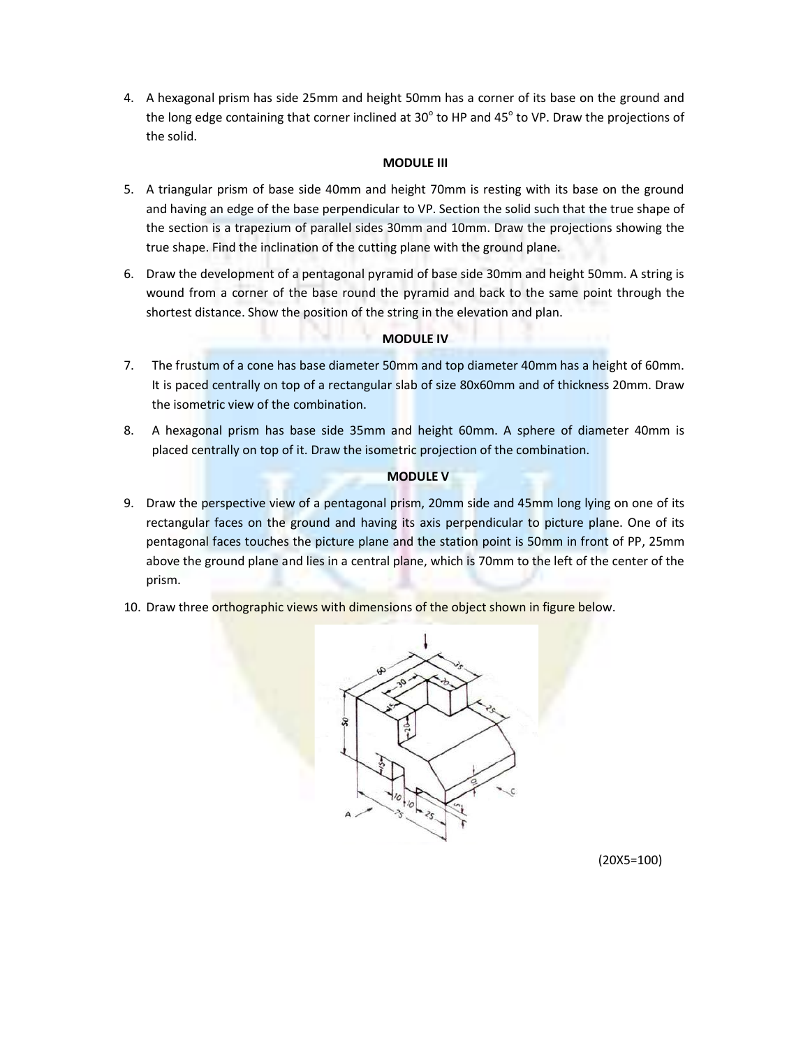4. A hexagonal prism has side 25mm and height 50mm has a corner of its base on the ground and the long edge containing that corner inclined at 30° to HP and 45° to VP. Draw the projections of the solid.

**MODULE III**

5. A triangular prism of base side 40mm and height 70mm is resting with its base on the ground and having an edge of the base perpendicular to VP. Section the solid such that the true shape of the section is a trapezium of parallel sides 30mm and 10mm. Draw the projections showing the true shape. Find the inclination of the cutting plane with the ground plane.

6. Draw the development of a pentagonal pyramid of base side 30mm and height 50mm. A string is wound from a corner of the base round the pyramid and back to the same point through the shortest distance. Show the position of the string in the elevation and plan.

**MODULE IV**

7. The frustum of a cone has base diameter 50mm and top diameter 40mm has a height of 60mm. It is paced centrally on top of a rectangular slab of size 80x60mm and of thickness 20mm. Draw the isometric view of the combination.

8. A hexagonal prism has base side 35mm and height 60mm. A sphere of diameter 40mm is placed centrally on top of it. Draw the isometric projection of the combination.

**MODULE V**

9. Draw the perspective view of a pentagonal prism, 20mm side and 45mm long lying on one of its rectangular faces on the ground and having its axis perpendicular to picture plane. One of its pentagonal faces touches the picture plane and the station point is 50mm in front of PP, 25mm above the ground plane and lies in a central plane, which is 70mm to the left of the center of the prism.

10. Draw three orthographic views with dimensions of the object shown in figure below.

(20X5=100)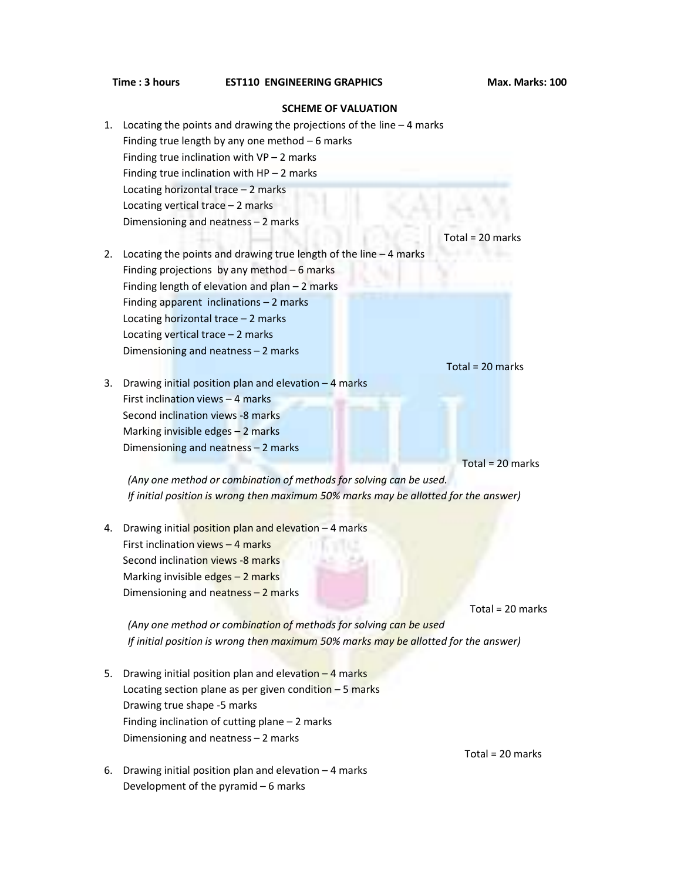**Time : 3 hours** **EST110 ENGINEERING GRAPHICS** **Max. Marks: 100**

**SCHEME OF VALUATION**

1. Locating the points and drawing the projections of the line – 4 marks
   Finding true length by any one method – 6 marks
   Finding true inclination with VP – 2 marks
   Finding true inclination with HP – 2 marks
   Locating horizontal trace – 2 marks
   Locating vertical trace – 2 marks
   Dimensioning and neatness – 2 marks

   Total = 20 marks

2. Locating the points and drawing true length of the line – 4 marks
   Finding projections by any method – 6 marks
   Finding length of elevation and plan – 2 marks
   Finding apparent inclinations – 2 marks
   Locating horizontal trace – 2 marks
   Locating vertical trace – 2 marks
   Dimensioning and neatness – 2 marks

   Total = 20 marks

3. Drawing initial position plan and elevation – 4 marks
   First inclination views – 4 marks
   Second inclination views -8 marks
   Marking invisible edges – 2 marks
   Dimensioning and neatness – 2 marks

   Total = 20 marks

   *(Any one method or combination of methods for solving can be used.*
   *If initial position is wrong then maximum 50% marks may be allotted for the answer)*

4. Drawing initial position plan and elevation – 4 marks
   First inclination views – 4 marks
   Second inclination views -8 marks
   Marking invisible edges – 2 marks
   Dimensioning and neatness – 2 marks

   Total = 20 marks

   *(Any one method or combination of methods for solving can be used*
   *If initial position is wrong then maximum 50% marks may be allotted for the answer)*

5. Drawing initial position plan and elevation – 4 marks
   Locating section plane as per given condition – 5 marks
   Drawing true shape -5 marks
   Finding inclination of cutting plane – 2 marks
   Dimensioning and neatness – 2 marks

   Total = 20 marks

6. Drawing initial position plan and elevation – 4 marks
   Development of the pyramid – 6 marks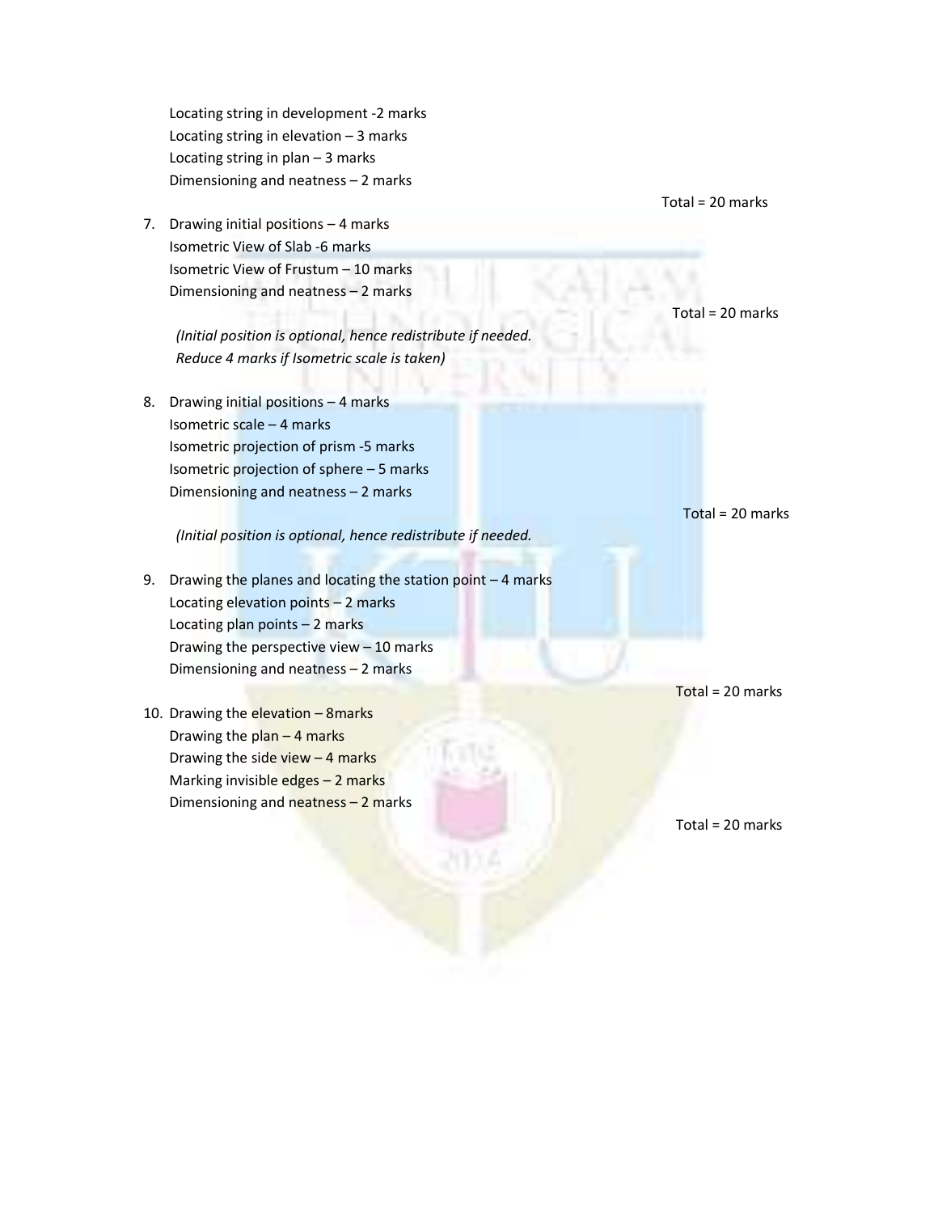Locating string in development -2 marks
Locating string in elevation – 3 marks
Locating string in plan – 3 marks
Dimensioning and neatness – 2 marks

Total = 20 marks

7. Drawing initial positions – 4 marks
   Isometric View of Slab -6 marks
   Isometric View of Frustum – 10 marks
   Dimensioning and neatness – 2 marks

   Total = 20 marks

   *(Initial position is optional, hence redistribute if needed.*
   *Reduce 4 marks if Isometric scale is taken)*

8. Drawing initial positions – 4 marks
   Isometric scale – 4 marks
   Isometric projection of prism -5 marks
   Isometric projection of sphere – 5 marks
   Dimensioning and neatness – 2 marks

   Total = 20 marks

   *(Initial position is optional, hence redistribute if needed.*

9. Drawing the planes and locating the station point – 4 marks
   Locating elevation points – 2 marks
   Locating plan points – 2 marks
   Drawing the perspective view – 10 marks
   Dimensioning and neatness – 2 marks

   Total = 20 marks

10. Drawing the elevation – 8marks
    Drawing the plan – 4 marks
    Drawing the side view – 4 marks
    Marking invisible edges – 2 marks
    Dimensioning and neatness – 2 marks

    Total = 20 marks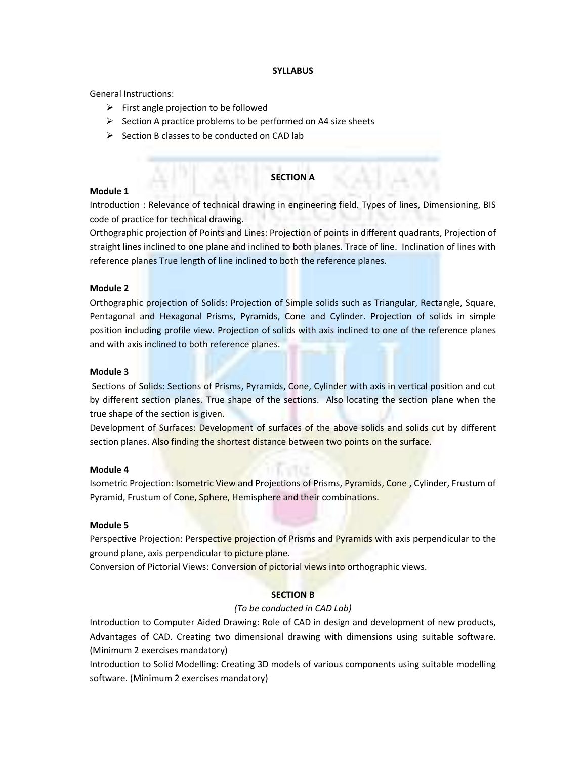## SYLLABUS

General Instructions:

- First angle projection to be followed
- Section A practice problems to be performed on A4 size sheets
- Section B classes to be conducted on CAD lab

## SECTION A

**Module 1**

Introduction : Relevance of technical drawing in engineering field. Types of lines, Dimensioning, BIS code of practice for technical drawing.

Orthographic projection of Points and Lines: Projection of points in different quadrants, Projection of straight lines inclined to one plane and inclined to both planes. Trace of line. Inclination of lines with reference planes True length of line inclined to both the reference planes.

**Module 2**

Orthographic projection of Solids: Projection of Simple solids such as Triangular, Rectangle, Square, Pentagonal and Hexagonal Prisms, Pyramids, Cone and Cylinder. Projection of solids in simple position including profile view. Projection of solids with axis inclined to one of the reference planes and with axis inclined to both reference planes.

**Module 3**

Sections of Solids: Sections of Prisms, Pyramids, Cone, Cylinder with axis in vertical position and cut by different section planes. True shape of the sections. Also locating the section plane when the true shape of the section is given.

Development of Surfaces: Development of surfaces of the above solids and solids cut by different section planes. Also finding the shortest distance between two points on the surface.

**Module 4**

Isometric Projection: Isometric View and Projections of Prisms, Pyramids, Cone , Cylinder, Frustum of Pyramid, Frustum of Cone, Sphere, Hemisphere and their combinations.

**Module 5**

Perspective Projection: Perspective projection of Prisms and Pyramids with axis perpendicular to the ground plane, axis perpendicular to picture plane.

Conversion of Pictorial Views: Conversion of pictorial views into orthographic views.

## SECTION B

*(To be conducted in CAD Lab)*

Introduction to Computer Aided Drawing: Role of CAD in design and development of new products, Advantages of CAD. Creating two dimensional drawing with dimensions using suitable software. (Minimum 2 exercises mandatory)

Introduction to Solid Modelling: Creating 3D models of various components using suitable modelling software. (Minimum 2 exercises mandatory)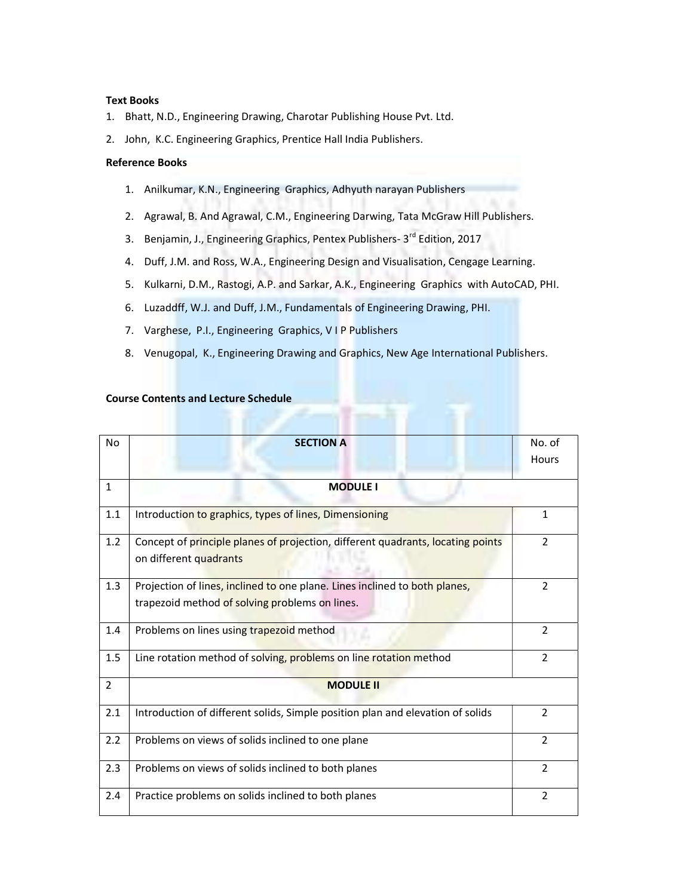**Text Books**

1. Bhatt, N.D., Engineering Drawing, Charotar Publishing House Pvt. Ltd.
2. John, K.C. Engineering Graphics, Prentice Hall India Publishers.

**Reference Books**

1. Anilkumar, K.N., Engineering Graphics, Adhyuth narayan Publishers
2. Agrawal, B. And Agrawal, C.M., Engineering Darwing, Tata McGraw Hill Publishers.
3. Benjamin, J., Engineering Graphics, Pentex Publishers- 3rd Edition, 2017
4. Duff, J.M. and Ross, W.A., Engineering Design and Visualisation, Cengage Learning.
5. Kulkarni, D.M., Rastogi, A.P. and Sarkar, A.K., Engineering Graphics with AutoCAD, PHI.
6. Luzaddff, W.J. and Duff, J.M., Fundamentals of Engineering Drawing, PHI.
7. Varghese, P.I., Engineering Graphics, V I P Publishers
8. Venugopal, K., Engineering Drawing and Graphics, New Age International Publishers.

**Course Contents and Lecture Schedule**

| No | SECTION A | No. of Hours |
|---|---|---|
| 1 | **MODULE I** | |
| 1.1 | Introduction to graphics, types of lines, Dimensioning | 1 |
| 1.2 | Concept of principle planes of projection, different quadrants, locating points on different quadrants | 2 |
| 1.3 | Projection of lines, inclined to one plane. Lines inclined to both planes, trapezoid method of solving problems on lines. | 2 |
| 1.4 | Problems on lines using trapezoid method | 2 |
| 1.5 | Line rotation method of solving, problems on line rotation method | 2 |
| 2 | **MODULE II** | |
| 2.1 | Introduction of different solids, Simple position plan and elevation of solids | 2 |
| 2.2 | Problems on views of solids inclined to one plane | 2 |
| 2.3 | Problems on views of solids inclined to both planes | 2 |
| 2.4 | Practice problems on solids inclined to both planes | 2 |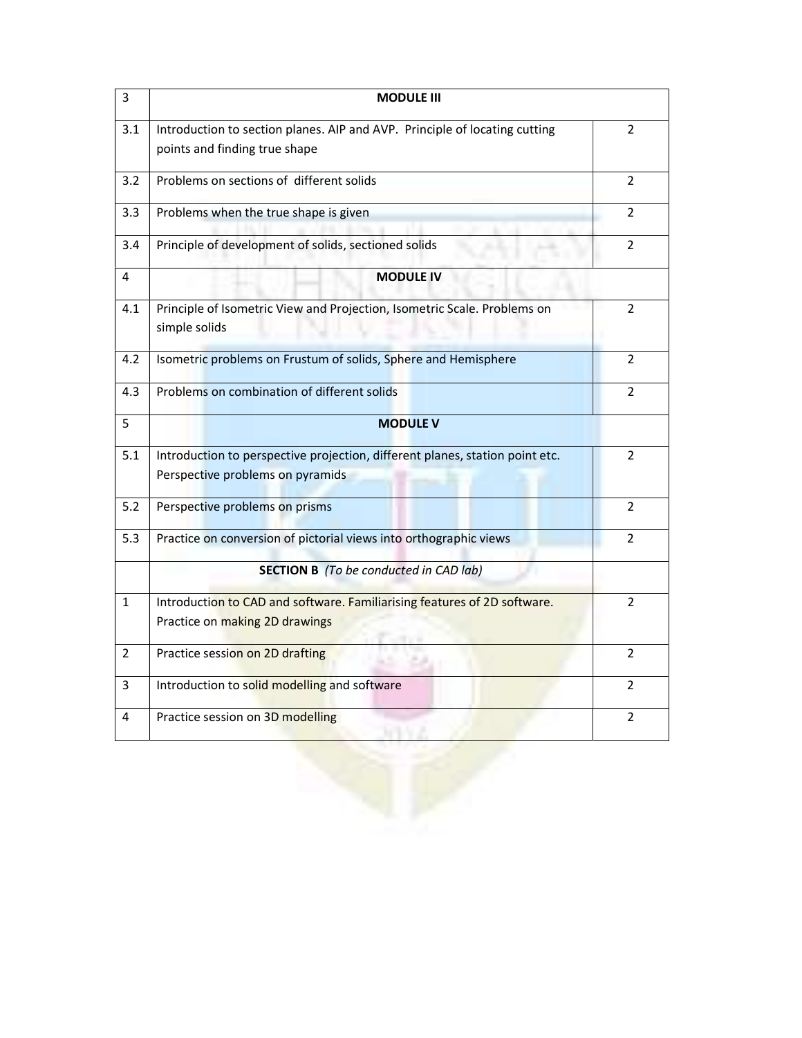| 3 | **MODULE III** | |
|---|---|---|
| 3.1 | Introduction to section planes. AIP and AVP. Principle of locating cutting points and finding true shape | 2 |
| 3.2 | Problems on sections of different solids | 2 |
| 3.3 | Problems when the true shape is given | 2 |
| 3.4 | Principle of development of solids, sectioned solids | 2 |
| 4 | **MODULE IV** | |
| 4.1 | Principle of Isometric View and Projection, Isometric Scale. Problems on simple solids | 2 |
| 4.2 | Isometric problems on Frustum of solids, Sphere and Hemisphere | 2 |
| 4.3 | Problems on combination of different solids | 2 |
| 5 | **MODULE V** | |
| 5.1 | Introduction to perspective projection, different planes, station point etc. Perspective problems on pyramids | 2 |
| 5.2 | Perspective problems on prisms | 2 |
| 5.3 | Practice on conversion of pictorial views into orthographic views | 2 |
| | **SECTION B** *(To be conducted in CAD lab)* | |
| 1 | Introduction to CAD and software. Familiarising features of 2D software. Practice on making 2D drawings | 2 |
| 2 | Practice session on 2D drafting | 2 |
| 3 | Introduction to solid modelling and software | 2 |
| 4 | Practice session on 3D modelling | 2 |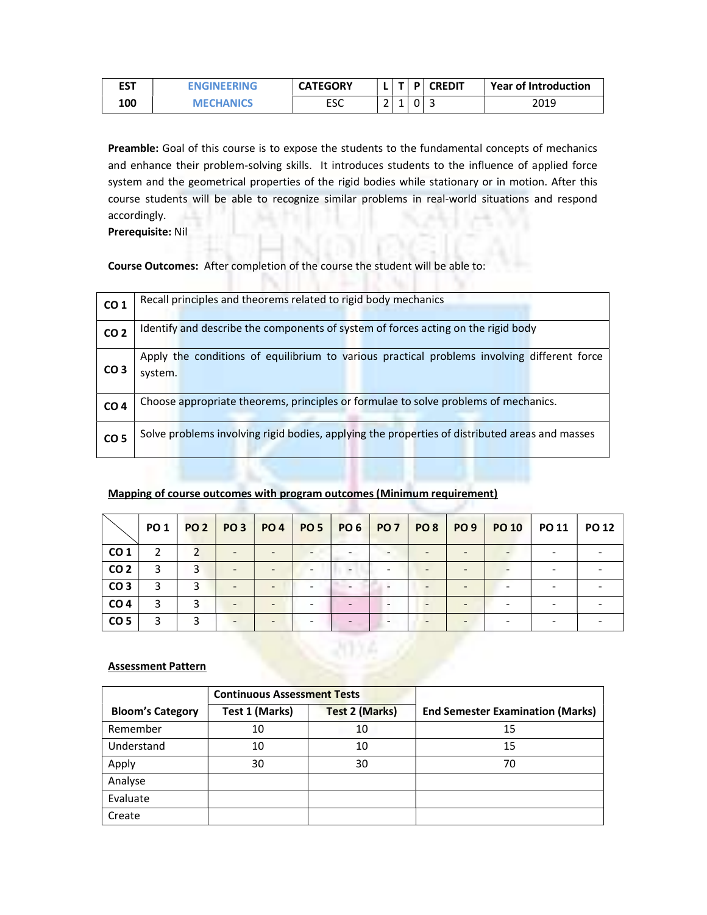| EST 100 | ENGINEERING MECHANICS | CATEGORY | L | T | P | CREDIT | Year of Introduction |
|---|---|---|---|---|---|---|---|
| | | ESC | 2 | 1 | 0 | 3 | 2019 |

**Preamble:** Goal of this course is to expose the students to the fundamental concepts of mechanics and enhance their problem-solving skills. It introduces students to the influence of applied force system and the geometrical properties of the rigid bodies while stationary or in motion. After this course students will be able to recognize similar problems in real-world situations and respond accordingly.

**Prerequisite:** Nil

**Course Outcomes:** After completion of the course the student will be able to:

| | |
|---|---|
| **CO 1** | Recall principles and theorems related to rigid body mechanics |
| **CO 2** | Identify and describe the components of system of forces acting on the rigid body |
| **CO 3** | Apply the conditions of equilibrium to various practical problems involving different force system. |
| **CO 4** | Choose appropriate theorems, principles or formulae to solve problems of mechanics. |
| **CO 5** | Solve problems involving rigid bodies, applying the properties of distributed areas and masses |

**Mapping of course outcomes with program outcomes (Minimum requirement)**

| | PO 1 | PO 2 | PO 3 | PO 4 | PO 5 | PO 6 | PO 7 | PO 8 | PO 9 | PO 10 | PO 11 | PO 12 |
|---|---|---|---|---|---|---|---|---|---|---|---|---|
| **CO 1** | 2 | 2 | - | - | - | - | - | - | - | - | - | - |
| **CO 2** | 3 | 3 | - | - | - | - | - | - | - | - | - | - |
| **CO 3** | 3 | 3 | - | - | - | - | - | - | - | - | - | - |
| **CO 4** | 3 | 3 | - | - | - | - | - | - | - | - | - | - |
| **CO 5** | 3 | 3 | - | - | - | - | - | - | - | - | - | - |

**Assessment Pattern**

| Bloom's Category | Continuous Assessment Tests | | End Semester Examination (Marks) |
|---|---|---|---|
| | Test 1 (Marks) | Test 2 (Marks) | |
| Remember | 10 | 10 | 15 |
| Understand | 10 | 10 | 15 |
| Apply | 30 | 30 | 70 |
| Analyse | | | |
| Evaluate | | | |
| Create | | | |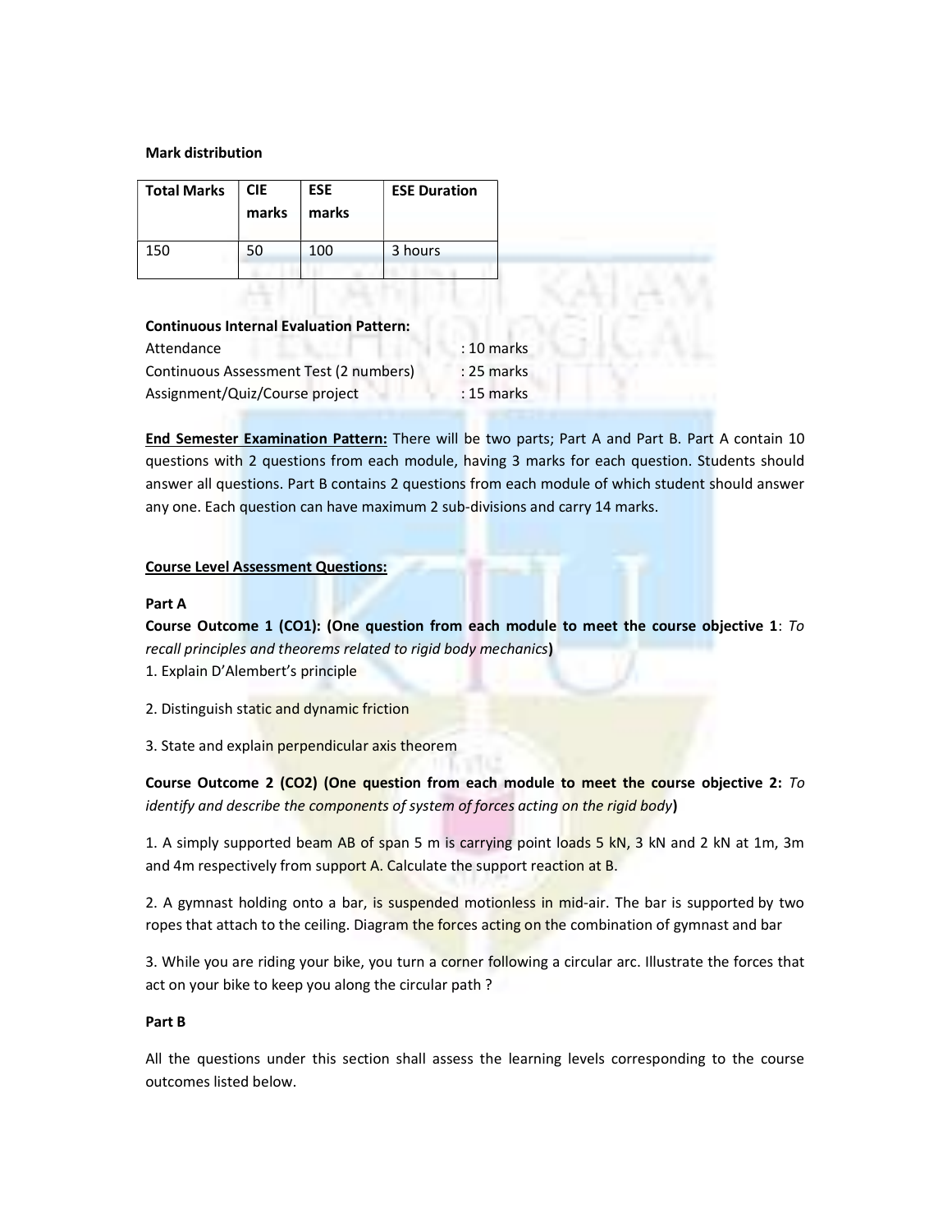**Mark distribution**

| Total Marks | CIE marks | ESE marks | ESE Duration |
|---|---|---|---|
| 150 | 50 | 100 | 3 hours |

**Continuous Internal Evaluation Pattern:**

Attendance : 10 marks

Continuous Assessment Test (2 numbers) : 25 marks

Assignment/Quiz/Course project : 15 marks

<u>**End Semester Examination Pattern:**</u> There will be two parts; Part A and Part B. Part A contain 10 questions with 2 questions from each module, having 3 marks for each question. Students should answer all questions. Part B contains 2 questions from each module of which student should answer any one. Each question can have maximum 2 sub-divisions and carry 14 marks.

<u>**Course Level Assessment Questions:**</u>

**Part A**

**Course Outcome 1 (CO1): (One question from each module to meet the course objective 1**: *To recall principles and theorems related to rigid body mechanics***)**

1. Explain D'Alembert's principle

2. Distinguish static and dynamic friction

3. State and explain perpendicular axis theorem

**Course Outcome 2 (CO2) (One question from each module to meet the course objective 2:** *To identify and describe the components of system of forces acting on the rigid body***)**

1. A simply supported beam AB of span 5 m is carrying point loads 5 kN, 3 kN and 2 kN at 1m, 3m and 4m respectively from support A. Calculate the support reaction at B.

2. A gymnast holding onto a bar, is suspended motionless in mid-air. The bar is supported by two ropes that attach to the ceiling. Diagram the forces acting on the combination of gymnast and bar

3. While you are riding your bike, you turn a corner following a circular arc. Illustrate the forces that act on your bike to keep you along the circular path ?

**Part B**

All the questions under this section shall assess the learning levels corresponding to the course outcomes listed below.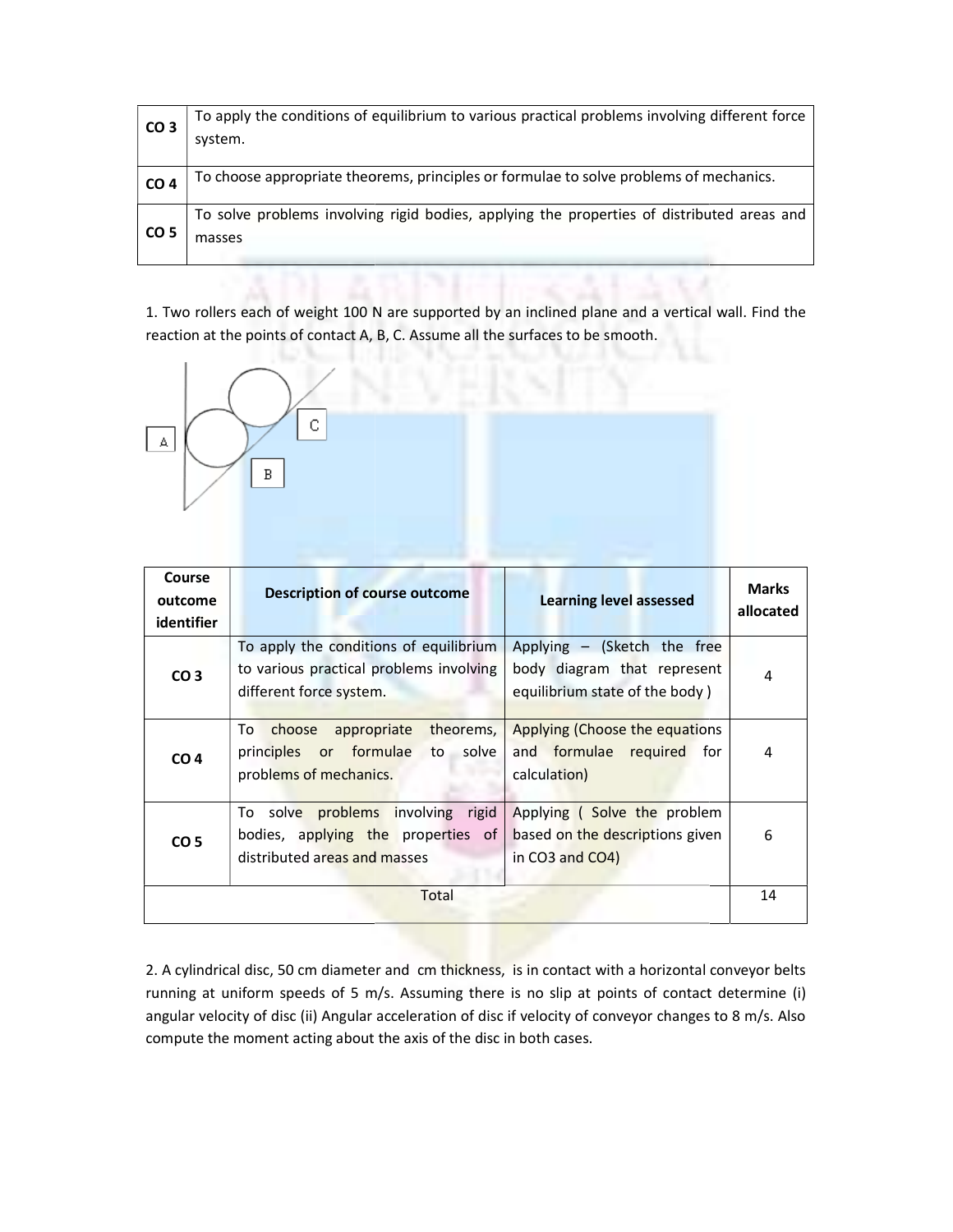| CO 3 | To apply the conditions of equilibrium to various practical problems involving different force system. |
|---|---|
| CO 4 | To choose appropriate theorems, principles or formulae to solve problems of mechanics. |
| CO 5 | To solve problems involving rigid bodies, applying the properties of distributed areas and masses |

1. Two rollers each of weight 100 N are supported by an inclined plane and a vertical wall. Find the reaction at the points of contact A, B, C. Assume all the surfaces to be smooth.

| Course outcome identifier | Description of course outcome | Learning level assessed | Marks allocated |
|---|---|---|---|
| CO 3 | To apply the conditions of equilibrium to various practical problems involving different force system. | Applying – (Sketch the free body diagram that represent equilibrium state of the body ) | 4 |
| CO 4 | To choose appropriate theorems, principles or formulae to solve problems of mechanics. | Applying (Choose the equations and formulae required for calculation) | 4 |
| CO 5 | To solve problems involving rigid bodies, applying the properties of distributed areas and masses | Applying ( Solve the problem based on the descriptions given in CO3 and CO4) | 6 |
| Total | | | 14 |

2. A cylindrical disc, 50 cm diameter and  cm thickness, is in contact with a horizontal conveyor belts running at uniform speeds of 5 m/s. Assuming there is no slip at points of contact determine (i) angular velocity of disc (ii) Angular acceleration of disc if velocity of conveyor changes to 8 m/s. Also compute the moment acting about the axis of the disc in both cases.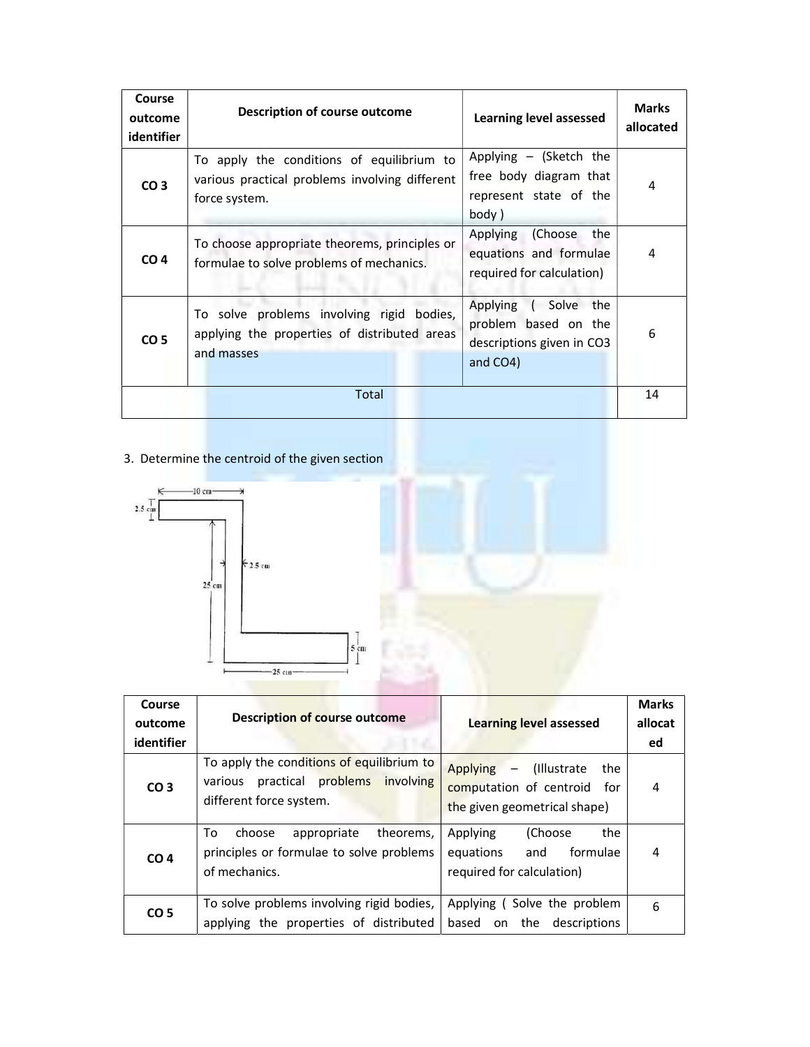| Course outcome identifier | Description of course outcome | Learning level assessed | Marks allocated |
|---|---|---|---|
| CO 3 | To apply the conditions of equilibrium to various practical problems involving different force system. | Applying – (Sketch the free body diagram that represent state of the body ) | 4 |
| CO 4 | To choose appropriate theorems, principles or formulae to solve problems of mechanics. | Applying (Choose the equations and formulae required for calculation) | 4 |
| CO 5 | To solve problems involving rigid bodies, applying the properties of distributed areas and masses | Applying ( Solve the problem based on the descriptions given in CO3 and CO4) | 6 |
| Total | | | 14 |

3. Determine the centroid of the given section

| Course outcome identifier | Description of course outcome | Learning level assessed | Marks allocated |
|---|---|---|---|
| CO 3 | To apply the conditions of equilibrium to various practical problems involving different force system. | Applying – (Illustrate the computation of centroid for the given geometrical shape) | 4 |
| CO 4 | To choose appropriate theorems, principles or formulae to solve problems of mechanics. | Applying (Choose the equations and formulae required for calculation) | 4 |
| CO 5 | To solve problems involving rigid bodies, applying the properties of distributed | Applying ( Solve the problem based on the descriptions | 6 |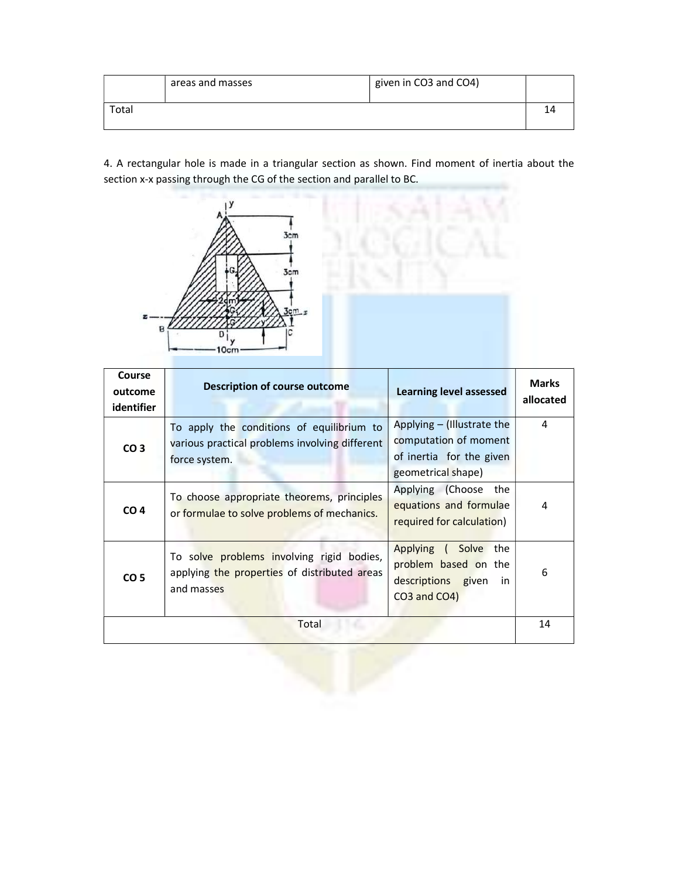| | areas and masses | given in CO3 and CO4) | |
|---|---|---|---|
| Total | | | 14 |

4. A rectangular hole is made in a triangular section as shown. Find moment of inertia about the section x-x passing through the CG of the section and parallel to BC.

| Course outcome identifier | Description of course outcome | Learning level assessed | Marks allocated |
|---|---|---|---|
| CO 3 | To apply the conditions of equilibrium to various practical problems involving different force system. | Applying – (Illustrate the computation of moment of inertia for the given geometrical shape) | 4 |
| CO 4 | To choose appropriate theorems, principles or formulae to solve problems of mechanics. | Applying (Choose the equations and formulae required for calculation) | 4 |
| CO 5 | To solve problems involving rigid bodies, applying the properties of distributed areas and masses | Applying ( Solve the problem based on the descriptions given in CO3 and CO4) | 6 |
| Total | | | 14 |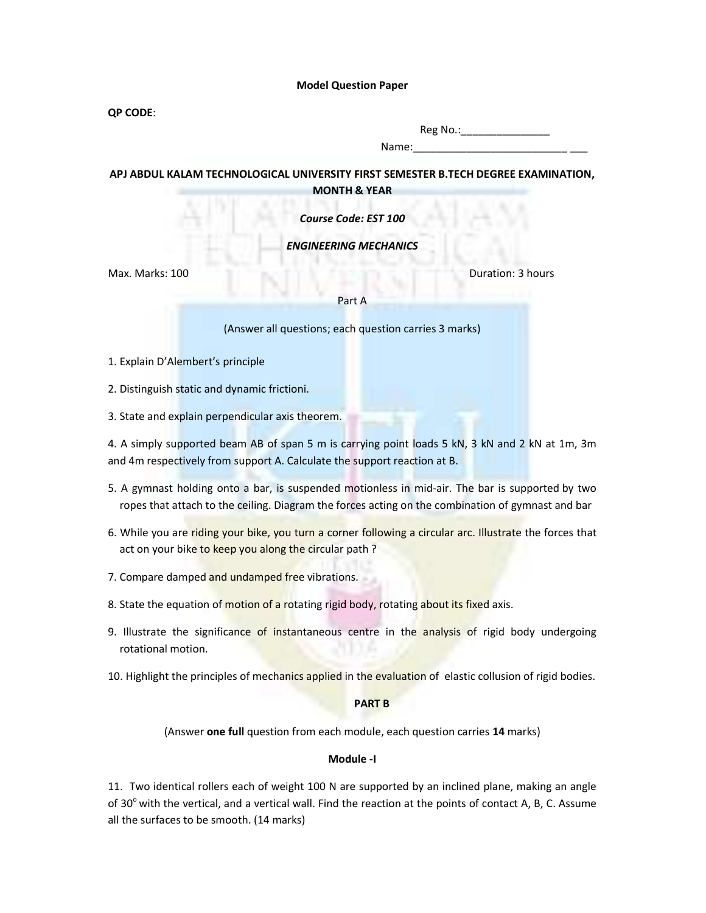**Model Question Paper**

**QP CODE**:

Reg No.:_______________

Name:___________________________ ___

**APJ ABDUL KALAM TECHNOLOGICAL UNIVERSITY FIRST SEMESTER B.TECH DEGREE EXAMINATION, MONTH & YEAR**

***Course Code: EST 100***

***ENGINEERING MECHANICS***

Max. Marks: 100 Duration: 3 hours

Part A

(Answer all questions; each question carries 3 marks)

1. Explain D'Alembert's principle
2. Distinguish static and dynamic frictioni.
3. State and explain perpendicular axis theorem.
4. A simply supported beam AB of span 5 m is carrying point loads 5 kN, 3 kN and 2 kN at 1m, 3m and 4m respectively from support A. Calculate the support reaction at B.
5. A gymnast holding onto a bar, is suspended motionless in mid-air. The bar is supported by two ropes that attach to the ceiling. Diagram the forces acting on the combination of gymnast and bar
6. While you are riding your bike, you turn a corner following a circular arc. Illustrate the forces that act on your bike to keep you along the circular path ?
7. Compare damped and undamped free vibrations.
8. State the equation of motion of a rotating rigid body, rotating about its fixed axis.
9. Illustrate the significance of instantaneous centre in the analysis of rigid body undergoing rotational motion.
10. Highlight the principles of mechanics applied in the evaluation of elastic collusion of rigid bodies.

**PART B**

(Answer **one full** question from each module, each question carries **14** marks)

**Module -I**

11. Two identical rollers each of weight 100 N are supported by an inclined plane, making an angle of $30^{o}$ with the vertical, and a vertical wall. Find the reaction at the points of contact A, B, C. Assume all the surfaces to be smooth. (14 marks)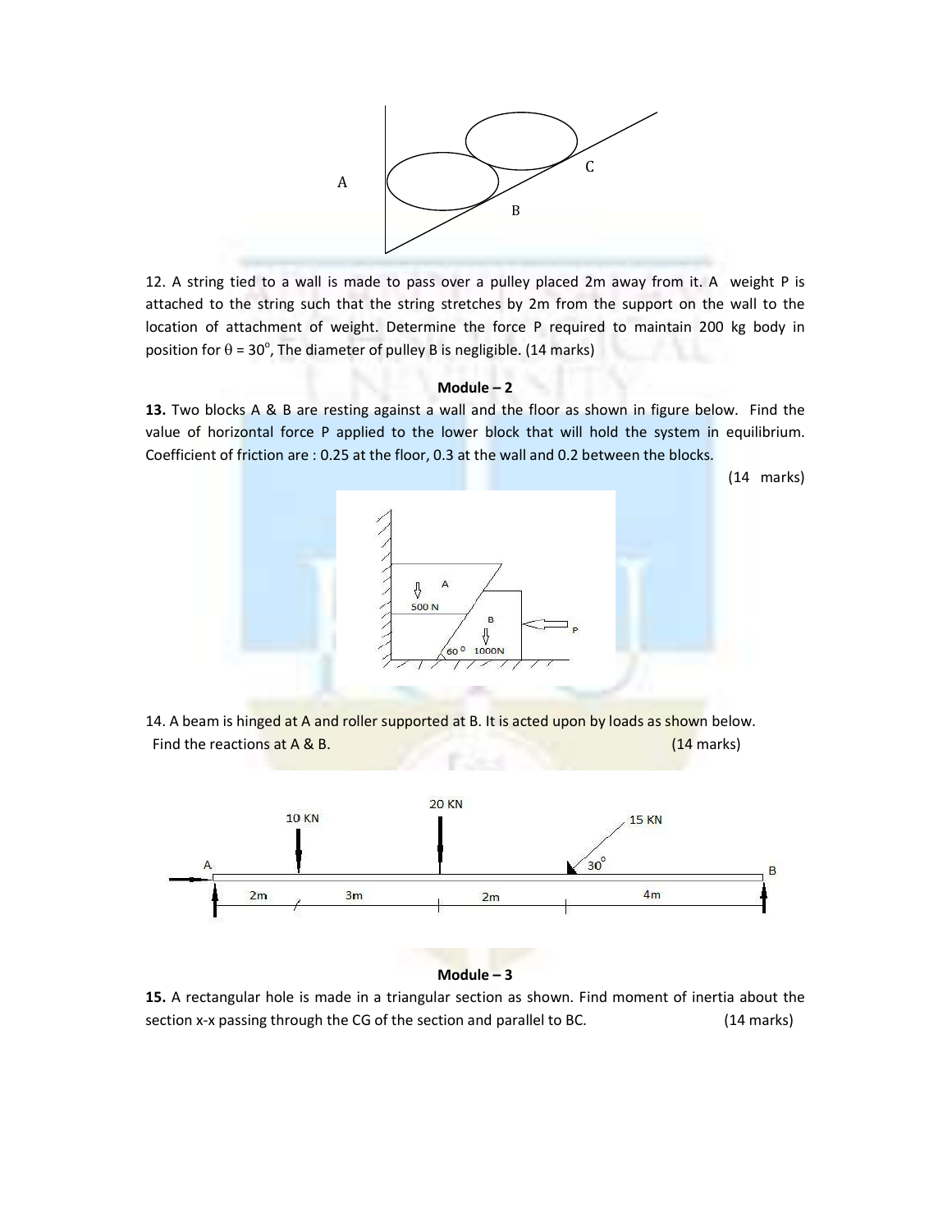12. A string tied to a wall is made to pass over a pulley placed 2m away from it. A weight P is attached to the string such that the string stretches by 2m from the support on the wall to the location of attachment of weight. Determine the force P required to maintain 200 kg body in position for $\theta = 30^{\circ}$, The diameter of pulley B is negligible. (14 marks)

**Module – 2**

**13.** Two blocks A & B are resting against a wall and the floor as shown in figure below. Find the value of horizontal force P applied to the lower block that will hold the system in equilibrium. Coefficient of friction are : 0.25 at the floor, 0.3 at the wall and 0.2 between the blocks.

(14 marks)

14. A beam is hinged at A and roller supported at B. It is acted upon by loads as shown below. Find the reactions at A & B. (14 marks)

**Module – 3**

**15.** A rectangular hole is made in a triangular section as shown. Find moment of inertia about the section x-x passing through the CG of the section and parallel to BC. (14 marks)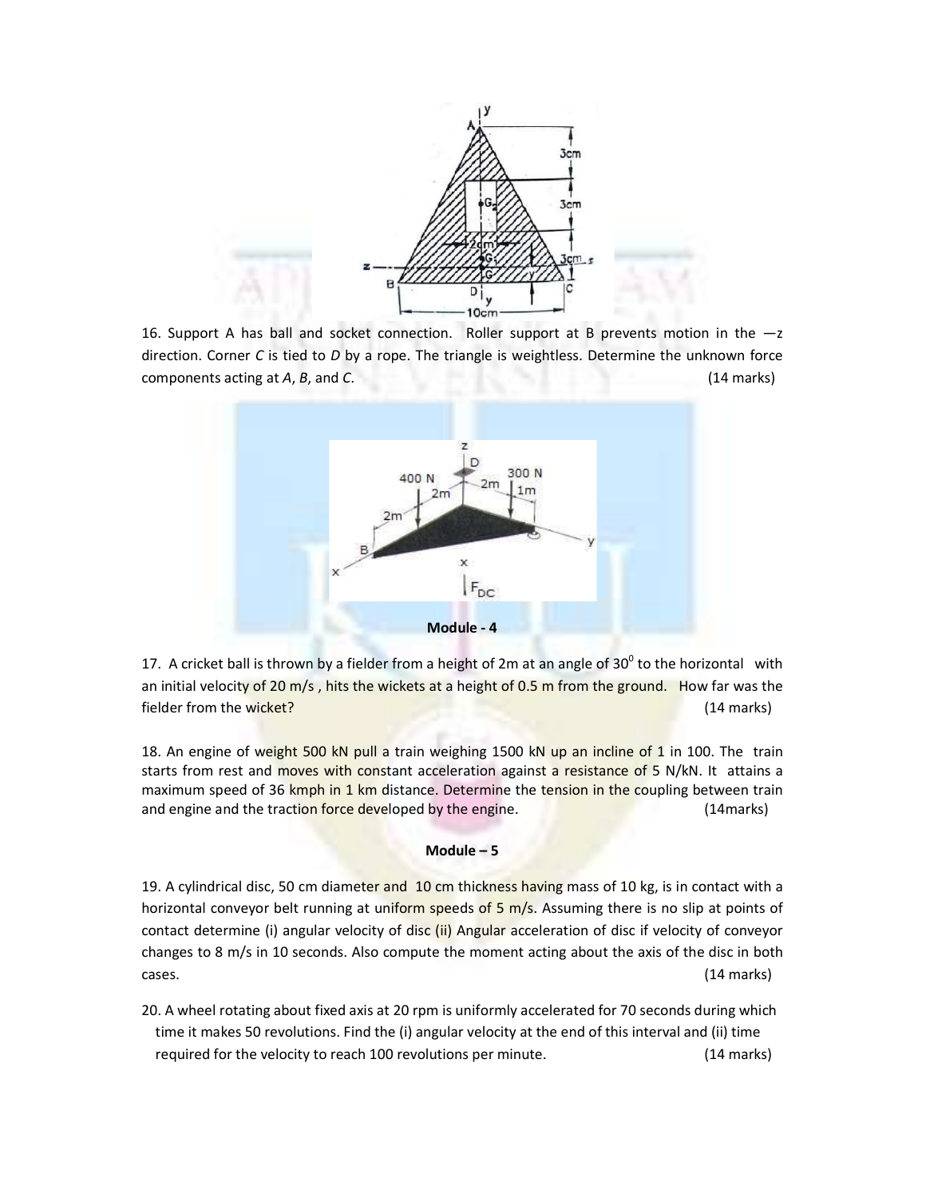16. Support A has ball and socket connection. Roller support at B prevents motion in the —z direction. Corner C is tied to D by a rope. The triangle is weightless. Determine the unknown force components acting at *A*, *B*, and *C*. (14 marks)

## Module - 4

17. A cricket ball is thrown by a fielder from a height of 2m at an angle of $30^0$ to the horizontal with an initial velocity of 20 m/s , hits the wickets at a height of 0.5 m from the ground. How far was the fielder from the wicket? (14 marks)

18. An engine of weight 500 kN pull a train weighing 1500 kN up an incline of 1 in 100. The train starts from rest and moves with constant acceleration against a resistance of 5 N/kN. It attains a maximum speed of 36 kmph in 1 km distance. Determine the tension in the coupling between train and engine and the traction force developed by the engine. (14marks)

## Module – 5

19. A cylindrical disc, 50 cm diameter and 10 cm thickness having mass of 10 kg, is in contact with a horizontal conveyor belt running at uniform speeds of 5 m/s. Assuming there is no slip at points of contact determine (i) angular velocity of disc (ii) Angular acceleration of disc if velocity of conveyor changes to 8 m/s in 10 seconds. Also compute the moment acting about the axis of the disc in both cases. (14 marks)

20. A wheel rotating about fixed axis at 20 rpm is uniformly accelerated for 70 seconds during which time it makes 50 revolutions. Find the (i) angular velocity at the end of this interval and (ii) time required for the velocity to reach 100 revolutions per minute. (14 marks)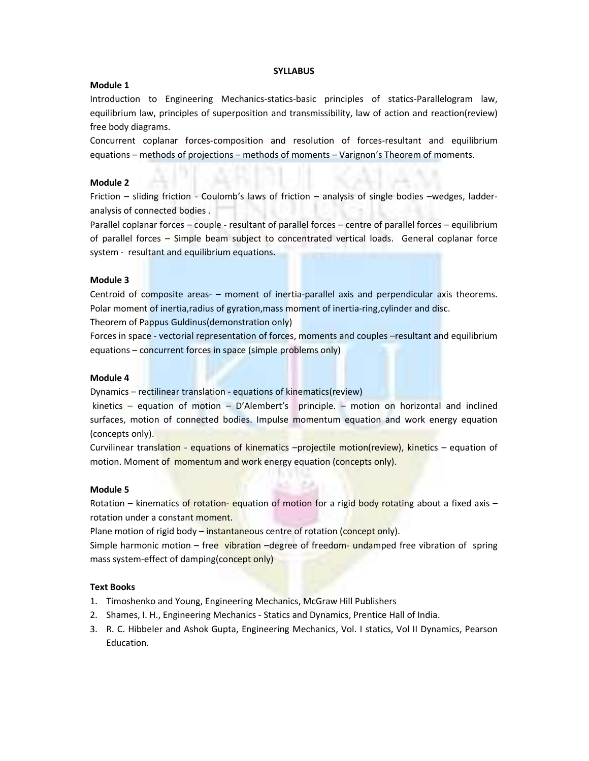**SYLLABUS**

**Module 1**

Introduction to Engineering Mechanics-statics-basic principles of statics-Parallelogram law, equilibrium law, principles of superposition and transmissibility, law of action and reaction(review) free body diagrams.

Concurrent coplanar forces-composition and resolution of forces-resultant and equilibrium equations – methods of projections – methods of moments – Varignon's Theorem of moments.

**Module 2**

Friction – sliding friction - Coulomb's laws of friction – analysis of single bodies –wedges, ladder-analysis of connected bodies .

Parallel coplanar forces – couple - resultant of parallel forces – centre of parallel forces – equilibrium of parallel forces – Simple beam subject to concentrated vertical loads. General coplanar force system - resultant and equilibrium equations.

**Module 3**

Centroid of composite areas- – moment of inertia-parallel axis and perpendicular axis theorems. Polar moment of inertia,radius of gyration,mass moment of inertia-ring,cylinder and disc.

Theorem of Pappus Guldinus(demonstration only)

Forces in space - vectorial representation of forces, moments and couples –resultant and equilibrium equations – concurrent forces in space (simple problems only)

**Module 4**

Dynamics – rectilinear translation - equations of kinematics(review)

kinetics – equation of motion – D'Alembert's principle. – motion on horizontal and inclined surfaces, motion of connected bodies. Impulse momentum equation and work energy equation (concepts only).

Curvilinear translation - equations of kinematics –projectile motion(review), kinetics – equation of motion. Moment of momentum and work energy equation (concepts only).

**Module 5**

Rotation – kinematics of rotation- equation of motion for a rigid body rotating about a fixed axis – rotation under a constant moment.

Plane motion of rigid body – instantaneous centre of rotation (concept only).

Simple harmonic motion – free vibration –degree of freedom- undamped free vibration of spring mass system-effect of damping(concept only)

**Text Books**

1. Timoshenko and Young, Engineering Mechanics, McGraw Hill Publishers
2. Shames, I. H., Engineering Mechanics - Statics and Dynamics, Prentice Hall of India.
3. R. C. Hibbeler and Ashok Gupta, Engineering Mechanics, Vol. I statics, Vol II Dynamics, Pearson Education.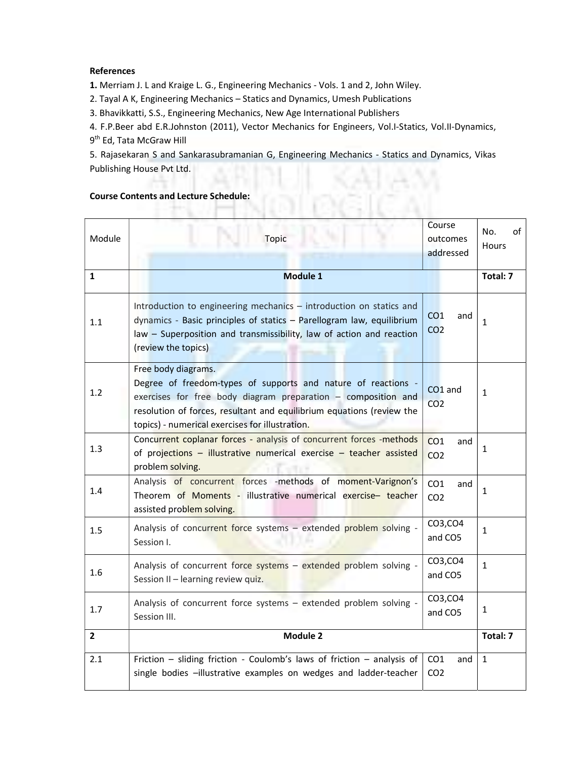**References**

**1.** Merriam J. L and Kraige L. G., Engineering Mechanics - Vols. 1 and 2, John Wiley.

2. Tayal A K, Engineering Mechanics – Statics and Dynamics, Umesh Publications

3. Bhavikkatti, S.S., Engineering Mechanics, New Age International Publishers

4. F.P.Beer abd E.R.Johnston (2011), Vector Mechanics for Engineers, Vol.I-Statics, Vol.II-Dynamics, 9th Ed, Tata McGraw Hill

5. Rajasekaran S and Sankarasubramanian G, Engineering Mechanics - Statics and Dynamics, Vikas Publishing House Pvt Ltd.

**Course Contents and Lecture Schedule:**

| Module | Topic | Course outcomes addressed | No. of Hours |
|---|---|---|---|
| **1** | **Module 1** | | **Total: 7** |
| 1.1 | Introduction to engineering mechanics – introduction on statics and dynamics - Basic principles of statics – Parellogram law, equilibrium law – Superposition and transmissibility, law of action and reaction (review the topics) | CO1 and CO2 | 1 |
| 1.2 | Free body diagrams. Degree of freedom-types of supports and nature of reactions - exercises for free body diagram preparation – composition and resolution of forces, resultant and equilibrium equations (review the topics) - numerical exercises for illustration. | CO1 and CO2 | 1 |
| 1.3 | Concurrent coplanar forces - analysis of concurrent forces -methods of projections – illustrative numerical exercise – teacher assisted problem solving. | CO1 and CO2 | 1 |
| 1.4 | Analysis of concurrent forces -methods of moment-Varignon's Theorem of Moments - illustrative numerical exercise– teacher assisted problem solving. | CO1 and CO2 | 1 |
| 1.5 | Analysis of concurrent force systems – extended problem solving - Session I. | CO3,CO4 and CO5 | 1 |
| 1.6 | Analysis of concurrent force systems – extended problem solving - Session II – learning review quiz. | CO3,CO4 and CO5 | 1 |
| 1.7 | Analysis of concurrent force systems – extended problem solving - Session III. | CO3,CO4 and CO5 | 1 |
| **2** | **Module 2** | | **Total: 7** |
| 2.1 | Friction – sliding friction - Coulomb's laws of friction – analysis of single bodies –illustrative examples on wedges and ladder-teacher | CO1 and CO2 | 1 |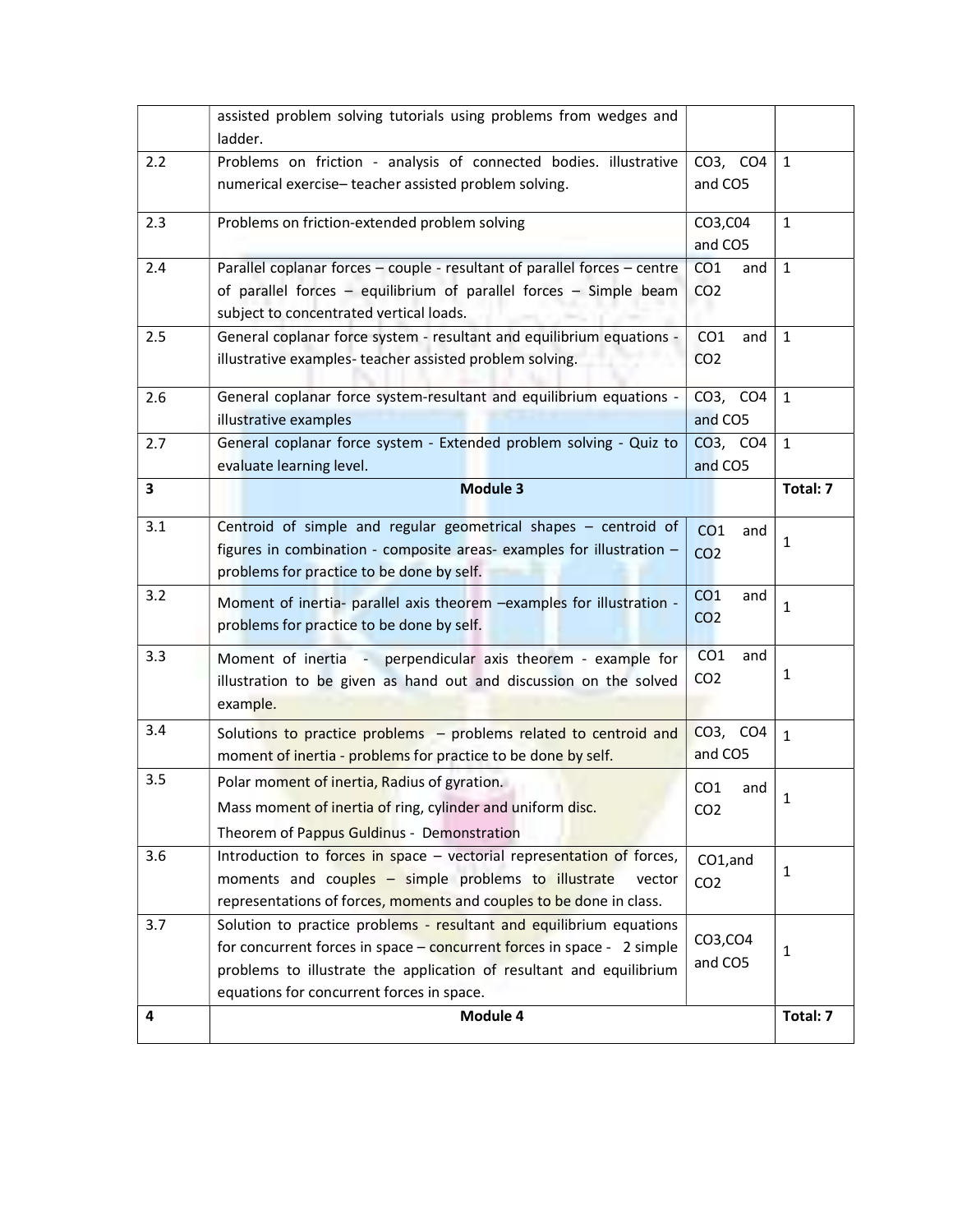| | | | |
|---|---|---|---|
| | assisted problem solving tutorials using problems from wedges and ladder. | | |
| 2.2 | Problems on friction - analysis of connected bodies. illustrative numerical exercise– teacher assisted problem solving. | CO3, CO4 and CO5 | 1 |
| 2.3 | Problems on friction-extended problem solving | CO3,C04 and CO5 | 1 |
| 2.4 | Parallel coplanar forces – couple - resultant of parallel forces – centre of parallel forces – equilibrium of parallel forces – Simple beam subject to concentrated vertical loads. | CO1 and CO2 | 1 |
| 2.5 | General coplanar force system - resultant and equilibrium equations - illustrative examples- teacher assisted problem solving. | CO1 and CO2 | 1 |
| 2.6 | General coplanar force system-resultant and equilibrium equations - illustrative examples | CO3, CO4 and CO5 | 1 |
| 2.7 | General coplanar force system - Extended problem solving - Quiz to evaluate learning level. | CO3, CO4 and CO5 | 1 |
| **3** | **Module 3** | | **Total: 7** |
| 3.1 | Centroid of simple and regular geometrical shapes – centroid of figures in combination - composite areas- examples for illustration – problems for practice to be done by self. | CO1 and CO2 | 1 |
| 3.2 | Moment of inertia- parallel axis theorem –examples for illustration - problems for practice to be done by self. | CO1 and CO2 | 1 |
| 3.3 | Moment of inertia - perpendicular axis theorem - example for illustration to be given as hand out and discussion on the solved example. | CO1 and CO2 | 1 |
| 3.4 | Solutions to practice problems – problems related to centroid and moment of inertia - problems for practice to be done by self. | CO3, CO4 and CO5 | 1 |
| 3.5 | Polar moment of inertia, Radius of gyration. Mass moment of inertia of ring, cylinder and uniform disc. Theorem of Pappus Guldinus - Demonstration | CO1 and CO2 | 1 |
| 3.6 | Introduction to forces in space – vectorial representation of forces, moments and couples – simple problems to illustrate vector representations of forces, moments and couples to be done in class. | CO1,and CO2 | 1 |
| 3.7 | Solution to practice problems - resultant and equilibrium equations for concurrent forces in space – concurrent forces in space - 2 simple problems to illustrate the application of resultant and equilibrium equations for concurrent forces in space. | CO3,CO4 and CO5 | 1 |
| **4** | **Module 4** | | **Total: 7** |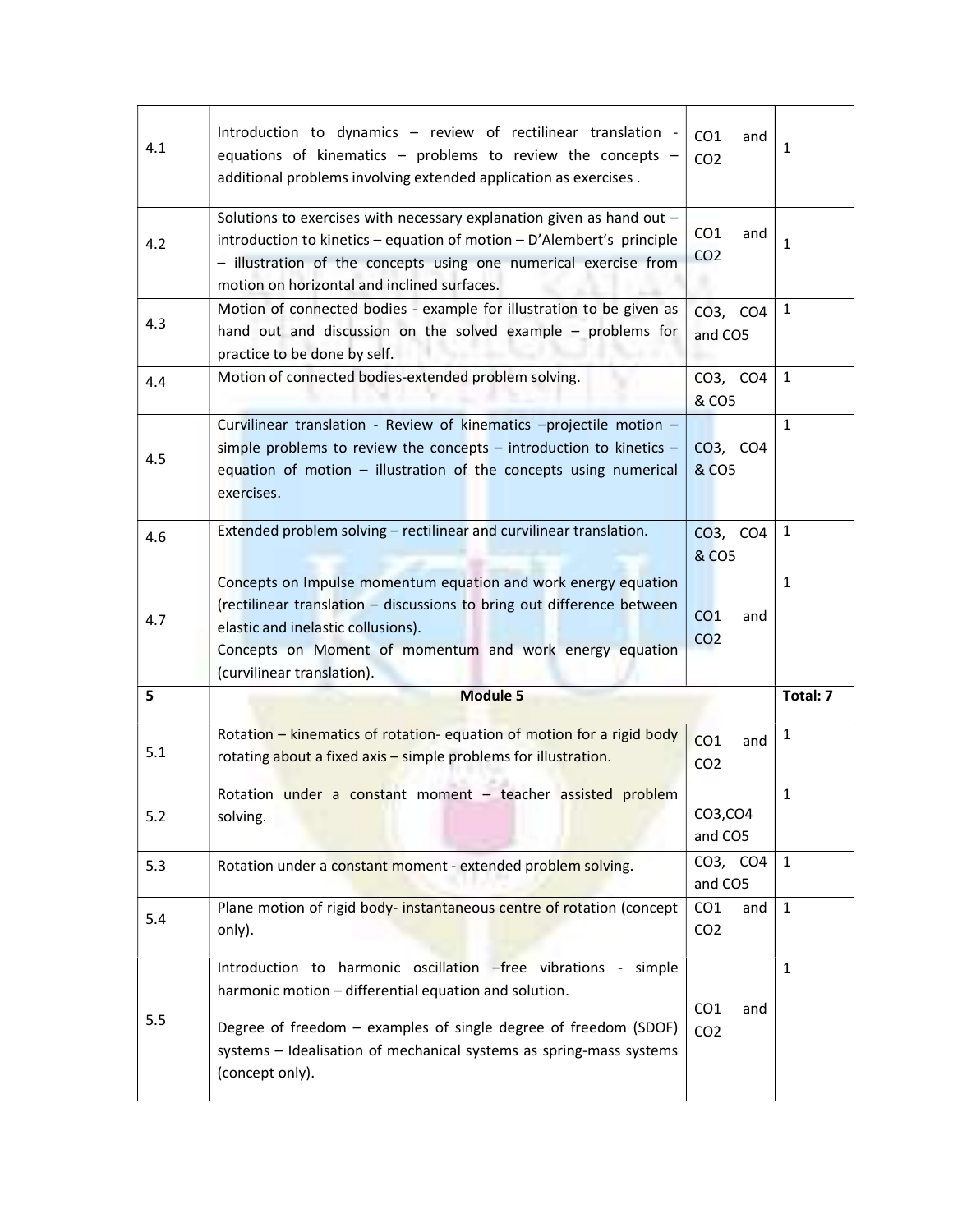| | | | |
|---|---|---|---|
| 4.1 | Introduction to dynamics – review of rectilinear translation - equations of kinematics – problems to review the concepts – additional problems involving extended application as exercises . | CO1 and CO2 | 1 |
| 4.2 | Solutions to exercises with necessary explanation given as hand out – introduction to kinetics – equation of motion – D'Alembert's principle – illustration of the concepts using one numerical exercise from motion on horizontal and inclined surfaces. | CO1 and CO2 | 1 |
| 4.3 | Motion of connected bodies - example for illustration to be given as hand out and discussion on the solved example – problems for practice to be done by self. | CO3, CO4 and CO5 | 1 |
| 4.4 | Motion of connected bodies-extended problem solving. | CO3, CO4 & CO5 | 1 |
| 4.5 | Curvilinear translation - Review of kinematics –projectile motion – simple problems to review the concepts – introduction to kinetics – equation of motion – illustration of the concepts using numerical exercises. | CO3, CO4 & CO5 | 1 |
| 4.6 | Extended problem solving – rectilinear and curvilinear translation. | CO3, CO4 & CO5 | 1 |
| 4.7 | Concepts on Impulse momentum equation and work energy equation (rectilinear translation – discussions to bring out difference between elastic and inelastic collusions).<br>Concepts on Moment of momentum and work energy equation (curvilinear translation). | CO1 and CO2 | 1 |
| **5** | **Module 5** | | **Total: 7** |
| 5.1 | Rotation – kinematics of rotation- equation of motion for a rigid body rotating about a fixed axis – simple problems for illustration. | CO1 and CO2 | 1 |
| 5.2 | Rotation under a constant moment – teacher assisted problem solving. | CO3,CO4 and CO5 | 1 |
| 5.3 | Rotation under a constant moment - extended problem solving. | CO3, CO4 and CO5 | 1 |
| 5.4 | Plane motion of rigid body- instantaneous centre of rotation (concept only). | CO1 and CO2 | 1 |
| 5.5 | Introduction to harmonic oscillation –free vibrations - simple harmonic motion – differential equation and solution.<br>Degree of freedom – examples of single degree of freedom (SDOF) systems – Idealisation of mechanical systems as spring-mass systems (concept only). | CO1 and CO2 | 1 |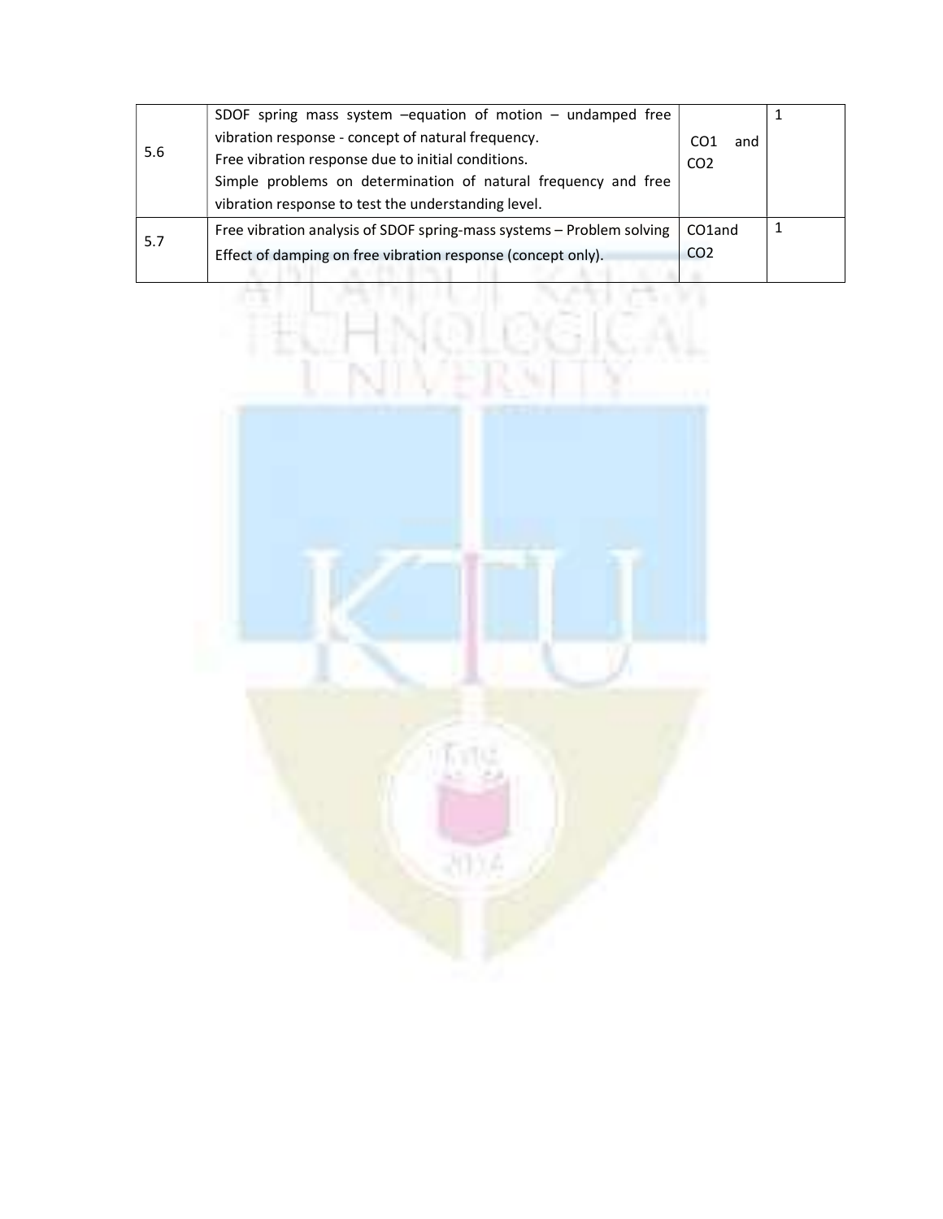| | | | |
|---|---|---|---|
| 5.6 | SDOF spring mass system –equation of motion – undamped free vibration response - concept of natural frequency.<br>Free vibration response due to initial conditions.<br>Simple problems on determination of natural frequency and free vibration response to test the understanding level. | CO1 and CO2 | 1 |
| 5.7 | Free vibration analysis of SDOF spring-mass systems – Problem solving<br>Effect of damping on free vibration response (concept only). | CO1and CO2 | 1 |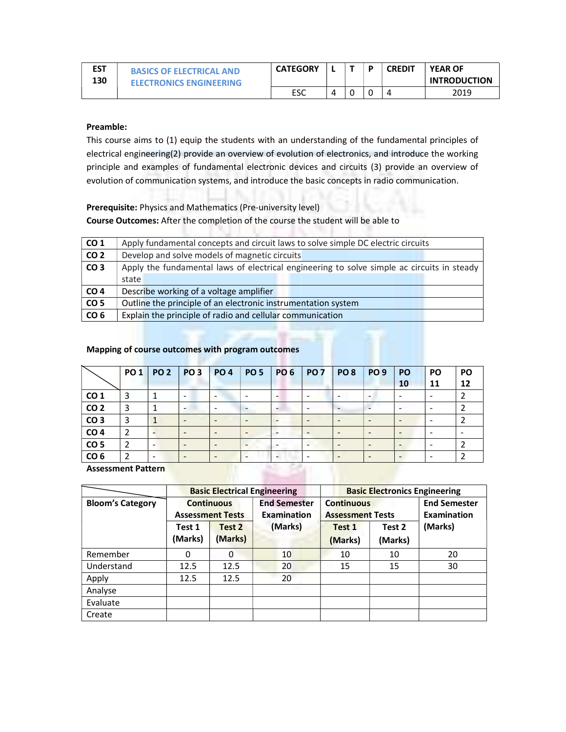| EST 130 | BASICS OF ELECTRICAL AND ELECTRONICS ENGINEERING | CATEGORY | L | T | P | CREDIT | YEAR OF INTRODUCTION |
|---|---|---|---|---|---|---|---|
| | | ESC | 4 | 0 | 0 | 4 | 2019 |

**Preamble:**
This course aims to (1) equip the students with an understanding of the fundamental principles of electrical engineering(2) provide an overview of evolution of electronics, and introduce the working principle and examples of fundamental electronic devices and circuits (3) provide an overview of evolution of communication systems, and introduce the basic concepts in radio communication.

**Prerequisite:** Physics and Mathematics (Pre-university level)
**Course Outcomes:** After the completion of the course the student will be able to

| | |
|---|---|
| **CO 1** | Apply fundamental concepts and circuit laws to solve simple DC electric circuits |
| **CO 2** | Develop and solve models of magnetic circuits |
| **CO 3** | Apply the fundamental laws of electrical engineering to solve simple ac circuits in steady state |
| **CO 4** | Describe working of a voltage amplifier |
| **CO 5** | Outline the principle of an electronic instrumentation system |
| **CO 6** | Explain the principle of radio and cellular communication |

**Mapping of course outcomes with program outcomes**

| | PO 1 | PO 2 | PO 3 | PO 4 | PO 5 | PO 6 | PO 7 | PO 8 | PO 9 | PO 10 | PO 11 | PO 12 |
|---|---|---|---|---|---|---|---|---|---|---|---|---|
| **CO 1** | 3 | 1 | - | - | - | - | - | - | - | - | - | 2 |
| **CO 2** | 3 | 1 | - | - | - | - | - | - | - | - | - | 2 |
| **CO 3** | 3 | 1 | - | - | - | - | - | - | - | - | - | 2 |
| **CO 4** | 2 | - | - | - | - | - | - | - | - | - | - | - |
| **CO 5** | 2 | - | - | - | - | - | - | - | - | - | - | 2 |
| **CO 6** | 2 | - | - | - | - | - | - | - | - | - | - | 2 |

**Assessment Pattern**

| Bloom's Category | Basic Electrical Engineering | | | Basic Electronics Engineering | | |
|---|---|---|---|---|---|---|
| | Continuous Assessment Tests | | End Semester Examination (Marks) | Continuous Assessment Tests | | End Semester Examination (Marks) |
| | Test 1 (Marks) | Test 2 (Marks) | | Test 1 (Marks) | Test 2 (Marks) | |
| Remember | 0 | 0 | 10 | 10 | 10 | 20 |
| Understand | 12.5 | 12.5 | 20 | 15 | 15 | 30 |
| Apply | 12.5 | 12.5 | 20 | | | |
| Analyse | | | | | | |
| Evaluate | | | | | | |
| Create | | | | | | |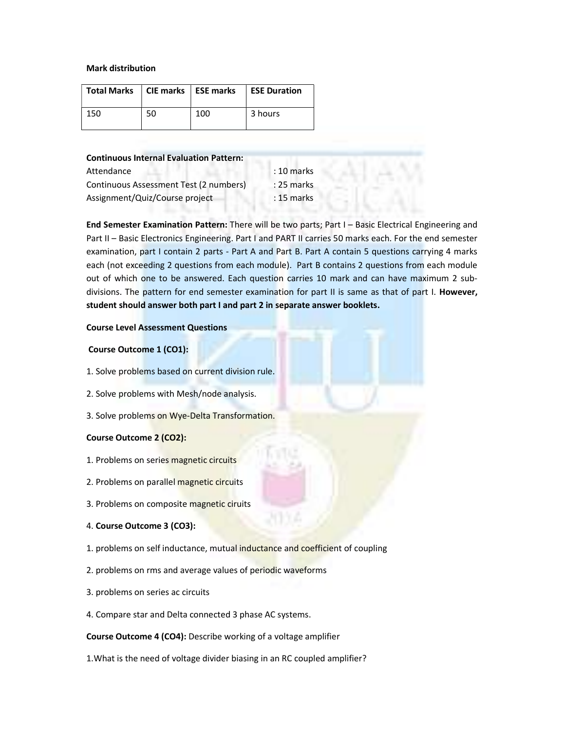**Mark distribution**

| Total Marks | CIE marks | ESE marks | ESE Duration |
|---|---|---|---|
| 150 | 50 | 100 | 3 hours |

**Continuous Internal Evaluation Pattern:**

Attendance : 10 marks

Continuous Assessment Test (2 numbers) : 25 marks

Assignment/Quiz/Course project : 15 marks

**End Semester Examination Pattern:** There will be two parts; Part I – Basic Electrical Engineering and Part II – Basic Electronics Engineering. Part I and PART II carries 50 marks each. For the end semester examination, part I contain 2 parts - Part A and Part B. Part A contain 5 questions carrying 4 marks each (not exceeding 2 questions from each module). Part B contains 2 questions from each module out of which one to be answered. Each question carries 10 mark and can have maximum 2 sub-divisions. The pattern for end semester examination for part II is same as that of part I. **However, student should answer both part I and part 2 in separate answer booklets.**

**Course Level Assessment Questions**

**Course Outcome 1 (CO1):**

1. Solve problems based on current division rule.
2. Solve problems with Mesh/node analysis.
3. Solve problems on Wye-Delta Transformation.

**Course Outcome 2 (CO2):**

1. Problems on series magnetic circuits
2. Problems on parallel magnetic circuits
3. Problems on composite magnetic ciruits

4. **Course Outcome 3 (CO3):**

1. problems on self inductance, mutual inductance and coefficient of coupling
2. problems on rms and average values of periodic waveforms
3. problems on series ac circuits
4. Compare star and Delta connected 3 phase AC systems.

**Course Outcome 4 (CO4):** Describe working of a voltage amplifier

1.What is the need of voltage divider biasing in an RC coupled amplifier?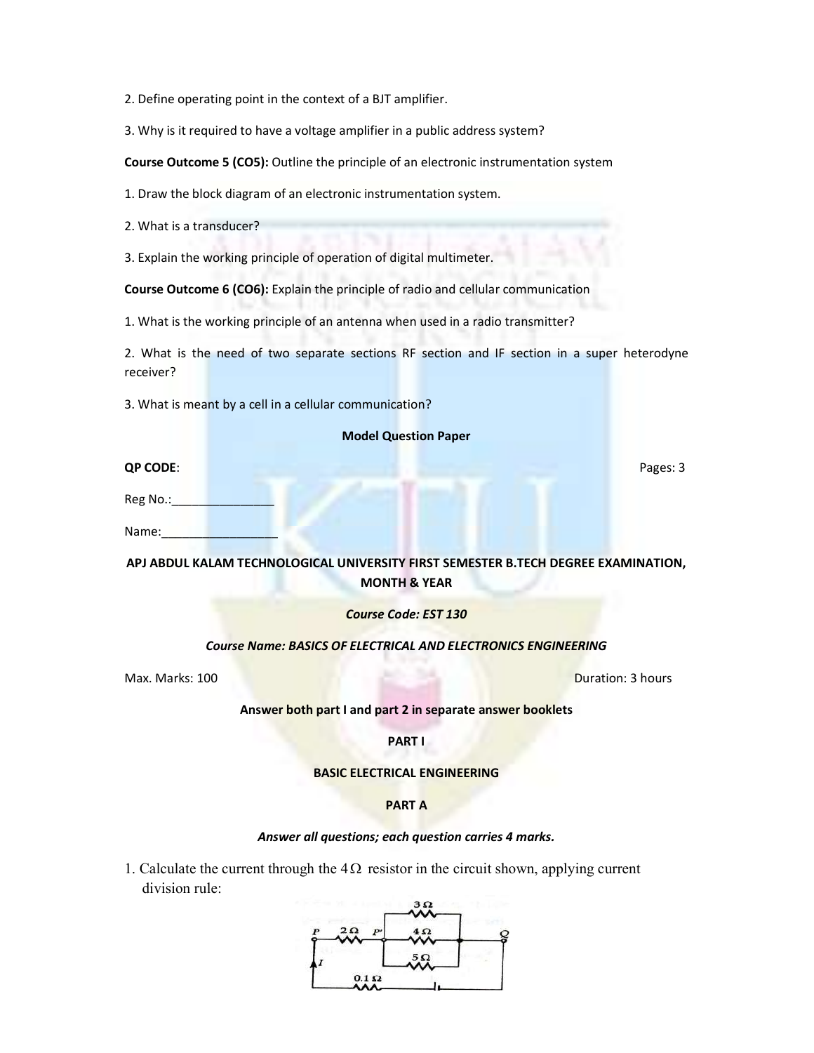2. Define operating point in the context of a BJT amplifier.

3. Why is it required to have a voltage amplifier in a public address system?

**Course Outcome 5 (CO5):** Outline the principle of an electronic instrumentation system

1. Draw the block diagram of an electronic instrumentation system.

2. What is a transducer?

3. Explain the working principle of operation of digital multimeter.

**Course Outcome 6 (CO6):** Explain the principle of radio and cellular communication

1. What is the working principle of an antenna when used in a radio transmitter?

2. What is the need of two separate sections RF section and IF section in a super heterodyne receiver?

3. What is meant by a cell in a cellular communication?

**Model Question Paper**

**QP CODE**: Pages: 3

Reg No.:_______________

Name:_________________

**APJ ABDUL KALAM TECHNOLOGICAL UNIVERSITY FIRST SEMESTER B.TECH DEGREE EXAMINATION, MONTH & YEAR**

***Course Code: EST 130***

***Course Name: BASICS OF ELECTRICAL AND ELECTRONICS ENGINEERING***

Max. Marks: 100 Duration: 3 hours

**Answer both part I and part 2 in separate answer booklets**

**PART I**

**BASIC ELECTRICAL ENGINEERING**

**PART A**

***Answer all questions; each question carries 4 marks.***

1. Calculate the current through the $4\Omega$ resistor in the circuit shown, applying current division rule: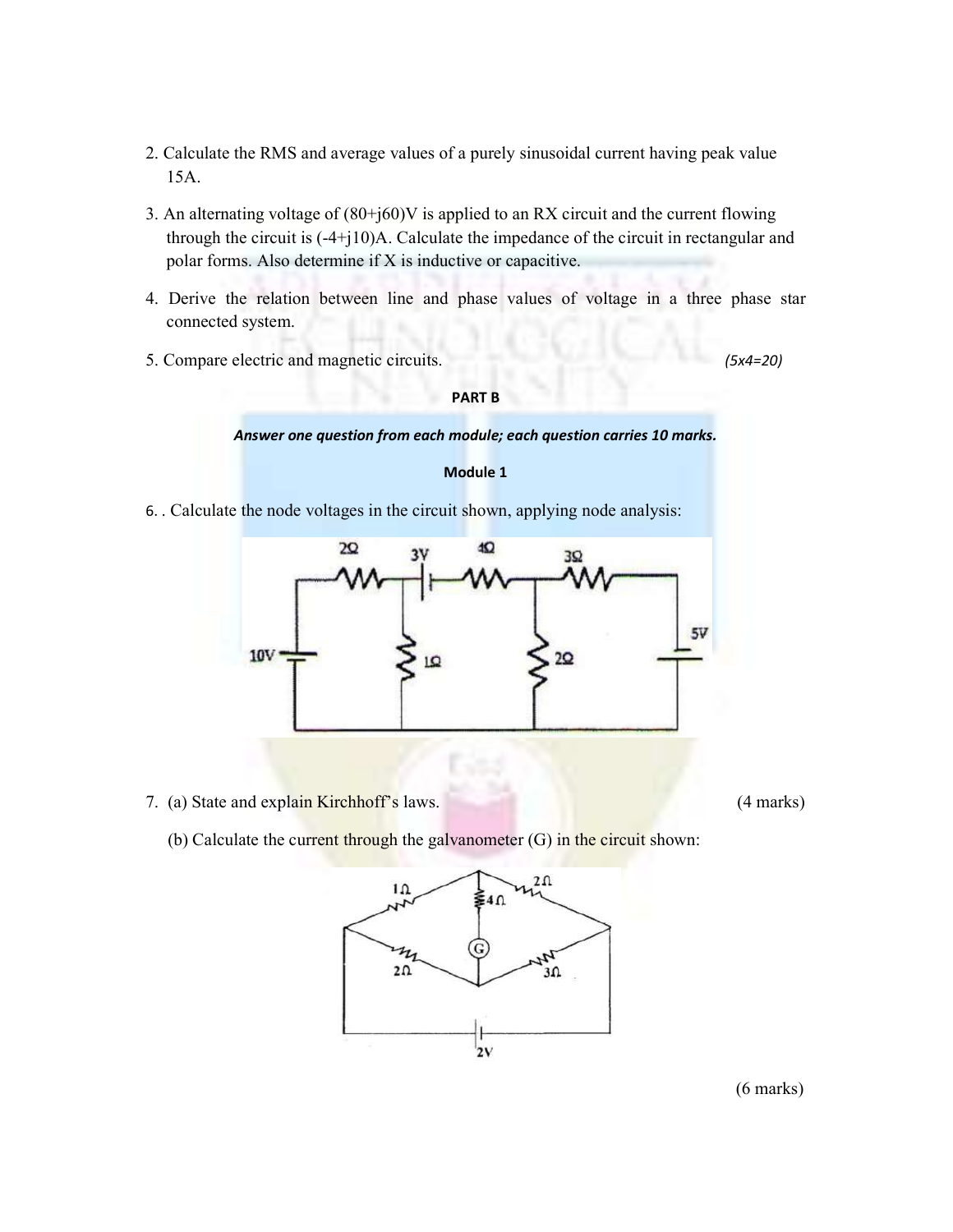2. Calculate the RMS and average values of a purely sinusoidal current having peak value 15A.

3. An alternating voltage of (80+j60)V is applied to an RX circuit and the current flowing through the circuit is (-4+j10)A. Calculate the impedance of the circuit in rectangular and polar forms. Also determine if X is inductive or capacitive.

4. Derive the relation between line and phase values of voltage in a three phase star connected system.

5. Compare electric and magnetic circuits. *(5x4=20)*

**PART B**

***Answer one question from each module; each question carries 10 marks.***

**Module 1**

6. . Calculate the node voltages in the circuit shown, applying node analysis:

7. (a) State and explain Kirchhoff's laws. (4 marks)

(b) Calculate the current through the galvanometer (G) in the circuit shown:

(6 marks)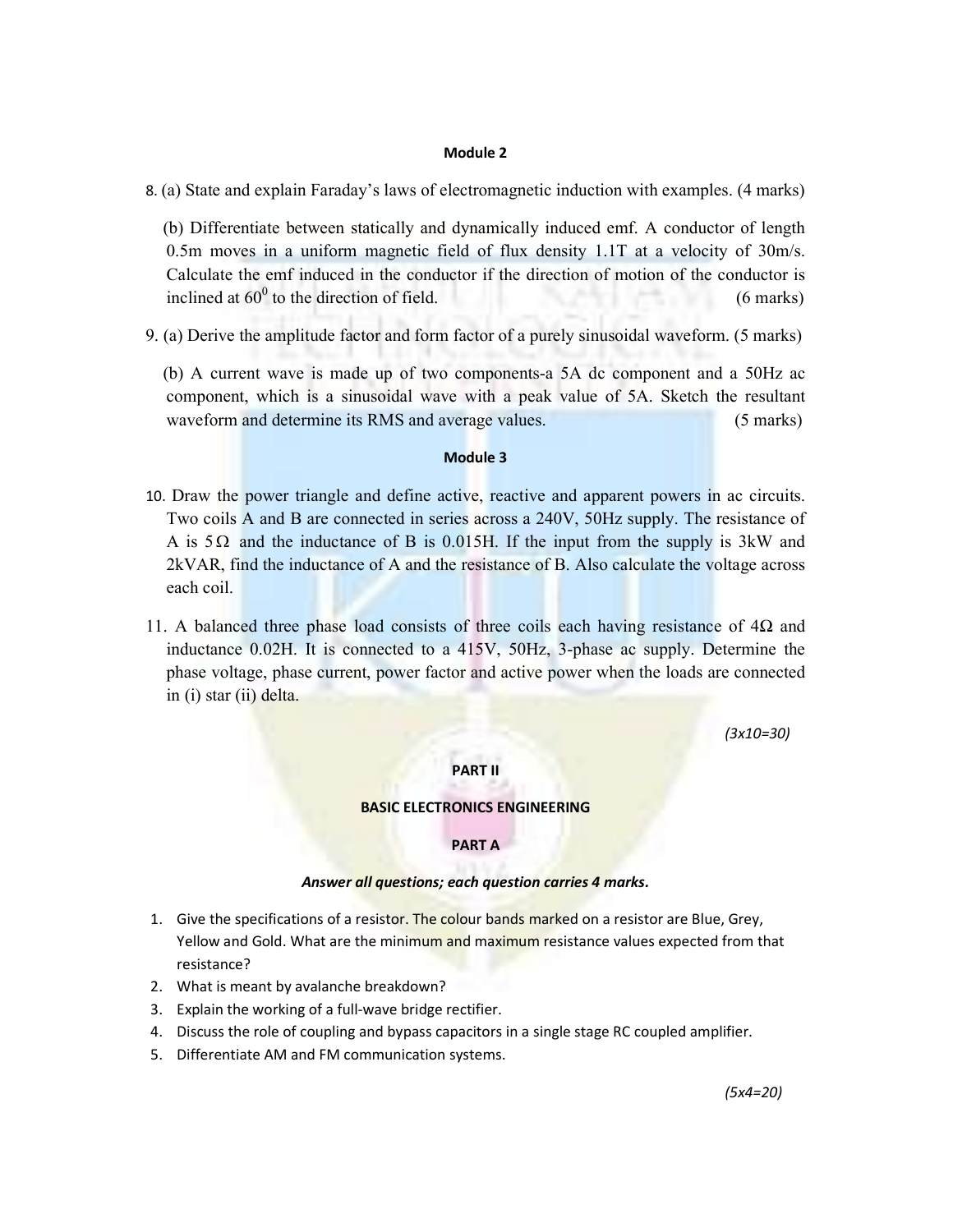**Module 2**

8. (a) State and explain Faraday's laws of electromagnetic induction with examples. (4 marks)

   (b) Differentiate between statically and dynamically induced emf. A conductor of length 0.5m moves in a uniform magnetic field of flux density 1.1T at a velocity of 30m/s. Calculate the emf induced in the conductor if the direction of motion of the conductor is inclined at $60^0$ to the direction of field. (6 marks)

9. (a) Derive the amplitude factor and form factor of a purely sinusoidal waveform. (5 marks)

   (b) A current wave is made up of two components-a 5A dc component and a 50Hz ac component, which is a sinusoidal wave with a peak value of 5A. Sketch the resultant waveform and determine its RMS and average values. (5 marks)

**Module 3**

10. Draw the power triangle and define active, reactive and apparent powers in ac circuits. Two coils A and B are connected in series across a 240V, 50Hz supply. The resistance of A is $5\,\Omega$ and the inductance of B is 0.015H. If the input from the supply is 3kW and 2kVAR, find the inductance of A and the resistance of B. Also calculate the voltage across each coil.

11. A balanced three phase load consists of three coils each having resistance of $4\Omega$ and inductance 0.02H. It is connected to a 415V, 50Hz, 3-phase ac supply. Determine the phase voltage, phase current, power factor and active power when the loads are connected in (i) star (ii) delta.

*(3x10=30)*

**PART II**

**BASIC ELECTRONICS ENGINEERING**

**PART A**

***Answer all questions; each question carries 4 marks.***

1. Give the specifications of a resistor. The colour bands marked on a resistor are Blue, Grey, Yellow and Gold. What are the minimum and maximum resistance values expected from that resistance?
2. What is meant by avalanche breakdown?
3. Explain the working of a full-wave bridge rectifier.
4. Discuss the role of coupling and bypass capacitors in a single stage RC coupled amplifier.
5. Differentiate AM and FM communication systems.

*(5x4=20)*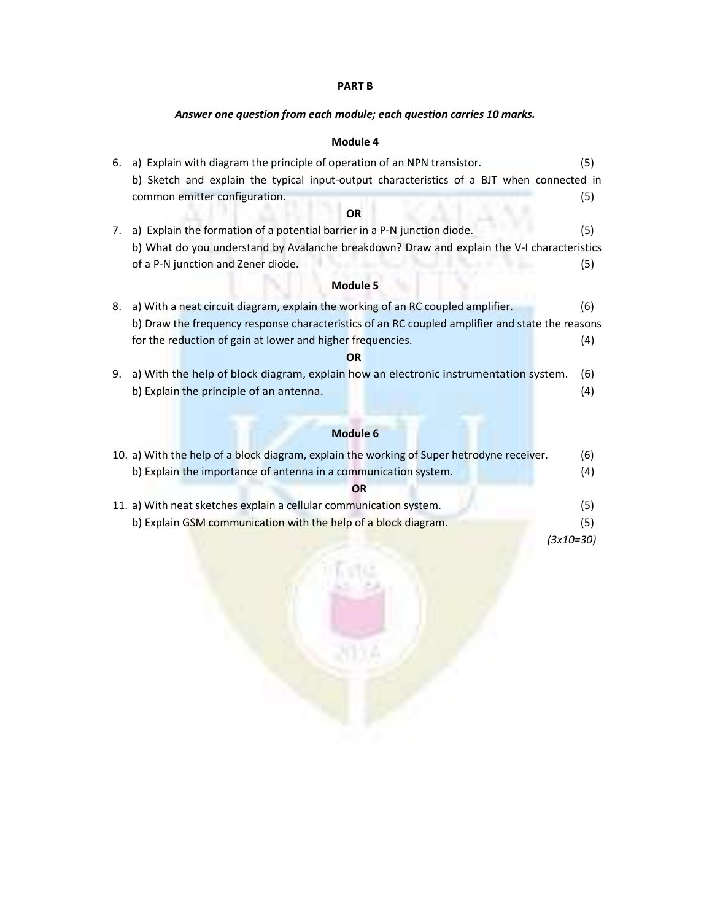**PART B**

***Answer one question from each module; each question carries 10 marks.***

**Module 4**

6. a) Explain with diagram the principle of operation of an NPN transistor. (5)

   b) Sketch and explain the typical input-output characteristics of a BJT when connected in common emitter configuration. (5)

**OR**

7. a) Explain the formation of a potential barrier in a P-N junction diode. (5)

   b) What do you understand by Avalanche breakdown? Draw and explain the V-I characteristics of a P-N junction and Zener diode. (5)

**Module 5**

8. a) With a neat circuit diagram, explain the working of an RC coupled amplifier. (6)

   b) Draw the frequency response characteristics of an RC coupled amplifier and state the reasons for the reduction of gain at lower and higher frequencies. (4)

**OR**

9. a) With the help of block diagram, explain how an electronic instrumentation system. (6)

   b) Explain the principle of an antenna. (4)

**Module 6**

10. a) With the help of a block diagram, explain the working of Super hetrodyne receiver. (6)

    b) Explain the importance of antenna in a communication system. (4)

**OR**

11. a) With neat sketches explain a cellular communication system. (5)

    b) Explain GSM communication with the help of a block diagram. (5)

*(3x10=30)*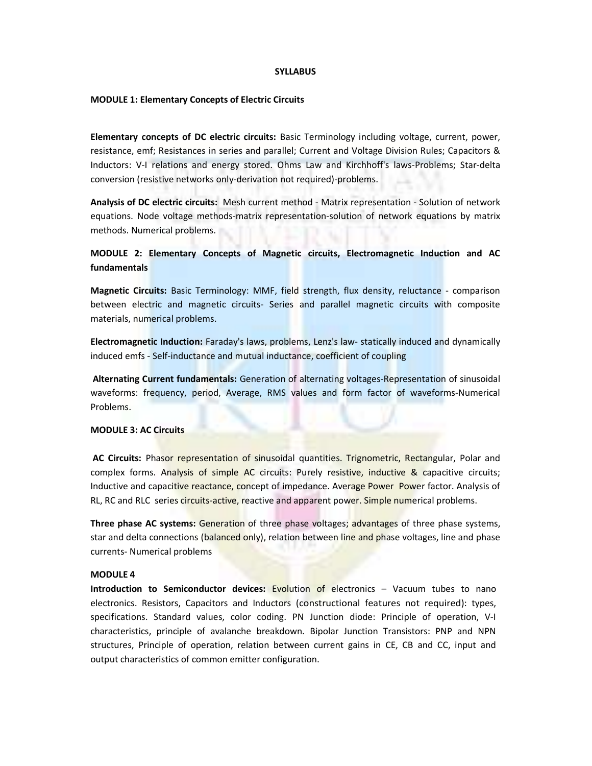# SYLLABUS

## MODULE 1: Elementary Concepts of Electric Circuits

**Elementary concepts of DC electric circuits:** Basic Terminology including voltage, current, power, resistance, emf; Resistances in series and parallel; Current and Voltage Division Rules; Capacitors & Inductors: V-I relations and energy stored. Ohms Law and Kirchhoff's laws-Problems; Star-delta conversion (resistive networks only-derivation not required)-problems.

**Analysis of DC electric circuits:** Mesh current method - Matrix representation - Solution of network equations. Node voltage methods-matrix representation-solution of network equations by matrix methods. Numerical problems.

## MODULE 2: Elementary Concepts of Magnetic circuits, Electromagnetic Induction and AC fundamentals

**Magnetic Circuits:** Basic Terminology: MMF, field strength, flux density, reluctance - comparison between electric and magnetic circuits- Series and parallel magnetic circuits with composite materials, numerical problems.

**Electromagnetic Induction:** Faraday's laws, problems, Lenz's law- statically induced and dynamically induced emfs - Self-inductance and mutual inductance, coefficient of coupling

**Alternating Current fundamentals:** Generation of alternating voltages-Representation of sinusoidal waveforms: frequency, period, Average, RMS values and form factor of waveforms-Numerical Problems.

## MODULE 3: AC Circuits

**AC Circuits:** Phasor representation of sinusoidal quantities. Trignometric, Rectangular, Polar and complex forms. Analysis of simple AC circuits: Purely resistive, inductive & capacitive circuits; Inductive and capacitive reactance, concept of impedance. Average Power Power factor. Analysis of RL, RC and RLC series circuits-active, reactive and apparent power. Simple numerical problems.

**Three phase AC systems:** Generation of three phase voltages; advantages of three phase systems, star and delta connections (balanced only), relation between line and phase voltages, line and phase currents- Numerical problems

## MODULE 4

**Introduction to Semiconductor devices:** Evolution of electronics – Vacuum tubes to nano electronics. Resistors, Capacitors and Inductors (constructional features not required): types, specifications. Standard values, color coding. PN Junction diode: Principle of operation, V-I characteristics, principle of avalanche breakdown. Bipolar Junction Transistors: PNP and NPN structures, Principle of operation, relation between current gains in CE, CB and CC, input and output characteristics of common emitter configuration.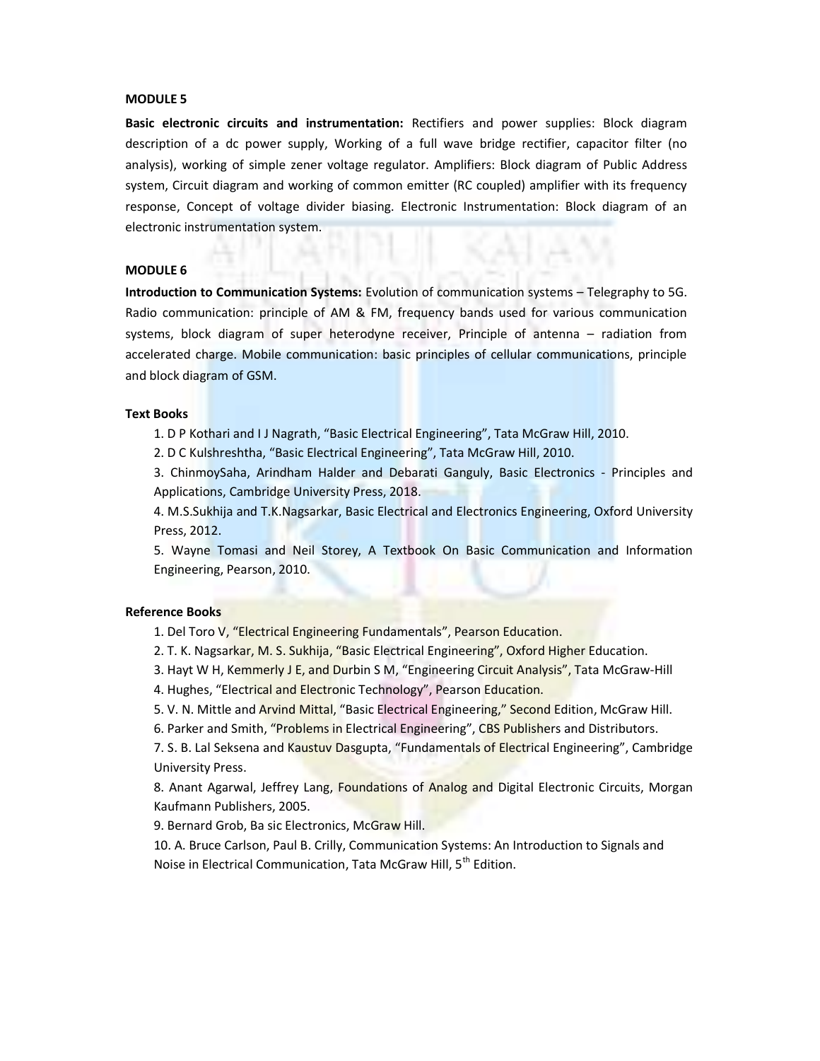**MODULE 5**

**Basic electronic circuits and instrumentation:** Rectifiers and power supplies: Block diagram description of a dc power supply, Working of a full wave bridge rectifier, capacitor filter (no analysis), working of simple zener voltage regulator. Amplifiers: Block diagram of Public Address system, Circuit diagram and working of common emitter (RC coupled) amplifier with its frequency response, Concept of voltage divider biasing. Electronic Instrumentation: Block diagram of an electronic instrumentation system.

**MODULE 6**

**Introduction to Communication Systems:** Evolution of communication systems – Telegraphy to 5G. Radio communication: principle of AM & FM, frequency bands used for various communication systems, block diagram of super heterodyne receiver, Principle of antenna – radiation from accelerated charge. Mobile communication: basic principles of cellular communications, principle and block diagram of GSM.

**Text Books**

1. D P Kothari and I J Nagrath, "Basic Electrical Engineering", Tata McGraw Hill, 2010.
2. D C Kulshreshtha, "Basic Electrical Engineering", Tata McGraw Hill, 2010.
3. ChinmoySaha, Arindham Halder and Debarati Ganguly, Basic Electronics - Principles and Applications, Cambridge University Press, 2018.
4. M.S.Sukhija and T.K.Nagsarkar, Basic Electrical and Electronics Engineering, Oxford University Press, 2012.
5. Wayne Tomasi and Neil Storey, A Textbook On Basic Communication and Information Engineering, Pearson, 2010.

**Reference Books**

1. Del Toro V, "Electrical Engineering Fundamentals", Pearson Education.
2. T. K. Nagsarkar, M. S. Sukhija, "Basic Electrical Engineering", Oxford Higher Education.
3. Hayt W H, Kemmerly J E, and Durbin S M, "Engineering Circuit Analysis", Tata McGraw-Hill
4. Hughes, "Electrical and Electronic Technology", Pearson Education.
5. V. N. Mittle and Arvind Mittal, "Basic Electrical Engineering," Second Edition, McGraw Hill.
6. Parker and Smith, "Problems in Electrical Engineering", CBS Publishers and Distributors.
7. S. B. Lal Seksena and Kaustuv Dasgupta, "Fundamentals of Electrical Engineering", Cambridge University Press.
8. Anant Agarwal, Jeffrey Lang, Foundations of Analog and Digital Electronic Circuits, Morgan Kaufmann Publishers, 2005.
9. Bernard Grob, Ba sic Electronics, McGraw Hill.
10. A. Bruce Carlson, Paul B. Crilly, Communication Systems: An Introduction to Signals and Noise in Electrical Communication, Tata McGraw Hill, 5th Edition.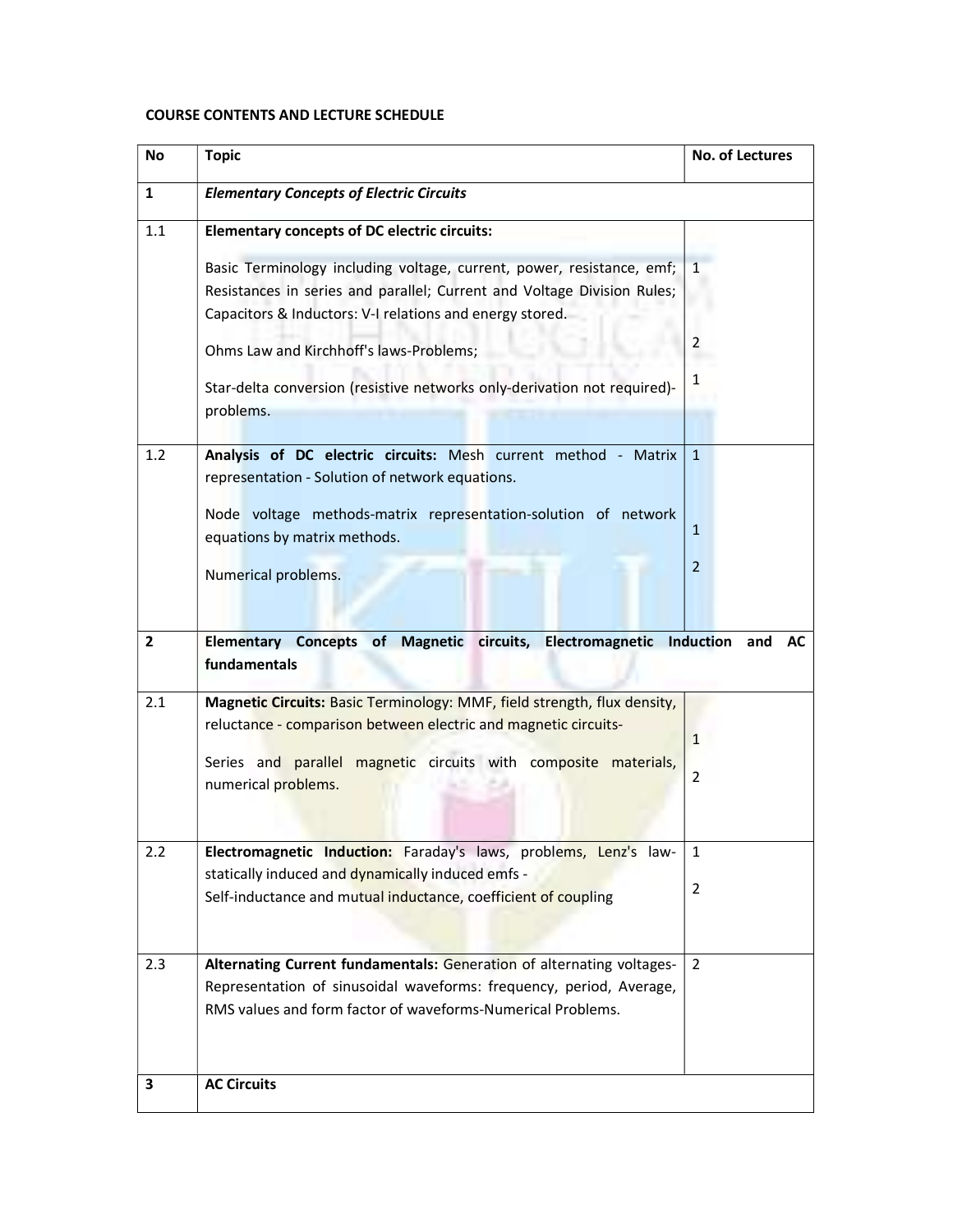**COURSE CONTENTS AND LECTURE SCHEDULE**

| No | Topic | No. of Lectures |
|---|---|---|
| **1** | ***Elementary Concepts of Electric Circuits*** | |
| 1.1 | **Elementary concepts of DC electric circuits:**<br><br>Basic Terminology including voltage, current, power, resistance, emf; Resistances in series and parallel; Current and Voltage Division Rules; Capacitors & Inductors: V-I relations and energy stored.<br><br>Ohms Law and Kirchhoff's laws-Problems;<br><br>Star-delta conversion (resistive networks only-derivation not required)-problems. | 1<br><br>2<br><br>1 |
| 1.2 | **Analysis of DC electric circuits:** Mesh current method - Matrix representation - Solution of network equations.<br><br>Node voltage methods-matrix representation-solution of network equations by matrix methods.<br><br>Numerical problems. | 1<br><br>1<br><br>2 |
| **2** | **Elementary Concepts of Magnetic circuits, Electromagnetic Induction and AC fundamentals** | |
| 2.1 | **Magnetic Circuits:** Basic Terminology: MMF, field strength, flux density, reluctance - comparison between electric and magnetic circuits-<br><br>Series and parallel magnetic circuits with composite materials, numerical problems. | 1<br><br>2 |
| 2.2 | **Electromagnetic Induction:** Faraday's laws, problems, Lenz's law-statically induced and dynamically induced emfs -<br>Self-inductance and mutual inductance, coefficient of coupling | 1<br><br>2 |
| 2.3 | **Alternating Current fundamentals:** Generation of alternating voltages-Representation of sinusoidal waveforms: frequency, period, Average, RMS values and form factor of waveforms-Numerical Problems. | 2 |
| **3** | **AC Circuits** | |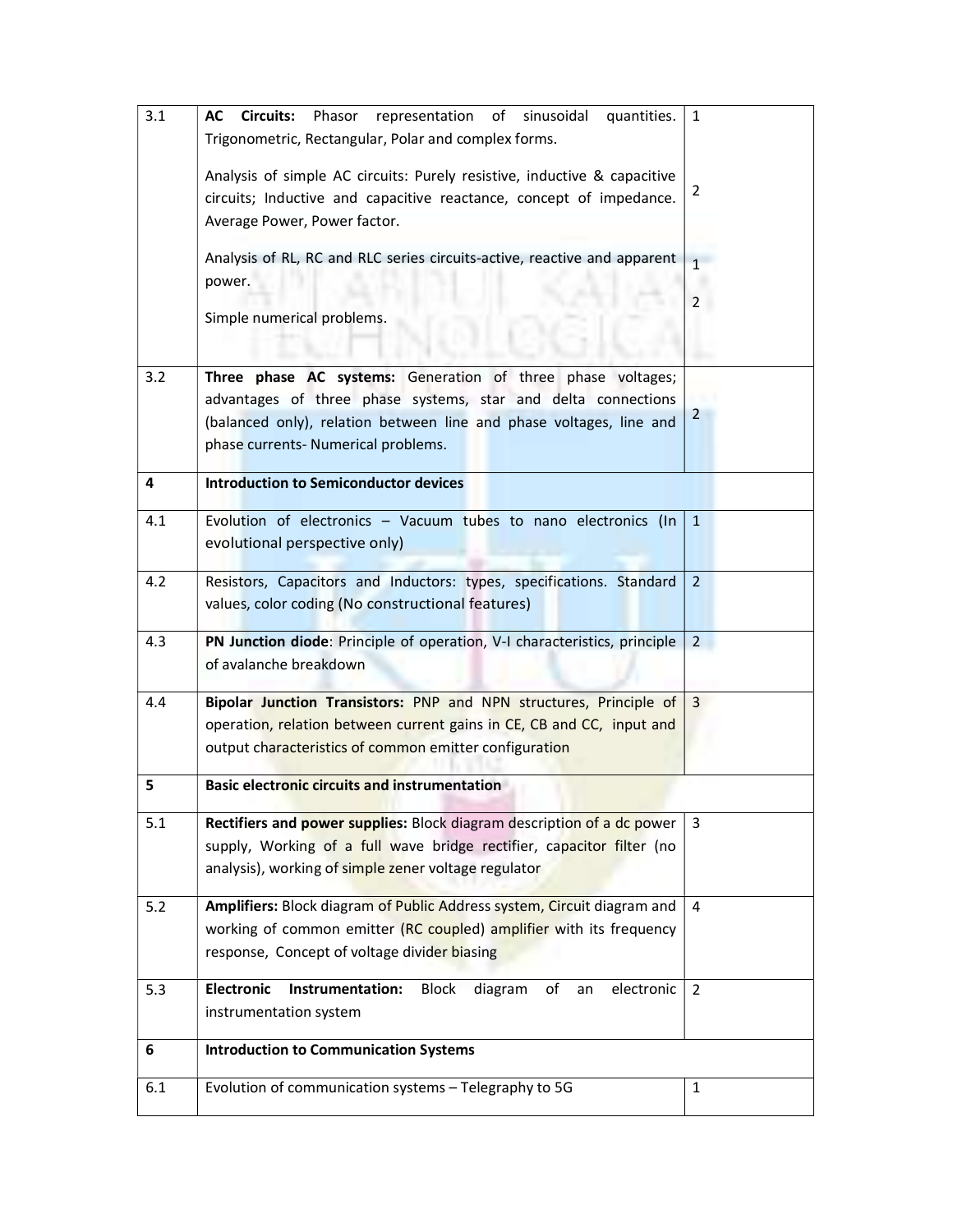| | | |
|---|---|---|
| 3.1 | **AC Circuits:** Phasor representation of sinusoidal quantities. Trigonometric, Rectangular, Polar and complex forms.<br><br>Analysis of simple AC circuits: Purely resistive, inductive & capacitive circuits; Inductive and capacitive reactance, concept of impedance. Average Power, Power factor.<br><br>Analysis of RL, RC and RLC series circuits-active, reactive and apparent power.<br><br>Simple numerical problems. | 1<br><br>2<br><br>1<br><br>2 |
| 3.2 | **Three phase AC systems:** Generation of three phase voltages; advantages of three phase systems, star and delta connections (balanced only), relation between line and phase voltages, line and phase currents- Numerical problems. | 2 |
| **4** | **Introduction to Semiconductor devices** | |
| 4.1 | Evolution of electronics – Vacuum tubes to nano electronics (In evolutional perspective only) | 1 |
| 4.2 | Resistors, Capacitors and Inductors: types, specifications. Standard values, color coding (No constructional features) | 2 |
| 4.3 | **PN Junction diode**: Principle of operation, V-I characteristics, principle of avalanche breakdown | 2 |
| 4.4 | **Bipolar Junction Transistors:** PNP and NPN structures, Principle of operation, relation between current gains in CE, CB and CC, input and output characteristics of common emitter configuration | 3 |
| **5** | **Basic electronic circuits and instrumentation** | |
| 5.1 | **Rectifiers and power supplies:** Block diagram description of a dc power supply, Working of a full wave bridge rectifier, capacitor filter (no analysis), working of simple zener voltage regulator | 3 |
| 5.2 | **Amplifiers:** Block diagram of Public Address system, Circuit diagram and working of common emitter (RC coupled) amplifier with its frequency response, Concept of voltage divider biasing | 4 |
| 5.3 | **Electronic Instrumentation:** Block diagram of an electronic instrumentation system | 2 |
| **6** | **Introduction to Communication Systems** | |
| 6.1 | Evolution of communication systems – Telegraphy to 5G | 1 |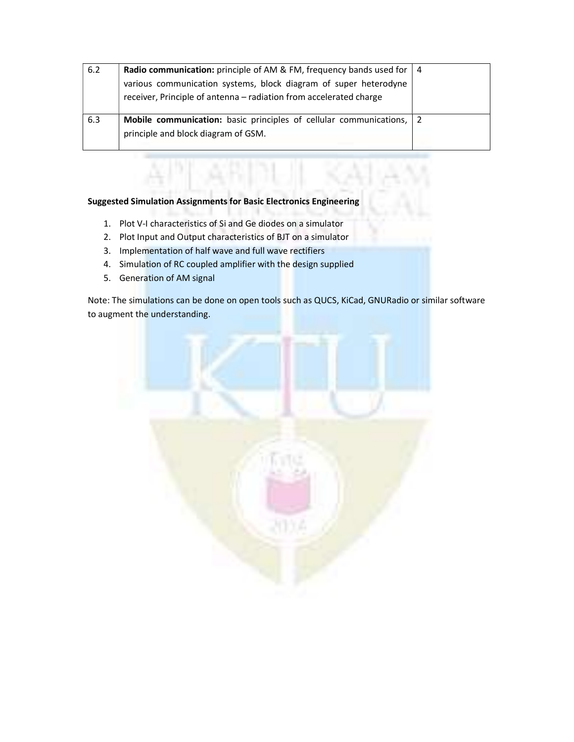| | | |
|---|---|---|
| 6.2 | **Radio communication:** principle of AM & FM, frequency bands used for various communication systems, block diagram of super heterodyne receiver, Principle of antenna – radiation from accelerated charge | 4 |
| 6.3 | **Mobile communication:** basic principles of cellular communications, principle and block diagram of GSM. | 2 |

**Suggested Simulation Assignments for Basic Electronics Engineering**

1. Plot V-I characteristics of Si and Ge diodes on a simulator
2. Plot Input and Output characteristics of BJT on a simulator
3. Implementation of half wave and full wave rectifiers
4. Simulation of RC coupled amplifier with the design supplied
5. Generation of AM signal

Note: The simulations can be done on open tools such as QUCS, KiCad, GNURadio or similar software to augment the understanding.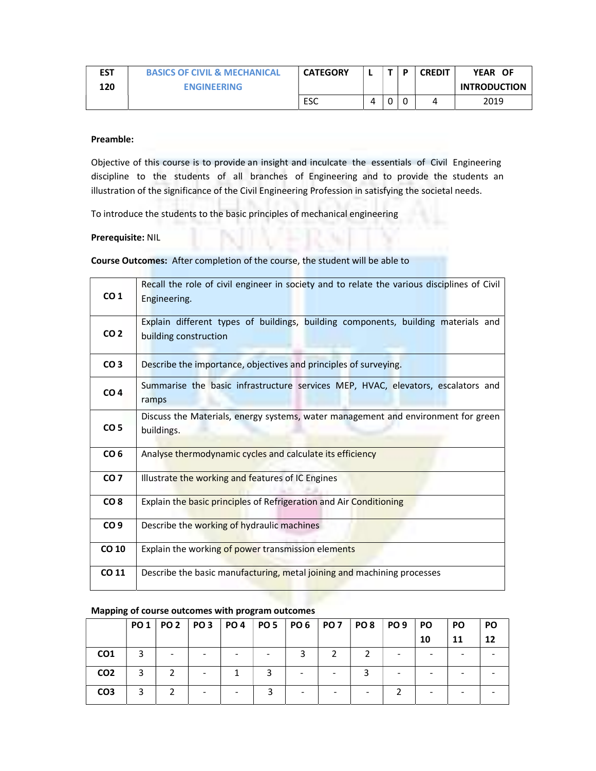| EST 120 | BASICS OF CIVIL & MECHANICAL ENGINEERING | CATEGORY | L | T | P | CREDIT | YEAR OF INTRODUCTION |
|---|---|---|---|---|---|---|---|
| | | ESC | 4 | 0 | 0 | 4 | 2019 |

**Preamble:**

Objective of this course is to provide an insight and inculcate the essentials of Civil Engineering discipline to the students of all branches of Engineering and to provide the students an illustration of the significance of the Civil Engineering Profession in satisfying the societal needs.

To introduce the students to the basic principles of mechanical engineering

**Prerequisite:** NIL

**Course Outcomes:** After completion of the course, the student will be able to

| | |
|---|---|
| CO 1 | Recall the role of civil engineer in society and to relate the various disciplines of Civil Engineering. |
| CO 2 | Explain different types of buildings, building components, building materials and building construction |
| CO 3 | Describe the importance, objectives and principles of surveying. |
| CO 4 | Summarise the basic infrastructure services MEP, HVAC, elevators, escalators and ramps |
| CO 5 | Discuss the Materials, energy systems, water management and environment for green buildings. |
| CO 6 | Analyse thermodynamic cycles and calculate its efficiency |
| CO 7 | Illustrate the working and features of IC Engines |
| CO 8 | Explain the basic principles of Refrigeration and Air Conditioning |
| CO 9 | Describe the working of hydraulic machines |
| CO 10 | Explain the working of power transmission elements |
| CO 11 | Describe the basic manufacturing, metal joining and machining processes |

**Mapping of course outcomes with program outcomes**

| | PO 1 | PO 2 | PO 3 | PO 4 | PO 5 | PO 6 | PO 7 | PO 8 | PO 9 | PO 10 | PO 11 | PO 12 |
|---|---|---|---|---|---|---|---|---|---|---|---|---|
| CO1 | 3 | - | - | - | - | 3 | 2 | 2 | - | - | - | - |
| CO2 | 3 | 2 | - | 1 | 3 | - | - | 3 | - | - | - | - |
| CO3 | 3 | 2 | - | - | 3 | - | - | - | 2 | - | - | - |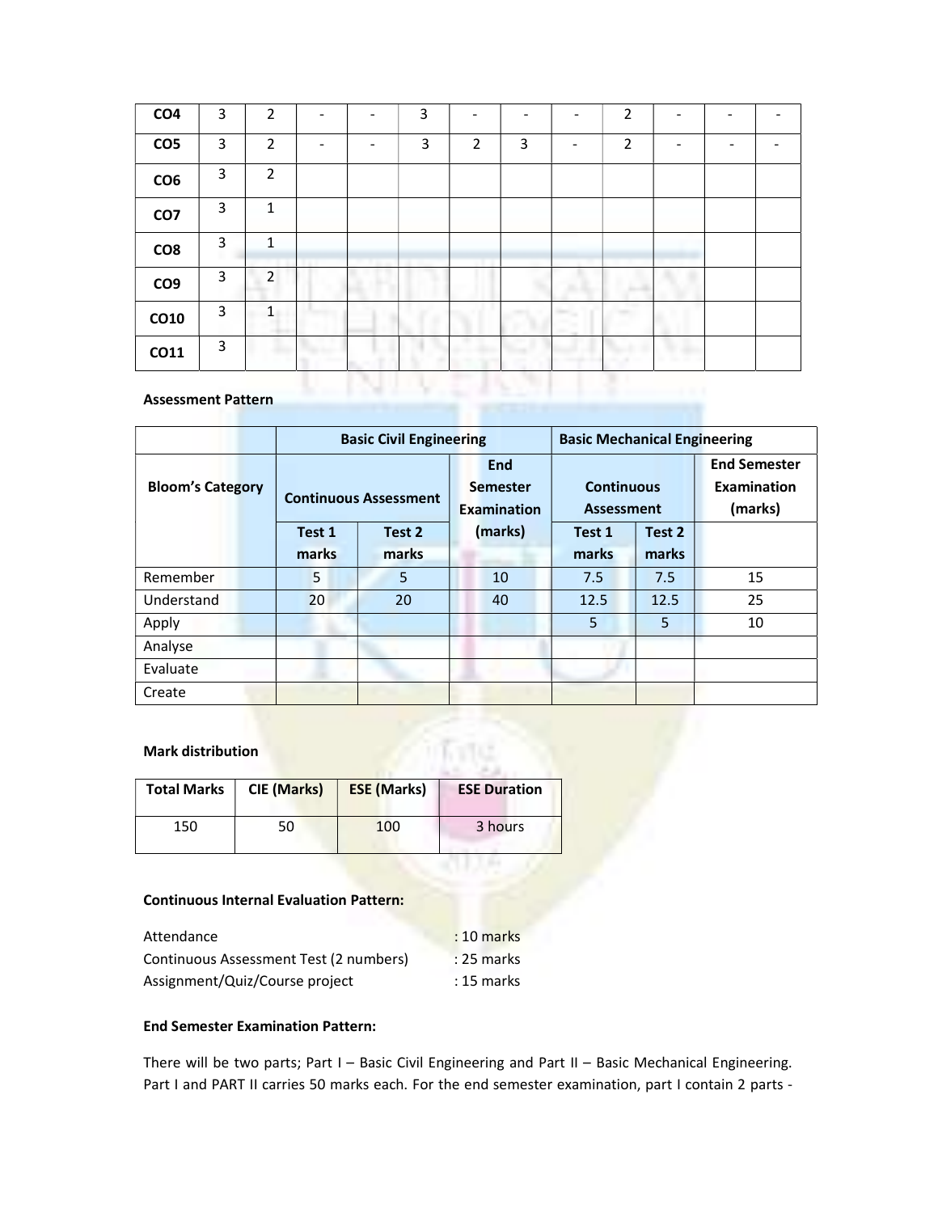| CO4 | 3 | 2 | - | - | 3 | - | - | - | 2 | - | - | - |
|---|---|---|---|---|---|---|---|---|---|---|---|---|
| CO5 | 3 | 2 | - | - | 3 | 2 | 3 | - | 2 | - | - | - |
| CO6 | 3 | 2 | | | | | | | | | | |
| CO7 | 3 | 1 | | | | | | | | | | |
| CO8 | 3 | 1 | | | | | | | | | | |
| CO9 | 3 | 2 | | | | | | | | | | |
| CO10 | 3 | 1 | | | | | | | | | | |
| CO11 | 3 | | | | | | | | | | | |

**Assessment Pattern**

| | Basic Civil Engineering | | | Basic Mechanical Engineering | | |
|---|---|---|---|---|---|---|
| Bloom's Category | Continuous Assessment | | End Semester Examination (marks) | Continuous Assessment | | End Semester Examination (marks) |
| | Test 1 marks | Test 2 marks | | Test 1 marks | Test 2 marks | |
| Remember | 5 | 5 | 10 | 7.5 | 7.5 | 15 |
| Understand | 20 | 20 | 40 | 12.5 | 12.5 | 25 |
| Apply | | | | 5 | 5 | 10 |
| Analyse | | | | | | |
| Evaluate | | | | | | |
| Create | | | | | | |

**Mark distribution**

| Total Marks | CIE (Marks) | ESE (Marks) | ESE Duration |
|---|---|---|---|
| 150 | 50 | 100 | 3 hours |

**Continuous Internal Evaluation Pattern:**

Attendance : 10 marks
Continuous Assessment Test (2 numbers) : 25 marks
Assignment/Quiz/Course project : 15 marks

**End Semester Examination Pattern:**

There will be two parts; Part I – Basic Civil Engineering and Part II – Basic Mechanical Engineering. Part I and PART II carries 50 marks each. For the end semester examination, part I contain 2 parts -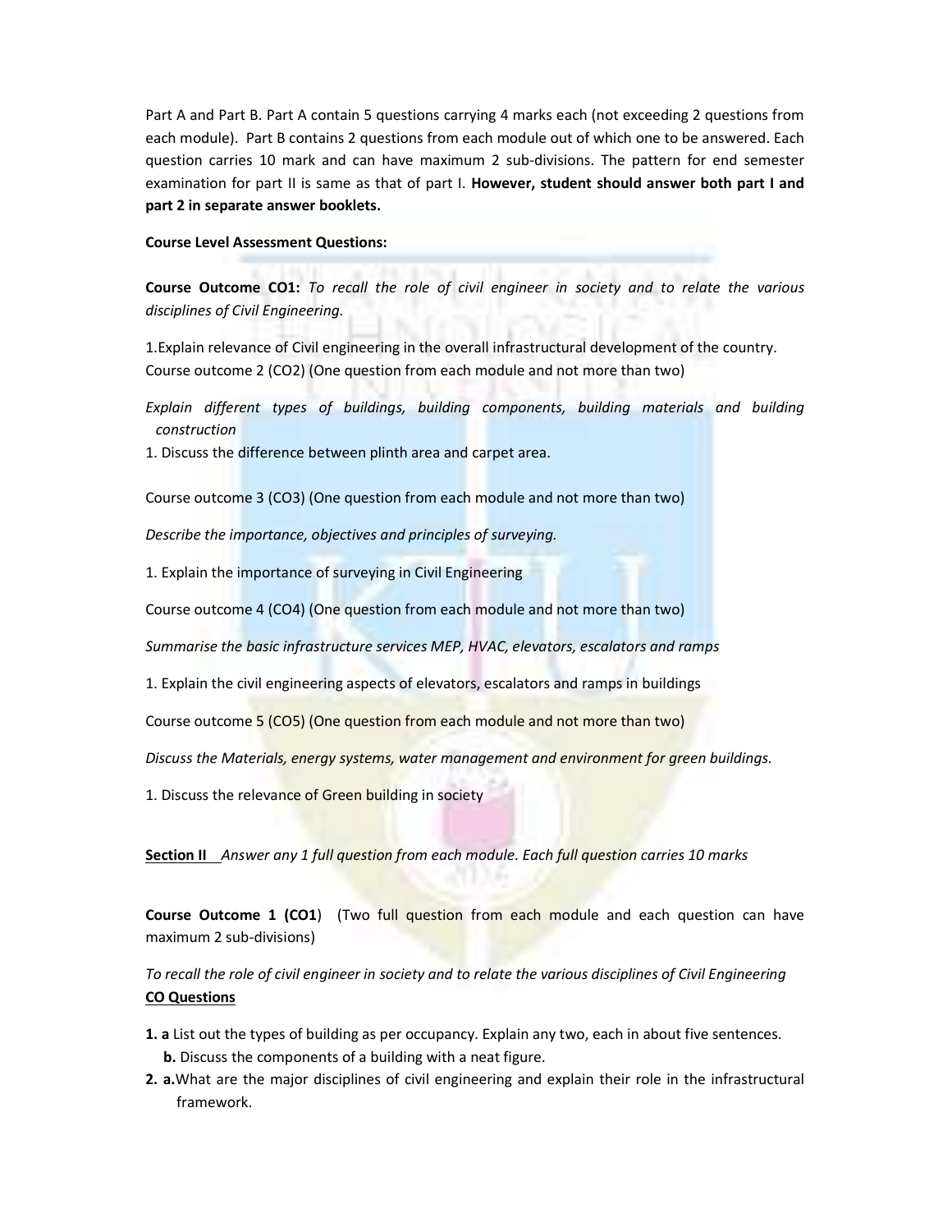Part A and Part B. Part A contain 5 questions carrying 4 marks each (not exceeding 2 questions from each module). Part B contains 2 questions from each module out of which one to be answered. Each question carries 10 mark and can have maximum 2 sub-divisions. The pattern for end semester examination for part II is same as that of part I. **However, student should answer both part I and part 2 in separate answer booklets.**

**Course Level Assessment Questions:**

**Course Outcome CO1:** *To recall the role of civil engineer in society and to relate the various disciplines of Civil Engineering.*

1.Explain relevance of Civil engineering in the overall infrastructural development of the country.
Course outcome 2 (CO2) (One question from each module and not more than two)

*Explain different types of buildings, building components, building materials and building construction*

1. Discuss the difference between plinth area and carpet area.

Course outcome 3 (CO3) (One question from each module and not more than two)

*Describe the importance, objectives and principles of surveying.*

1. Explain the importance of surveying in Civil Engineering

Course outcome 4 (CO4) (One question from each module and not more than two)

*Summarise the basic infrastructure services MEP, HVAC, elevators, escalators and ramps*

1. Explain the civil engineering aspects of elevators, escalators and ramps in buildings

Course outcome 5 (CO5) (One question from each module and not more than two)

*Discuss the Materials, energy systems, water management and environment for green buildings.*

1. Discuss the relevance of Green building in society

**Section II** *Answer any 1 full question from each module. Each full question carries 10 marks*

**Course Outcome 1 (CO1**) (Two full question from each module and each question can have maximum 2 sub-divisions)

*To recall the role of civil engineer in society and to relate the various disciplines of Civil Engineering*

**CO Questions**

**1. a** List out the types of building as per occupancy. Explain any two, each in about five sentences.
   **b.** Discuss the components of a building with a neat figure.

**2. a.**What are the major disciplines of civil engineering and explain their role in the infrastructural framework.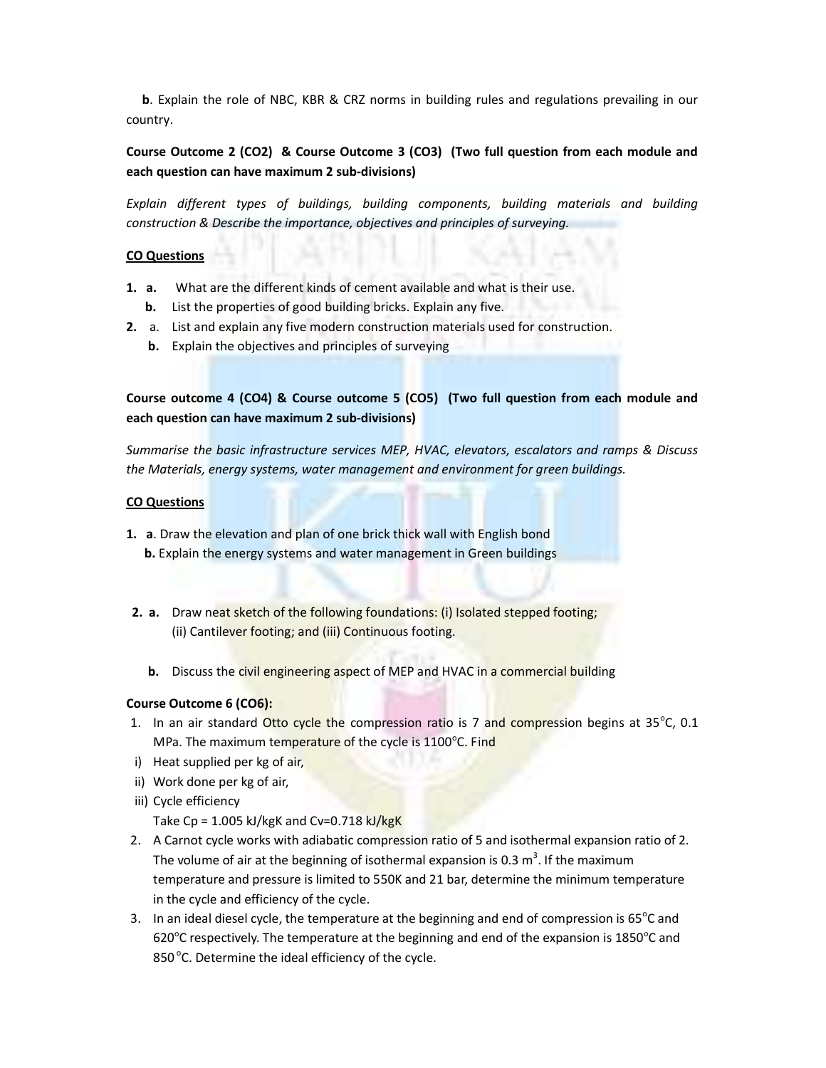**b**. Explain the role of NBC, KBR & CRZ norms in building rules and regulations prevailing in our country.

**Course Outcome 2 (CO2) & Course Outcome 3 (CO3) (Two full question from each module and each question can have maximum 2 sub-divisions)**

*Explain different types of buildings, building components, building materials and building construction & Describe the importance, objectives and principles of surveying.*

**CO Questions**

1. **a.** What are the different kinds of cement available and what is their use.
   **b.** List the properties of good building bricks. Explain any five.
2. a. List and explain any five modern construction materials used for construction.
   **b.** Explain the objectives and principles of surveying

**Course outcome 4 (CO4) & Course outcome 5 (CO5) (Two full question from each module and each question can have maximum 2 sub-divisions)**

*Summarise the basic infrastructure services MEP, HVAC, elevators, escalators and ramps & Discuss the Materials, energy systems, water management and environment for green buildings.*

**CO Questions**

1. **a**. Draw the elevation and plan of one brick thick wall with English bond
   **b.** Explain the energy systems and water management in Green buildings

2. **a.** Draw neat sketch of the following foundations: (i) Isolated stepped footing; (ii) Cantilever footing; and (iii) Continuous footing.

   **b.** Discuss the civil engineering aspect of MEP and HVAC in a commercial building

**Course Outcome 6 (CO6):**

1. In an air standard Otto cycle the compression ratio is 7 and compression begins at 35°C, 0.1 MPa. The maximum temperature of the cycle is 1100°C. Find
   i) Heat supplied per kg of air,
   ii) Work done per kg of air,
   iii) Cycle efficiency

   Take Cp = 1.005 kJ/kgK and Cv=0.718 kJ/kgK
2. A Carnot cycle works with adiabatic compression ratio of 5 and isothermal expansion ratio of 2. The volume of air at the beginning of isothermal expansion is 0.3 $m^3$. If the maximum temperature and pressure is limited to 550K and 21 bar, determine the minimum temperature in the cycle and efficiency of the cycle.
3. In an ideal diesel cycle, the temperature at the beginning and end of compression is 65°C and 620°C respectively. The temperature at the beginning and end of the expansion is 1850°C and 850 °C. Determine the ideal efficiency of the cycle.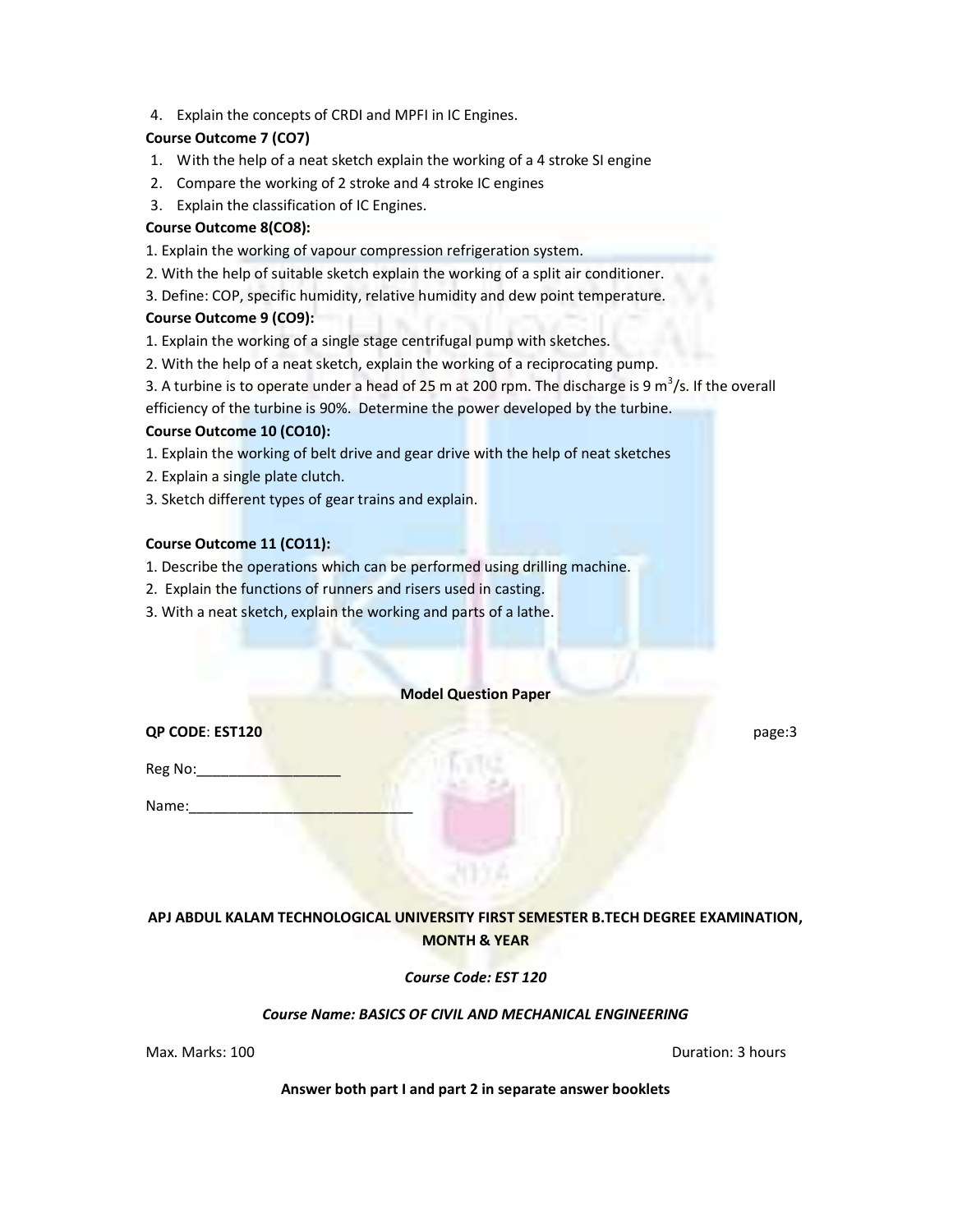4. Explain the concepts of CRDI and MPFI in IC Engines.

**Course Outcome 7 (CO7)**

1. With the help of a neat sketch explain the working of a 4 stroke SI engine
2. Compare the working of 2 stroke and 4 stroke IC engines
3. Explain the classification of IC Engines.

**Course Outcome 8(CO8):**

1. Explain the working of vapour compression refrigeration system.
2. With the help of suitable sketch explain the working of a split air conditioner.
3. Define: COP, specific humidity, relative humidity and dew point temperature.

**Course Outcome 9 (CO9):**

1. Explain the working of a single stage centrifugal pump with sketches.
2. With the help of a neat sketch, explain the working of a reciprocating pump.
3. A turbine is to operate under a head of 25 m at 200 rpm. The discharge is 9 $m^3$/s. If the overall efficiency of the turbine is 90%. Determine the power developed by the turbine.

**Course Outcome 10 (CO10):**

1. Explain the working of belt drive and gear drive with the help of neat sketches
2. Explain a single plate clutch.
3. Sketch different types of gear trains and explain.

**Course Outcome 11 (CO11):**

1. Describe the operations which can be performed using drilling machine.
2. Explain the functions of runners and risers used in casting.
3. With a neat sketch, explain the working and parts of a lathe.

**Model Question Paper**

**QP CODE**: **EST120** page:3

Reg No:_________________

Name:___________________________

**APJ ABDUL KALAM TECHNOLOGICAL UNIVERSITY FIRST SEMESTER B.TECH DEGREE EXAMINATION, MONTH & YEAR**

***Course Code: EST 120***

***Course Name: BASICS OF CIVIL AND MECHANICAL ENGINEERING***

Max. Marks: 100 Duration: 3 hours

**Answer both part I and part 2 in separate answer booklets**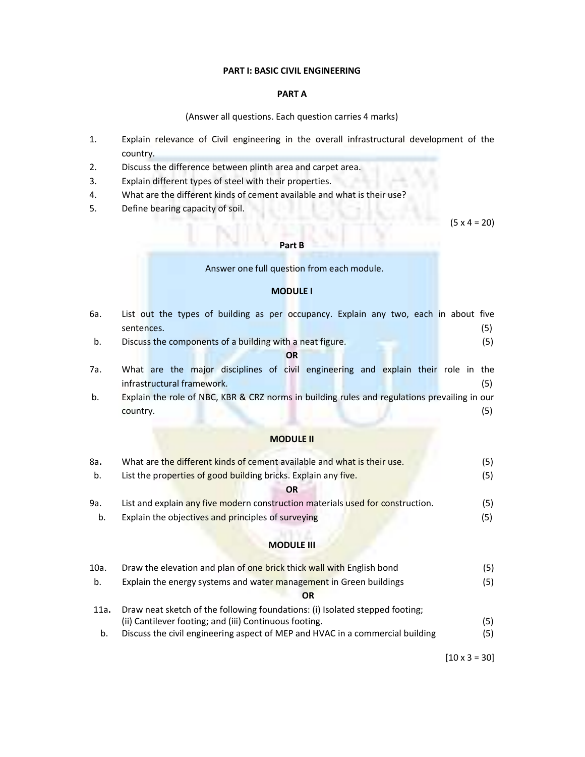**PART I: BASIC CIVIL ENGINEERING**

**PART A**

(Answer all questions. Each question carries 4 marks)

1. Explain relevance of Civil engineering in the overall infrastructural development of the country.
2. Discuss the difference between plinth area and carpet area.
3. Explain different types of steel with their properties.
4. What are the different kinds of cement available and what is their use?
5. Define bearing capacity of soil.

(5 x 4 = 20)

**Part B**

Answer one full question from each module.

**MODULE I**

6a. List out the types of building as per occupancy. Explain any two, each in about five sentences. (5)

b. Discuss the components of a building with a neat figure. (5)

**OR**

7a. What are the major disciplines of civil engineering and explain their role in the infrastructural framework. (5)

b. Explain the role of NBC, KBR & CRZ norms in building rules and regulations prevailing in our country. (5)

**MODULE II**

8a. What are the different kinds of cement available and what is their use. (5)

b. List the properties of good building bricks. Explain any five. (5)

**OR**

9a. List and explain any five modern construction materials used for construction. (5)

b. Explain the objectives and principles of surveying (5)

**MODULE III**

10a. Draw the elevation and plan of one brick thick wall with English bond (5)

b. Explain the energy systems and water management in Green buildings (5)

**OR**

11a. Draw neat sketch of the following foundations: (i) Isolated stepped footing; (ii) Cantilever footing; and (iii) Continuous footing. (5)

b. Discuss the civil engineering aspect of MEP and HVAC in a commercial building (5)

[10 x 3 = 30]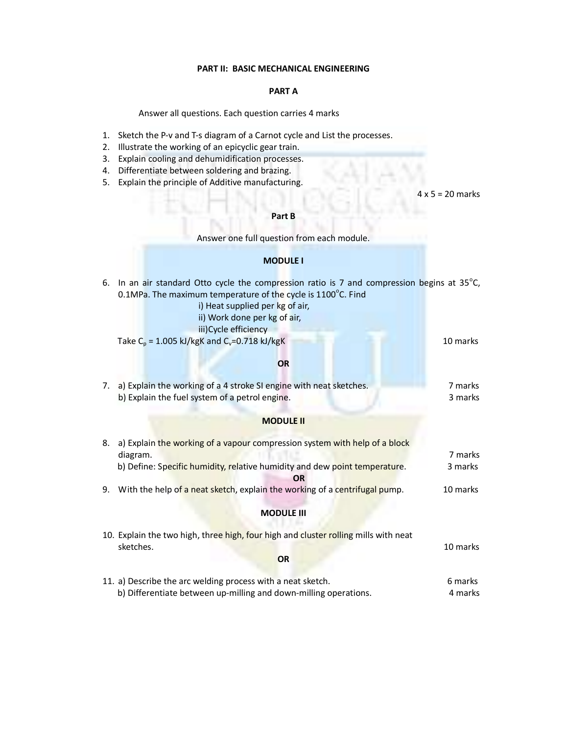## PART II: BASIC MECHANICAL ENGINEERING

### PART A

Answer all questions. Each question carries 4 marks

1. Sketch the P-v and T-s diagram of a Carnot cycle and List the processes.
2. Illustrate the working of an epicyclic gear train.
3. Explain cooling and dehumidification processes.
4. Differentiate between soldering and brazing.
5. Explain the principle of Additive manufacturing.

4 x 5 = 20 marks

### Part B

Answer one full question from each module.

### MODULE I

6. In an air standard Otto cycle the compression ratio is 7 and compression begins at 35°C, 0.1MPa. The maximum temperature of the cycle is 1100°C. Find

   i) Heat supplied per kg of air,

   ii) Work done per kg of air,

   iii)Cycle efficiency

   Take $C_p$ = 1.005 kJ/kgK and $C_v$=0.718 kJ/kgK — 10 marks

**OR**

7. a) Explain the working of a 4 stroke SI engine with neat sketches. — 7 marks

   b) Explain the fuel system of a petrol engine. — 3 marks

### MODULE II

8. a) Explain the working of a vapour compression system with help of a block diagram. — 7 marks

   b) Define: Specific humidity, relative humidity and dew point temperature. — 3 marks

**OR**

9. With the help of a neat sketch, explain the working of a centrifugal pump. — 10 marks

### MODULE III

10. Explain the two high, three high, four high and cluster rolling mills with neat sketches. — 10 marks

**OR**

11. a) Describe the arc welding process with a neat sketch. — 6 marks

    b) Differentiate between up-milling and down-milling operations. — 4 marks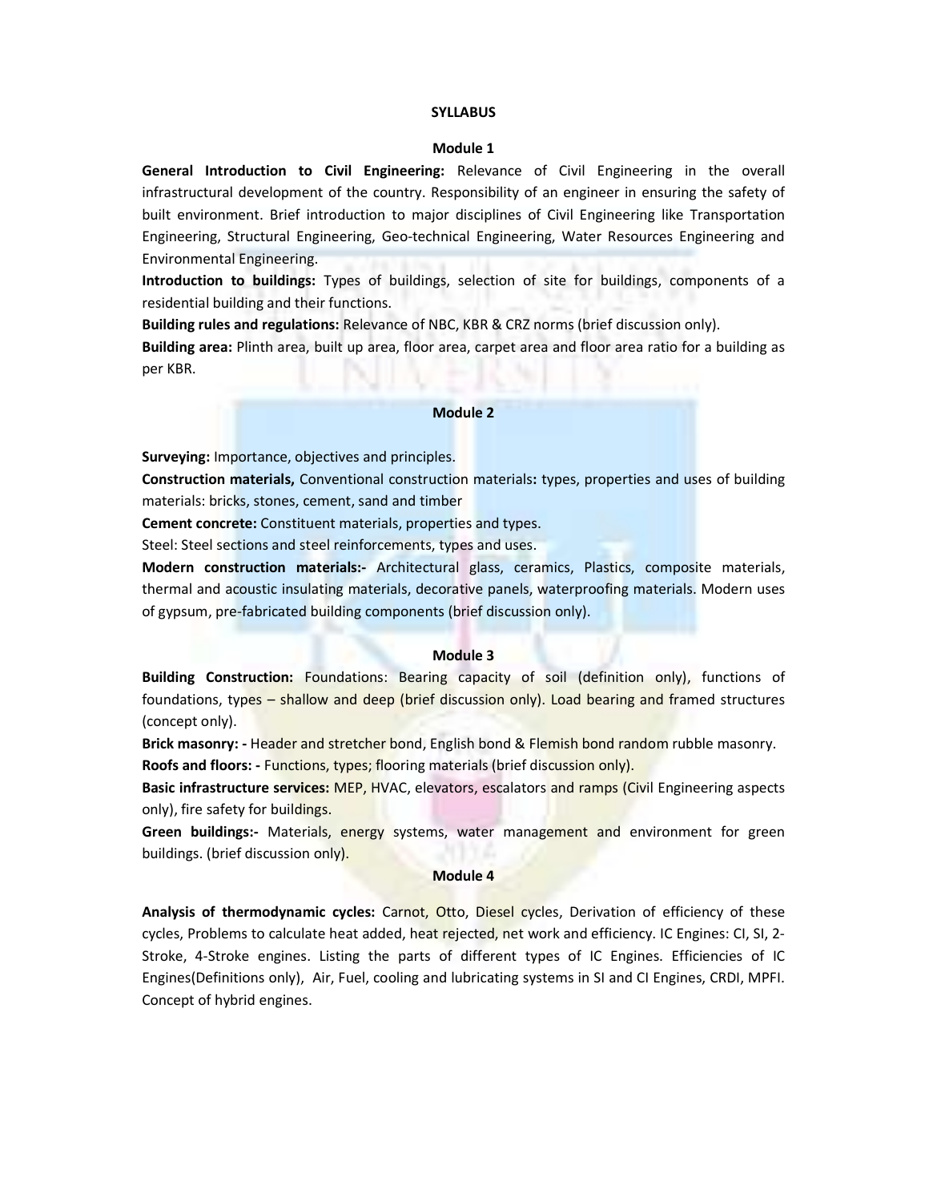# SYLLABUS

## Module 1

**General Introduction to Civil Engineering:** Relevance of Civil Engineering in the overall infrastructural development of the country. Responsibility of an engineer in ensuring the safety of built environment. Brief introduction to major disciplines of Civil Engineering like Transportation Engineering, Structural Engineering, Geo-technical Engineering, Water Resources Engineering and Environmental Engineering.

**Introduction to buildings:** Types of buildings, selection of site for buildings, components of a residential building and their functions.

**Building rules and regulations:** Relevance of NBC, KBR & CRZ norms (brief discussion only).

**Building area:** Plinth area, built up area, floor area, carpet area and floor area ratio for a building as per KBR.

## Module 2

**Surveying:** Importance, objectives and principles.

**Construction materials,** Conventional construction materials**:** types, properties and uses of building materials: bricks, stones, cement, sand and timber

**Cement concrete:** Constituent materials, properties and types.

Steel: Steel sections and steel reinforcements, types and uses.

**Modern construction materials:-** Architectural glass, ceramics, Plastics, composite materials, thermal and acoustic insulating materials, decorative panels, waterproofing materials. Modern uses of gypsum, pre-fabricated building components (brief discussion only).

## Module 3

**Building Construction:** Foundations: Bearing capacity of soil (definition only), functions of foundations, types – shallow and deep (brief discussion only). Load bearing and framed structures (concept only).

**Brick masonry: -** Header and stretcher bond, English bond & Flemish bond random rubble masonry.

**Roofs and floors: -** Functions, types; flooring materials (brief discussion only).

**Basic infrastructure services:** MEP, HVAC, elevators, escalators and ramps (Civil Engineering aspects only), fire safety for buildings.

**Green buildings:-** Materials, energy systems, water management and environment for green buildings. (brief discussion only).

## Module 4

**Analysis of thermodynamic cycles:** Carnot, Otto, Diesel cycles, Derivation of efficiency of these cycles, Problems to calculate heat added, heat rejected, net work and efficiency. IC Engines: CI, SI, 2-Stroke, 4-Stroke engines. Listing the parts of different types of IC Engines. Efficiencies of IC Engines(Definitions only), Air, Fuel, cooling and lubricating systems in SI and CI Engines, CRDI, MPFI. Concept of hybrid engines.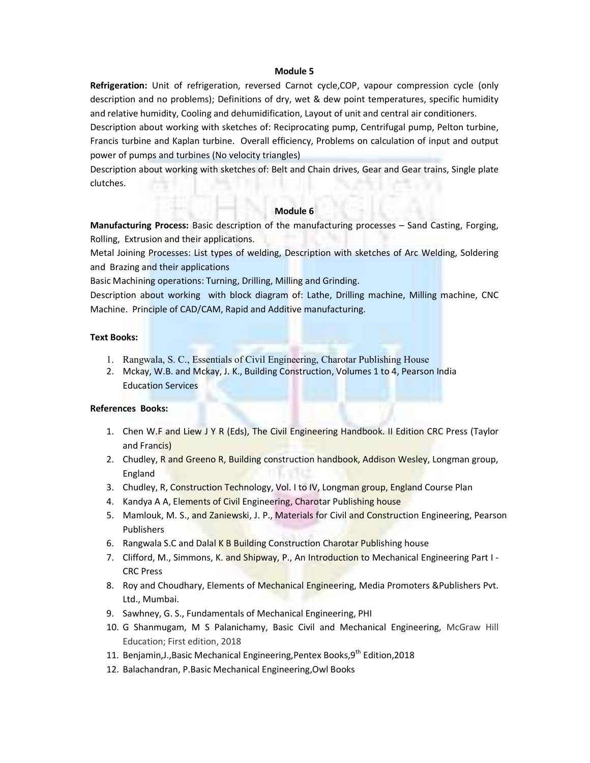### Module 5

**Refrigeration:** Unit of refrigeration, reversed Carnot cycle,COP, vapour compression cycle (only description and no problems); Definitions of dry, wet & dew point temperatures, specific humidity and relative humidity, Cooling and dehumidification, Layout of unit and central air conditioners.

Description about working with sketches of: Reciprocating pump, Centrifugal pump, Pelton turbine, Francis turbine and Kaplan turbine. Overall efficiency, Problems on calculation of input and output power of pumps and turbines (No velocity triangles)

Description about working with sketches of: Belt and Chain drives, Gear and Gear trains, Single plate clutches.

### Module 6

**Manufacturing Process:** Basic description of the manufacturing processes – Sand Casting, Forging, Rolling, Extrusion and their applications.

Metal Joining Processes: List types of welding, Description with sketches of Arc Welding, Soldering and Brazing and their applications

Basic Machining operations: Turning, Drilling, Milling and Grinding.

Description about working with block diagram of: Lathe, Drilling machine, Milling machine, CNC Machine. Principle of CAD/CAM, Rapid and Additive manufacturing.

**Text Books:**

1. Rangwala, S. C., Essentials of Civil Engineering, Charotar Publishing House
2. Mckay, W.B. and Mckay, J. K., Building Construction, Volumes 1 to 4, Pearson India Education Services

**References Books:**

1. Chen W.F and Liew J Y R (Eds), The Civil Engineering Handbook. II Edition CRC Press (Taylor and Francis)
2. Chudley, R and Greeno R, Building construction handbook, Addison Wesley, Longman group, England
3. Chudley, R, Construction Technology, Vol. I to IV, Longman group, England Course Plan
4. Kandya A A, Elements of Civil Engineering, Charotar Publishing house
5. Mamlouk, M. S., and Zaniewski, J. P., Materials for Civil and Construction Engineering, Pearson Publishers
6. Rangwala S.C and Dalal K B Building Construction Charotar Publishing house
7. Clifford, M., Simmons, K. and Shipway, P., An Introduction to Mechanical Engineering Part I - CRC Press
8. Roy and Choudhary, Elements of Mechanical Engineering, Media Promoters &Publishers Pvt. Ltd., Mumbai.
9. Sawhney, G. S., Fundamentals of Mechanical Engineering, PHI
10. G Shanmugam, M S Palanichamy, Basic Civil and Mechanical Engineering, McGraw Hill Education; First edition, 2018
11. Benjamin,J.,Basic Mechanical Engineering,Pentex Books,9th Edition,2018
12. Balachandran, P.Basic Mechanical Engineering,Owl Books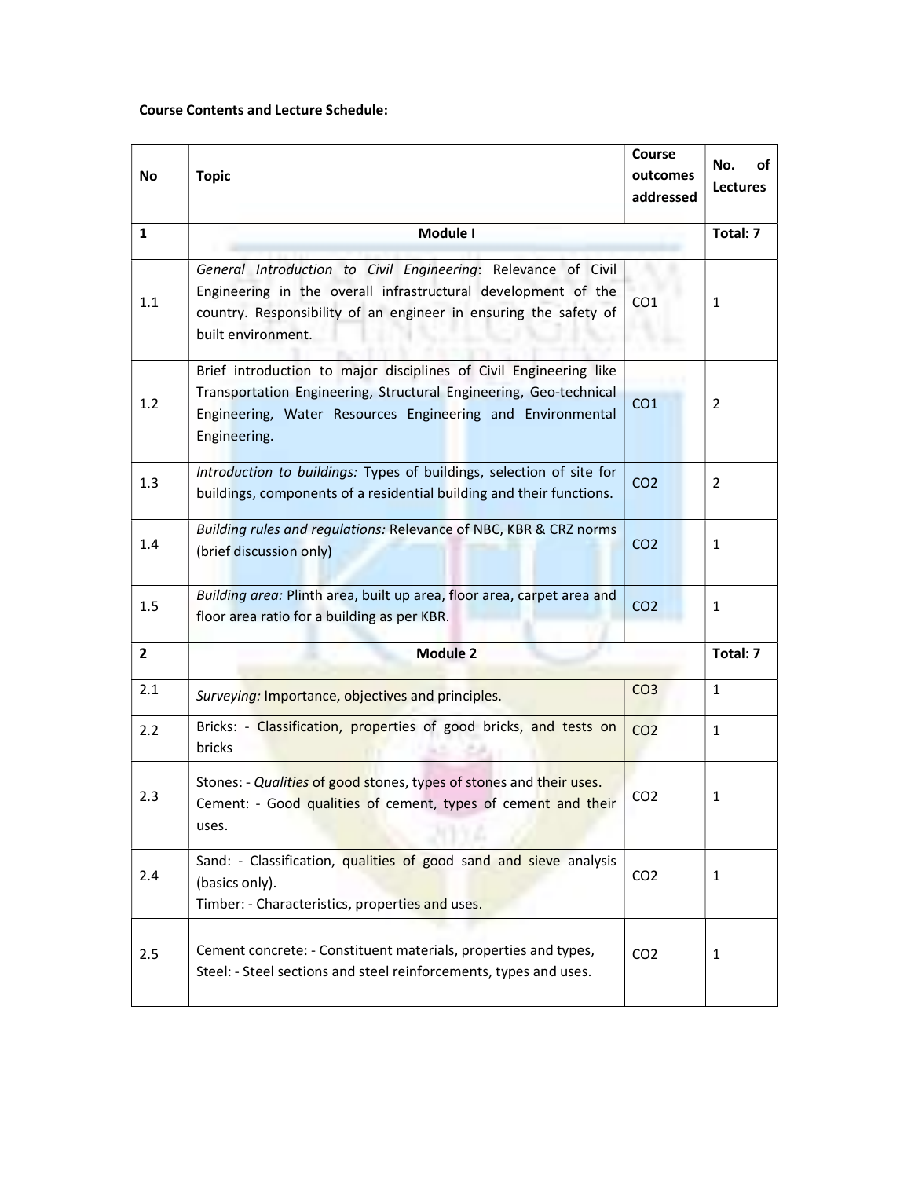**Course Contents and Lecture Schedule:**

| No | Topic | Course outcomes addressed | No. of Lectures |
|---|---|---|---|
| **1** | **Module I** | | **Total: 7** |
| 1.1 | *General Introduction to Civil Engineering*: Relevance of Civil Engineering in the overall infrastructural development of the country. Responsibility of an engineer in ensuring the safety of built environment. | CO1 | 1 |
| 1.2 | Brief introduction to major disciplines of Civil Engineering like Transportation Engineering, Structural Engineering, Geo-technical Engineering, Water Resources Engineering and Environmental Engineering. | CO1 | 2 |
| 1.3 | *Introduction to buildings:* Types of buildings, selection of site for buildings, components of a residential building and their functions. | CO2 | 2 |
| 1.4 | *Building rules and regulations:* Relevance of NBC, KBR & CRZ norms (brief discussion only) | CO2 | 1 |
| 1.5 | *Building area:* Plinth area, built up area, floor area, carpet area and floor area ratio for a building as per KBR. | CO2 | 1 |
| **2** | **Module 2** | | **Total: 7** |
| 2.1 | *Surveying:* Importance, objectives and principles. | CO3 | 1 |
| 2.2 | Bricks: - Classification, properties of good bricks, and tests on bricks | CO2 | 1 |
| 2.3 | Stones: - *Qualities* of good stones, types of stones and their uses. Cement: - Good qualities of cement, types of cement and their uses. | CO2 | 1 |
| 2.4 | Sand: - Classification, qualities of good sand and sieve analysis (basics only). Timber: - Characteristics, properties and uses. | CO2 | 1 |
| 2.5 | Cement concrete: - Constituent materials, properties and types, Steel: - Steel sections and steel reinforcements, types and uses. | CO2 | 1 |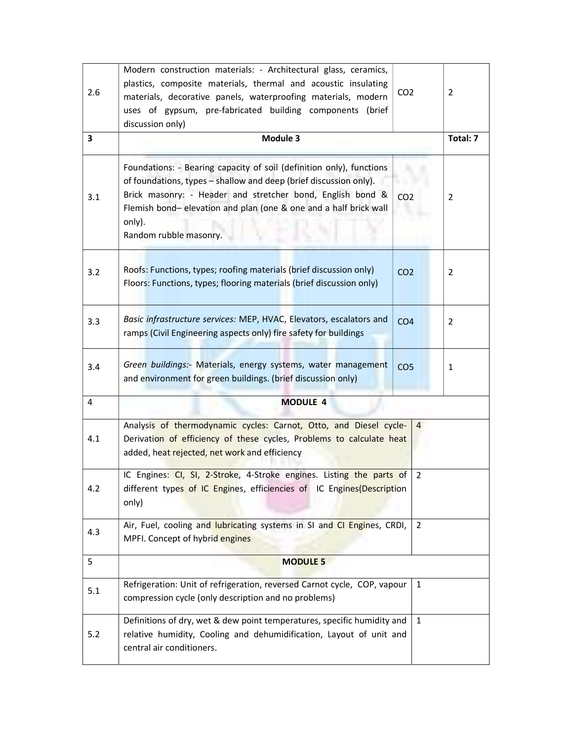| | | | |
|---|---|---|---|
| 2.6 | Modern construction materials: - Architectural glass, ceramics, plastics, composite materials, thermal and acoustic insulating materials, decorative panels, waterproofing materials, modern uses of gypsum, pre-fabricated building components (brief discussion only) | CO2 | 2 |
| **3** | **Module 3** | | **Total: 7** |
| 3.1 | Foundations: - Bearing capacity of soil (definition only), functions of foundations, types – shallow and deep (brief discussion only).<br>Brick masonry: - Header and stretcher bond, English bond & Flemish bond– elevation and plan (one & one and a half brick wall only).<br>Random rubble masonry. | CO2 | 2 |
| 3.2 | Roofs: Functions, types; roofing materials (brief discussion only)<br>Floors: Functions, types; flooring materials (brief discussion only) | CO2 | 2 |
| 3.3 | *Basic infrastructure services:* MEP, HVAC, Elevators, escalators and ramps (Civil Engineering aspects only) fire safety for buildings | CO4 | 2 |
| 3.4 | *Green buildings:-* Materials, energy systems, water management and environment for green buildings. (brief discussion only) | CO5 | 1 |
| 4 | **MODULE 4** | | |
| 4.1 | Analysis of thermodynamic cycles: Carnot, Otto, and Diesel cycle- Derivation of efficiency of these cycles, Problems to calculate heat added, heat rejected, net work and efficiency | 4 | |
| 4.2 | IC Engines: CI, SI, 2-Stroke, 4-Stroke engines. Listing the parts of different types of IC Engines, efficiencies of IC Engines(Description only) | 2 | |
| 4.3 | Air, Fuel, cooling and lubricating systems in SI and CI Engines, CRDI, MPFI. Concept of hybrid engines | 2 | |
| 5 | **MODULE 5** | | |
| 5.1 | Refrigeration: Unit of refrigeration, reversed Carnot cycle, COP, vapour compression cycle (only description and no problems) | 1 | |
| 5.2 | Definitions of dry, wet & dew point temperatures, specific humidity and relative humidity, Cooling and dehumidification, Layout of unit and central air conditioners. | 1 | |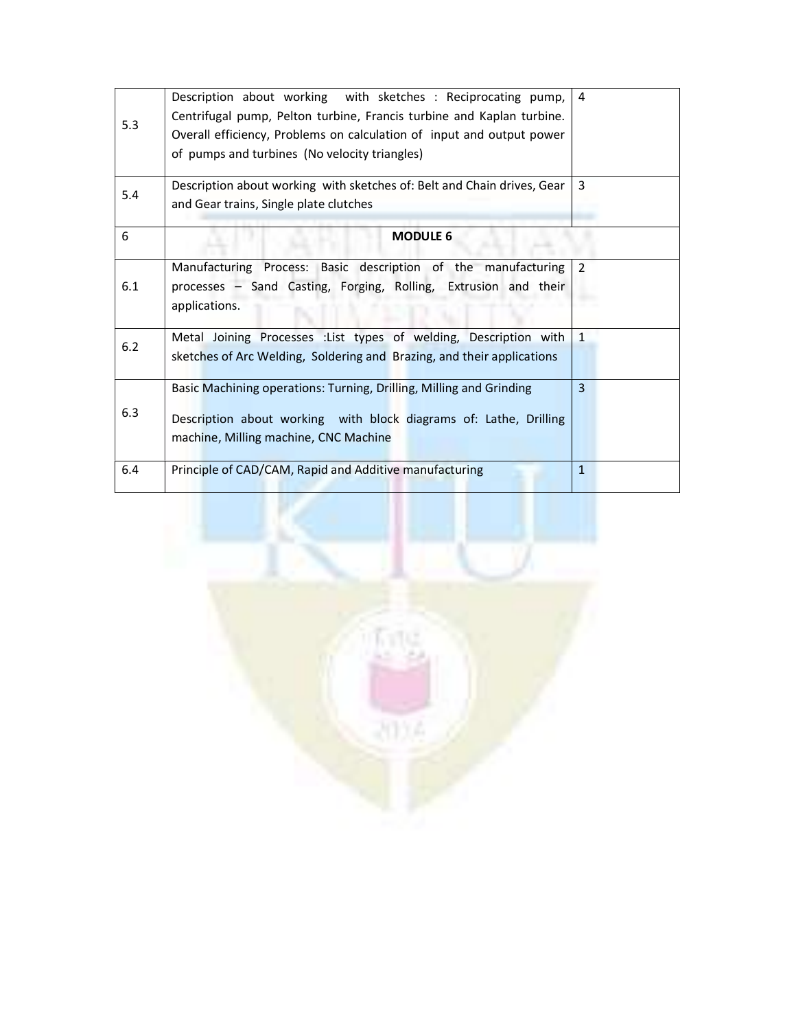| 5.3 | Description about working with sketches : Reciprocating pump, Centrifugal pump, Pelton turbine, Francis turbine and Kaplan turbine. Overall efficiency, Problems on calculation of input and output power of pumps and turbines (No velocity triangles) | 4 |
|---|---|---|
| 5.4 | Description about working with sketches of: Belt and Chain drives, Gear and Gear trains, Single plate clutches | 3 |
| 6 | **MODULE 6** | |
| 6.1 | Manufacturing Process: Basic description of the manufacturing processes – Sand Casting, Forging, Rolling, Extrusion and their applications. | 2 |
| 6.2 | Metal Joining Processes :List types of welding, Description with sketches of Arc Welding, Soldering and Brazing, and their applications | 1 |
| 6.3 | Basic Machining operations: Turning, Drilling, Milling and Grinding<br><br>Description about working with block diagrams of: Lathe, Drilling machine, Milling machine, CNC Machine | 3 |
| 6.4 | Principle of CAD/CAM, Rapid and Additive manufacturing | 1 |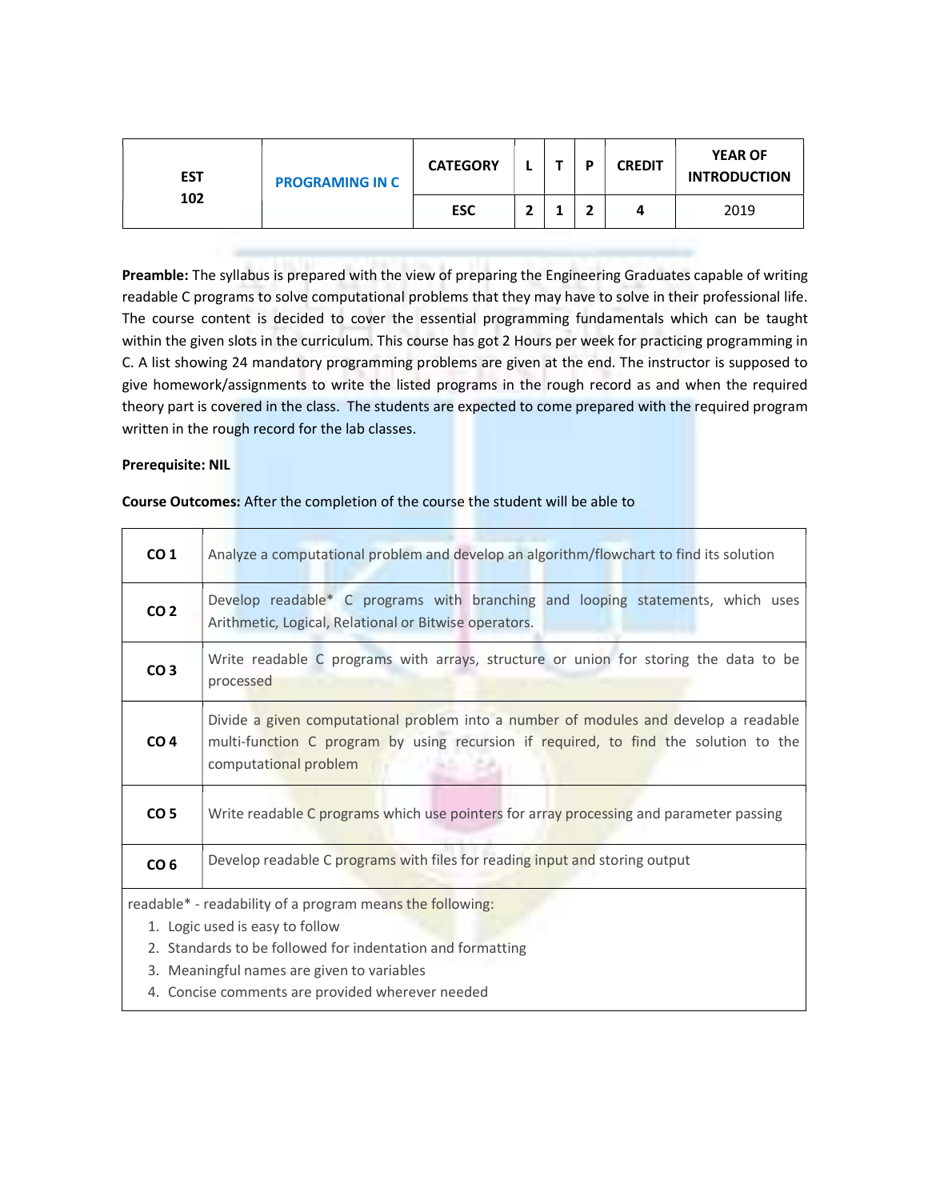| EST 102 | PROGRAMING IN C | CATEGORY | L | T | P | CREDIT | YEAR OF INTRODUCTION |
|---|---|---|---|---|---|---|---|
| | | ESC | 2 | 1 | 2 | 4 | 2019 |

**Preamble:** The syllabus is prepared with the view of preparing the Engineering Graduates capable of writing readable C programs to solve computational problems that they may have to solve in their professional life. The course content is decided to cover the essential programming fundamentals which can be taught within the given slots in the curriculum. This course has got 2 Hours per week for practicing programming in C. A list showing 24 mandatory programming problems are given at the end. The instructor is supposed to give homework/assignments to write the listed programs in the rough record as and when the required theory part is covered in the class. The students are expected to come prepared with the required program written in the rough record for the lab classes.

**Prerequisite: NIL**

**Course Outcomes:** After the completion of the course the student will be able to

| | |
|---|---|
| **CO 1** | Analyze a computational problem and develop an algorithm/flowchart to find its solution |
| **CO 2** | Develop readable* C programs with branching and looping statements, which uses Arithmetic, Logical, Relational or Bitwise operators. |
| **CO 3** | Write readable C programs with arrays, structure or union for storing the data to be processed |
| **CO 4** | Divide a given computational problem into a number of modules and develop a readable multi-function C program by using recursion if required, to find the solution to the computational problem |
| **CO 5** | Write readable C programs which use pointers for array processing and parameter passing |
| **CO 6** | Develop readable C programs with files for reading input and storing output |

readable* - readability of a program means the following:

1. Logic used is easy to follow
2. Standards to be followed for indentation and formatting
3. Meaningful names are given to variables
4. Concise comments are provided wherever needed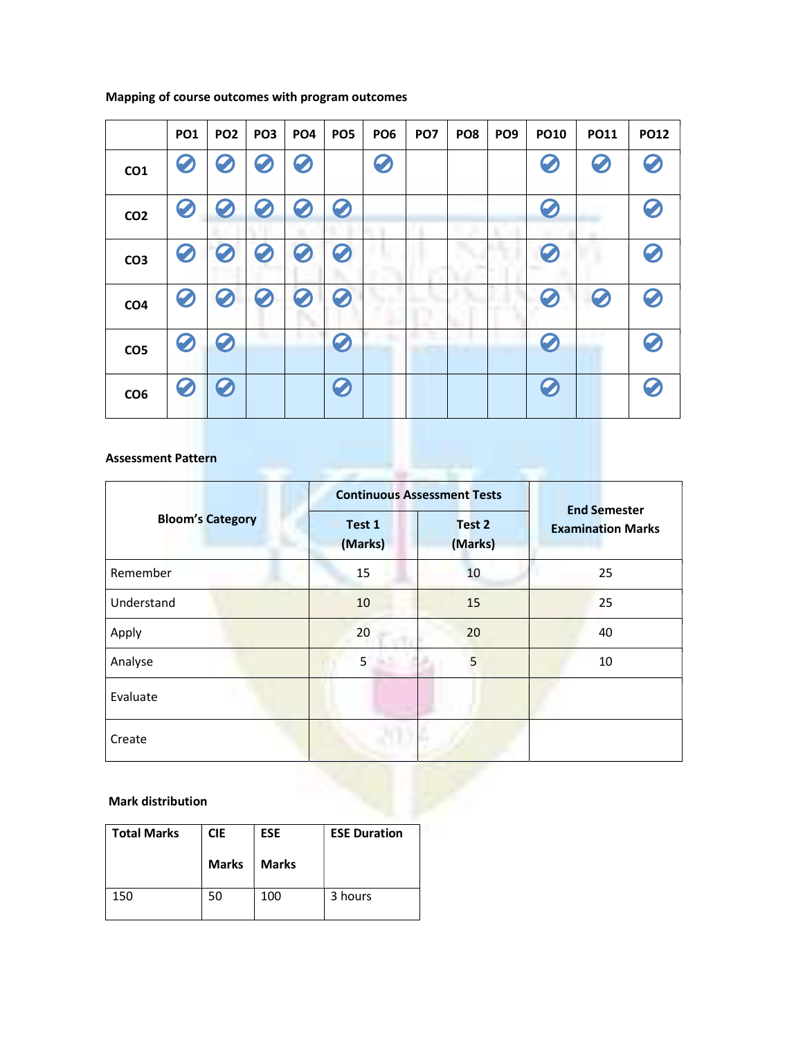**Mapping of course outcomes with program outcomes**

| | PO1 | PO2 | PO3 | PO4 | PO5 | PO6 | PO7 | PO8 | PO9 | PO10 | PO11 | PO12 |
|---|---|---|---|---|---|---|---|---|---|---|---|---|
| CO1 | ✔ | ✔ | ✔ | ✔ | | ✔ | | | | ✔ | ✔ | ✔ |
| CO2 | ✔ | ✔ | ✔ | ✔ | ✔ | | | | | ✔ | | ✔ |
| CO3 | ✔ | ✔ | ✔ | ✔ | ✔ | | | | | ✔ | | ✔ |
| CO4 | ✔ | ✔ | ✔ | ✔ | ✔ | | | | | ✔ | ✔ | ✔ |
| CO5 | ✔ | ✔ | | | ✔ | | | | | ✔ | | ✔ |
| CO6 | ✔ | ✔ | | | ✔ | | | | | ✔ | | ✔ |

**Assessment Pattern**

| Bloom's Category | Continuous Assessment Tests | | End Semester Examination Marks |
|---|---|---|---|
| | Test 1 (Marks) | Test 2 (Marks) | |
| Remember | 15 | 10 | 25 |
| Understand | 10 | 15 | 25 |
| Apply | 20 | 20 | 40 |
| Analyse | 5 | 5 | 10 |
| Evaluate | | | |
| Create | | | |

**Mark distribution**

| Total Marks | CIE Marks | ESE Marks | ESE Duration |
|---|---|---|---|
| 150 | 50 | 100 | 3 hours |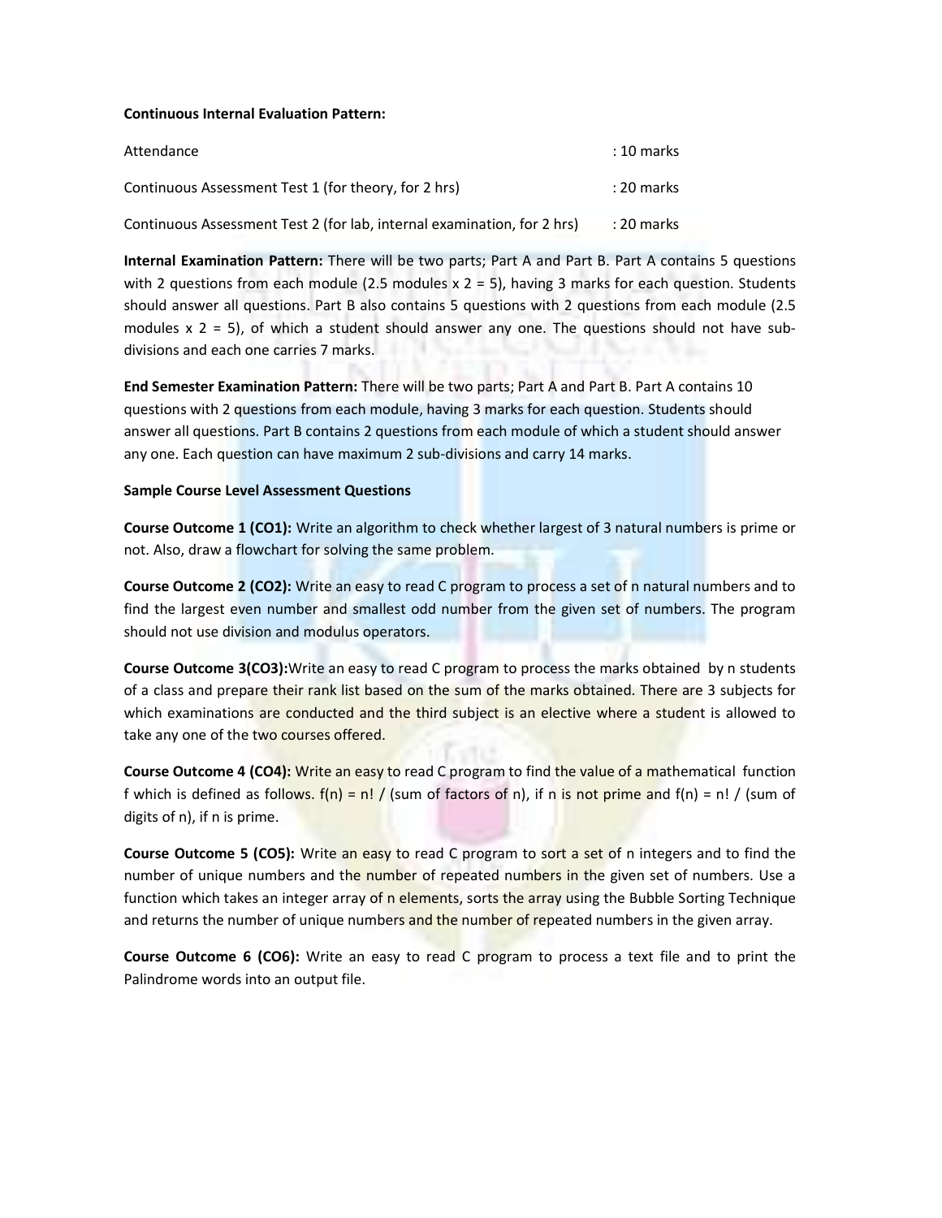**Continuous Internal Evaluation Pattern:**

| | |
|---|---|
| Attendance | : 10 marks |
| Continuous Assessment Test 1 (for theory, for 2 hrs) | : 20 marks |
| Continuous Assessment Test 2 (for lab, internal examination, for 2 hrs) | : 20 marks |

**Internal Examination Pattern:** There will be two parts; Part A and Part B. Part A contains 5 questions with 2 questions from each module (2.5 modules x 2 = 5), having 3 marks for each question. Students should answer all questions. Part B also contains 5 questions with 2 questions from each module (2.5 modules x 2 = 5), of which a student should answer any one. The questions should not have sub-divisions and each one carries 7 marks.

**End Semester Examination Pattern:** There will be two parts; Part A and Part B. Part A contains 10 questions with 2 questions from each module, having 3 marks for each question. Students should answer all questions. Part B contains 2 questions from each module of which a student should answer any one. Each question can have maximum 2 sub-divisions and carry 14 marks.

**Sample Course Level Assessment Questions**

**Course Outcome 1 (CO1):** Write an algorithm to check whether largest of 3 natural numbers is prime or not. Also, draw a flowchart for solving the same problem.

**Course Outcome 2 (CO2):** Write an easy to read C program to process a set of n natural numbers and to find the largest even number and smallest odd number from the given set of numbers. The program should not use division and modulus operators.

**Course Outcome 3(CO3):**Write an easy to read C program to process the marks obtained by n students of a class and prepare their rank list based on the sum of the marks obtained. There are 3 subjects for which examinations are conducted and the third subject is an elective where a student is allowed to take any one of the two courses offered.

**Course Outcome 4 (CO4):** Write an easy to read C program to find the value of a mathematical function f which is defined as follows. f(n) = n! / (sum of factors of n), if n is not prime and f(n) = n! / (sum of digits of n), if n is prime.

**Course Outcome 5 (CO5):** Write an easy to read C program to sort a set of n integers and to find the number of unique numbers and the number of repeated numbers in the given set of numbers. Use a function which takes an integer array of n elements, sorts the array using the Bubble Sorting Technique and returns the number of unique numbers and the number of repeated numbers in the given array.

**Course Outcome 6 (CO6):** Write an easy to read C program to process a text file and to print the Palindrome words into an output file.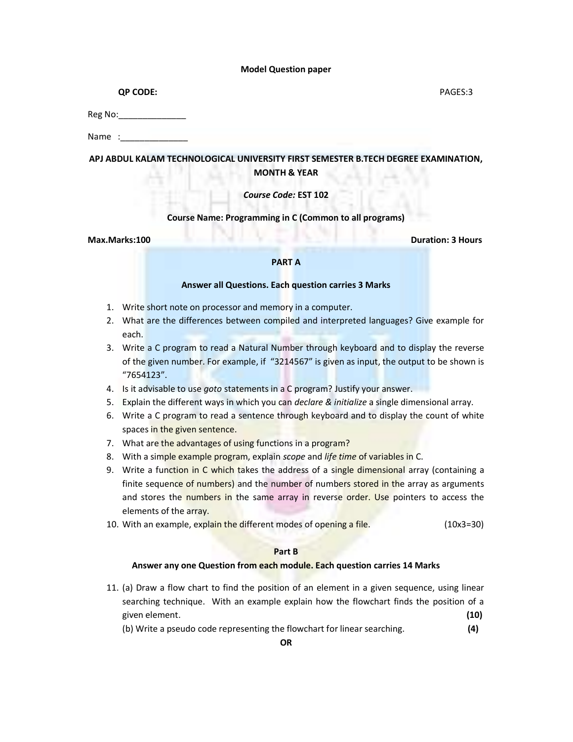**Model Question paper**

**QP CODE:** PAGES:3

Reg No:______________

Name :______________

**APJ ABDUL KALAM TECHNOLOGICAL UNIVERSITY FIRST SEMESTER B.TECH DEGREE EXAMINATION, MONTH & YEAR**

***Course Code:* EST 102**

**Course Name: Programming in C (Common to all programs)**

**Max.Marks:100** **Duration: 3 Hours**

**PART A**

**Answer all Questions. Each question carries 3 Marks**

1. Write short note on processor and memory in a computer.
2. What are the differences between compiled and interpreted languages? Give example for each.
3. Write a C program to read a Natural Number through keyboard and to display the reverse of the given number. For example, if "3214567" is given as input, the output to be shown is "7654123".
4. Is it advisable to use *goto* statements in a C program? Justify your answer.
5. Explain the different ways in which you can *declare & initialize* a single dimensional array.
6. Write a C program to read a sentence through keyboard and to display the count of white spaces in the given sentence.
7. What are the advantages of using functions in a program?
8. With a simple example program, explain *scope* and *life time* of variables in C.
9. Write a function in C which takes the address of a single dimensional array (containing a finite sequence of numbers) and the number of numbers stored in the array as arguments and stores the numbers in the same array in reverse order. Use pointers to access the elements of the array.
10. With an example, explain the different modes of opening a file. (10x3=30)

**Part B**

**Answer any one Question from each module. Each question carries 14 Marks**

11. (a) Draw a flow chart to find the position of an element in a given sequence, using linear searching technique. With an example explain how the flowchart finds the position of a given element. **(10)**

    (b) Write a pseudo code representing the flowchart for linear searching. **(4)**

**OR**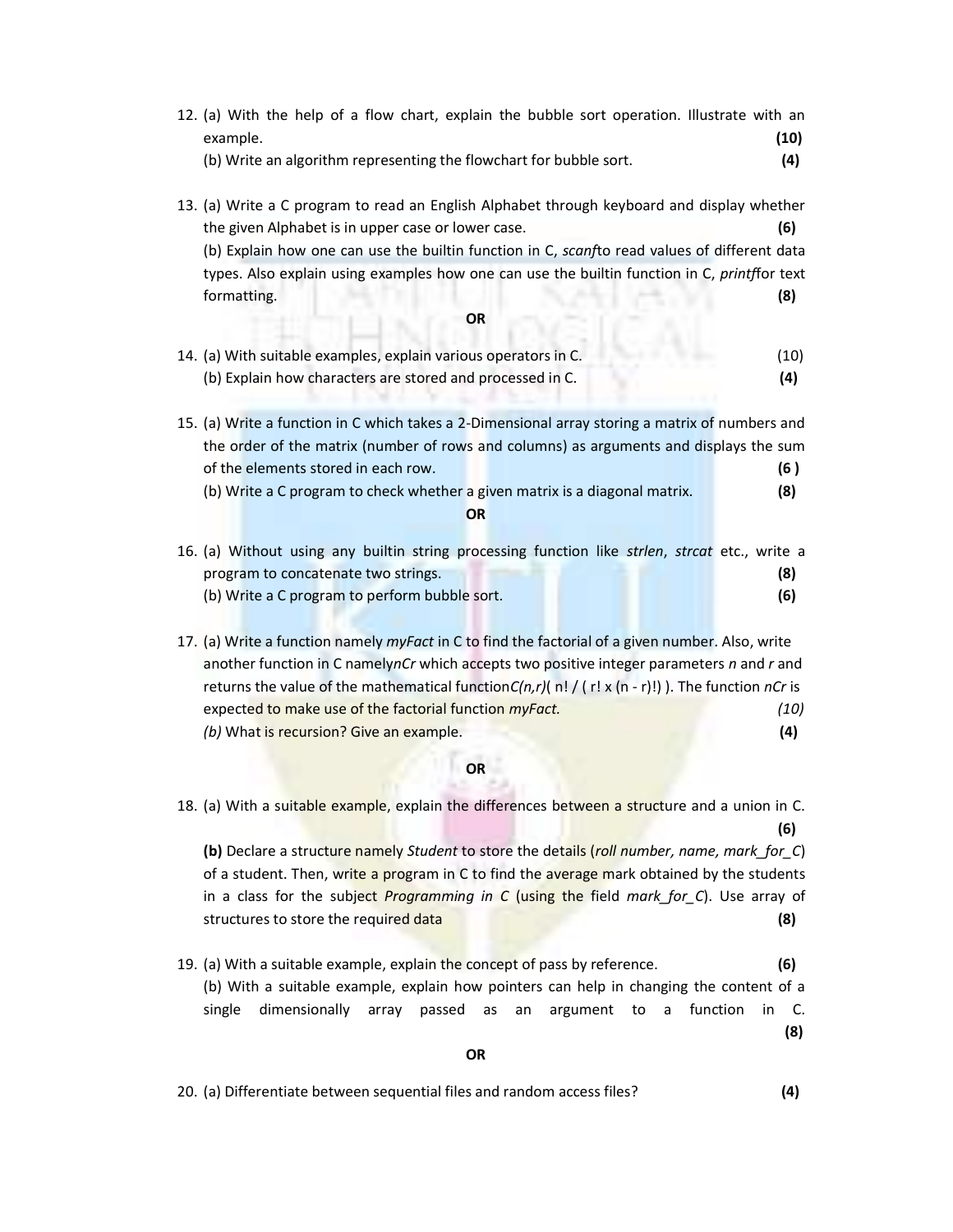12. (a) With the help of a flow chart, explain the bubble sort operation. Illustrate with an example. **(10)**

    (b) Write an algorithm representing the flowchart for bubble sort. **(4)**

13. (a) Write a C program to read an English Alphabet through keyboard and display whether the given Alphabet is in upper case or lower case. **(6)**

    (b) Explain how one can use the builtin function in C, *scanf*to read values of different data types. Also explain using examples how one can use the builtin function in C, *printf*for text formatting. **(8)**

**OR**

14. (a) With suitable examples, explain various operators in C. (10)

    (b) Explain how characters are stored and processed in C. **(4)**

15. (a) Write a function in C which takes a 2-Dimensional array storing a matrix of numbers and the order of the matrix (number of rows and columns) as arguments and displays the sum of the elements stored in each row. **(6 )**

    (b) Write a C program to check whether a given matrix is a diagonal matrix. **(8)**

**OR**

16. (a) Without using any builtin string processing function like *strlen*, *strcat* etc., write a program to concatenate two strings. **(8)**

    (b) Write a C program to perform bubble sort. **(6)**

17. (a) Write a function namely *myFact* in C to find the factorial of a given number. Also, write another function in C namely*nCr* which accepts two positive integer parameters *n* and *r* and returns the value of the mathematical function*C(n,r)*( n! / ( r! x (n - r)!) ). The function *nCr* is expected to make use of the factorial function *myFact.* *(10)*

    *(b)* What is recursion? Give an example. **(4)**

**OR**

18. (a) With a suitable example, explain the differences between a structure and a union in C. **(6)**

    **(b)** Declare a structure namely *Student* to store the details (*roll number, name, mark_for_C*) of a student. Then, write a program in C to find the average mark obtained by the students in a class for the subject *Programming in C* (using the field *mark_for_C*). Use array of structures to store the required data **(8)**

19. (a) With a suitable example, explain the concept of pass by reference. **(6)**

    (b) With a suitable example, explain how pointers can help in changing the content of a single dimensionally array passed as an argument to a function in C. **(8)**

**OR**

20. (a) Differentiate between sequential files and random access files? **(4)**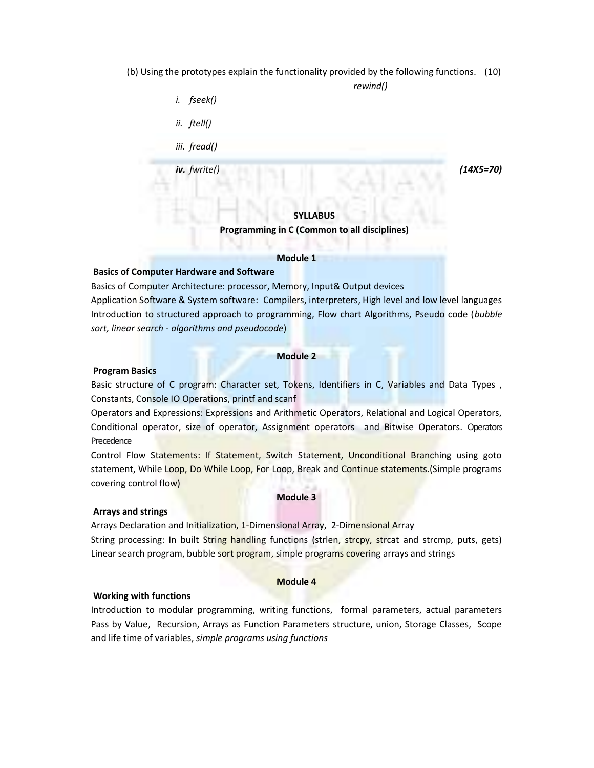(b) Using the prototypes explain the functionality provided by the following functions. (10)

*rewind()*

- *i. fseek()*
- *ii. ftell()*
- *iii. fread()*
- ***iv.** fwrite()* ***(14X5=70)***

**SYLLABUS**

**Programming in C (Common to all disciplines)**

**Module 1**

**Basics of Computer Hardware and Software**

Basics of Computer Architecture: processor, Memory, Input& Output devices

Application Software & System software: Compilers, interpreters, High level and low level languages

Introduction to structured approach to programming, Flow chart Algorithms, Pseudo code (*bubble sort, linear search - algorithms and pseudocode*)

**Module 2**

**Program Basics**

Basic structure of C program: Character set, Tokens, Identifiers in C, Variables and Data Types , Constants, Console IO Operations, printf and scanf

Operators and Expressions: Expressions and Arithmetic Operators, Relational and Logical Operators, Conditional operator, size of operator, Assignment operators and Bitwise Operators. Operators Precedence

Control Flow Statements: If Statement, Switch Statement, Unconditional Branching using goto statement, While Loop, Do While Loop, For Loop, Break and Continue statements.(Simple programs covering control flow)

**Module 3**

**Arrays and strings**

Arrays Declaration and Initialization, 1-Dimensional Array, 2-Dimensional Array

String processing: In built String handling functions (strlen, strcpy, strcat and strcmp, puts, gets)

Linear search program, bubble sort program, simple programs covering arrays and strings

**Module 4**

**Working with functions**

Introduction to modular programming, writing functions, formal parameters, actual parameters Pass by Value, Recursion, Arrays as Function Parameters structure, union, Storage Classes, Scope and life time of variables, *simple programs using functions*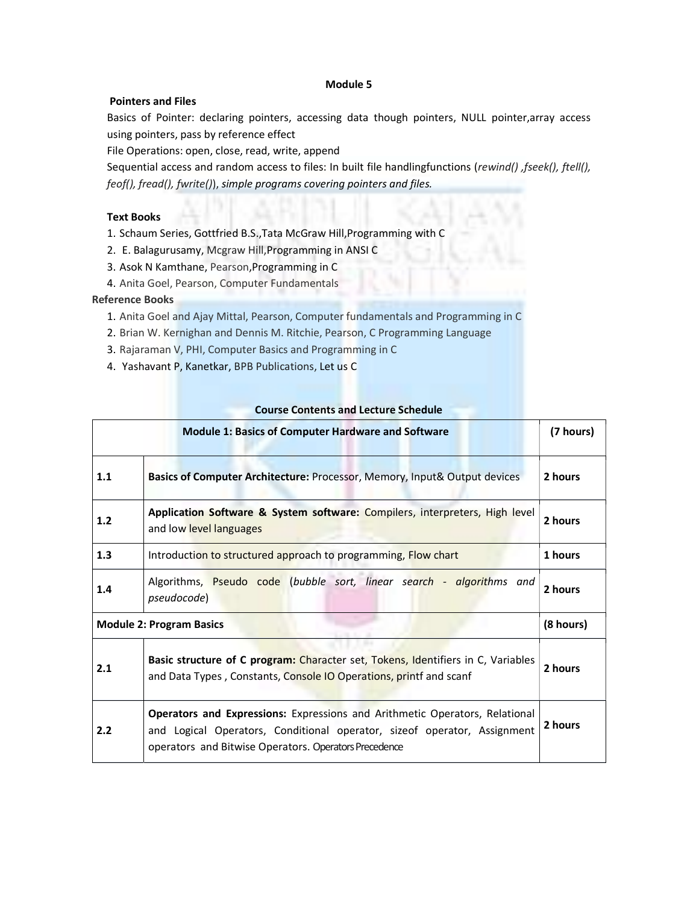**Module 5**

**Pointers and Files**

Basics of Pointer: declaring pointers, accessing data though pointers, NULL pointer,array access using pointers, pass by reference effect

File Operations: open, close, read, write, append

Sequential access and random access to files: In built file handlingfunctions (*rewind() ,fseek(), ftell(), feof(), fread(), fwrite()*), *simple programs covering pointers and files.*

**Text Books**

1. Schaum Series, Gottfried B.S.,Tata McGraw Hill,Programming with C
2. E. Balagurusamy, Mcgraw Hill,Programming in ANSI C
3. Asok N Kamthane, Pearson,Programming in C
4. Anita Goel, Pearson, Computer Fundamentals

**Reference Books**

1. Anita Goel and Ajay Mittal, Pearson, Computer fundamentals and Programming in C
2. Brian W. Kernighan and Dennis M. Ritchie, Pearson, C Programming Language
3. Rajaraman V, PHI, Computer Basics and Programming in C
4. Yashavant P, Kanetkar, BPB Publications, Let us C

**Course Contents and Lecture Schedule**

| | **Module 1: Basics of Computer Hardware and Software** | **(7 hours)** |
|---|---|---|
| **1.1** | **Basics of Computer Architecture:** Processor, Memory, Input& Output devices | **2 hours** |
| **1.2** | **Application Software & System software:** Compilers, interpreters, High level and low level languages | **2 hours** |
| **1.3** | Introduction to structured approach to programming, Flow chart | **1 hours** |
| **1.4** | Algorithms, Pseudo code (*bubble sort, linear search - algorithms and pseudocode*) | **2 hours** |
| **Module 2: Program Basics** | | **(8 hours)** |
| **2.1** | **Basic structure of C program:** Character set, Tokens, Identifiers in C, Variables and Data Types , Constants, Console IO Operations, printf and scanf | **2 hours** |
| **2.2** | **Operators and Expressions:** Expressions and Arithmetic Operators, Relational and Logical Operators, Conditional operator, sizeof operator, Assignment operators and Bitwise Operators. Operators Precedence | **2 hours** |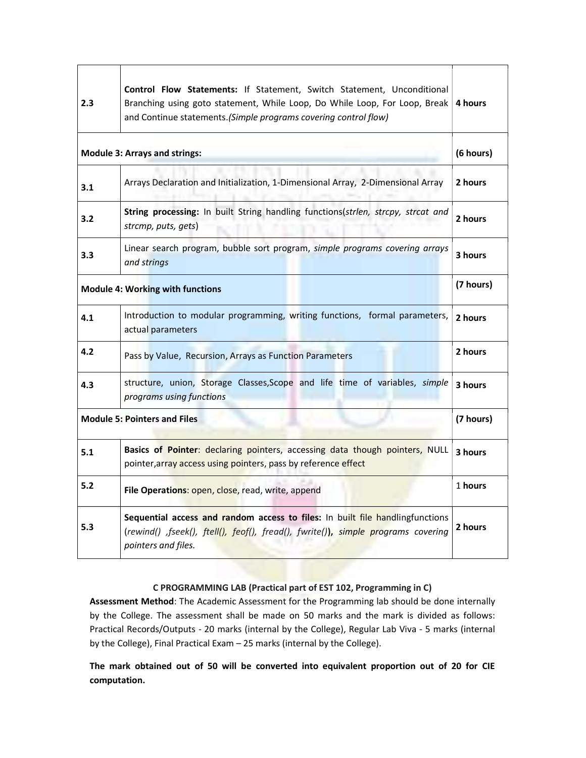| | | |
|---|---|---|
| 2.3 | **Control Flow Statements:** If Statement, Switch Statement, Unconditional Branching using goto statement, While Loop, Do While Loop, For Loop, Break and Continue statements.*(Simple programs covering control flow)* | **4 hours** |
| **Module 3: Arrays and strings:** | | **(6 hours)** |
| **3.1** | Arrays Declaration and Initialization, 1-Dimensional Array, 2-Dimensional Array | **2 hours** |
| **3.2** | **String processing:** In built String handling functions(*strlen, strcpy, strcat and strcmp, puts, gets*) | **2 hours** |
| **3.3** | Linear search program, bubble sort program, *simple programs covering arrays and strings* | **3 hours** |
| **Module 4: Working with functions** | | **(7 hours)** |
| **4.1** | Introduction to modular programming, writing functions, formal parameters, actual parameters | **2 hours** |
| **4.2** | Pass by Value, Recursion, Arrays as Function Parameters | **2 hours** |
| **4.3** | structure, union, Storage Classes,Scope and life time of variables, *simple programs using functions* | **3 hours** |
| **Module 5: Pointers and Files** | | **(7 hours)** |
| **5.1** | **Basics of Pointer**: declaring pointers, accessing data though pointers, NULL pointer,array access using pointers, pass by reference effect | **3 hours** |
| **5.2** | **File Operations**: open, close, read, write, append | 1 **hours** |
| **5.3** | **Sequential access and random access to files:** In built file handlingfunctions (*rewind() ,fseek(), ftell(), feof(), fread(), fwrite()*)**,** *simple programs covering pointers and files.* | **2 hours** |

**C PROGRAMMING LAB (Practical part of EST 102, Programming in C)**

**Assessment Method**: The Academic Assessment for the Programming lab should be done internally by the College. The assessment shall be made on 50 marks and the mark is divided as follows: Practical Records/Outputs - 20 marks (internal by the College), Regular Lab Viva - 5 marks (internal by the College), Final Practical Exam – 25 marks (internal by the College).

**The mark obtained out of 50 will be converted into equivalent proportion out of 20 for CIE computation.**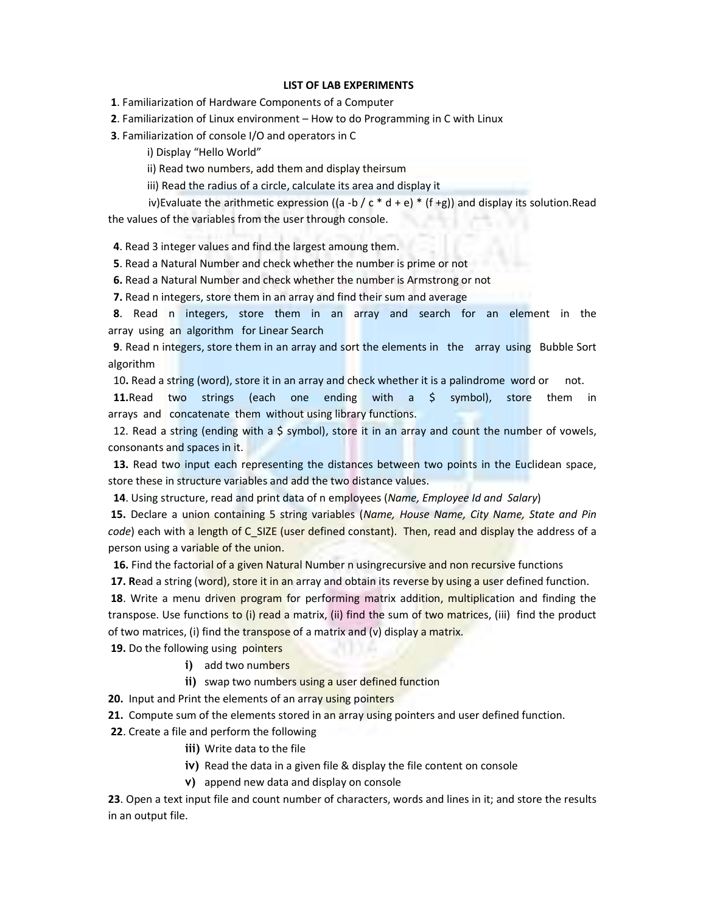# LIST OF LAB EXPERIMENTS

**1**. Familiarization of Hardware Components of a Computer

**2**. Familiarization of Linux environment – How to do Programming in C with Linux

**3**. Familiarization of console I/O and operators in C

i) Display "Hello World"

ii) Read two numbers, add them and display theirsum

iii) Read the radius of a circle, calculate its area and display it

iv)Evaluate the arithmetic expression ((a -b / c * d + e) * (f +g)) and display its solution.Read the values of the variables from the user through console.

**4**. Read 3 integer values and find the largest amoung them.

**5**. Read a Natural Number and check whether the number is prime or not

**6.** Read a Natural Number and check whether the number is Armstrong or not

**7.** Read n integers, store them in an array and find their sum and average

**8**. Read n integers, store them in an array and search for an element in the array using an algorithm for Linear Search

**9**. Read n integers, store them in an array and sort the elements in the array using Bubble Sort algorithm

10**.** Read a string (word), store it in an array and check whether it is a palindrome word or not.

**11.**Read two strings (each one ending with a $ symbol), store them in arrays and concatenate them without using library functions.

12. Read a string (ending with a $ symbol), store it in an array and count the number of vowels, consonants and spaces in it.

**13.** Read two input each representing the distances between two points in the Euclidean space, store these in structure variables and add the two distance values.

**14**. Using structure, read and print data of n employees (*Name, Employee Id and Salary*)

**15.** Declare a union containing 5 string variables (*Name, House Name, City Name, State and Pin code*) each with a length of C_SIZE (user defined constant). Then, read and display the address of a person using a variable of the union.

**16.** Find the factorial of a given Natural Number n usingrecursive and non recursive functions

**17. R**ead a string (word), store it in an array and obtain its reverse by using a user defined function.

**18**. Write a menu driven program for performing matrix addition, multiplication and finding the transpose. Use functions to (i) read a matrix, (ii) find the sum of two matrices, (iii) find the product of two matrices, (i) find the transpose of a matrix and (v) display a matrix.

**19.** Do the following using pointers

**i)** add two numbers

**ii)** swap two numbers using a user defined function

**20.** Input and Print the elements of an array using pointers

**21.** Compute sum of the elements stored in an array using pointers and user defined function.

**22**. Create a file and perform the following

**iii)** Write data to the file

**iv)** Read the data in a given file & display the file content on console

**v)** append new data and display on console

**23**. Open a text input file and count number of characters, words and lines in it; and store the results in an output file.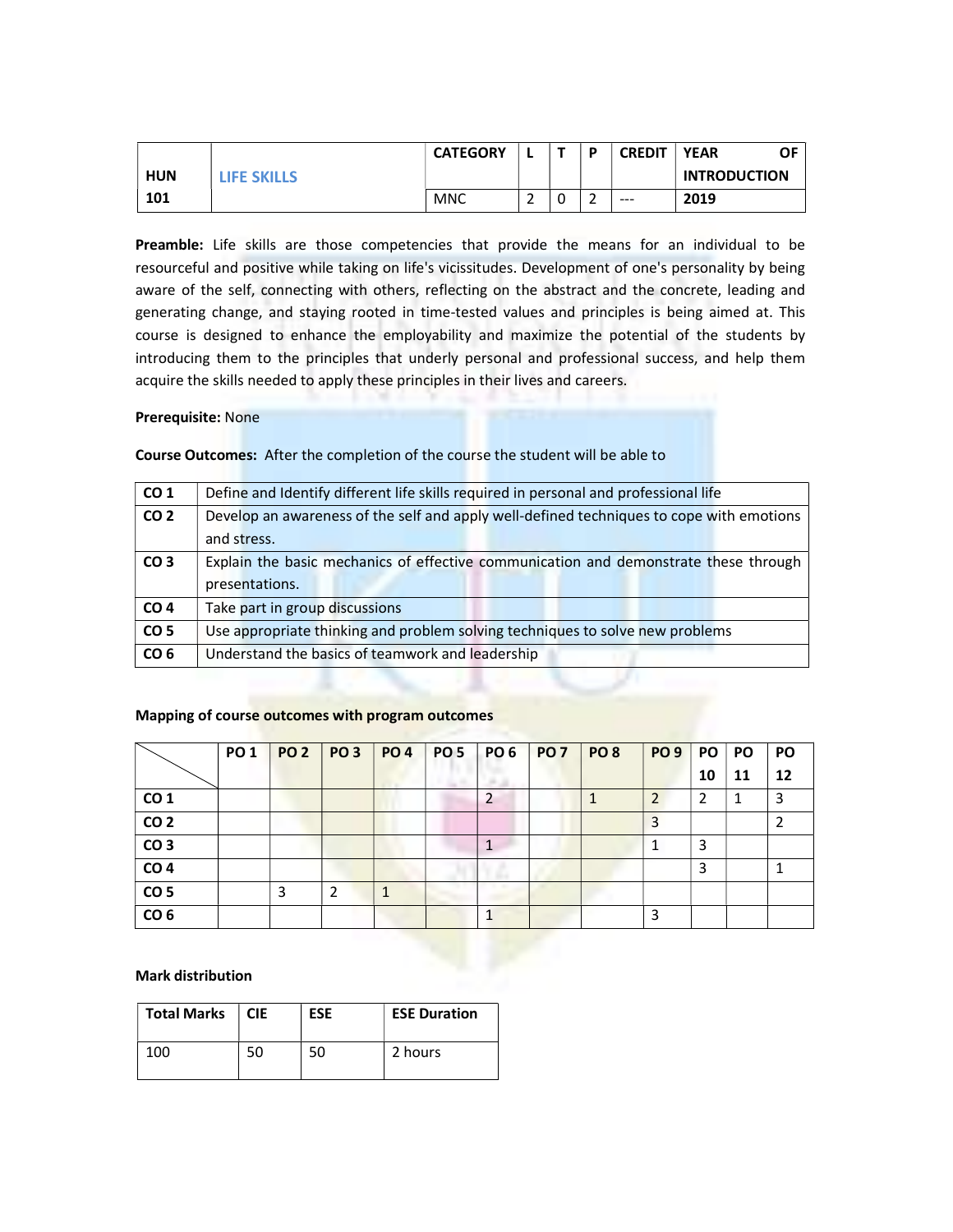| HUN 101 | LIFE SKILLS | CATEGORY | L | T | P | CREDIT | YEAR OF INTRODUCTION |
|---|---|---|---|---|---|---|---|
| | | MNC | 2 | 0 | 2 | --- | 2019 |

**Preamble:** Life skills are those competencies that provide the means for an individual to be resourceful and positive while taking on life's vicissitudes. Development of one's personality by being aware of the self, connecting with others, reflecting on the abstract and the concrete, leading and generating change, and staying rooted in time-tested values and principles is being aimed at. This course is designed to enhance the employability and maximize the potential of the students by introducing them to the principles that underly personal and professional success, and help them acquire the skills needed to apply these principles in their lives and careers.

**Prerequisite:** None

**Course Outcomes:** After the completion of the course the student will be able to

| | |
|---|---|
| CO 1 | Define and Identify different life skills required in personal and professional life |
| CO 2 | Develop an awareness of the self and apply well-defined techniques to cope with emotions and stress. |
| CO 3 | Explain the basic mechanics of effective communication and demonstrate these through presentations. |
| CO 4 | Take part in group discussions |
| CO 5 | Use appropriate thinking and problem solving techniques to solve new problems |
| CO 6 | Understand the basics of teamwork and leadership |

**Mapping of course outcomes with program outcomes**

| | PO 1 | PO 2 | PO 3 | PO 4 | PO 5 | PO 6 | PO 7 | PO 8 | PO 9 | PO 10 | PO 11 | PO 12 |
|---|---|---|---|---|---|---|---|---|---|---|---|---|
| CO 1 | | | | | | 2 | | 1 | 2 | 2 | 1 | 3 |
| CO 2 | | | | | | | | | 3 | | | 2 |
| CO 3 | | | | | | 1 | | | 1 | 3 | | |
| CO 4 | | | | | | | | | | 3 | | 1 |
| CO 5 | | 3 | 2 | 1 | | | | | | | | |
| CO 6 | | | | | | 1 | | | 3 | | | |

**Mark distribution**

| Total Marks | CIE | ESE | ESE Duration |
|---|---|---|---|
| 100 | 50 | 50 | 2 hours |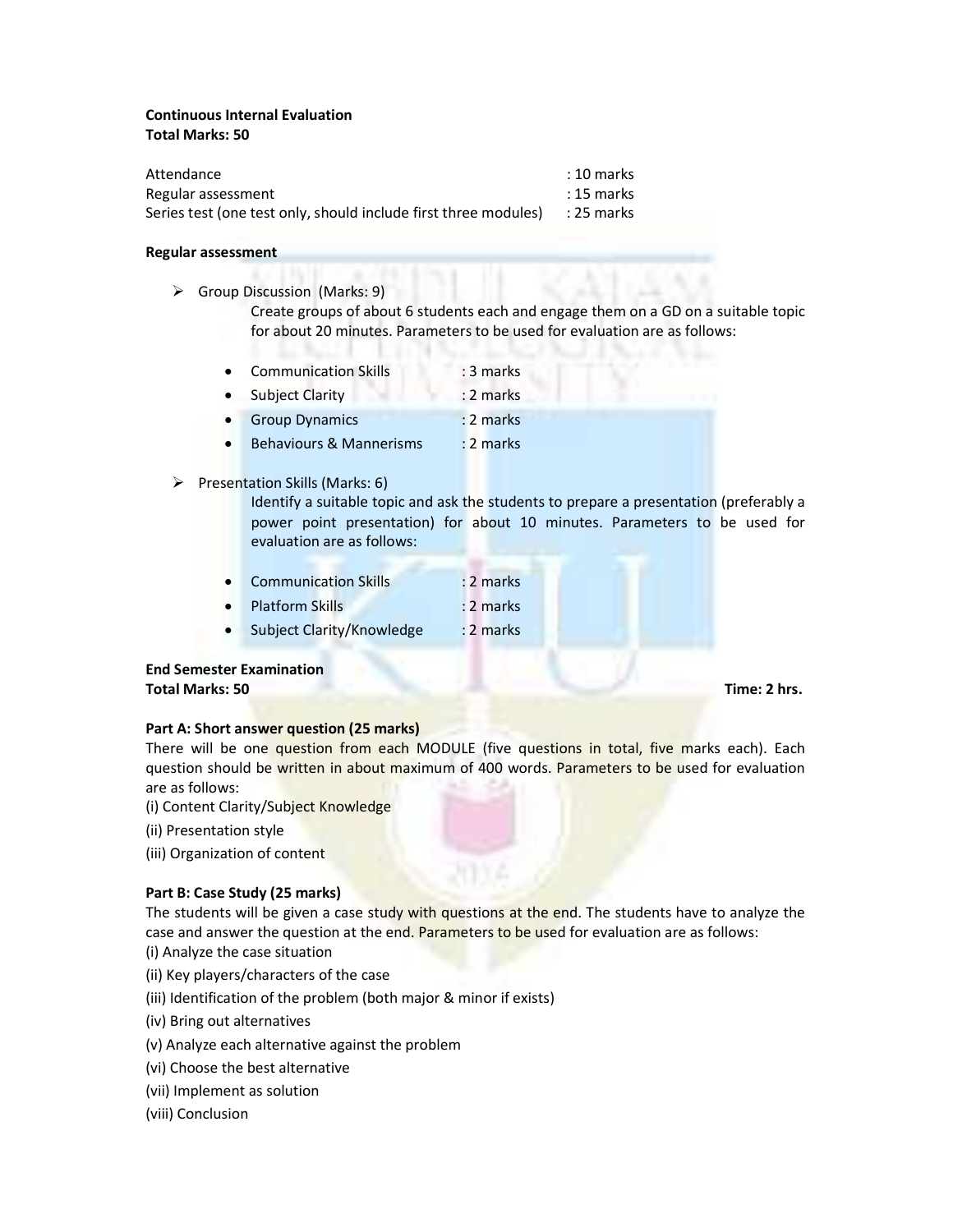**Continuous Internal Evaluation**
**Total Marks: 50**

| | |
|---|---|
| Attendance | : 10 marks |
| Regular assessment | : 15 marks |
| Series test (one test only, should include first three modules) | : 25 marks |

**Regular assessment**

- Group Discussion (Marks: 9)

  Create groups of about 6 students each and engage them on a GD on a suitable topic for about 20 minutes. Parameters to be used for evaluation are as follows:

  - Communication Skills : 3 marks
  - Subject Clarity : 2 marks
  - Group Dynamics : 2 marks
  - Behaviours & Mannerisms : 2 marks

- Presentation Skills (Marks: 6)

  Identify a suitable topic and ask the students to prepare a presentation (preferably a power point presentation) for about 10 minutes. Parameters to be used for evaluation are as follows:

  - Communication Skills : 2 marks
  - Platform Skills : 2 marks
  - Subject Clarity/Knowledge : 2 marks

**End Semester Examination**
**Total Marks: 50** **Time: 2 hrs.**

**Part A: Short answer question (25 marks)**

There will be one question from each MODULE (five questions in total, five marks each). Each question should be written in about maximum of 400 words. Parameters to be used for evaluation are as follows:

(i) Content Clarity/Subject Knowledge

(ii) Presentation style

(iii) Organization of content

**Part B: Case Study (25 marks)**

The students will be given a case study with questions at the end. The students have to analyze the case and answer the question at the end. Parameters to be used for evaluation are as follows:

(i) Analyze the case situation

(ii) Key players/characters of the case

(iii) Identification of the problem (both major & minor if exists)

(iv) Bring out alternatives

(v) Analyze each alternative against the problem

(vi) Choose the best alternative

(vii) Implement as solution

(viii) Conclusion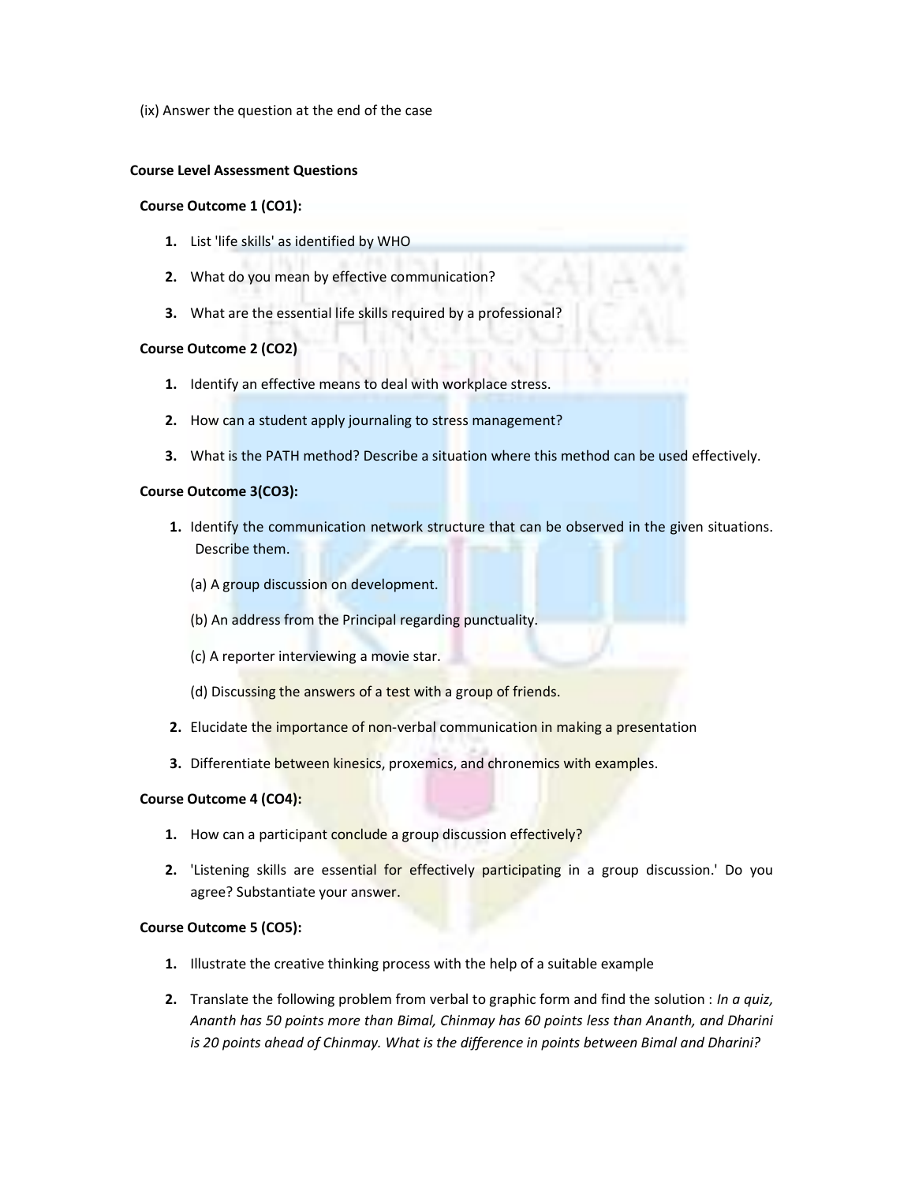(ix) Answer the question at the end of the case

**Course Level Assessment Questions**

**Course Outcome 1 (CO1):**

1. List 'life skills' as identified by WHO
2. What do you mean by effective communication?
3. What are the essential life skills required by a professional?

**Course Outcome 2 (CO2)**

1. Identify an effective means to deal with workplace stress.
2. How can a student apply journaling to stress management?
3. What is the PATH method? Describe a situation where this method can be used effectively.

**Course Outcome 3(CO3):**

1. Identify the communication network structure that can be observed in the given situations. Describe them.

   (a) A group discussion on development.

   (b) An address from the Principal regarding punctuality.

   (c) A reporter interviewing a movie star.

   (d) Discussing the answers of a test with a group of friends.

2. Elucidate the importance of non-verbal communication in making a presentation
3. Differentiate between kinesics, proxemics, and chronemics with examples.

**Course Outcome 4 (CO4):**

1. How can a participant conclude a group discussion effectively?
2. 'Listening skills are essential for effectively participating in a group discussion.' Do you agree? Substantiate your answer.

**Course Outcome 5 (CO5):**

1. Illustrate the creative thinking process with the help of a suitable example
2. Translate the following problem from verbal to graphic form and find the solution : *In a quiz, Ananth has 50 points more than Bimal, Chinmay has 60 points less than Ananth, and Dharini is 20 points ahead of Chinmay. What is the difference in points between Bimal and Dharini?*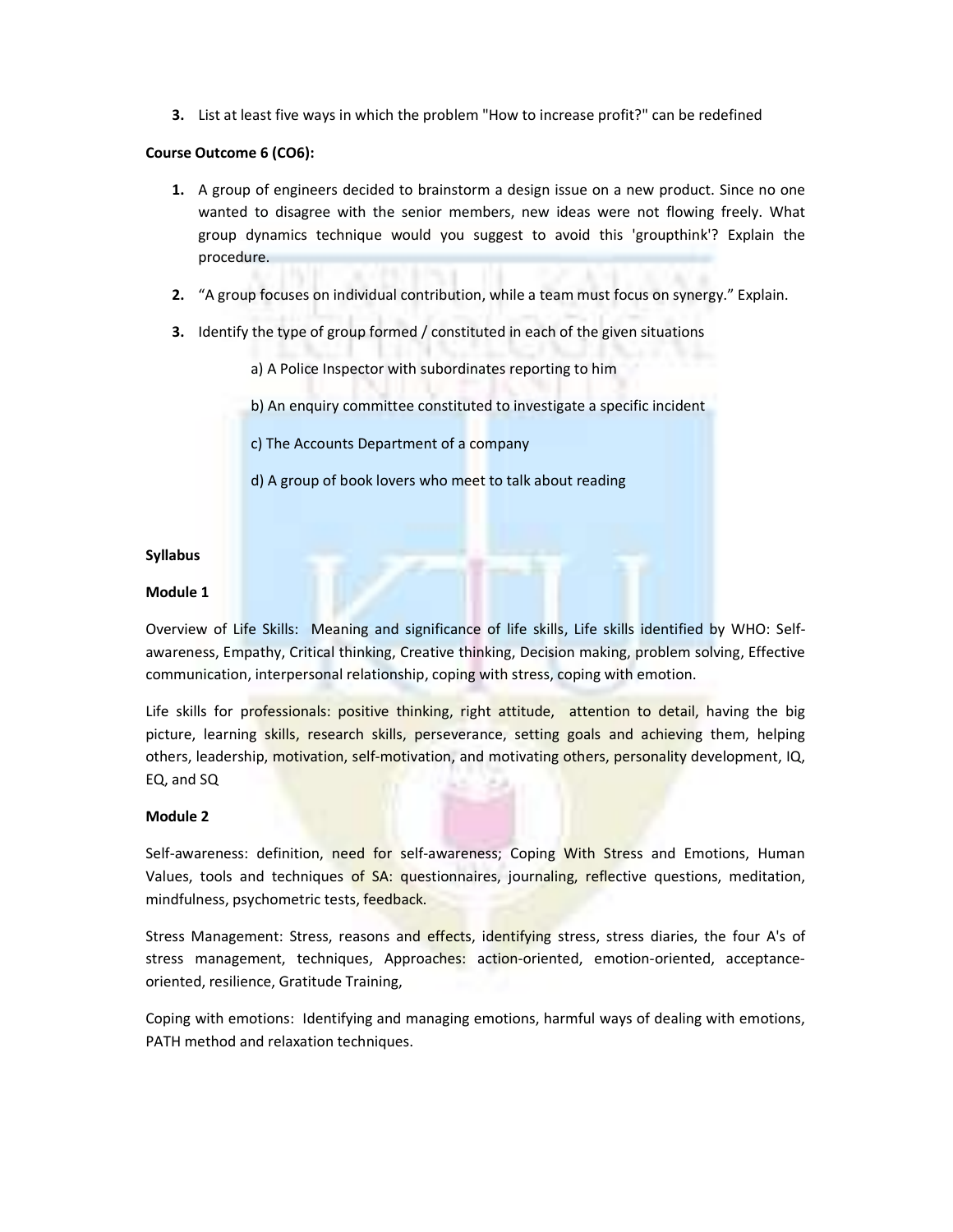3. List at least five ways in which the problem "How to increase profit?" can be redefined

**Course Outcome 6 (CO6):**

1. A group of engineers decided to brainstorm a design issue on a new product. Since no one wanted to disagree with the senior members, new ideas were not flowing freely. What group dynamics technique would you suggest to avoid this 'groupthink'? Explain the procedure.
2. "A group focuses on individual contribution, while a team must focus on synergy." Explain.
3. Identify the type of group formed / constituted in each of the given situations

    a) A Police Inspector with subordinates reporting to him

    b) An enquiry committee constituted to investigate a specific incident

    c) The Accounts Department of a company

    d) A group of book lovers who meet to talk about reading

**Syllabus**

**Module 1**

Overview of Life Skills: Meaning and significance of life skills, Life skills identified by WHO: Self-awareness, Empathy, Critical thinking, Creative thinking, Decision making, problem solving, Effective communication, interpersonal relationship, coping with stress, coping with emotion.

Life skills for professionals: positive thinking, right attitude, attention to detail, having the big picture, learning skills, research skills, perseverance, setting goals and achieving them, helping others, leadership, motivation, self-motivation, and motivating others, personality development, IQ, EQ, and SQ

**Module 2**

Self-awareness: definition, need for self-awareness; Coping With Stress and Emotions, Human Values, tools and techniques of SA: questionnaires, journaling, reflective questions, meditation, mindfulness, psychometric tests, feedback.

Stress Management: Stress, reasons and effects, identifying stress, stress diaries, the four A's of stress management, techniques, Approaches: action-oriented, emotion-oriented, acceptance-oriented, resilience, Gratitude Training,

Coping with emotions: Identifying and managing emotions, harmful ways of dealing with emotions, PATH method and relaxation techniques.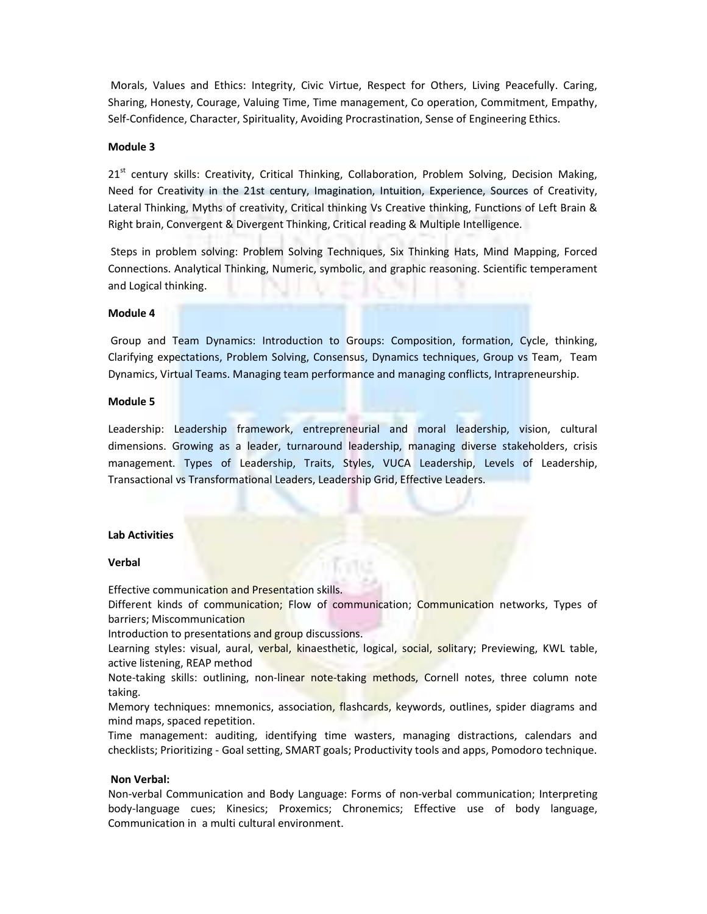Morals, Values and Ethics: Integrity, Civic Virtue, Respect for Others, Living Peacefully. Caring, Sharing, Honesty, Courage, Valuing Time, Time management, Co operation, Commitment, Empathy, Self-Confidence, Character, Spirituality, Avoiding Procrastination, Sense of Engineering Ethics.

**Module 3**

21[st] century skills: Creativity, Critical Thinking, Collaboration, Problem Solving, Decision Making, Need for Creativity in the 21st century, Imagination, Intuition, Experience, Sources of Creativity, Lateral Thinking, Myths of creativity, Critical thinking Vs Creative thinking, Functions of Left Brain & Right brain, Convergent & Divergent Thinking, Critical reading & Multiple Intelligence.

Steps in problem solving: Problem Solving Techniques, Six Thinking Hats, Mind Mapping, Forced Connections. Analytical Thinking, Numeric, symbolic, and graphic reasoning. Scientific temperament and Logical thinking.

**Module 4**

Group and Team Dynamics: Introduction to Groups: Composition, formation, Cycle, thinking, Clarifying expectations, Problem Solving, Consensus, Dynamics techniques, Group vs Team, Team Dynamics, Virtual Teams. Managing team performance and managing conflicts, Intrapreneurship.

**Module 5**

Leadership: Leadership framework, entrepreneurial and moral leadership, vision, cultural dimensions. Growing as a leader, turnaround leadership, managing diverse stakeholders, crisis management. Types of Leadership, Traits, Styles, VUCA Leadership, Levels of Leadership, Transactional vs Transformational Leaders, Leadership Grid, Effective Leaders.

**Lab Activities**

**Verbal**

Effective communication and Presentation skills.
Different kinds of communication; Flow of communication; Communication networks, Types of barriers; Miscommunication
Introduction to presentations and group discussions.
Learning styles: visual, aural, verbal, kinaesthetic, logical, social, solitary; Previewing, KWL table, active listening, REAP method
Note-taking skills: outlining, non-linear note-taking methods, Cornell notes, three column note taking.
Memory techniques: mnemonics, association, flashcards, keywords, outlines, spider diagrams and mind maps, spaced repetition.
Time management: auditing, identifying time wasters, managing distractions, calendars and checklists; Prioritizing - Goal setting, SMART goals; Productivity tools and apps, Pomodoro technique.

**Non Verbal:**

Non-verbal Communication and Body Language: Forms of non-verbal communication; Interpreting body-language cues; Kinesics; Proxemics; Chronemics; Effective use of body language, Communication in a multi cultural environment.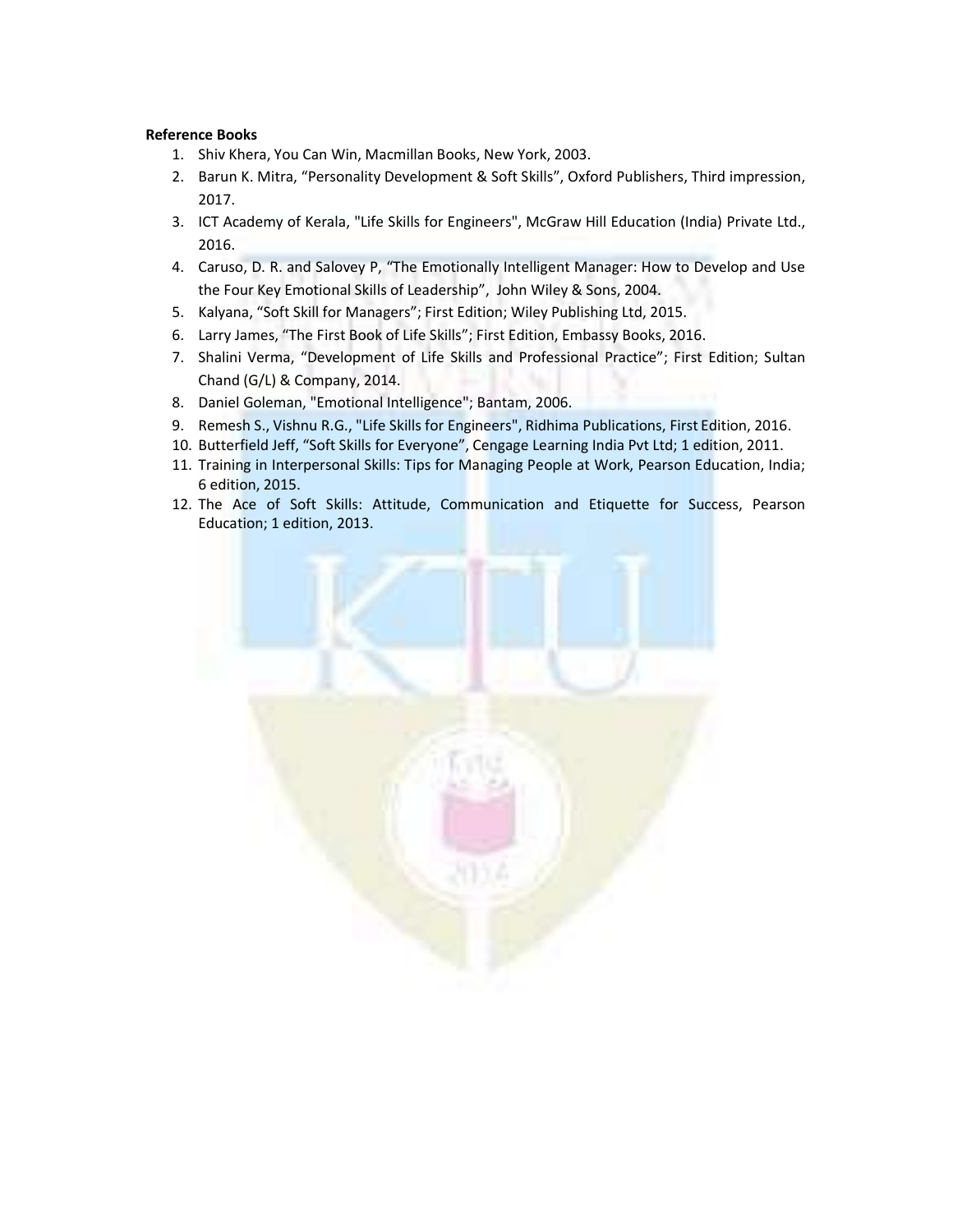**Reference Books**

1. Shiv Khera, You Can Win, Macmillan Books, New York, 2003.
2. Barun K. Mitra, “Personality Development & Soft Skills”, Oxford Publishers, Third impression, 2017.
3. ICT Academy of Kerala, "Life Skills for Engineers", McGraw Hill Education (India) Private Ltd., 2016.
4. Caruso, D. R. and Salovey P, “The Emotionally Intelligent Manager: How to Develop and Use the Four Key Emotional Skills of Leadership”, John Wiley & Sons, 2004.
5. Kalyana, “Soft Skill for Managers”; First Edition; Wiley Publishing Ltd, 2015.
6. Larry James, “The First Book of Life Skills”; First Edition, Embassy Books, 2016.
7. Shalini Verma, “Development of Life Skills and Professional Practice”; First Edition; Sultan Chand (G/L) & Company, 2014.
8. Daniel Goleman, "Emotional Intelligence"; Bantam, 2006.
9. Remesh S., Vishnu R.G., "Life Skills for Engineers", Ridhima Publications, First Edition, 2016.
10. Butterfield Jeff, “Soft Skills for Everyone”, Cengage Learning India Pvt Ltd; 1 edition, 2011.
11. Training in Interpersonal Skills: Tips for Managing People at Work, Pearson Education, India; 6 edition, 2015.
12. The Ace of Soft Skills: Attitude, Communication and Etiquette for Success, Pearson Education; 1 edition, 2013.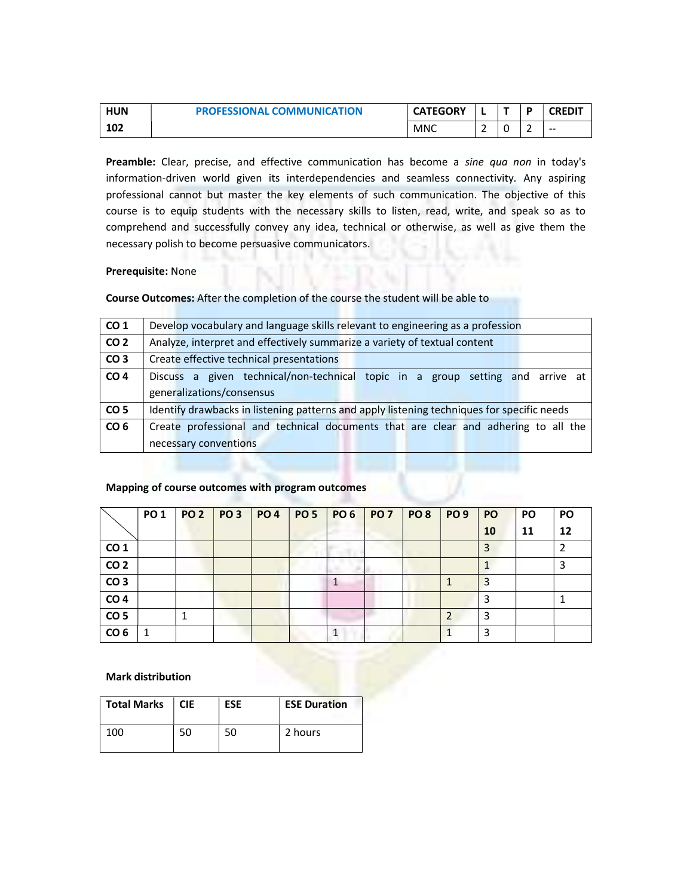| HUN 102 | PROFESSIONAL COMMUNICATION | CATEGORY | L | T | P | CREDIT |
|---|---|---|---|---|---|---|
| | | MNC | 2 | 0 | 2 | -- |

**Preamble:** Clear, precise, and effective communication has become a *sine qua non* in today's information-driven world given its interdependencies and seamless connectivity. Any aspiring professional cannot but master the key elements of such communication. The objective of this course is to equip students with the necessary skills to listen, read, write, and speak so as to comprehend and successfully convey any idea, technical or otherwise, as well as give them the necessary polish to become persuasive communicators.

**Prerequisite:** None

**Course Outcomes:** After the completion of the course the student will be able to

| | |
|---|---|
| CO 1 | Develop vocabulary and language skills relevant to engineering as a profession |
| CO 2 | Analyze, interpret and effectively summarize a variety of textual content |
| CO 3 | Create effective technical presentations |
| CO 4 | Discuss a given technical/non-technical topic in a group setting and arrive at generalizations/consensus |
| CO 5 | Identify drawbacks in listening patterns and apply listening techniques for specific needs |
| CO 6 | Create professional and technical documents that are clear and adhering to all the necessary conventions |

**Mapping of course outcomes with program outcomes**

| | PO 1 | PO 2 | PO 3 | PO 4 | PO 5 | PO 6 | PO 7 | PO 8 | PO 9 | PO 10 | PO 11 | PO 12 |
|---|---|---|---|---|---|---|---|---|---|---|---|---|
| CO 1 | | | | | | | | | | 3 | | 2 |
| CO 2 | | | | | | | | | | 1 | | 3 |
| CO 3 | | | | | | 1 | | | 1 | 3 | | |
| CO 4 | | | | | | | | | | 3 | | 1 |
| CO 5 | | 1 | | | | | | | 2 | 3 | | |
| CO 6 | 1 | | | | | 1 | | | 1 | 3 | | |

**Mark distribution**

| Total Marks | CIE | ESE | ESE Duration |
|---|---|---|---|
| 100 | 50 | 50 | 2 hours |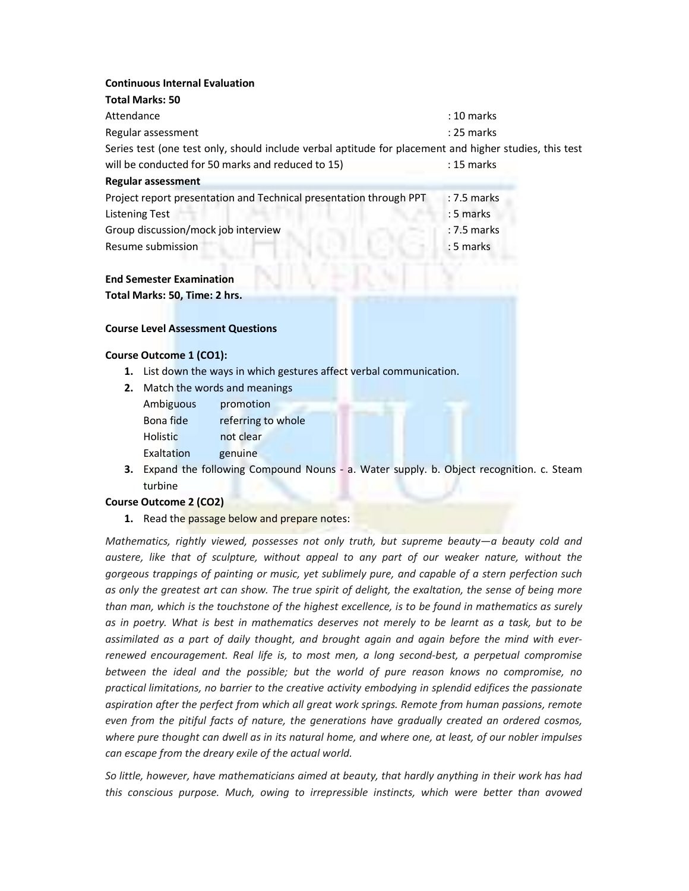**Continuous Internal Evaluation**

**Total Marks: 50**

| | |
|---|---|
| Attendance | : 10 marks |
| Regular assessment | : 25 marks |
| Series test (one test only, should include verbal aptitude for placement and higher studies, this test will be conducted for 50 marks and reduced to 15) | : 15 marks |

**Regular assessment**

| | |
|---|---|
| Project report presentation and Technical presentation through PPT | : 7.5 marks |
| Listening Test | : 5 marks |
| Group discussion/mock job interview | : 7.5 marks |
| Resume submission | : 5 marks |

**End Semester Examination**

**Total Marks: 50, Time: 2 hrs.**

**Course Level Assessment Questions**

**Course Outcome 1 (CO1):**

1. List down the ways in which gestures affect verbal communication.
2. Match the words and meanings

   | | |
   |---|---|
   | Ambiguous | promotion |
   | Bona fide | referring to whole |
   | Holistic | not clear |
   | Exaltation | genuine |

3. Expand the following Compound Nouns - a. Water supply. b. Object recognition. c. Steam turbine

**Course Outcome 2 (CO2)**

1. Read the passage below and prepare notes:

*Mathematics, rightly viewed, possesses not only truth, but supreme beauty—a beauty cold and austere, like that of sculpture, without appeal to any part of our weaker nature, without the gorgeous trappings of painting or music, yet sublimely pure, and capable of a stern perfection such as only the greatest art can show. The true spirit of delight, the exaltation, the sense of being more than man, which is the touchstone of the highest excellence, is to be found in mathematics as surely as in poetry. What is best in mathematics deserves not merely to be learnt as a task, but to be assimilated as a part of daily thought, and brought again and again before the mind with ever-renewed encouragement. Real life is, to most men, a long second-best, a perpetual compromise between the ideal and the possible; but the world of pure reason knows no compromise, no practical limitations, no barrier to the creative activity embodying in splendid edifices the passionate aspiration after the perfect from which all great work springs. Remote from human passions, remote even from the pitiful facts of nature, the generations have gradually created an ordered cosmos, where pure thought can dwell as in its natural home, and where one, at least, of our nobler impulses can escape from the dreary exile of the actual world.*

*So little, however, have mathematicians aimed at beauty, that hardly anything in their work has had this conscious purpose. Much, owing to irrepressible instincts, which were better than avowed*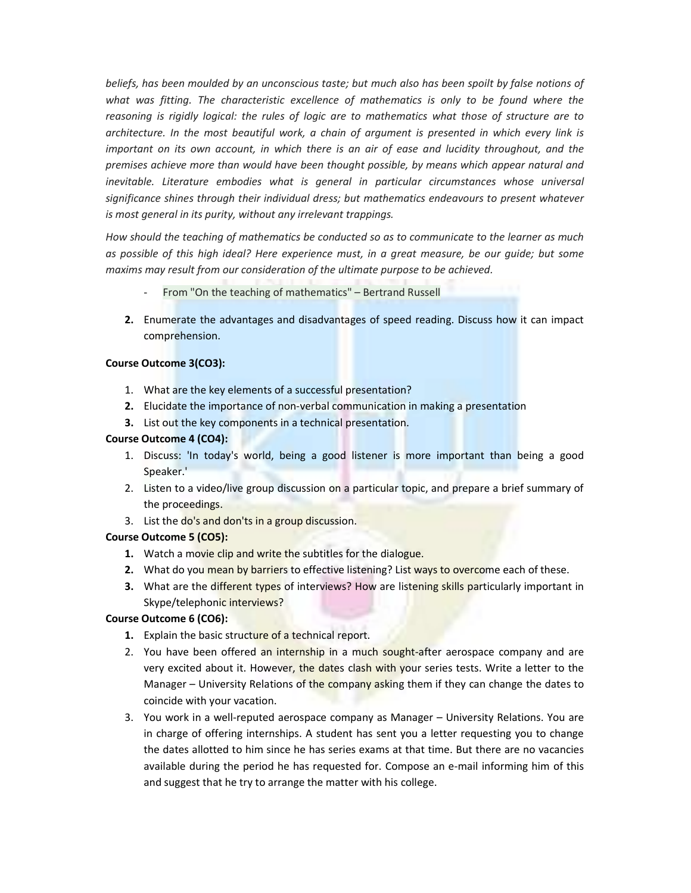*beliefs, has been moulded by an unconscious taste; but much also has been spoilt by false notions of what was fitting. The characteristic excellence of mathematics is only to be found where the reasoning is rigidly logical: the rules of logic are to mathematics what those of structure are to architecture. In the most beautiful work, a chain of argument is presented in which every link is important on its own account, in which there is an air of ease and lucidity throughout, and the premises achieve more than would have been thought possible, by means which appear natural and inevitable. Literature embodies what is general in particular circumstances whose universal significance shines through their individual dress; but mathematics endeavours to present whatever is most general in its purity, without any irrelevant trappings.*

*How should the teaching of mathematics be conducted so as to communicate to the learner as much as possible of this high ideal? Here experience must, in a great measure, be our guide; but some maxims may result from our consideration of the ultimate purpose to be achieved.*

- From "On the teaching of mathematics" – Bertrand Russell

**2.** Enumerate the advantages and disadvantages of speed reading. Discuss how it can impact comprehension.

**Course Outcome 3(CO3):**

1. What are the key elements of a successful presentation?
2. Elucidate the importance of non-verbal communication in making a presentation
3. List out the key components in a technical presentation.

**Course Outcome 4 (CO4):**

1. Discuss: 'In today's world, being a good listener is more important than being a good Speaker.'
2. Listen to a video/live group discussion on a particular topic, and prepare a brief summary of the proceedings.
3. List the do's and don'ts in a group discussion.

**Course Outcome 5 (CO5):**

1. Watch a movie clip and write the subtitles for the dialogue.
2. What do you mean by barriers to effective listening? List ways to overcome each of these.
3. What are the different types of interviews? How are listening skills particularly important in Skype/telephonic interviews?

**Course Outcome 6 (CO6):**

1. Explain the basic structure of a technical report.
2. You have been offered an internship in a much sought-after aerospace company and are very excited about it. However, the dates clash with your series tests. Write a letter to the Manager – University Relations of the company asking them if they can change the dates to coincide with your vacation.
3. You work in a well-reputed aerospace company as Manager – University Relations. You are in charge of offering internships. A student has sent you a letter requesting you to change the dates allotted to him since he has series exams at that time. But there are no vacancies available during the period he has requested for. Compose an e-mail informing him of this and suggest that he try to arrange the matter with his college.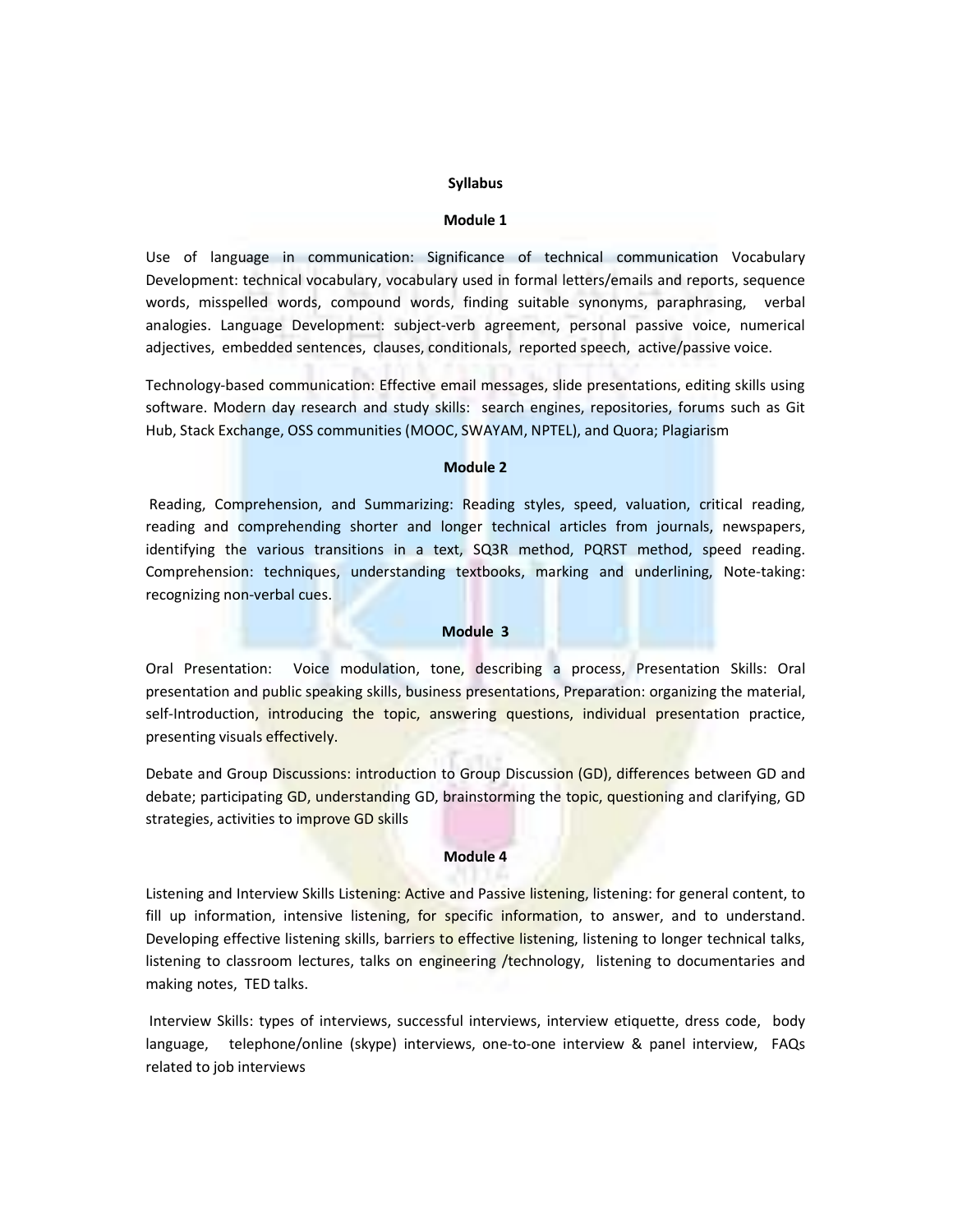## Syllabus

### Module 1

Use of language in communication: Significance of technical communication Vocabulary Development: technical vocabulary, vocabulary used in formal letters/emails and reports, sequence words, misspelled words, compound words, finding suitable synonyms, paraphrasing, verbal analogies. Language Development: subject-verb agreement, personal passive voice, numerical adjectives, embedded sentences, clauses, conditionals, reported speech, active/passive voice.

Technology-based communication: Effective email messages, slide presentations, editing skills using software. Modern day research and study skills: search engines, repositories, forums such as Git Hub, Stack Exchange, OSS communities (MOOC, SWAYAM, NPTEL), and Quora; Plagiarism

### Module 2

Reading, Comprehension, and Summarizing: Reading styles, speed, valuation, critical reading, reading and comprehending shorter and longer technical articles from journals, newspapers, identifying the various transitions in a text, SQ3R method, PQRST method, speed reading. Comprehension: techniques, understanding textbooks, marking and underlining, Note-taking: recognizing non-verbal cues.

### Module 3

Oral Presentation: Voice modulation, tone, describing a process, Presentation Skills: Oral presentation and public speaking skills, business presentations, Preparation: organizing the material, self-Introduction, introducing the topic, answering questions, individual presentation practice, presenting visuals effectively.

Debate and Group Discussions: introduction to Group Discussion (GD), differences between GD and debate; participating GD, understanding GD, brainstorming the topic, questioning and clarifying, GD strategies, activities to improve GD skills

### Module 4

Listening and Interview Skills Listening: Active and Passive listening, listening: for general content, to fill up information, intensive listening, for specific information, to answer, and to understand. Developing effective listening skills, barriers to effective listening, listening to longer technical talks, listening to classroom lectures, talks on engineering /technology, listening to documentaries and making notes, TED talks.

Interview Skills: types of interviews, successful interviews, interview etiquette, dress code, body language, telephone/online (skype) interviews, one-to-one interview & panel interview, FAQs related to job interviews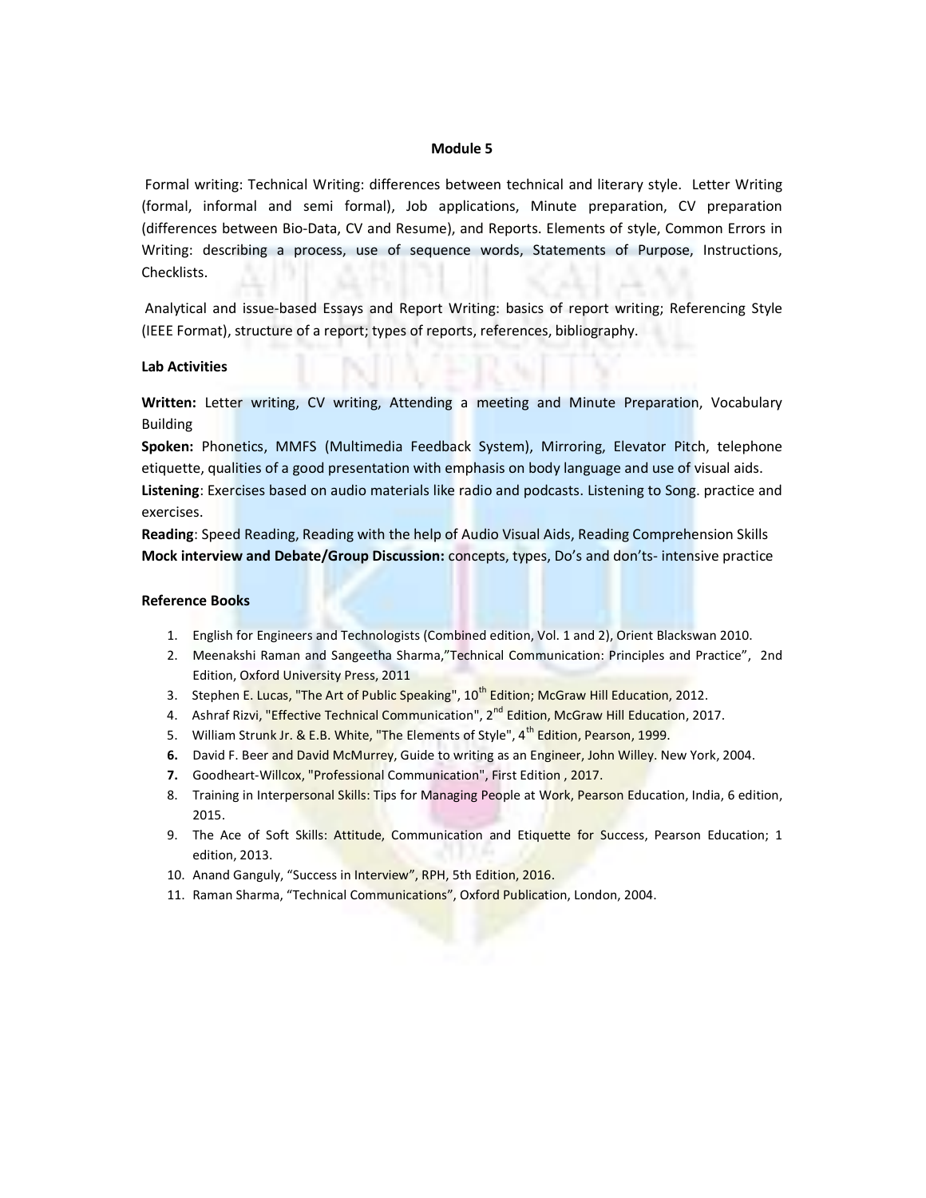## Module 5

Formal writing: Technical Writing: differences between technical and literary style. Letter Writing (formal, informal and semi formal), Job applications, Minute preparation, CV preparation (differences between Bio-Data, CV and Resume), and Reports. Elements of style, Common Errors in Writing: describing a process, use of sequence words, Statements of Purpose, Instructions, Checklists.

Analytical and issue-based Essays and Report Writing: basics of report writing; Referencing Style (IEEE Format), structure of a report; types of reports, references, bibliography.

### Lab Activities

**Written:** Letter writing, CV writing, Attending a meeting and Minute Preparation, Vocabulary Building

**Spoken:** Phonetics, MMFS (Multimedia Feedback System), Mirroring, Elevator Pitch, telephone etiquette, qualities of a good presentation with emphasis on body language and use of visual aids.

**Listening**: Exercises based on audio materials like radio and podcasts. Listening to Song. practice and exercises.

**Reading**: Speed Reading, Reading with the help of Audio Visual Aids, Reading Comprehension Skills

**Mock interview and Debate/Group Discussion:** concepts, types, Do's and don'ts- intensive practice

### Reference Books

1. English for Engineers and Technologists (Combined edition, Vol. 1 and 2), Orient Blackswan 2010.
2. Meenakshi Raman and Sangeetha Sharma,"Technical Communication: Principles and Practice", 2nd Edition, Oxford University Press, 2011
3. Stephen E. Lucas, "The Art of Public Speaking", 10th Edition; McGraw Hill Education, 2012.
4. Ashraf Rizvi, "Effective Technical Communication", 2nd Edition, McGraw Hill Education, 2017.
5. William Strunk Jr. & E.B. White, "The Elements of Style", 4th Edition, Pearson, 1999.
6. David F. Beer and David McMurrey, Guide to writing as an Engineer, John Willey. New York, 2004.
7. Goodheart-Willcox, "Professional Communication", First Edition , 2017.
8. Training in Interpersonal Skills: Tips for Managing People at Work, Pearson Education, India, 6 edition, 2015.
9. The Ace of Soft Skills: Attitude, Communication and Etiquette for Success, Pearson Education; 1 edition, 2013.
10. Anand Ganguly, "Success in Interview", RPH, 5th Edition, 2016.
11. Raman Sharma, "Technical Communications", Oxford Publication, London, 2004.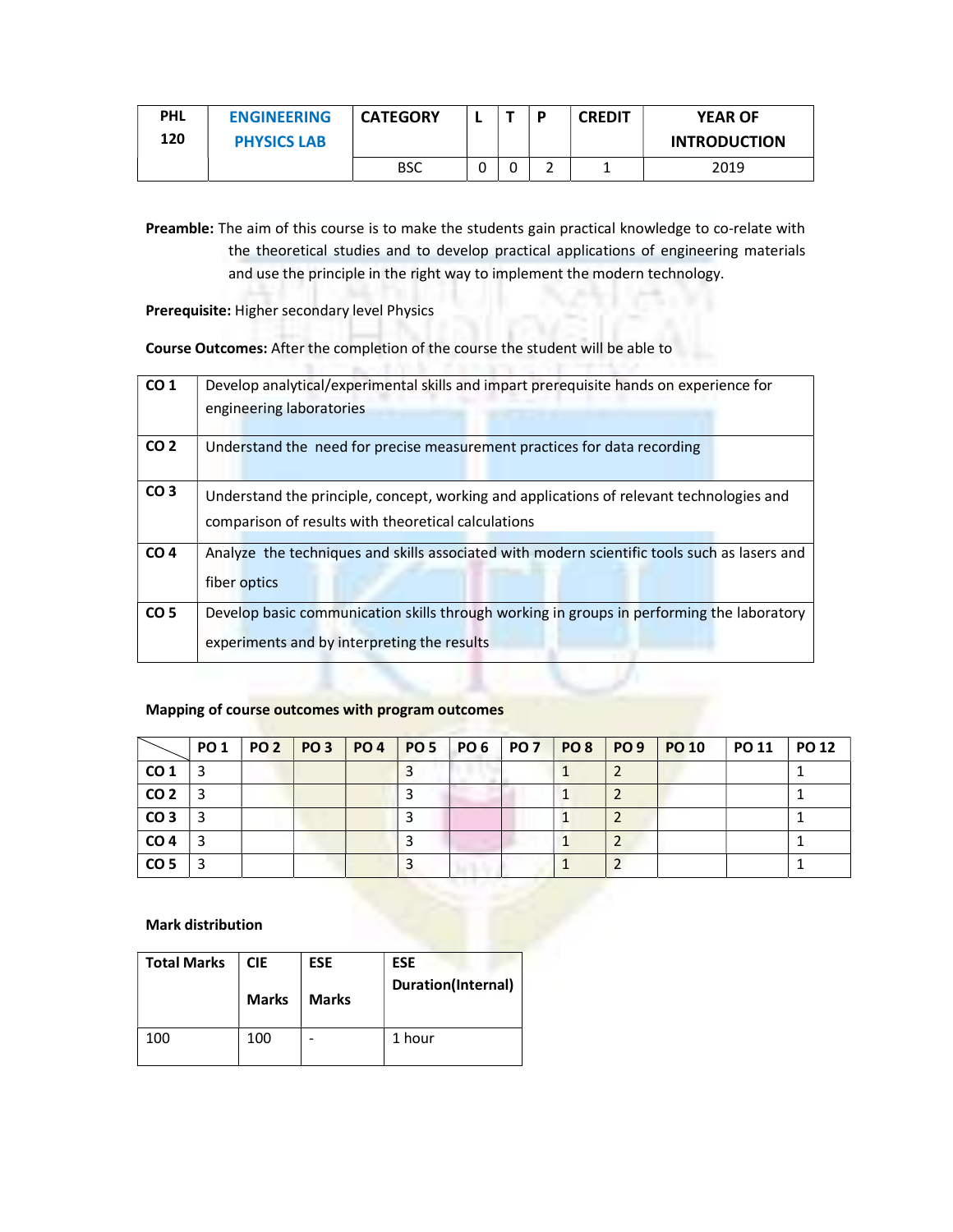| PHL 120 | ENGINEERING PHYSICS LAB | CATEGORY | L | T | P | CREDIT | YEAR OF INTRODUCTION |
|---|---|---|---|---|---|---|---|
| | | BSC | 0 | 0 | 2 | 1 | 2019 |

**Preamble:** The aim of this course is to make the students gain practical knowledge to co-relate with the theoretical studies and to develop practical applications of engineering materials and use the principle in the right way to implement the modern technology.

**Prerequisite:** Higher secondary level Physics

**Course Outcomes:** After the completion of the course the student will be able to

| | |
|---|---|
| CO 1 | Develop analytical/experimental skills and impart prerequisite hands on experience for engineering laboratories |
| CO 2 | Understand the need for precise measurement practices for data recording |
| CO 3 | Understand the principle, concept, working and applications of relevant technologies and comparison of results with theoretical calculations |
| CO 4 | Analyze the techniques and skills associated with modern scientific tools such as lasers and fiber optics |
| CO 5 | Develop basic communication skills through working in groups in performing the laboratory experiments and by interpreting the results |

**Mapping of course outcomes with program outcomes**

| | PO 1 | PO 2 | PO 3 | PO 4 | PO 5 | PO 6 | PO 7 | PO 8 | PO 9 | PO 10 | PO 11 | PO 12 |
|---|---|---|---|---|---|---|---|---|---|---|---|---|
| CO 1 | 3 | | | | 3 | | | 1 | 2 | | | 1 |
| CO 2 | 3 | | | | 3 | | | 1 | 2 | | | 1 |
| CO 3 | 3 | | | | 3 | | | 1 | 2 | | | 1 |
| CO 4 | 3 | | | | 3 | | | 1 | 2 | | | 1 |
| CO 5 | 3 | | | | 3 | | | 1 | 2 | | | 1 |

**Mark distribution**

| Total Marks | CIE Marks | ESE Marks | ESE Duration(Internal) |
|---|---|---|---|
| 100 | 100 | - | 1 hour |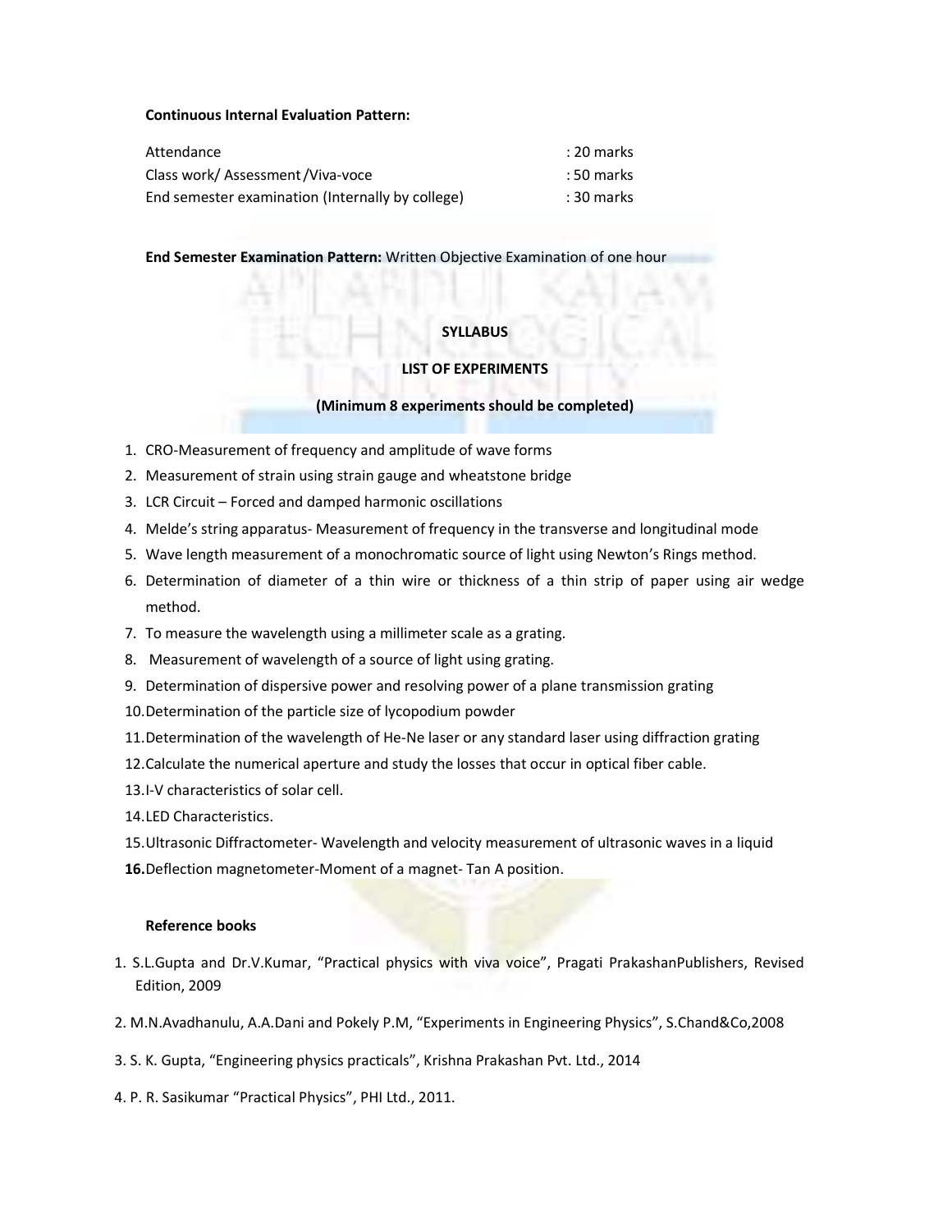**Continuous Internal Evaluation Pattern:**

| | |
|---|---|
| Attendance | : 20 marks |
| Class work/ Assessment /Viva-voce | : 50 marks |
| End semester examination (Internally by college) | : 30 marks |

**End Semester Examination Pattern:** Written Objective Examination of one hour

**SYLLABUS**

**LIST OF EXPERIMENTS**

**(Minimum 8 experiments should be completed)**

1. CRO-Measurement of frequency and amplitude of wave forms
2. Measurement of strain using strain gauge and wheatstone bridge
3. LCR Circuit – Forced and damped harmonic oscillations
4. Melde's string apparatus- Measurement of frequency in the transverse and longitudinal mode
5. Wave length measurement of a monochromatic source of light using Newton's Rings method.
6. Determination of diameter of a thin wire or thickness of a thin strip of paper using air wedge method.
7. To measure the wavelength using a millimeter scale as a grating.
8. Measurement of wavelength of a source of light using grating.
9. Determination of dispersive power and resolving power of a plane transmission grating
10. Determination of the particle size of lycopodium powder
11. Determination of the wavelength of He-Ne laser or any standard laser using diffraction grating
12. Calculate the numerical aperture and study the losses that occur in optical fiber cable.
13. I-V characteristics of solar cell.
14. LED Characteristics.
15. Ultrasonic Diffractometer- Wavelength and velocity measurement of ultrasonic waves in a liquid
16. Deflection magnetometer-Moment of a magnet- Tan A position.

**Reference books**

1. S.L.Gupta and Dr.V.Kumar, "Practical physics with viva voice", Pragati PrakashanPublishers, Revised Edition, 2009
2. M.N.Avadhanulu, A.A.Dani and Pokely P.M, "Experiments in Engineering Physics", S.Chand&Co,2008
3. S. K. Gupta, "Engineering physics practicals", Krishna Prakashan Pvt. Ltd., 2014
4. P. R. Sasikumar "Practical Physics", PHI Ltd., 2011.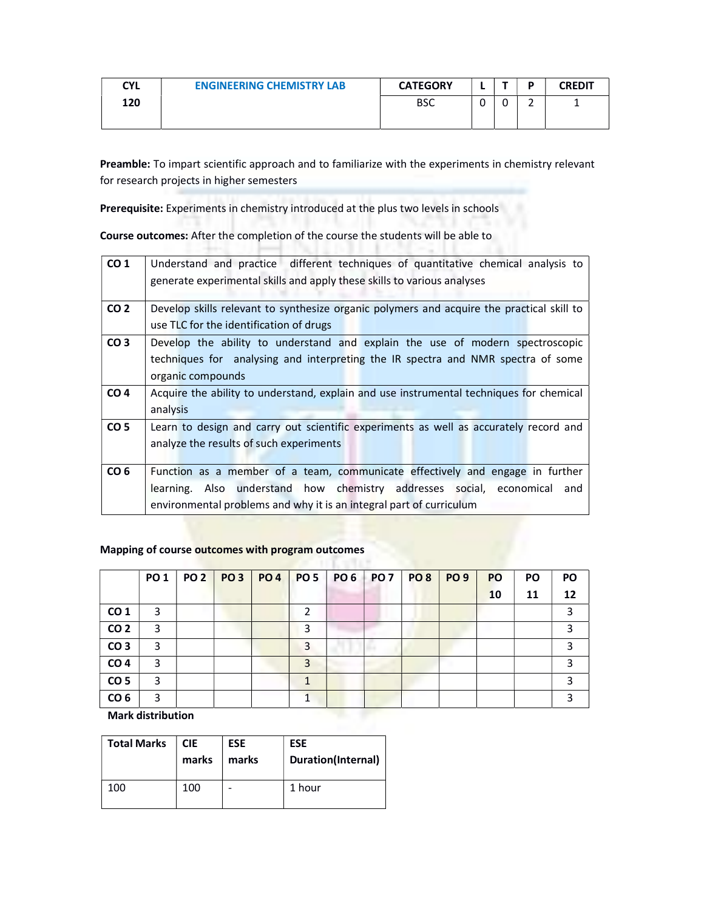| CYL 120 | ENGINEERING CHEMISTRY LAB | CATEGORY | L | T | P | CREDIT |
|---|---|---|---|---|---|---|
| | | BSC | 0 | 0 | 2 | 1 |

**Preamble:** To impart scientific approach and to familiarize with the experiments in chemistry relevant for research projects in higher semesters

**Prerequisite:** Experiments in chemistry introduced at the plus two levels in schools

**Course outcomes:** After the completion of the course the students will be able to

| | |
|---|---|
| CO 1 | Understand and practice different techniques of quantitative chemical analysis to generate experimental skills and apply these skills to various analyses |
| CO 2 | Develop skills relevant to synthesize organic polymers and acquire the practical skill to use TLC for the identification of drugs |
| CO 3 | Develop the ability to understand and explain the use of modern spectroscopic techniques for analysing and interpreting the IR spectra and NMR spectra of some organic compounds |
| CO 4 | Acquire the ability to understand, explain and use instrumental techniques for chemical analysis |
| CO 5 | Learn to design and carry out scientific experiments as well as accurately record and analyze the results of such experiments |
| CO 6 | Function as a member of a team, communicate effectively and engage in further learning. Also understand how chemistry addresses social, economical and environmental problems and why it is an integral part of curriculum |

**Mapping of course outcomes with program outcomes**

| | PO 1 | PO 2 | PO 3 | PO 4 | PO 5 | PO 6 | PO 7 | PO 8 | PO 9 | PO 10 | PO 11 | PO 12 |
|---|---|---|---|---|---|---|---|---|---|---|---|---|
| CO 1 | 3 | | | | 2 | | | | | | | 3 |
| CO 2 | 3 | | | | 3 | | | | | | | 3 |
| CO 3 | 3 | | | | 3 | | | | | | | 3 |
| CO 4 | 3 | | | | 3 | | | | | | | 3 |
| CO 5 | 3 | | | | 1 | | | | | | | 3 |
| CO 6 | 3 | | | | 1 | | | | | | | 3 |

**Mark distribution**

| Total Marks | CIE marks | ESE marks | ESE Duration(Internal) |
|---|---|---|---|
| 100 | 100 | - | 1 hour |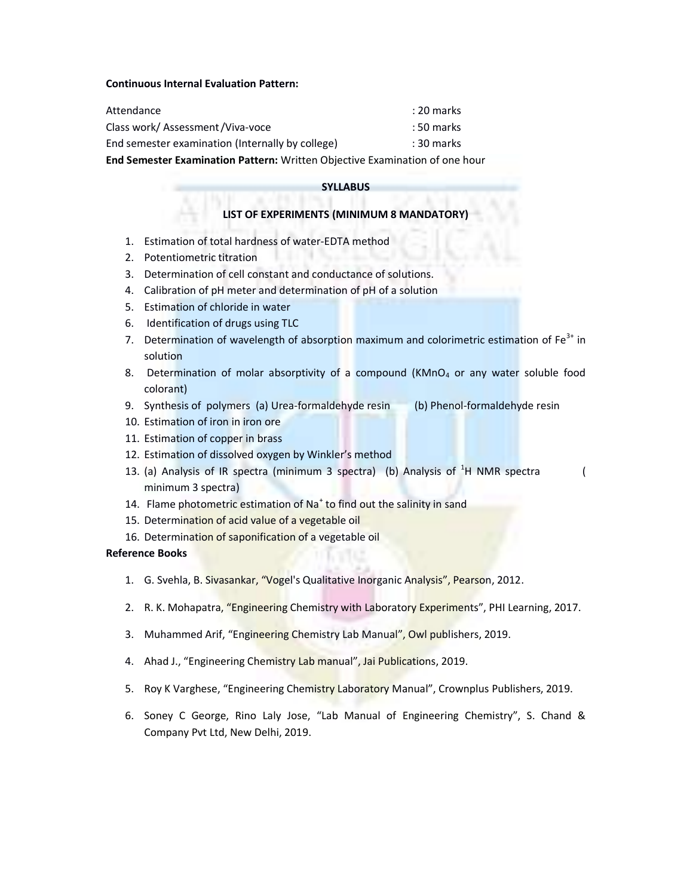**Continuous Internal Evaluation Pattern:**

Attendance : 20 marks

Class work/ Assessment /Viva-voce : 50 marks

End semester examination (Internally by college) : 30 marks

**End Semester Examination Pattern:** Written Objective Examination of one hour

**SYLLABUS**

**LIST OF EXPERIMENTS (MINIMUM 8 MANDATORY)**

1. Estimation of total hardness of water-EDTA method
2. Potentiometric titration
3. Determination of cell constant and conductance of solutions.
4. Calibration of pH meter and determination of pH of a solution
5. Estimation of chloride in water
6. Identification of drugs using TLC
7. Determination of wavelength of absorption maximum and colorimetric estimation of $Fe^{3+}$ in solution
8. Determination of molar absorptivity of a compound ($KMnO_4$ or any water soluble food colorant)
9. Synthesis of polymers (a) Urea-formaldehyde resin (b) Phenol-formaldehyde resin
10. Estimation of iron in iron ore
11. Estimation of copper in brass
12. Estimation of dissolved oxygen by Winkler's method
13. (a) Analysis of IR spectra (minimum 3 spectra) (b) Analysis of $^{1}H$ NMR spectra ( minimum 3 spectra)
14. Flame photometric estimation of $Na^{+}$ to find out the salinity in sand
15. Determination of acid value of a vegetable oil
16. Determination of saponification of a vegetable oil

**Reference Books**

1. G. Svehla, B. Sivasankar, "Vogel's Qualitative Inorganic Analysis", Pearson, 2012.
2. R. K. Mohapatra, "Engineering Chemistry with Laboratory Experiments", PHI Learning, 2017.
3. Muhammed Arif, "Engineering Chemistry Lab Manual", Owl publishers, 2019.
4. Ahad J., "Engineering Chemistry Lab manual", Jai Publications, 2019.
5. Roy K Varghese, "Engineering Chemistry Laboratory Manual", Crownplus Publishers, 2019.
6. Soney C George, Rino Laly Jose, "Lab Manual of Engineering Chemistry", S. Chand & Company Pvt Ltd, New Delhi, 2019.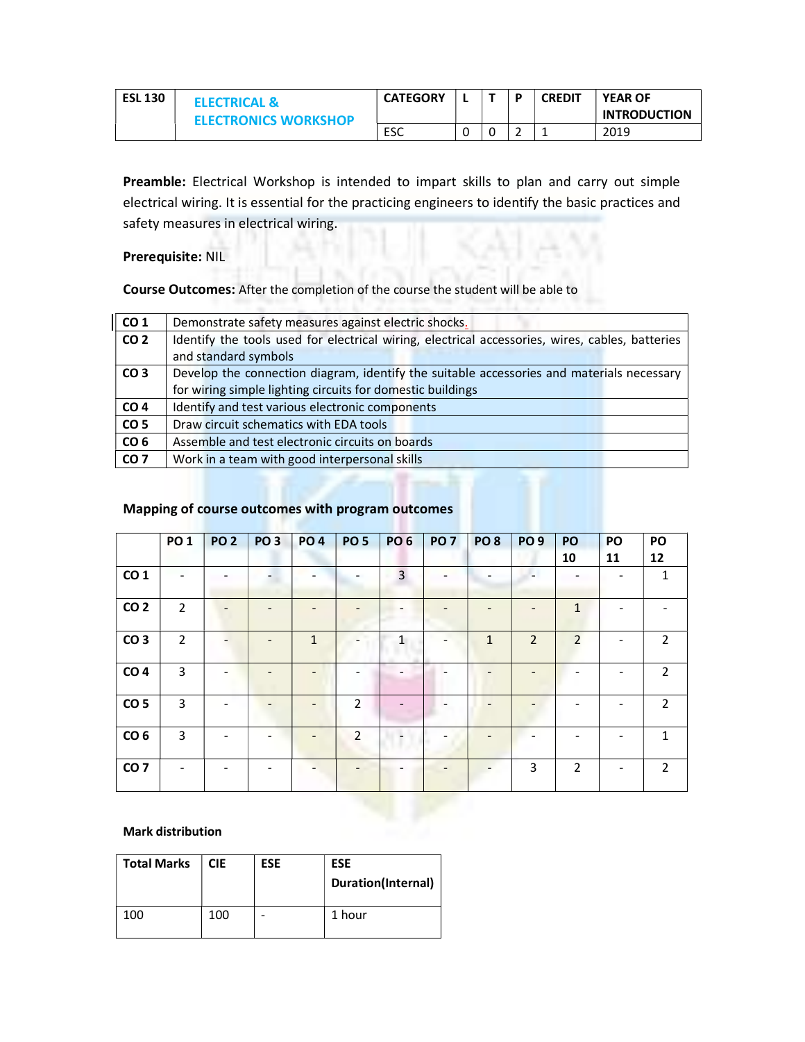| ESL 130 | ELECTRICAL & ELECTRONICS WORKSHOP | CATEGORY | L | T | P | CREDIT | YEAR OF INTRODUCTION |
|---|---|---|---|---|---|---|---|
| | | ESC | 0 | 0 | 2 | 1 | 2019 |

**Preamble:** Electrical Workshop is intended to impart skills to plan and carry out simple electrical wiring. It is essential for the practicing engineers to identify the basic practices and safety measures in electrical wiring.

**Prerequisite:** NIL

**Course Outcomes:** After the completion of the course the student will be able to

| | |
|---|---|
| **CO 1** | Demonstrate safety measures against electric shocks. |
| **CO 2** | Identify the tools used for electrical wiring, electrical accessories, wires, cables, batteries and standard symbols |
| **CO 3** | Develop the connection diagram, identify the suitable accessories and materials necessary for wiring simple lighting circuits for domestic buildings |
| **CO 4** | Identify and test various electronic components |
| **CO 5** | Draw circuit schematics with EDA tools |
| **CO 6** | Assemble and test electronic circuits on boards |
| **CO 7** | Work in a team with good interpersonal skills |

**Mapping of course outcomes with program outcomes**

| | PO 1 | PO 2 | PO 3 | PO 4 | PO 5 | PO 6 | PO 7 | PO 8 | PO 9 | PO 10 | PO 11 | PO 12 |
|---|---|---|---|---|---|---|---|---|---|---|---|---|
| **CO 1** | - | - | - | - | - | 3 | - | - | - | - | - | 1 |
| **CO 2** | 2 | - | - | - | - | - | - | - | - | 1 | - | - |
| **CO 3** | 2 | - | - | 1 | - | 1 | - | 1 | 2 | 2 | - | 2 |
| **CO 4** | 3 | - | - | - | - | - | - | - | - | - | - | 2 |
| **CO 5** | 3 | - | - | - | 2 | - | - | - | - | - | - | 2 |
| **CO 6** | 3 | - | - | - | 2 | - | - | - | - | - | - | 1 |
| **CO 7** | - | - | - | - | - | - | - | - | 3 | 2 | - | 2 |

**Mark distribution**

| Total Marks | CIE | ESE | ESE Duration(Internal) |
|---|---|---|---|
| 100 | 100 | - | 1 hour |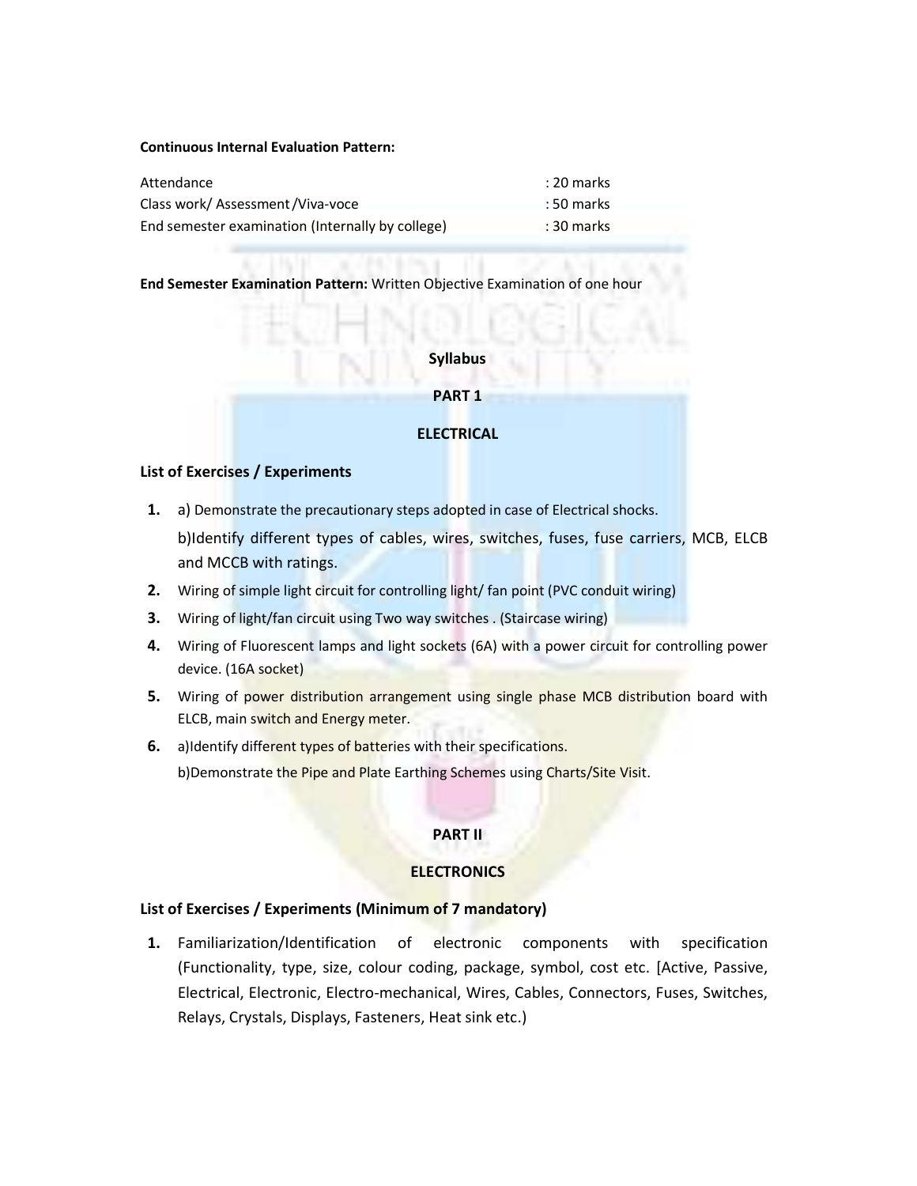**Continuous Internal Evaluation Pattern:**

| | |
|---|---|
| Attendance | : 20 marks |
| Class work/ Assessment /Viva-voce | : 50 marks |
| End semester examination (Internally by college) | : 30 marks |

**End Semester Examination Pattern:** Written Objective Examination of one hour

**Syllabus**

**PART 1**

**ELECTRICAL**

**List of Exercises / Experiments**

1. a) Demonstrate the precautionary steps adopted in case of Electrical shocks.

   b)Identify different types of cables, wires, switches, fuses, fuse carriers, MCB, ELCB and MCCB with ratings.
2. Wiring of simple light circuit for controlling light/ fan point (PVC conduit wiring)
3. Wiring of light/fan circuit using Two way switches . (Staircase wiring)
4. Wiring of Fluorescent lamps and light sockets (6A) with a power circuit for controlling power device. (16A socket)
5. Wiring of power distribution arrangement using single phase MCB distribution board with ELCB, main switch and Energy meter.
6. a)Identify different types of batteries with their specifications.

   b)Demonstrate the Pipe and Plate Earthing Schemes using Charts/Site Visit.

**PART II**

**ELECTRONICS**

**List of Exercises / Experiments (Minimum of 7 mandatory)**

1. Familiarization/Identification of electronic components with specification (Functionality, type, size, colour coding, package, symbol, cost etc. [Active, Passive, Electrical, Electronic, Electro-mechanical, Wires, Cables, Connectors, Fuses, Switches, Relays, Crystals, Displays, Fasteners, Heat sink etc.)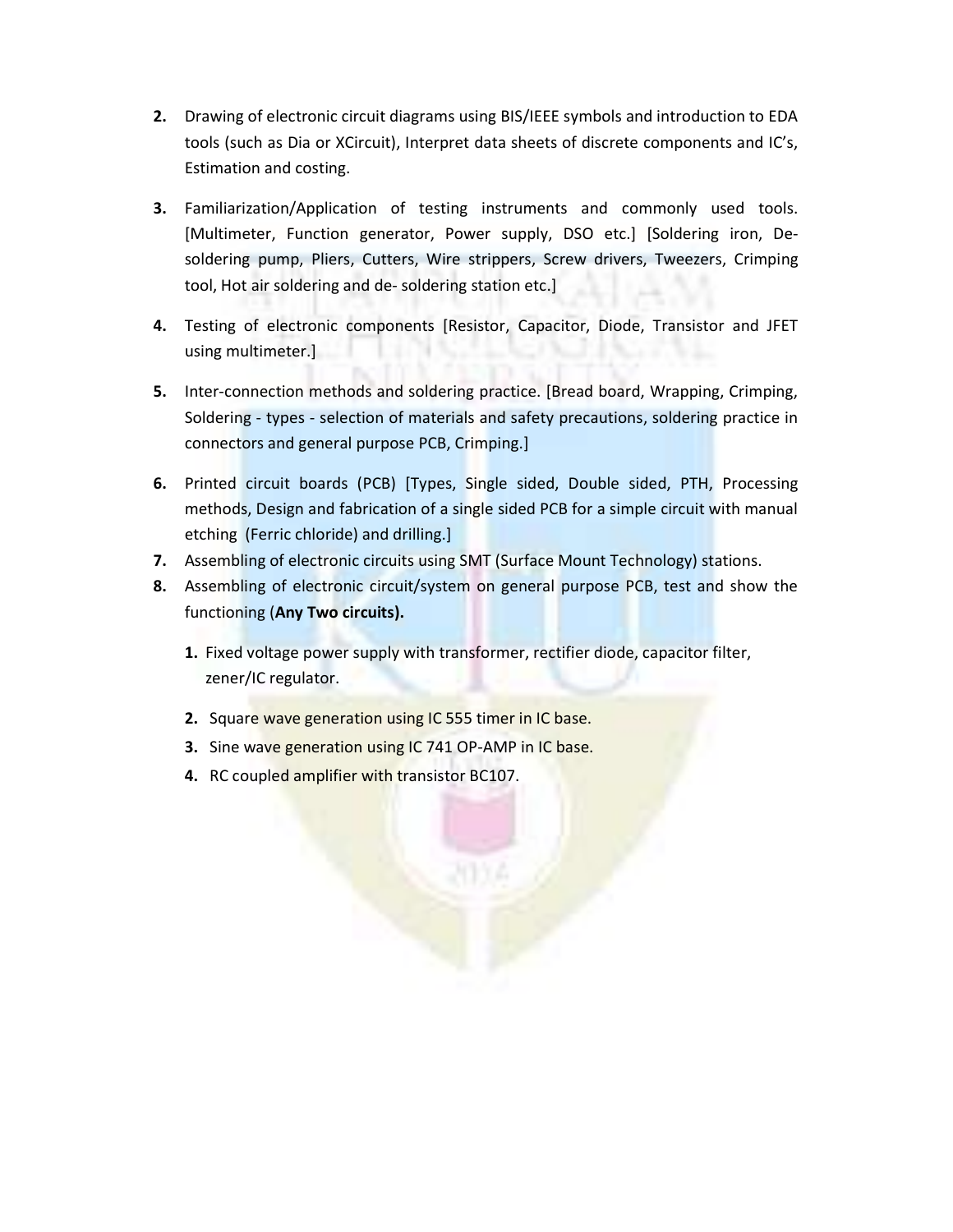2. Drawing of electronic circuit diagrams using BIS/IEEE symbols and introduction to EDA tools (such as Dia or XCircuit), Interpret data sheets of discrete components and IC's, Estimation and costing.

3. Familiarization/Application of testing instruments and commonly used tools. [Multimeter, Function generator, Power supply, DSO etc.] [Soldering iron, De-soldering pump, Pliers, Cutters, Wire strippers, Screw drivers, Tweezers, Crimping tool, Hot air soldering and de- soldering station etc.]

4. Testing of electronic components [Resistor, Capacitor, Diode, Transistor and JFET using multimeter.]

5. Inter-connection methods and soldering practice. [Bread board, Wrapping, Crimping, Soldering - types - selection of materials and safety precautions, soldering practice in connectors and general purpose PCB, Crimping.]

6. Printed circuit boards (PCB) [Types, Single sided, Double sided, PTH, Processing methods, Design and fabrication of a single sided PCB for a simple circuit with manual etching (Ferric chloride) and drilling.]
7. Assembling of electronic circuits using SMT (Surface Mount Technology) stations.
8. Assembling of electronic circuit/system on general purpose PCB, test and show the functioning (**Any Two circuits).**

   1. Fixed voltage power supply with transformer, rectifier diode, capacitor filter, zener/IC regulator.

   2. Square wave generation using IC 555 timer in IC base.
   3. Sine wave generation using IC 741 OP-AMP in IC base.
   4. RC coupled amplifier with transistor BC107.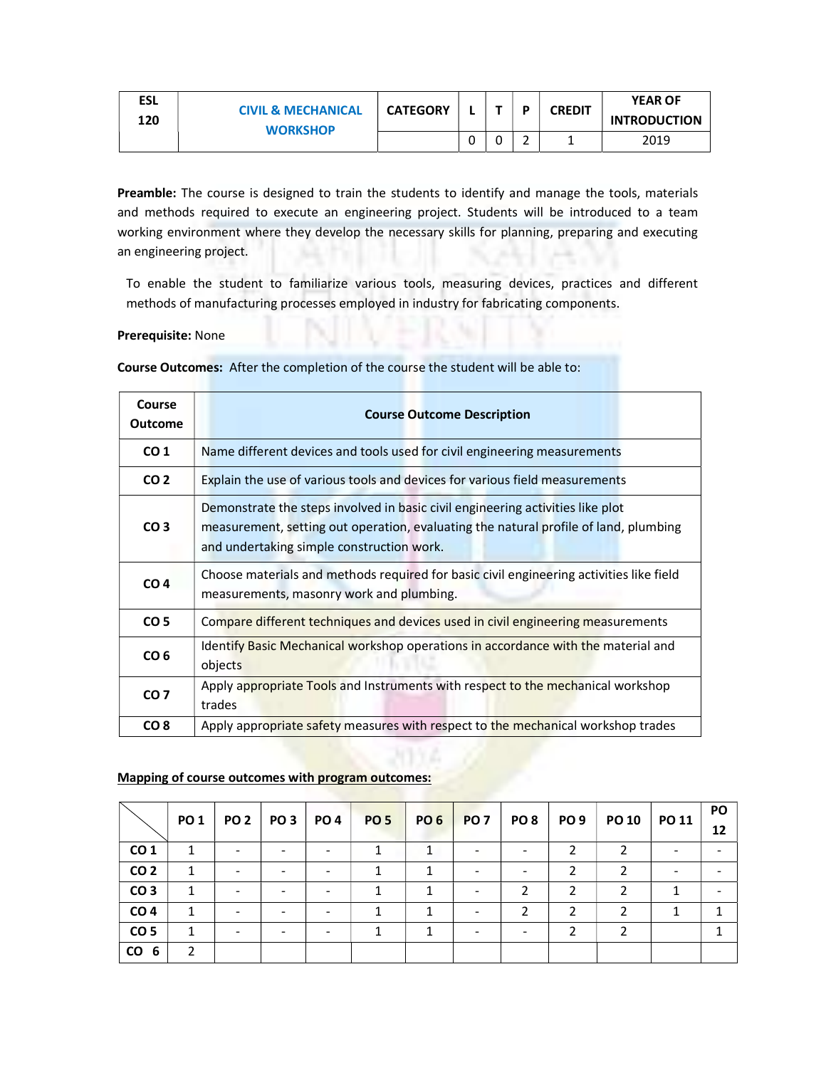| ESL 120 | CIVIL & MECHANICAL WORKSHOP | CATEGORY | L | T | P | CREDIT | YEAR OF INTRODUCTION |
|---|---|---|---|---|---|---|---|
| | | | 0 | 0 | 2 | 1 | 2019 |

**Preamble:** The course is designed to train the students to identify and manage the tools, materials and methods required to execute an engineering project. Students will be introduced to a team working environment where they develop the necessary skills for planning, preparing and executing an engineering project.

To enable the student to familiarize various tools, measuring devices, practices and different methods of manufacturing processes employed in industry for fabricating components.

**Prerequisite:** None

**Course Outcomes:** After the completion of the course the student will be able to:

| Course Outcome | Course Outcome Description |
|---|---|
| CO 1 | Name different devices and tools used for civil engineering measurements |
| CO 2 | Explain the use of various tools and devices for various field measurements |
| CO 3 | Demonstrate the steps involved in basic civil engineering activities like plot measurement, setting out operation, evaluating the natural profile of land, plumbing and undertaking simple construction work. |
| CO 4 | Choose materials and methods required for basic civil engineering activities like field measurements, masonry work and plumbing. |
| CO 5 | Compare different techniques and devices used in civil engineering measurements |
| CO 6 | Identify Basic Mechanical workshop operations in accordance with the material and objects |
| CO 7 | Apply appropriate Tools and Instruments with respect to the mechanical workshop trades |
| CO 8 | Apply appropriate safety measures with respect to the mechanical workshop trades |

**Mapping of course outcomes with program outcomes:**

| | PO 1 | PO 2 | PO 3 | PO 4 | PO 5 | PO 6 | PO 7 | PO 8 | PO 9 | PO 10 | PO 11 | PO 12 |
|---|---|---|---|---|---|---|---|---|---|---|---|---|
| CO 1 | 1 | - | - | - | 1 | 1 | - | - | 2 | 2 | - | - |
| CO 2 | 1 | - | - | - | 1 | 1 | - | - | 2 | 2 | - | - |
| CO 3 | 1 | - | - | - | 1 | 1 | - | 2 | 2 | 2 | 1 | - |
| CO 4 | 1 | - | - | - | 1 | 1 | - | 2 | 2 | 2 | 1 | 1 |
| CO 5 | 1 | - | - | - | 1 | 1 | - | - | 2 | 2 | | 1 |
| CO 6 | 2 | | | | | | | | | | | |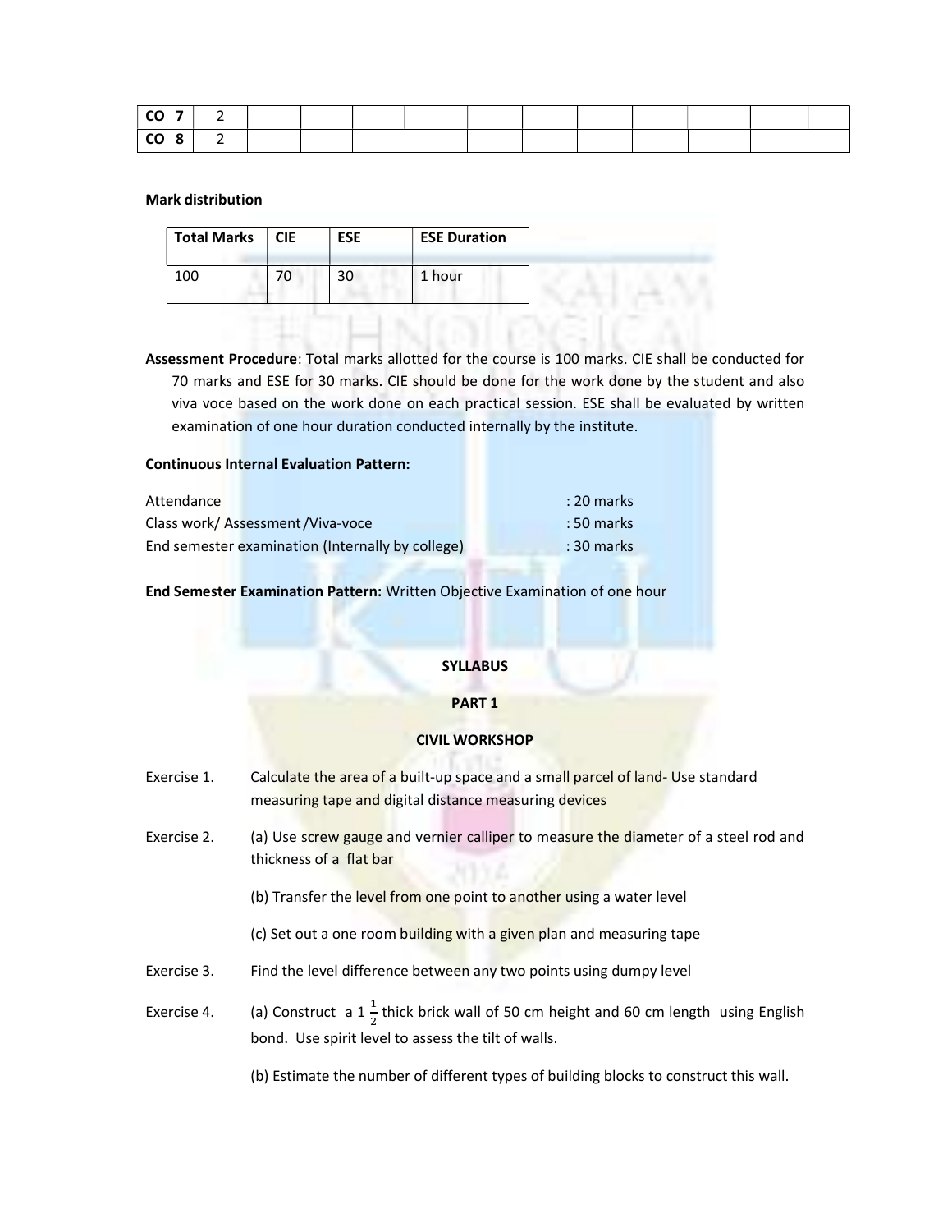| CO 7 | 2 | | | | | | | | | | | |
|---|---|---|---|---|---|---|---|---|---|---|---|---|
| CO 8 | 2 | | | | | | | | | | | |

**Mark distribution**

| Total Marks | CIE | ESE | ESE Duration |
|---|---|---|---|
| 100 | 70 | 30 | 1 hour |

**Assessment Procedure**: Total marks allotted for the course is 100 marks. CIE shall be conducted for 70 marks and ESE for 30 marks. CIE should be done for the work done by the student and also viva voce based on the work done on each practical session. ESE shall be evaluated by written examination of one hour duration conducted internally by the institute.

**Continuous Internal Evaluation Pattern:**

Attendance : 20 marks
Class work/ Assessment /Viva-voce : 50 marks
End semester examination (Internally by college) : 30 marks

**End Semester Examination Pattern:** Written Objective Examination of one hour

**SYLLABUS**

**PART 1**

**CIVIL WORKSHOP**

Exercise 1. Calculate the area of a built-up space and a small parcel of land- Use standard measuring tape and digital distance measuring devices

Exercise 2. (a) Use screw gauge and vernier calliper to measure the diameter of a steel rod and thickness of a flat bar

(b) Transfer the level from one point to another using a water level

(c) Set out a one room building with a given plan and measuring tape

Exercise 3. Find the level difference between any two points using dumpy level

Exercise 4. (a) Construct a $1\frac{1}{2}$ thick brick wall of 50 cm height and 60 cm length using English bond. Use spirit level to assess the tilt of walls.

(b) Estimate the number of different types of building blocks to construct this wall.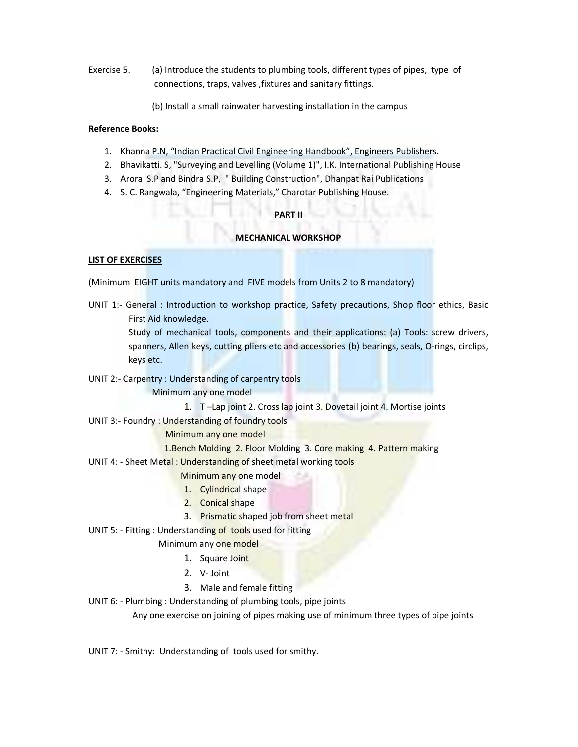Exercise 5. (a) Introduce the students to plumbing tools, different types of pipes, type of connections, traps, valves ,fixtures and sanitary fittings.

(b) Install a small rainwater harvesting installation in the campus

**Reference Books:**

1. Khanna P.N, "Indian Practical Civil Engineering Handbook", Engineers Publishers.
2. Bhavikatti. S, "Surveying and Levelling (Volume 1)", I.K. International Publishing House
3. Arora S.P and Bindra S.P, " Building Construction", Dhanpat Rai Publications
4. S. C. Rangwala, "Engineering Materials," Charotar Publishing House.

**PART II**

**MECHANICAL WORKSHOP**

**LIST OF EXERCISES**

(Minimum EIGHT units mandatory and FIVE models from Units 2 to 8 mandatory)

UNIT 1:- General : Introduction to workshop practice, Safety precautions, Shop floor ethics, Basic First Aid knowledge.
Study of mechanical tools, components and their applications: (a) Tools: screw drivers, spanners, Allen keys, cutting pliers etc and accessories (b) bearings, seals, O-rings, circlips, keys etc.

UNIT 2:- Carpentry : Understanding of carpentry tools
Minimum any one model
1. T –Lap joint 2. Cross lap joint 3. Dovetail joint 4. Mortise joints

UNIT 3:- Foundry : Understanding of foundry tools
Minimum any one model
1.Bench Molding 2. Floor Molding 3. Core making 4. Pattern making

UNIT 4: - Sheet Metal : Understanding of sheet metal working tools
Minimum any one model
1. Cylindrical shape
2. Conical shape
3. Prismatic shaped job from sheet metal

UNIT 5: - Fitting : Understanding of tools used for fitting
Minimum any one model
1. Square Joint
2. V- Joint
3. Male and female fitting

UNIT 6: - Plumbing : Understanding of plumbing tools, pipe joints
Any one exercise on joining of pipes making use of minimum three types of pipe joints

UNIT 7: - Smithy: Understanding of tools used for smithy.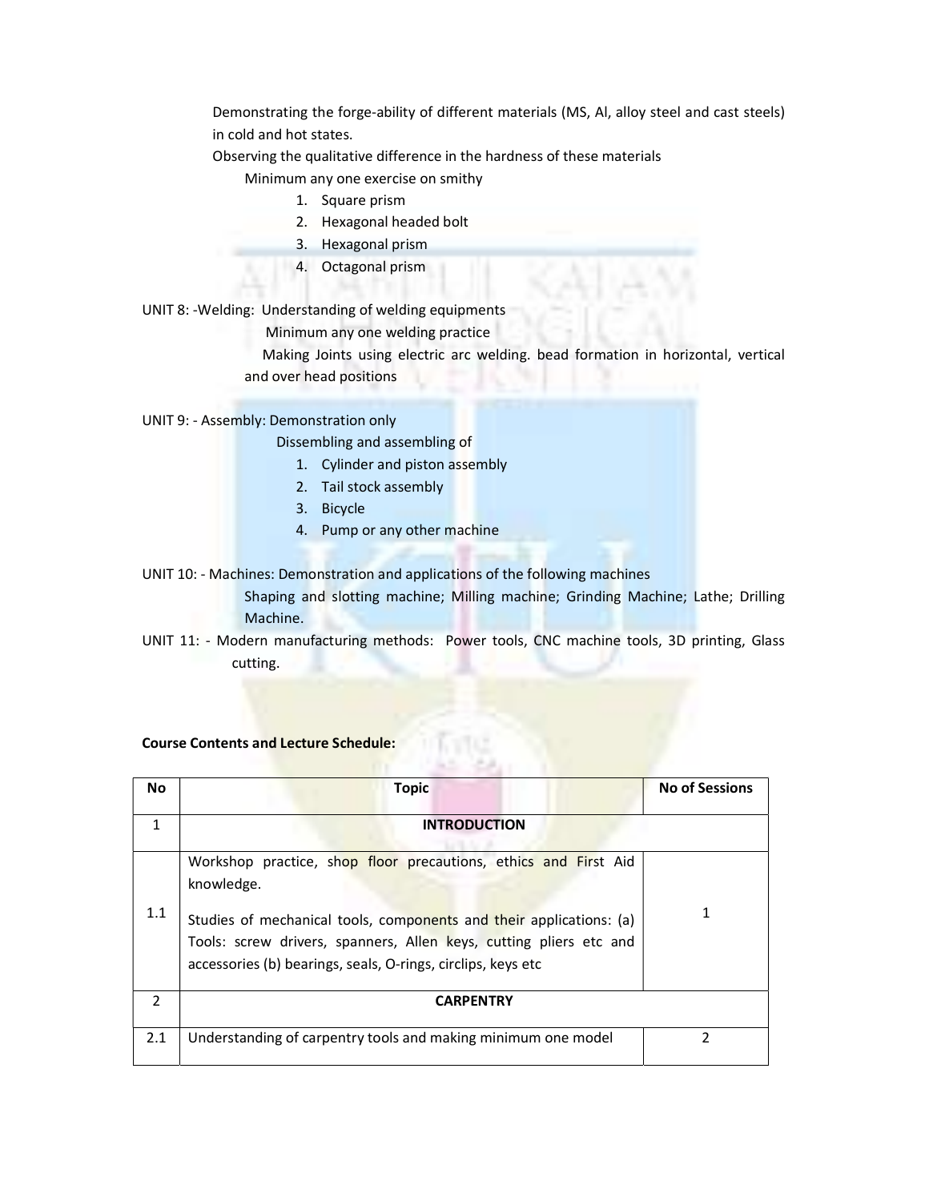Demonstrating the forge-ability of different materials (MS, Al, alloy steel and cast steels) in cold and hot states.

Observing the qualitative difference in the hardness of these materials

Minimum any one exercise on smithy

1. Square prism
2. Hexagonal headed bolt
3. Hexagonal prism
4. Octagonal prism

UNIT 8: -Welding: Understanding of welding equipments

Minimum any one welding practice

Making Joints using electric arc welding. bead formation in horizontal, vertical and over head positions

UNIT 9: - Assembly: Demonstration only

Dissembling and assembling of

1. Cylinder and piston assembly
2. Tail stock assembly
3. Bicycle
4. Pump or any other machine

UNIT 10: - Machines: Demonstration and applications of the following machines

Shaping and slotting machine; Milling machine; Grinding Machine; Lathe; Drilling Machine.

UNIT 11: - Modern manufacturing methods: Power tools, CNC machine tools, 3D printing, Glass cutting.

**Course Contents and Lecture Schedule:**

| No | Topic | No of Sessions |
|---|---|---|
| 1 | **INTRODUCTION** | |
| 1.1 | Workshop practice, shop floor precautions, ethics and First Aid knowledge.<br><br>Studies of mechanical tools, components and their applications: (a) Tools: screw drivers, spanners, Allen keys, cutting pliers etc and accessories (b) bearings, seals, O-rings, circlips, keys etc | 1 |
| 2 | **CARPENTRY** | |
| 2.1 | Understanding of carpentry tools and making minimum one model | 2 |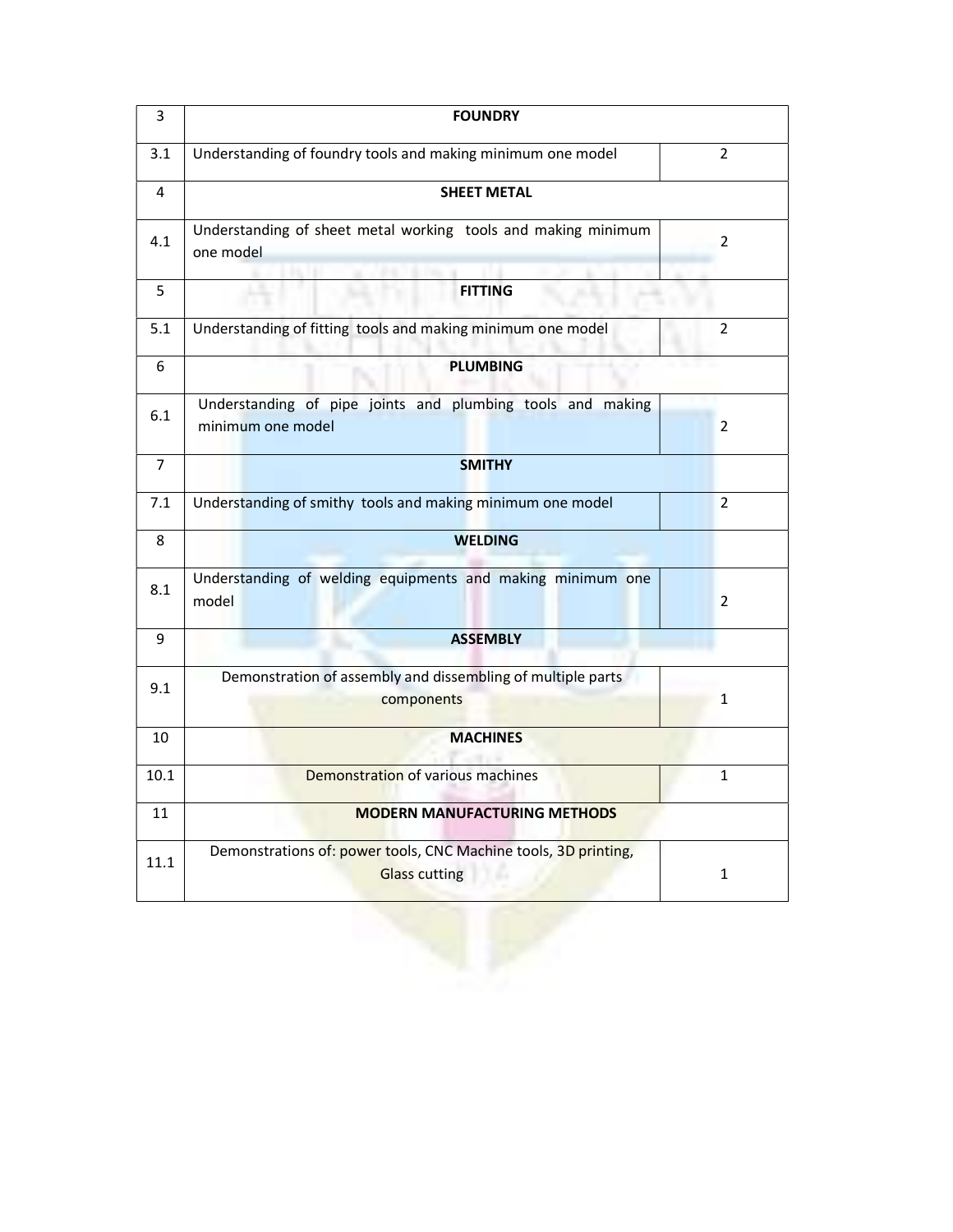| | | |
|---|---|---|
| 3 | **FOUNDRY** | |
| 3.1 | Understanding of foundry tools and making minimum one model | 2 |
| 4 | **SHEET METAL** | |
| 4.1 | Understanding of sheet metal working tools and making minimum one model | 2 |
| 5 | **FITTING** | |
| 5.1 | Understanding of fitting tools and making minimum one model | 2 |
| 6 | **PLUMBING** | |
| 6.1 | Understanding of pipe joints and plumbing tools and making minimum one model | 2 |
| 7 | **SMITHY** | |
| 7.1 | Understanding of smithy tools and making minimum one model | 2 |
| 8 | **WELDING** | |
| 8.1 | Understanding of welding equipments and making minimum one model | 2 |
| 9 | **ASSEMBLY** | |
| 9.1 | Demonstration of assembly and dissembling of multiple parts components | 1 |
| 10 | **MACHINES** | |
| 10.1 | Demonstration of various machines | 1 |
| 11 | **MODERN MANUFACTURING METHODS** | |
| 11.1 | Demonstrations of: power tools, CNC Machine tools, 3D printing, Glass cutting | 1 |